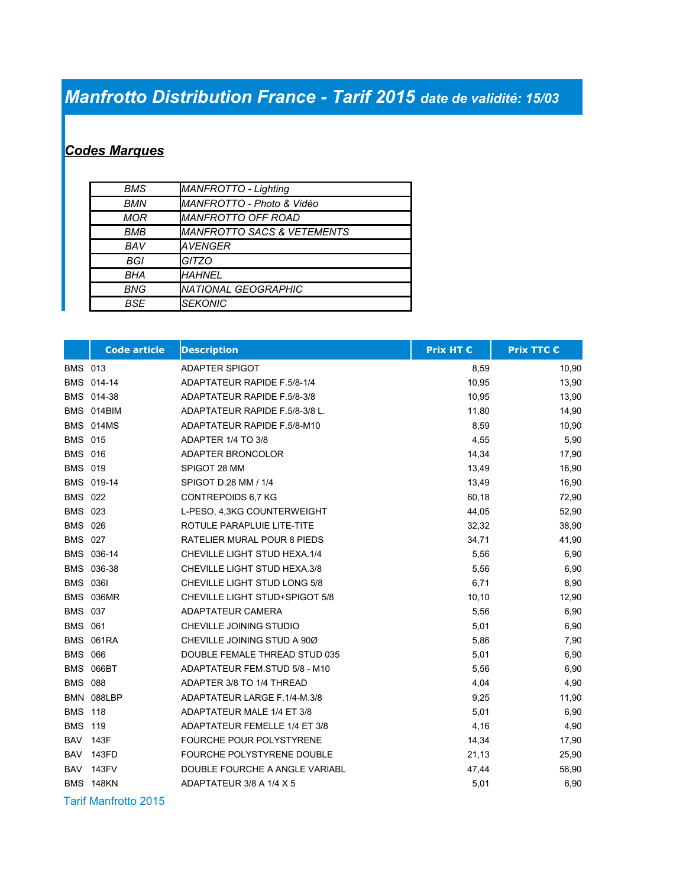# *Manfrotto Distribution France - Tarif 2015* date de validité: 15/03

## ***Codes Marques***

| | |
|---|---|
| *BMS* | *MANFROTTO - Lighting* |
| *BMN* | *MANFROTTO - Photo & Vidéo* |
| *MOR* | *MANFROTTO OFF ROAD* |
| *BMB* | *MANFROTTO SACS & VETEMENTS* |
| *BAV* | *AVENGER* |
| *BGI* | *GITZO* |
| *BHA* | *HAHNEL* |
| *BNG* | *NATIONAL GEOGRAPHIC* |
| *BSE* | *SEKONIC* |

| | Code article | Description | Prix HT € | Prix TTC € |
|---|---|---|---|---|
| BMS | 013 | ADAPTER SPIGOT | 8,59 | 10,90 |
| BMS | 014-14 | ADAPTATEUR RAPIDE F.5/8-1/4 | 10,95 | 13,90 |
| BMS | 014-38 | ADAPTATEUR RAPIDE F.5/8-3/8 | 10,95 | 13,90 |
| BMS | 014BIM | ADAPTATEUR RAPIDE F.5/8-3/8 L. | 11,80 | 14,90 |
| BMS | 014MS | ADAPTATEUR RAPIDE F.5/8-M10 | 8,59 | 10,90 |
| BMS | 015 | ADAPTER 1/4 TO 3/8 | 4,55 | 5,90 |
| BMS | 016 | ADAPTER BRONCOLOR | 14,34 | 17,90 |
| BMS | 019 | SPIGOT 28 MM | 13,49 | 16,90 |
| BMS | 019-14 | SPIGOT D.28 MM / 1/4 | 13,49 | 16,90 |
| BMS | 022 | CONTREPOIDS 6,7 KG | 60,18 | 72,90 |
| BMS | 023 | L-PESO, 4,3KG COUNTERWEIGHT | 44,05 | 52,90 |
| BMS | 026 | ROTULE PARAPLUIE LITE-TITE | 32,32 | 38,90 |
| BMS | 027 | RATELIER MURAL POUR 8 PIEDS | 34,71 | 41,90 |
| BMS | 036-14 | CHEVILLE LIGHT STUD HEXA.1/4 | 5,56 | 6,90 |
| BMS | 036-38 | CHEVILLE LIGHT STUD HEXA.3/8 | 5,56 | 6,90 |
| BMS | 036I | CHEVILLE LIGHT STUD LONG 5/8 | 6,71 | 8,90 |
| BMS | 036MR | CHEVILLE LIGHT STUD+SPIGOT 5/8 | 10,10 | 12,90 |
| BMS | 037 | ADAPTATEUR CAMERA | 5,56 | 6,90 |
| BMS | 061 | CHEVILLE JOINING STUDIO | 5,01 | 6,90 |
| BMS | 061RA | CHEVILLE JOINING STUD A 90Ø | 5,86 | 7,90 |
| BMS | 066 | DOUBLE FEMALE THREAD STUD 035 | 5,01 | 6,90 |
| BMS | 066BT | ADAPTATEUR FEM.STUD 5/8 - M10 | 5,56 | 6,90 |
| BMS | 088 | ADAPTER 3/8 TO 1/4 THREAD | 4,04 | 4,90 |
| BMN | 088LBP | ADAPTATEUR LARGE F.1/4-M.3/8 | 9,25 | 11,90 |
| BMS | 118 | ADAPTATEUR MALE 1/4 ET 3/8 | 5,01 | 6,90 |
| BMS | 119 | ADAPTATEUR FEMELLE 1/4 ET 3/8 | 4,16 | 4,90 |
| BAV | 143F | FOURCHE POUR POLYSTYRENE | 14,34 | 17,90 |
| BAV | 143FD | FOURCHE POLYSTYRENE DOUBLE | 21,13 | 25,90 |
| BAV | 143FV | DOUBLE FOURCHE A ANGLE VARIABL | 47,44 | 56,90 |
| BMS | 148KN | ADAPTATEUR 3/8 A 1/4 X 5 | 5,01 | 6,90 |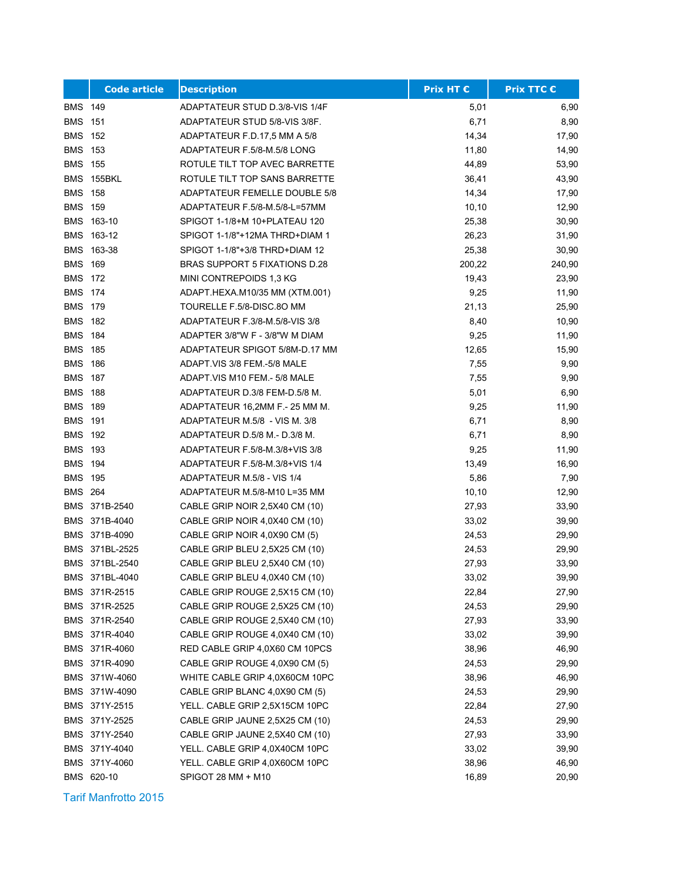| | Code article | Description | Prix HT € | Prix TTC € |
|---|---|---|---|---|
| BMS | 149 | ADAPTATEUR STUD D.3/8-VIS 1/4F | 5,01 | 6,90 |
| BMS | 151 | ADAPTATEUR STUD 5/8-VIS 3/8F. | 6,71 | 8,90 |
| BMS | 152 | ADAPTATEUR F.D.17,5 MM A 5/8 | 14,34 | 17,90 |
| BMS | 153 | ADAPTATEUR F.5/8-M.5/8 LONG | 11,80 | 14,90 |
| BMS | 155 | ROTULE TILT TOP AVEC BARRETTE | 44,89 | 53,90 |
| BMS | 155BKL | ROTULE TILT TOP SANS BARRETTE | 36,41 | 43,90 |
| BMS | 158 | ADAPTATEUR FEMELLE DOUBLE 5/8 | 14,34 | 17,90 |
| BMS | 159 | ADAPTATEUR F.5/8-M.5/8-L=57MM | 10,10 | 12,90 |
| BMS | 163-10 | SPIGOT 1-1/8+M 10+PLATEAU 120 | 25,38 | 30,90 |
| BMS | 163-12 | SPIGOT 1-1/8"+12MA THRD+DIAM 1 | 26,23 | 31,90 |
| BMS | 163-38 | SPIGOT 1-1/8"+3/8 THRD+DIAM 12 | 25,38 | 30,90 |
| BMS | 169 | BRAS SUPPORT 5 FIXATIONS D.28 | 200,22 | 240,90 |
| BMS | 172 | MINI CONTREPOIDS 1,3 KG | 19,43 | 23,90 |
| BMS | 174 | ADAPT.HEXA.M10/35 MM (XTM.001) | 9,25 | 11,90 |
| BMS | 179 | TOURELLE F.5/8-DISC.8O MM | 21,13 | 25,90 |
| BMS | 182 | ADAPTATEUR F.3/8-M.5/8-VIS 3/8 | 8,40 | 10,90 |
| BMS | 184 | ADAPTER 3/8"W F - 3/8"W M DIAM | 9,25 | 11,90 |
| BMS | 185 | ADAPTATEUR SPIGOT 5/8M-D.17 MM | 12,65 | 15,90 |
| BMS | 186 | ADAPT.VIS 3/8 FEM.-5/8 MALE | 7,55 | 9,90 |
| BMS | 187 | ADAPT.VIS M10 FEM.- 5/8 MALE | 7,55 | 9,90 |
| BMS | 188 | ADAPTATEUR D.3/8 FEM-D.5/8 M. | 5,01 | 6,90 |
| BMS | 189 | ADAPTATEUR 16,2MM F.- 25 MM M. | 9,25 | 11,90 |
| BMS | 191 | ADAPTATEUR M.5/8 - VIS M. 3/8 | 6,71 | 8,90 |
| BMS | 192 | ADAPTATEUR D.5/8 M.- D.3/8 M. | 6,71 | 8,90 |
| BMS | 193 | ADAPTATEUR F.5/8-M.3/8+VIS 3/8 | 9,25 | 11,90 |
| BMS | 194 | ADAPTATEUR F.5/8-M.3/8+VIS 1/4 | 13,49 | 16,90 |
| BMS | 195 | ADAPTATEUR M.5/8 - VIS 1/4 | 5,86 | 7,90 |
| BMS | 264 | ADAPTATEUR M.5/8-M10 L=35 MM | 10,10 | 12,90 |
| BMS | 371B-2540 | CABLE GRIP NOIR 2,5X40 CM (10) | 27,93 | 33,90 |
| BMS | 371B-4040 | CABLE GRIP NOIR 4,0X40 CM (10) | 33,02 | 39,90 |
| BMS | 371B-4090 | CABLE GRIP NOIR 4,0X90 CM (5) | 24,53 | 29,90 |
| BMS | 371BL-2525 | CABLE GRIP BLEU 2,5X25 CM (10) | 24,53 | 29,90 |
| BMS | 371BL-2540 | CABLE GRIP BLEU 2,5X40 CM (10) | 27,93 | 33,90 |
| BMS | 371BL-4040 | CABLE GRIP BLEU 4,0X40 CM (10) | 33,02 | 39,90 |
| BMS | 371R-2515 | CABLE GRIP ROUGE 2,5X15 CM (10) | 22,84 | 27,90 |
| BMS | 371R-2525 | CABLE GRIP ROUGE 2,5X25 CM (10) | 24,53 | 29,90 |
| BMS | 371R-2540 | CABLE GRIP ROUGE 2,5X40 CM (10) | 27,93 | 33,90 |
| BMS | 371R-4040 | CABLE GRIP ROUGE 4,0X40 CM (10) | 33,02 | 39,90 |
| BMS | 371R-4060 | RED CABLE GRIP 4,0X60 CM 10PCS | 38,96 | 46,90 |
| BMS | 371R-4090 | CABLE GRIP ROUGE 4,0X90 CM (5) | 24,53 | 29,90 |
| BMS | 371W-4060 | WHITE CABLE GRIP 4,0X60CM 10PC | 38,96 | 46,90 |
| BMS | 371W-4090 | CABLE GRIP BLANC 4,0X90 CM (5) | 24,53 | 29,90 |
| BMS | 371Y-2515 | YELL. CABLE GRIP 2,5X15CM 10PC | 22,84 | 27,90 |
| BMS | 371Y-2525 | CABLE GRIP JAUNE 2,5X25 CM (10) | 24,53 | 29,90 |
| BMS | 371Y-2540 | CABLE GRIP JAUNE 2,5X40 CM (10) | 27,93 | 33,90 |
| BMS | 371Y-4040 | YELL. CABLE GRIP 4,0X40CM 10PC | 33,02 | 39,90 |
| BMS | 371Y-4060 | YELL. CABLE GRIP 4,0X60CM 10PC | 38,96 | 46,90 |
| BMS | 620-10 | SPIGOT 28 MM + M10 | 16,89 | 20,90 |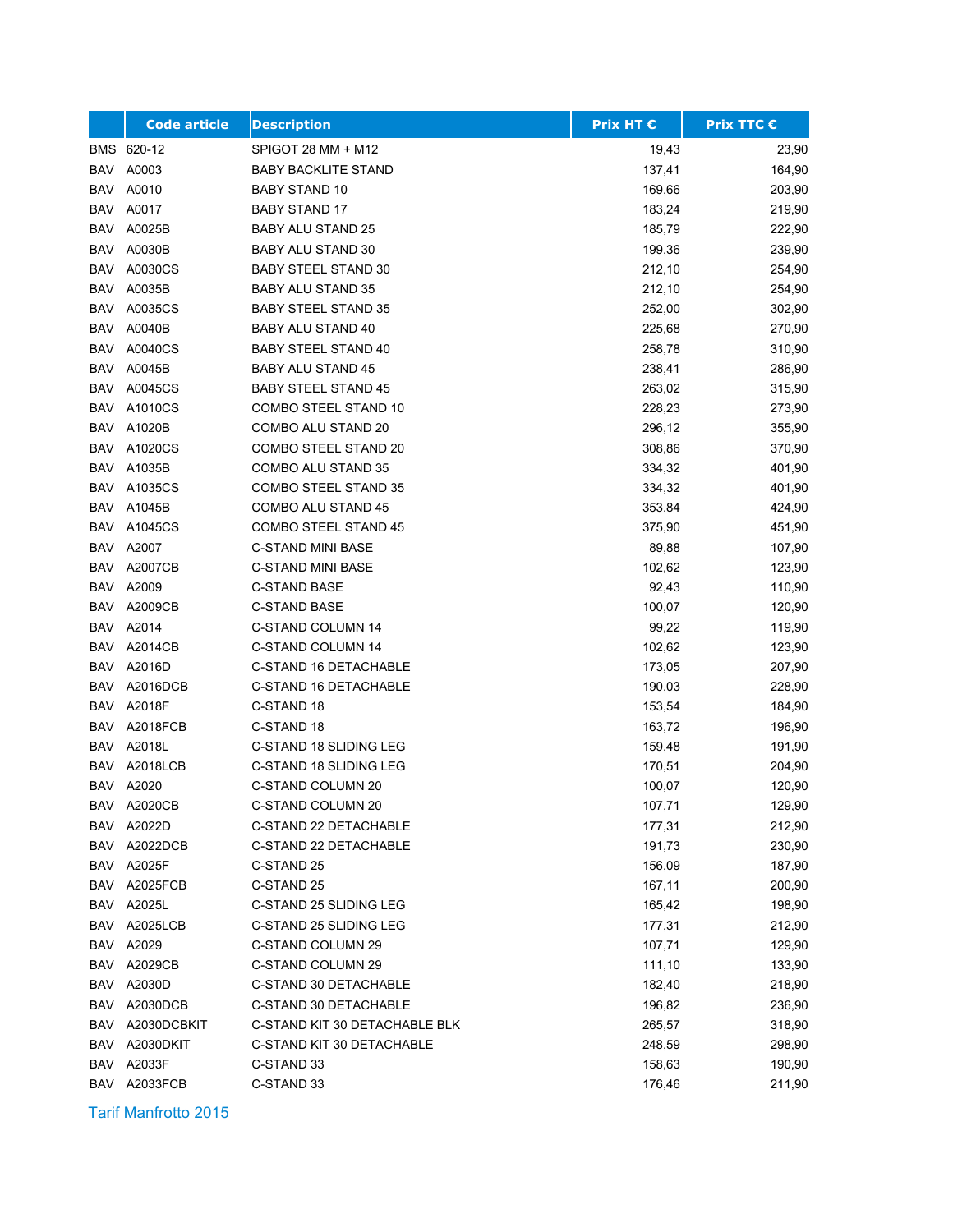|  | Code article | Description | Prix HT € | Prix TTC € |
|---|---|---|---|---|
| BMS | 620-12 | SPIGOT 28 MM + M12 | 19,43 | 23,90 |
| BAV | A0003 | BABY BACKLITE STAND | 137,41 | 164,90 |
| BAV | A0010 | BABY STAND 10 | 169,66 | 203,90 |
| BAV | A0017 | BABY STAND 17 | 183,24 | 219,90 |
| BAV | A0025B | BABY ALU STAND 25 | 185,79 | 222,90 |
| BAV | A0030B | BABY ALU STAND 30 | 199,36 | 239,90 |
| BAV | A0030CS | BABY STEEL STAND 30 | 212,10 | 254,90 |
| BAV | A0035B | BABY ALU STAND 35 | 212,10 | 254,90 |
| BAV | A0035CS | BABY STEEL STAND 35 | 252,00 | 302,90 |
| BAV | A0040B | BABY ALU STAND 40 | 225,68 | 270,90 |
| BAV | A0040CS | BABY STEEL STAND 40 | 258,78 | 310,90 |
| BAV | A0045B | BABY ALU STAND 45 | 238,41 | 286,90 |
| BAV | A0045CS | BABY STEEL STAND 45 | 263,02 | 315,90 |
| BAV | A1010CS | COMBO STEEL STAND 10 | 228,23 | 273,90 |
| BAV | A1020B | COMBO ALU STAND 20 | 296,12 | 355,90 |
| BAV | A1020CS | COMBO STEEL STAND 20 | 308,86 | 370,90 |
| BAV | A1035B | COMBO ALU STAND 35 | 334,32 | 401,90 |
| BAV | A1035CS | COMBO STEEL STAND 35 | 334,32 | 401,90 |
| BAV | A1045B | COMBO ALU STAND 45 | 353,84 | 424,90 |
| BAV | A1045CS | COMBO STEEL STAND 45 | 375,90 | 451,90 |
| BAV | A2007 | C-STAND MINI BASE | 89,88 | 107,90 |
| BAV | A2007CB | C-STAND MINI BASE | 102,62 | 123,90 |
| BAV | A2009 | C-STAND BASE | 92,43 | 110,90 |
| BAV | A2009CB | C-STAND BASE | 100,07 | 120,90 |
| BAV | A2014 | C-STAND COLUMN 14 | 99,22 | 119,90 |
| BAV | A2014CB | C-STAND COLUMN 14 | 102,62 | 123,90 |
| BAV | A2016D | C-STAND 16 DETACHABLE | 173,05 | 207,90 |
| BAV | A2016DCB | C-STAND 16 DETACHABLE | 190,03 | 228,90 |
| BAV | A2018F | C-STAND 18 | 153,54 | 184,90 |
| BAV | A2018FCB | C-STAND 18 | 163,72 | 196,90 |
| BAV | A2018L | C-STAND 18 SLIDING LEG | 159,48 | 191,90 |
| BAV | A2018LCB | C-STAND 18 SLIDING LEG | 170,51 | 204,90 |
| BAV | A2020 | C-STAND COLUMN 20 | 100,07 | 120,90 |
| BAV | A2020CB | C-STAND COLUMN 20 | 107,71 | 129,90 |
| BAV | A2022D | C-STAND 22 DETACHABLE | 177,31 | 212,90 |
| BAV | A2022DCB | C-STAND 22 DETACHABLE | 191,73 | 230,90 |
| BAV | A2025F | C-STAND 25 | 156,09 | 187,90 |
| BAV | A2025FCB | C-STAND 25 | 167,11 | 200,90 |
| BAV | A2025L | C-STAND 25 SLIDING LEG | 165,42 | 198,90 |
| BAV | A2025LCB | C-STAND 25 SLIDING LEG | 177,31 | 212,90 |
| BAV | A2029 | C-STAND COLUMN 29 | 107,71 | 129,90 |
| BAV | A2029CB | C-STAND COLUMN 29 | 111,10 | 133,90 |
| BAV | A2030D | C-STAND 30 DETACHABLE | 182,40 | 218,90 |
| BAV | A2030DCB | C-STAND 30 DETACHABLE | 196,82 | 236,90 |
| BAV | A2030DCBKIT | C-STAND KIT 30 DETACHABLE BLK | 265,57 | 318,90 |
| BAV | A2030DKIT | C-STAND KIT 30 DETACHABLE | 248,59 | 298,90 |
| BAV | A2033F | C-STAND 33 | 158,63 | 190,90 |
| BAV | A2033FCB | C-STAND 33 | 176,46 | 211,90 |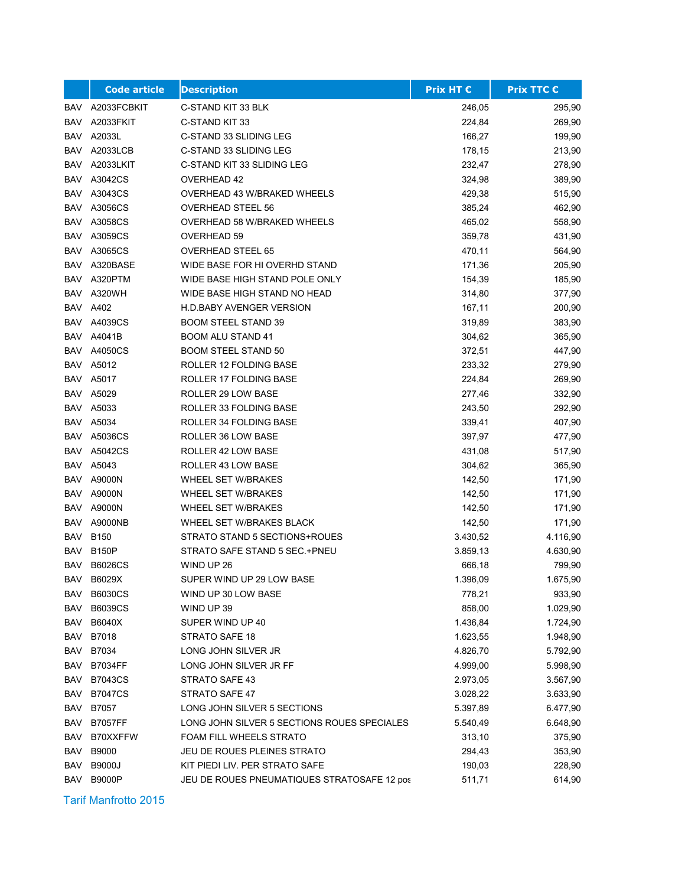| | Code article | Description | Prix HT € | Prix TTC € |
|---|---|---|---|---|
| BAV | A2033FCBKIT | C-STAND KIT 33 BLK | 246,05 | 295,90 |
| BAV | A2033FKIT | C-STAND KIT 33 | 224,84 | 269,90 |
| BAV | A2033L | C-STAND 33 SLIDING LEG | 166,27 | 199,90 |
| BAV | A2033LCB | C-STAND 33 SLIDING LEG | 178,15 | 213,90 |
| BAV | A2033LKIT | C-STAND KIT 33 SLIDING LEG | 232,47 | 278,90 |
| BAV | A3042CS | OVERHEAD 42 | 324,98 | 389,90 |
| BAV | A3043CS | OVERHEAD 43 W/BRAKED WHEELS | 429,38 | 515,90 |
| BAV | A3056CS | OVERHEAD STEEL 56 | 385,24 | 462,90 |
| BAV | A3058CS | OVERHEAD 58 W/BRAKED WHEELS | 465,02 | 558,90 |
| BAV | A3059CS | OVERHEAD 59 | 359,78 | 431,90 |
| BAV | A3065CS | OVERHEAD STEEL 65 | 470,11 | 564,90 |
| BAV | A320BASE | WIDE BASE FOR HI OVERHD STAND | 171,36 | 205,90 |
| BAV | A320PTM | WIDE BASE HIGH STAND POLE ONLY | 154,39 | 185,90 |
| BAV | A320WH | WIDE BASE HIGH STAND NO HEAD | 314,80 | 377,90 |
| BAV | A402 | H.D.BABY AVENGER VERSION | 167,11 | 200,90 |
| BAV | A4039CS | BOOM STEEL STAND 39 | 319,89 | 383,90 |
| BAV | A4041B | BOOM ALU STAND 41 | 304,62 | 365,90 |
| BAV | A4050CS | BOOM STEEL STAND 50 | 372,51 | 447,90 |
| BAV | A5012 | ROLLER 12 FOLDING BASE | 233,32 | 279,90 |
| BAV | A5017 | ROLLER 17 FOLDING BASE | 224,84 | 269,90 |
| BAV | A5029 | ROLLER 29 LOW BASE | 277,46 | 332,90 |
| BAV | A5033 | ROLLER 33 FOLDING BASE | 243,50 | 292,90 |
| BAV | A5034 | ROLLER 34 FOLDING BASE | 339,41 | 407,90 |
| BAV | A5036CS | ROLLER 36 LOW BASE | 397,97 | 477,90 |
| BAV | A5042CS | ROLLER 42 LOW BASE | 431,08 | 517,90 |
| BAV | A5043 | ROLLER 43 LOW BASE | 304,62 | 365,90 |
| BAV | A9000N | WHEEL SET W/BRAKES | 142,50 | 171,90 |
| BAV | A9000N | WHEEL SET W/BRAKES | 142,50 | 171,90 |
| BAV | A9000N | WHEEL SET W/BRAKES | 142,50 | 171,90 |
| BAV | A9000NB | WHEEL SET W/BRAKES BLACK | 142,50 | 171,90 |
| BAV | B150 | STRATO STAND 5 SECTIONS+ROUES | 3.430,52 | 4.116,90 |
| BAV | B150P | STRATO SAFE STAND 5 SEC.+PNEU | 3.859,13 | 4.630,90 |
| BAV | B6026CS | WIND UP 26 | 666,18 | 799,90 |
| BAV | B6029X | SUPER WIND UP 29 LOW BASE | 1.396,09 | 1.675,90 |
| BAV | B6030CS | WIND UP 30 LOW BASE | 778,21 | 933,90 |
| BAV | B6039CS | WIND UP 39 | 858,00 | 1.029,90 |
| BAV | B6040X | SUPER WIND UP 40 | 1.436,84 | 1.724,90 |
| BAV | B7018 | STRATO SAFE 18 | 1.623,55 | 1.948,90 |
| BAV | B7034 | LONG JOHN SILVER JR | 4.826,70 | 5.792,90 |
| BAV | B7034FF | LONG JOHN SILVER JR FF | 4.999,00 | 5.998,90 |
| BAV | B7043CS | STRATO SAFE 43 | 2.973,05 | 3.567,90 |
| BAV | B7047CS | STRATO SAFE 47 | 3.028,22 | 3.633,90 |
| BAV | B7057 | LONG JOHN SILVER 5 SECTIONS | 5.397,89 | 6.477,90 |
| BAV | B7057FF | LONG JOHN SILVER 5 SECTIONS ROUES SPECIALES | 5.540,49 | 6.648,90 |
| BAV | B70XXFFW | FOAM FILL WHEELS STRATO | 313,10 | 375,90 |
| BAV | B9000 | JEU DE ROUES PLEINES STRATO | 294,43 | 353,90 |
| BAV | B9000J | KIT PIEDI LIV. PER STRATO SAFE | 190,03 | 228,90 |
| BAV | B9000P | JEU DE ROUES PNEUMATIQUES STRATOSAFE 12 pos | 511,71 | 614,90 |

Tarif Manfrotto 2015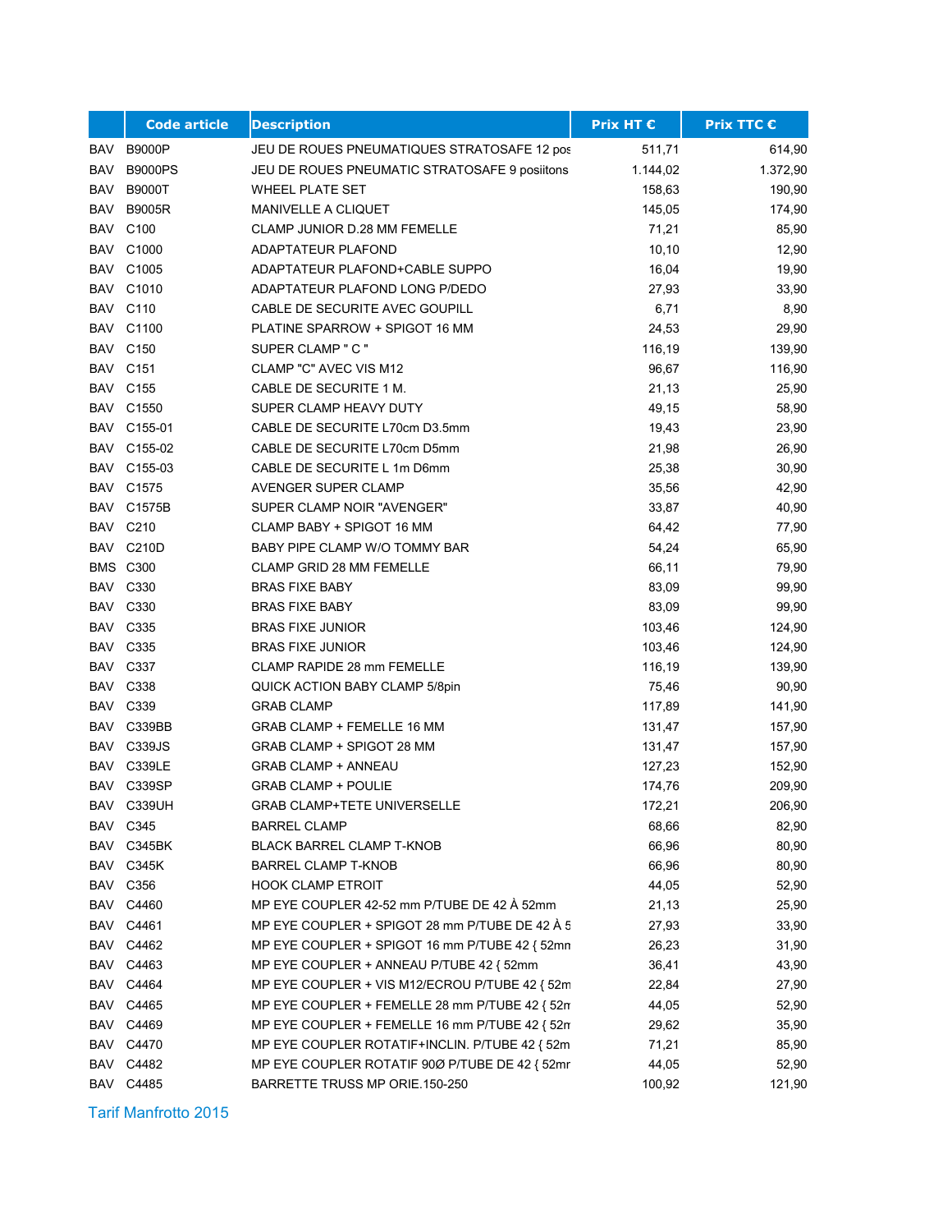| | Code article | Description | Prix HT € | Prix TTC € |
|---|---|---|---|---|
| BAV | B9000P | JEU DE ROUES PNEUMATIQUES STRATOSAFE 12 pos | 511,71 | 614,90 |
| BAV | B9000PS | JEU DE ROUES PNEUMATIC STRATOSAFE 9 posiitons | 1.144,02 | 1.372,90 |
| BAV | B9000T | WHEEL PLATE SET | 158,63 | 190,90 |
| BAV | B9005R | MANIVELLE A CLIQUET | 145,05 | 174,90 |
| BAV | C100 | CLAMP JUNIOR D.28 MM FEMELLE | 71,21 | 85,90 |
| BAV | C1000 | ADAPTATEUR PLAFOND | 10,10 | 12,90 |
| BAV | C1005 | ADAPTATEUR PLAFOND+CABLE SUPPO | 16,04 | 19,90 |
| BAV | C1010 | ADAPTATEUR PLAFOND LONG P/DEDO | 27,93 | 33,90 |
| BAV | C110 | CABLE DE SECURITE AVEC GOUPILL | 6,71 | 8,90 |
| BAV | C1100 | PLATINE SPARROW + SPIGOT 16 MM | 24,53 | 29,90 |
| BAV | C150 | SUPER CLAMP " C " | 116,19 | 139,90 |
| BAV | C151 | CLAMP "C" AVEC VIS M12 | 96,67 | 116,90 |
| BAV | C155 | CABLE DE SECURITE 1 M. | 21,13 | 25,90 |
| BAV | C1550 | SUPER CLAMP HEAVY DUTY | 49,15 | 58,90 |
| BAV | C155-01 | CABLE DE SECURITE L70cm D3.5mm | 19,43 | 23,90 |
| BAV | C155-02 | CABLE DE SECURITE L70cm D5mm | 21,98 | 26,90 |
| BAV | C155-03 | CABLE DE SECURITE L 1m D6mm | 25,38 | 30,90 |
| BAV | C1575 | AVENGER SUPER CLAMP | 35,56 | 42,90 |
| BAV | C1575B | SUPER CLAMP NOIR "AVENGER" | 33,87 | 40,90 |
| BAV | C210 | CLAMP BABY + SPIGOT 16 MM | 64,42 | 77,90 |
| BAV | C210D | BABY PIPE CLAMP W/O TOMMY BAR | 54,24 | 65,90 |
| BMS | C300 | CLAMP GRID 28 MM FEMELLE | 66,11 | 79,90 |
| BAV | C330 | BRAS FIXE BABY | 83,09 | 99,90 |
| BAV | C330 | BRAS FIXE BABY | 83,09 | 99,90 |
| BAV | C335 | BRAS FIXE JUNIOR | 103,46 | 124,90 |
| BAV | C335 | BRAS FIXE JUNIOR | 103,46 | 124,90 |
| BAV | C337 | CLAMP RAPIDE 28 mm FEMELLE | 116,19 | 139,90 |
| BAV | C338 | QUICK ACTION BABY CLAMP 5/8pin | 75,46 | 90,90 |
| BAV | C339 | GRAB CLAMP | 117,89 | 141,90 |
| BAV | C339BB | GRAB CLAMP + FEMELLE 16 MM | 131,47 | 157,90 |
| BAV | C339JS | GRAB CLAMP + SPIGOT 28 MM | 131,47 | 157,90 |
| BAV | C339LE | GRAB CLAMP + ANNEAU | 127,23 | 152,90 |
| BAV | C339SP | GRAB CLAMP + POULIE | 174,76 | 209,90 |
| BAV | C339UH | GRAB CLAMP+TETE UNIVERSELLE | 172,21 | 206,90 |
| BAV | C345 | BARREL CLAMP | 68,66 | 82,90 |
| BAV | C345BK | BLACK BARREL CLAMP T-KNOB | 66,96 | 80,90 |
| BAV | C345K | BARREL CLAMP T-KNOB | 66,96 | 80,90 |
| BAV | C356 | HOOK CLAMP ETROIT | 44,05 | 52,90 |
| BAV | C4460 | MP EYE COUPLER 42-52 mm P/TUBE DE 42 À 52mm | 21,13 | 25,90 |
| BAV | C4461 | MP EYE COUPLER + SPIGOT 28 mm P/TUBE DE 42 À 5 | 27,93 | 33,90 |
| BAV | C4462 | MP EYE COUPLER + SPIGOT 16 mm P/TUBE 42 { 52mn | 26,23 | 31,90 |
| BAV | C4463 | MP EYE COUPLER + ANNEAU P/TUBE 42 { 52mm | 36,41 | 43,90 |
| BAV | C4464 | MP EYE COUPLER + VIS M12/ECROU P/TUBE 42 { 52m | 22,84 | 27,90 |
| BAV | C4465 | MP EYE COUPLER + FEMELLE 28 mm P/TUBE 42 { 52n | 44,05 | 52,90 |
| BAV | C4469 | MP EYE COUPLER + FEMELLE 16 mm P/TUBE 42 { 52n | 29,62 | 35,90 |
| BAV | C4470 | MP EYE COUPLER ROTATIF+INCLIN. P/TUBE 42 { 52m | 71,21 | 85,90 |
| BAV | C4482 | MP EYE COUPLER ROTATIF 90Ø P/TUBE DE 42 { 52mr | 44,05 | 52,90 |
| BAV | C4485 | BARRETTE TRUSS MP ORIE.150-250 | 100,92 | 121,90 |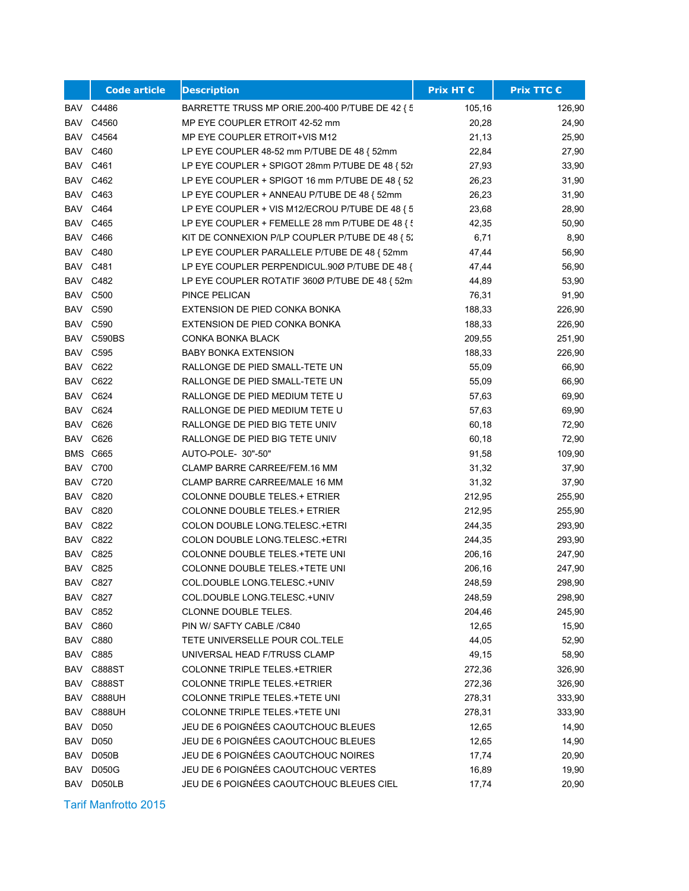| | Code article | Description | Prix HT € | Prix TTC € |
|---|---|---|---|---|
| BAV | C4486 | BARRETTE TRUSS MP ORIE.200-400 P/TUBE DE 42 { 5 | 105,16 | 126,90 |
| BAV | C4560 | MP EYE COUPLER ETROIT 42-52 mm | 20,28 | 24,90 |
| BAV | C4564 | MP EYE COUPLER ETROIT+VIS M12 | 21,13 | 25,90 |
| BAV | C460 | LP EYE COUPLER 48-52 mm P/TUBE DE 48 { 52mm | 22,84 | 27,90 |
| BAV | C461 | LP EYE COUPLER + SPIGOT 28mm P/TUBE DE 48 { 52r | 27,93 | 33,90 |
| BAV | C462 | LP EYE COUPLER + SPIGOT 16 mm P/TUBE DE 48 { 52 | 26,23 | 31,90 |
| BAV | C463 | LP EYE COUPLER + ANNEAU P/TUBE DE 48 { 52mm | 26,23 | 31,90 |
| BAV | C464 | LP EYE COUPLER + VIS M12/ECROU P/TUBE DE 48 { 5 | 23,68 | 28,90 |
| BAV | C465 | LP EYE COUPLER + FEMELLE 28 mm P/TUBE DE 48 { 5 | 42,35 | 50,90 |
| BAV | C466 | KIT DE CONNEXION P/LP COUPLER P/TUBE DE 48 { 52 | 6,71 | 8,90 |
| BAV | C480 | LP EYE COUPLER PARALLELE P/TUBE DE 48 { 52mm | 47,44 | 56,90 |
| BAV | C481 | LP EYE COUPLER PERPENDICUL.90Ø P/TUBE DE 48 { | 47,44 | 56,90 |
| BAV | C482 | LP EYE COUPLER ROTATIF 360Ø P/TUBE DE 48 { 52m | 44,89 | 53,90 |
| BAV | C500 | PINCE PELICAN | 76,31 | 91,90 |
| BAV | C590 | EXTENSION DE PIED CONKA BONKA | 188,33 | 226,90 |
| BAV | C590 | EXTENSION DE PIED CONKA BONKA | 188,33 | 226,90 |
| BAV | C590BS | CONKA BONKA BLACK | 209,55 | 251,90 |
| BAV | C595 | BABY BONKA EXTENSION | 188,33 | 226,90 |
| BAV | C622 | RALLONGE DE PIED SMALL-TETE UN | 55,09 | 66,90 |
| BAV | C622 | RALLONGE DE PIED SMALL-TETE UN | 55,09 | 66,90 |
| BAV | C624 | RALLONGE DE PIED MEDIUM TETE U | 57,63 | 69,90 |
| BAV | C624 | RALLONGE DE PIED MEDIUM TETE U | 57,63 | 69,90 |
| BAV | C626 | RALLONGE DE PIED BIG TETE UNIV | 60,18 | 72,90 |
| BAV | C626 | RALLONGE DE PIED BIG TETE UNIV | 60,18 | 72,90 |
| BMS | C665 | AUTO-POLE- 30"-50" | 91,58 | 109,90 |
| BAV | C700 | CLAMP BARRE CARREE/FEM.16 MM | 31,32 | 37,90 |
| BAV | C720 | CLAMP BARRE CARREE/MALE 16 MM | 31,32 | 37,90 |
| BAV | C820 | COLONNE DOUBLE TELES.+ ETRIER | 212,95 | 255,90 |
| BAV | C820 | COLONNE DOUBLE TELES.+ ETRIER | 212,95 | 255,90 |
| BAV | C822 | COLON DOUBLE LONG.TELESC.+ETRI | 244,35 | 293,90 |
| BAV | C822 | COLON DOUBLE LONG.TELESC.+ETRI | 244,35 | 293,90 |
| BAV | C825 | COLONNE DOUBLE TELES.+TETE UNI | 206,16 | 247,90 |
| BAV | C825 | COLONNE DOUBLE TELES.+TETE UNI | 206,16 | 247,90 |
| BAV | C827 | COL.DOUBLE LONG.TELESC.+UNIV | 248,59 | 298,90 |
| BAV | C827 | COL.DOUBLE LONG.TELESC.+UNIV | 248,59 | 298,90 |
| BAV | C852 | CLONNE DOUBLE TELES. | 204,46 | 245,90 |
| BAV | C860 | PIN W/ SAFTY CABLE /C840 | 12,65 | 15,90 |
| BAV | C880 | TETE UNIVERSELLE POUR COL.TELE | 44,05 | 52,90 |
| BAV | C885 | UNIVERSAL HEAD F/TRUSS CLAMP | 49,15 | 58,90 |
| BAV | C888ST | COLONNE TRIPLE TELES.+ETRIER | 272,36 | 326,90 |
| BAV | C888ST | COLONNE TRIPLE TELES.+ETRIER | 272,36 | 326,90 |
| BAV | C888UH | COLONNE TRIPLE TELES.+TETE UNI | 278,31 | 333,90 |
| BAV | C888UH | COLONNE TRIPLE TELES.+TETE UNI | 278,31 | 333,90 |
| BAV | D050 | JEU DE 6 POIGNÉES CAOUTCHOUC BLEUES | 12,65 | 14,90 |
| BAV | D050 | JEU DE 6 POIGNÉES CAOUTCHOUC BLEUES | 12,65 | 14,90 |
| BAV | D050B | JEU DE 6 POIGNÉES CAOUTCHOUC NOIRES | 17,74 | 20,90 |
| BAV | D050G | JEU DE 6 POIGNÉES CAOUTCHOUC VERTES | 16,89 | 19,90 |
| BAV | D050LB | JEU DE 6 POIGNÉES CAOUTCHOUC BLEUES CIEL | 17,74 | 20,90 |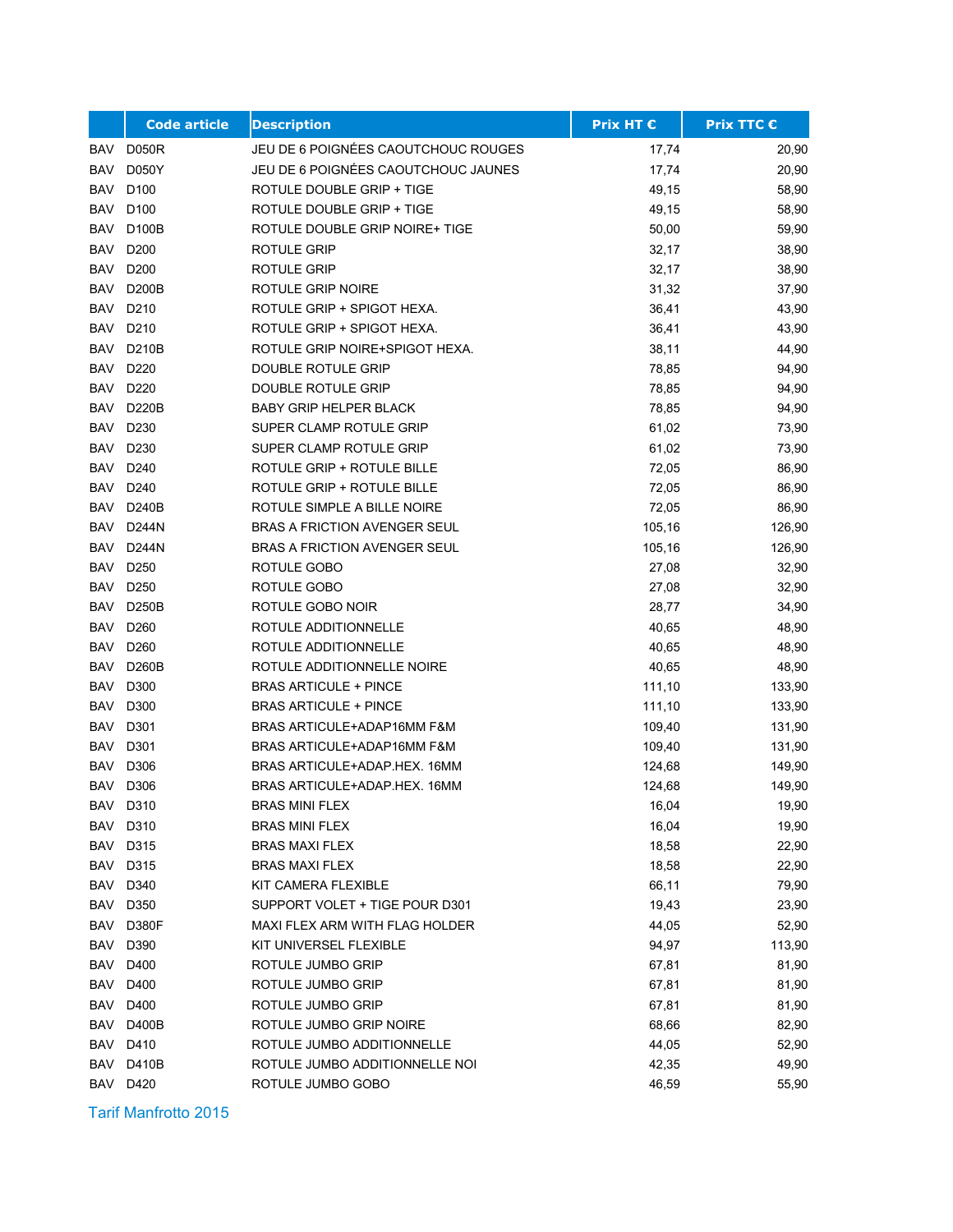| | Code article | Description | Prix HT € | Prix TTC € |
|---|---|---|---|---|
| BAV | D050R | JEU DE 6 POIGNÉES CAOUTCHOUC ROUGES | 17,74 | 20,90 |
| BAV | D050Y | JEU DE 6 POIGNÉES CAOUTCHOUC JAUNES | 17,74 | 20,90 |
| BAV | D100 | ROTULE DOUBLE GRIP + TIGE | 49,15 | 58,90 |
| BAV | D100 | ROTULE DOUBLE GRIP + TIGE | 49,15 | 58,90 |
| BAV | D100B | ROTULE DOUBLE GRIP NOIRE+ TIGE | 50,00 | 59,90 |
| BAV | D200 | ROTULE GRIP | 32,17 | 38,90 |
| BAV | D200 | ROTULE GRIP | 32,17 | 38,90 |
| BAV | D200B | ROTULE GRIP NOIRE | 31,32 | 37,90 |
| BAV | D210 | ROTULE GRIP + SPIGOT HEXA. | 36,41 | 43,90 |
| BAV | D210 | ROTULE GRIP + SPIGOT HEXA. | 36,41 | 43,90 |
| BAV | D210B | ROTULE GRIP NOIRE+SPIGOT HEXA. | 38,11 | 44,90 |
| BAV | D220 | DOUBLE ROTULE GRIP | 78,85 | 94,90 |
| BAV | D220 | DOUBLE ROTULE GRIP | 78,85 | 94,90 |
| BAV | D220B | BABY GRIP HELPER BLACK | 78,85 | 94,90 |
| BAV | D230 | SUPER CLAMP ROTULE GRIP | 61,02 | 73,90 |
| BAV | D230 | SUPER CLAMP ROTULE GRIP | 61,02 | 73,90 |
| BAV | D240 | ROTULE GRIP + ROTULE BILLE | 72,05 | 86,90 |
| BAV | D240 | ROTULE GRIP + ROTULE BILLE | 72,05 | 86,90 |
| BAV | D240B | ROTULE SIMPLE A BILLE NOIRE | 72,05 | 86,90 |
| BAV | D244N | BRAS A FRICTION AVENGER SEUL | 105,16 | 126,90 |
| BAV | D244N | BRAS A FRICTION AVENGER SEUL | 105,16 | 126,90 |
| BAV | D250 | ROTULE GOBO | 27,08 | 32,90 |
| BAV | D250 | ROTULE GOBO | 27,08 | 32,90 |
| BAV | D250B | ROTULE GOBO NOIR | 28,77 | 34,90 |
| BAV | D260 | ROTULE ADDITIONNELLE | 40,65 | 48,90 |
| BAV | D260 | ROTULE ADDITIONNELLE | 40,65 | 48,90 |
| BAV | D260B | ROTULE ADDITIONNELLE NOIRE | 40,65 | 48,90 |
| BAV | D300 | BRAS ARTICULE + PINCE | 111,10 | 133,90 |
| BAV | D300 | BRAS ARTICULE + PINCE | 111,10 | 133,90 |
| BAV | D301 | BRAS ARTICULE+ADAP16MM F&M | 109,40 | 131,90 |
| BAV | D301 | BRAS ARTICULE+ADAP16MM F&M | 109,40 | 131,90 |
| BAV | D306 | BRAS ARTICULE+ADAP.HEX. 16MM | 124,68 | 149,90 |
| BAV | D306 | BRAS ARTICULE+ADAP.HEX. 16MM | 124,68 | 149,90 |
| BAV | D310 | BRAS MINI FLEX | 16,04 | 19,90 |
| BAV | D310 | BRAS MINI FLEX | 16,04 | 19,90 |
| BAV | D315 | BRAS MAXI FLEX | 18,58 | 22,90 |
| BAV | D315 | BRAS MAXI FLEX | 18,58 | 22,90 |
| BAV | D340 | KIT CAMERA FLEXIBLE | 66,11 | 79,90 |
| BAV | D350 | SUPPORT VOLET + TIGE POUR D301 | 19,43 | 23,90 |
| BAV | D380F | MAXI FLEX ARM WITH FLAG HOLDER | 44,05 | 52,90 |
| BAV | D390 | KIT UNIVERSEL FLEXIBLE | 94,97 | 113,90 |
| BAV | D400 | ROTULE JUMBO GRIP | 67,81 | 81,90 |
| BAV | D400 | ROTULE JUMBO GRIP | 67,81 | 81,90 |
| BAV | D400 | ROTULE JUMBO GRIP | 67,81 | 81,90 |
| BAV | D400B | ROTULE JUMBO GRIP NOIRE | 68,66 | 82,90 |
| BAV | D410 | ROTULE JUMBO ADDITIONNELLE | 44,05 | 52,90 |
| BAV | D410B | ROTULE JUMBO ADDITIONNELLE NOI | 42,35 | 49,90 |
| BAV | D420 | ROTULE JUMBO GOBO | 46,59 | 55,90 |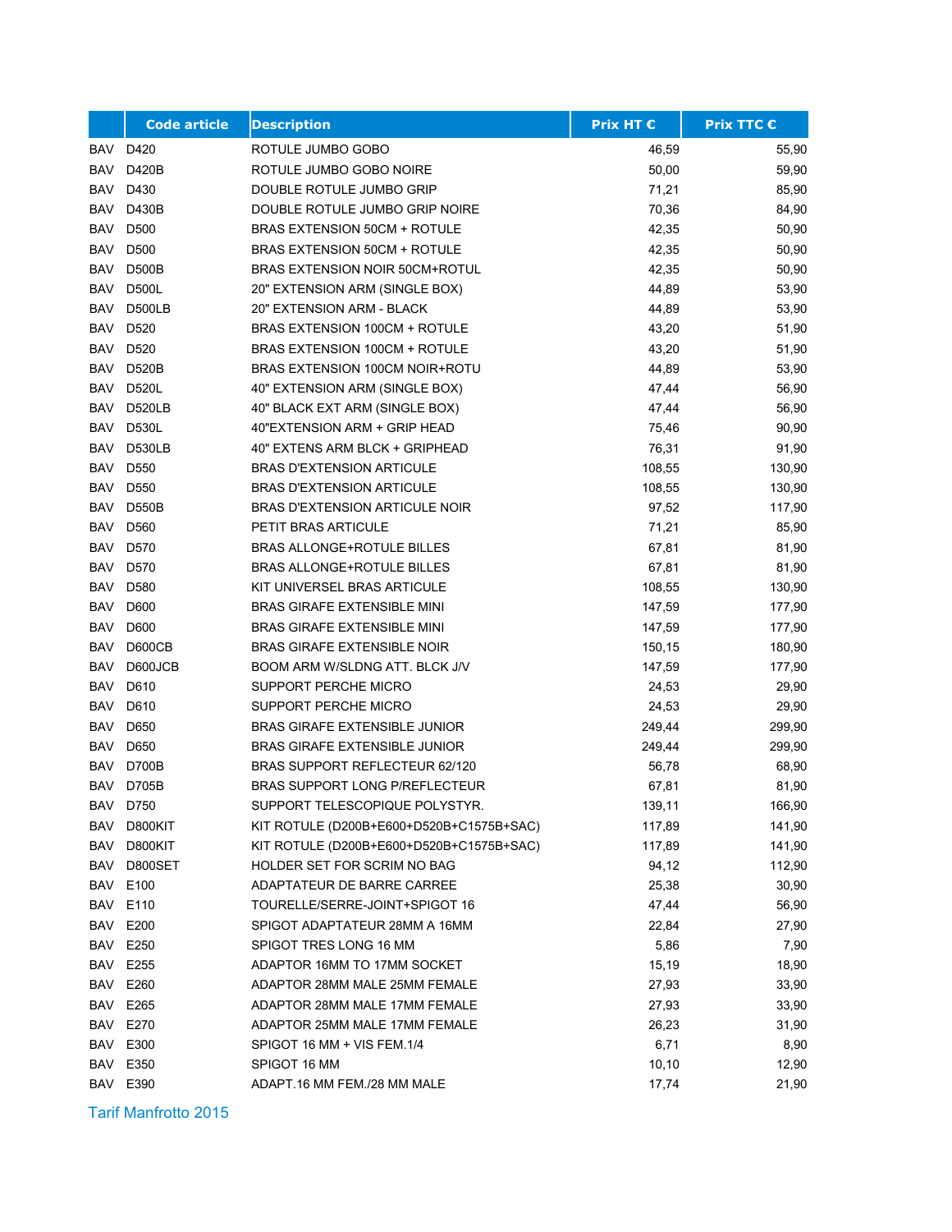| | Code article | Description | Prix HT € | Prix TTC € |
|---|---|---|---|---|
| BAV | D420 | ROTULE JUMBO GOBO | 46,59 | 55,90 |
| BAV | D420B | ROTULE JUMBO GOBO NOIRE | 50,00 | 59,90 |
| BAV | D430 | DOUBLE ROTULE JUMBO GRIP | 71,21 | 85,90 |
| BAV | D430B | DOUBLE ROTULE JUMBO GRIP NOIRE | 70,36 | 84,90 |
| BAV | D500 | BRAS EXTENSION 50CM + ROTULE | 42,35 | 50,90 |
| BAV | D500 | BRAS EXTENSION 50CM + ROTULE | 42,35 | 50,90 |
| BAV | D500B | BRAS EXTENSION NOIR 50CM+ROTUL | 42,35 | 50,90 |
| BAV | D500L | 20" EXTENSION ARM (SINGLE BOX) | 44,89 | 53,90 |
| BAV | D500LB | 20" EXTENSION ARM - BLACK | 44,89 | 53,90 |
| BAV | D520 | BRAS EXTENSION 100CM + ROTULE | 43,20 | 51,90 |
| BAV | D520 | BRAS EXTENSION 100CM + ROTULE | 43,20 | 51,90 |
| BAV | D520B | BRAS EXTENSION 100CM NOIR+ROTU | 44,89 | 53,90 |
| BAV | D520L | 40" EXTENSION ARM (SINGLE BOX) | 47,44 | 56,90 |
| BAV | D520LB | 40" BLACK EXT ARM (SINGLE BOX) | 47,44 | 56,90 |
| BAV | D530L | 40"EXTENSION ARM + GRIP HEAD | 75,46 | 90,90 |
| BAV | D530LB | 40" EXTENS ARM BLCK + GRIPHEAD | 76,31 | 91,90 |
| BAV | D550 | BRAS D'EXTENSION ARTICULE | 108,55 | 130,90 |
| BAV | D550 | BRAS D'EXTENSION ARTICULE | 108,55 | 130,90 |
| BAV | D550B | BRAS D'EXTENSION ARTICULE NOIR | 97,52 | 117,90 |
| BAV | D560 | PETIT BRAS ARTICULE | 71,21 | 85,90 |
| BAV | D570 | BRAS ALLONGE+ROTULE BILLES | 67,81 | 81,90 |
| BAV | D570 | BRAS ALLONGE+ROTULE BILLES | 67,81 | 81,90 |
| BAV | D580 | KIT UNIVERSEL BRAS ARTICULE | 108,55 | 130,90 |
| BAV | D600 | BRAS GIRAFE EXTENSIBLE MINI | 147,59 | 177,90 |
| BAV | D600 | BRAS GIRAFE EXTENSIBLE MINI | 147,59 | 177,90 |
| BAV | D600CB | BRAS GIRAFE EXTENSIBLE NOIR | 150,15 | 180,90 |
| BAV | D600JCB | BOOM ARM W/SLDNG ATT. BLCK J/V | 147,59 | 177,90 |
| BAV | D610 | SUPPORT PERCHE MICRO | 24,53 | 29,90 |
| BAV | D610 | SUPPORT PERCHE MICRO | 24,53 | 29,90 |
| BAV | D650 | BRAS GIRAFE EXTENSIBLE JUNIOR | 249,44 | 299,90 |
| BAV | D650 | BRAS GIRAFE EXTENSIBLE JUNIOR | 249,44 | 299,90 |
| BAV | D700B | BRAS SUPPORT REFLECTEUR 62/120 | 56,78 | 68,90 |
| BAV | D705B | BRAS SUPPORT LONG P/REFLECTEUR | 67,81 | 81,90 |
| BAV | D750 | SUPPORT TELESCOPIQUE POLYSTYR. | 139,11 | 166,90 |
| BAV | D800KIT | KIT ROTULE (D200B+E600+D520B+C1575B+SAC) | 117,89 | 141,90 |
| BAV | D800KIT | KIT ROTULE (D200B+E600+D520B+C1575B+SAC) | 117,89 | 141,90 |
| BAV | D800SET | HOLDER SET FOR SCRIM NO BAG | 94,12 | 112,90 |
| BAV | E100 | ADAPTATEUR DE BARRE CARREE | 25,38 | 30,90 |
| BAV | E110 | TOURELLE/SERRE-JOINT+SPIGOT 16 | 47,44 | 56,90 |
| BAV | E200 | SPIGOT ADAPTATEUR 28MM A 16MM | 22,84 | 27,90 |
| BAV | E250 | SPIGOT TRES LONG 16 MM | 5,86 | 7,90 |
| BAV | E255 | ADAPTOR 16MM TO 17MM SOCKET | 15,19 | 18,90 |
| BAV | E260 | ADAPTOR 28MM MALE 25MM FEMALE | 27,93 | 33,90 |
| BAV | E265 | ADAPTOR 28MM MALE 17MM FEMALE | 27,93 | 33,90 |
| BAV | E270 | ADAPTOR 25MM MALE 17MM FEMALE | 26,23 | 31,90 |
| BAV | E300 | SPIGOT 16 MM + VIS FEM.1/4 | 6,71 | 8,90 |
| BAV | E350 | SPIGOT 16 MM | 10,10 | 12,90 |
| BAV | E390 | ADAPT.16 MM FEM./28 MM MALE | 17,74 | 21,90 |

Tarif Manfrotto 2015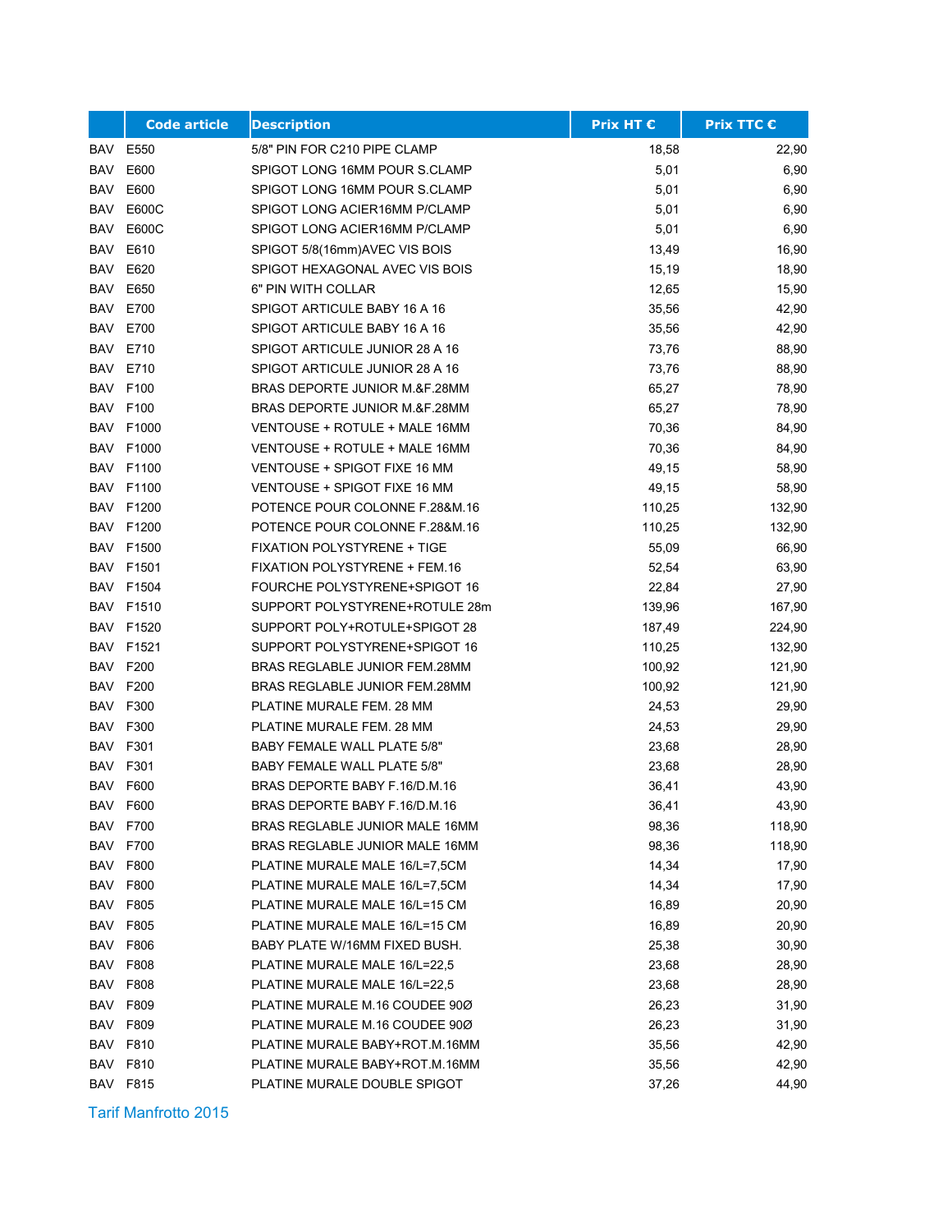| | Code article | Description | Prix HT € | Prix TTC € |
|---|---|---|---|---|
| BAV | E550 | 5/8" PIN FOR C210 PIPE CLAMP | 18,58 | 22,90 |
| BAV | E600 | SPIGOT LONG 16MM POUR S.CLAMP | 5,01 | 6,90 |
| BAV | E600 | SPIGOT LONG 16MM POUR S.CLAMP | 5,01 | 6,90 |
| BAV | E600C | SPIGOT LONG ACIER16MM P/CLAMP | 5,01 | 6,90 |
| BAV | E600C | SPIGOT LONG ACIER16MM P/CLAMP | 5,01 | 6,90 |
| BAV | E610 | SPIGOT 5/8(16mm)AVEC VIS BOIS | 13,49 | 16,90 |
| BAV | E620 | SPIGOT HEXAGONAL AVEC VIS BOIS | 15,19 | 18,90 |
| BAV | E650 | 6" PIN WITH COLLAR | 12,65 | 15,90 |
| BAV | E700 | SPIGOT ARTICULE BABY 16 A 16 | 35,56 | 42,90 |
| BAV | E700 | SPIGOT ARTICULE BABY 16 A 16 | 35,56 | 42,90 |
| BAV | E710 | SPIGOT ARTICULE JUNIOR 28 A 16 | 73,76 | 88,90 |
| BAV | E710 | SPIGOT ARTICULE JUNIOR 28 A 16 | 73,76 | 88,90 |
| BAV | F100 | BRAS DEPORTE JUNIOR M.&F.28MM | 65,27 | 78,90 |
| BAV | F100 | BRAS DEPORTE JUNIOR M.&F.28MM | 65,27 | 78,90 |
| BAV | F1000 | VENTOUSE + ROTULE + MALE 16MM | 70,36 | 84,90 |
| BAV | F1000 | VENTOUSE + ROTULE + MALE 16MM | 70,36 | 84,90 |
| BAV | F1100 | VENTOUSE + SPIGOT FIXE 16 MM | 49,15 | 58,90 |
| BAV | F1100 | VENTOUSE + SPIGOT FIXE 16 MM | 49,15 | 58,90 |
| BAV | F1200 | POTENCE POUR COLONNE F.28&M.16 | 110,25 | 132,90 |
| BAV | F1200 | POTENCE POUR COLONNE F.28&M.16 | 110,25 | 132,90 |
| BAV | F1500 | FIXATION POLYSTYRENE + TIGE | 55,09 | 66,90 |
| BAV | F1501 | FIXATION POLYSTYRENE + FEM.16 | 52,54 | 63,90 |
| BAV | F1504 | FOURCHE POLYSTYRENE+SPIGOT 16 | 22,84 | 27,90 |
| BAV | F1510 | SUPPORT POLYSTYRENE+ROTULE 28m | 139,96 | 167,90 |
| BAV | F1520 | SUPPORT POLY+ROTULE+SPIGOT 28 | 187,49 | 224,90 |
| BAV | F1521 | SUPPORT POLYSTYRENE+SPIGOT 16 | 110,25 | 132,90 |
| BAV | F200 | BRAS REGLABLE JUNIOR FEM.28MM | 100,92 | 121,90 |
| BAV | F200 | BRAS REGLABLE JUNIOR FEM.28MM | 100,92 | 121,90 |
| BAV | F300 | PLATINE MURALE FEM. 28 MM | 24,53 | 29,90 |
| BAV | F300 | PLATINE MURALE FEM. 28 MM | 24,53 | 29,90 |
| BAV | F301 | BABY FEMALE WALL PLATE 5/8" | 23,68 | 28,90 |
| BAV | F301 | BABY FEMALE WALL PLATE 5/8" | 23,68 | 28,90 |
| BAV | F600 | BRAS DEPORTE BABY F.16/D.M.16 | 36,41 | 43,90 |
| BAV | F600 | BRAS DEPORTE BABY F.16/D.M.16 | 36,41 | 43,90 |
| BAV | F700 | BRAS REGLABLE JUNIOR MALE 16MM | 98,36 | 118,90 |
| BAV | F700 | BRAS REGLABLE JUNIOR MALE 16MM | 98,36 | 118,90 |
| BAV | F800 | PLATINE MURALE MALE 16/L=7,5CM | 14,34 | 17,90 |
| BAV | F800 | PLATINE MURALE MALE 16/L=7,5CM | 14,34 | 17,90 |
| BAV | F805 | PLATINE MURALE MALE 16/L=15 CM | 16,89 | 20,90 |
| BAV | F805 | PLATINE MURALE MALE 16/L=15 CM | 16,89 | 20,90 |
| BAV | F806 | BABY PLATE W/16MM FIXED BUSH. | 25,38 | 30,90 |
| BAV | F808 | PLATINE MURALE MALE 16/L=22,5 | 23,68 | 28,90 |
| BAV | F808 | PLATINE MURALE MALE 16/L=22,5 | 23,68 | 28,90 |
| BAV | F809 | PLATINE MURALE M.16 COUDEE 90Ø | 26,23 | 31,90 |
| BAV | F809 | PLATINE MURALE M.16 COUDEE 90Ø | 26,23 | 31,90 |
| BAV | F810 | PLATINE MURALE BABY+ROT.M.16MM | 35,56 | 42,90 |
| BAV | F810 | PLATINE MURALE BABY+ROT.M.16MM | 35,56 | 42,90 |
| BAV | F815 | PLATINE MURALE DOUBLE SPIGOT | 37,26 | 44,90 |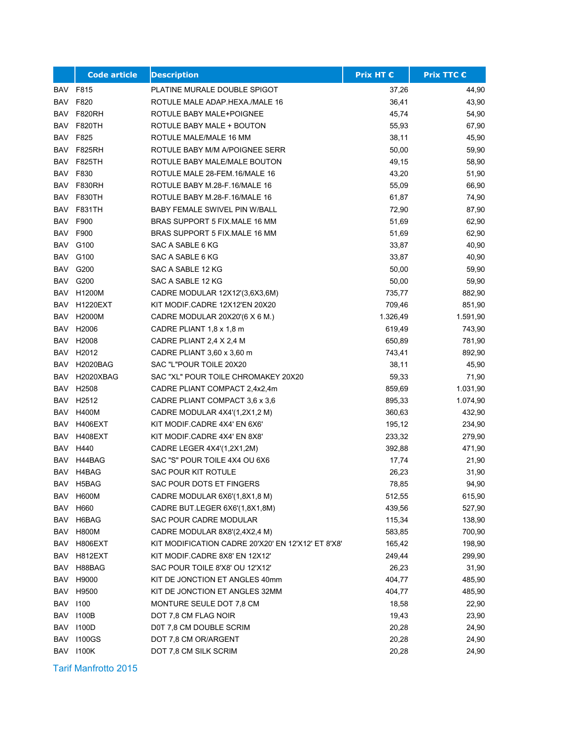| | Code article | Description | Prix HT € | Prix TTC € |
|---|---|---|---|---|
| BAV | F815 | PLATINE MURALE DOUBLE SPIGOT | 37,26 | 44,90 |
| BAV | F820 | ROTULE MALE ADAP.HEXA./MALE 16 | 36,41 | 43,90 |
| BAV | F820RH | ROTULE BABY MALE+POIGNEE | 45,74 | 54,90 |
| BAV | F820TH | ROTULE BABY MALE + BOUTON | 55,93 | 67,90 |
| BAV | F825 | ROTULE MALE/MALE 16 MM | 38,11 | 45,90 |
| BAV | F825RH | ROTULE BABY M/M A/POIGNEE SERR | 50,00 | 59,90 |
| BAV | F825TH | ROTULE BABY MALE/MALE BOUTON | 49,15 | 58,90 |
| BAV | F830 | ROTULE MALE 28-FEM.16/MALE 16 | 43,20 | 51,90 |
| BAV | F830RH | ROTULE BABY M.28-F.16/MALE 16 | 55,09 | 66,90 |
| BAV | F830TH | ROTULE BABY M.28-F.16/MALE 16 | 61,87 | 74,90 |
| BAV | F831TH | BABY FEMALE SWIVEL PIN W/BALL | 72,90 | 87,90 |
| BAV | F900 | BRAS SUPPORT 5 FIX.MALE 16 MM | 51,69 | 62,90 |
| BAV | F900 | BRAS SUPPORT 5 FIX.MALE 16 MM | 51,69 | 62,90 |
| BAV | G100 | SAC A SABLE 6 KG | 33,87 | 40,90 |
| BAV | G100 | SAC A SABLE 6 KG | 33,87 | 40,90 |
| BAV | G200 | SAC A SABLE 12 KG | 50,00 | 59,90 |
| BAV | G200 | SAC A SABLE 12 KG | 50,00 | 59,90 |
| BAV | H1200M | CADRE MODULAR 12X12'(3,6X3,6M) | 735,77 | 882,90 |
| BAV | H1220EXT | KIT MODIF.CADRE 12X12'EN 20X20 | 709,46 | 851,90 |
| BAV | H2000M | CADRE MODULAR 20X20'(6 X 6 M.) | 1.326,49 | 1.591,90 |
| BAV | H2006 | CADRE PLIANT 1,8 x 1,8 m | 619,49 | 743,90 |
| BAV | H2008 | CADRE PLIANT 2,4 X 2,4 M | 650,89 | 781,90 |
| BAV | H2012 | CADRE PLIANT 3,60 x 3,60 m | 743,41 | 892,90 |
| BAV | H2020BAG | SAC "L"POUR TOILE 20X20 | 38,11 | 45,90 |
| BAV | H2020XBAG | SAC "XL" POUR TOILE CHROMAKEY 20X20 | 59,33 | 71,90 |
| BAV | H2508 | CADRE PLIANT COMPACT 2,4x2,4m | 859,69 | 1.031,90 |
| BAV | H2512 | CADRE PLIANT COMPACT 3,6 x 3,6 | 895,33 | 1.074,90 |
| BAV | H400M | CADRE MODULAR 4X4'(1,2X1,2 M) | 360,63 | 432,90 |
| BAV | H406EXT | KIT MODIF.CADRE 4X4' EN 6X6' | 195,12 | 234,90 |
| BAV | H408EXT | KIT MODIF.CADRE 4X4' EN 8X8' | 233,32 | 279,90 |
| BAV | H440 | CADRE LEGER 4X4'(1,2X1,2M) | 392,88 | 471,90 |
| BAV | H44BAG | SAC "S" POUR TOILE 4X4 OU 6X6 | 17,74 | 21,90 |
| BAV | H4BAG | SAC POUR KIT ROTULE | 26,23 | 31,90 |
| BAV | H5BAG | SAC POUR DOTS ET FINGERS | 78,85 | 94,90 |
| BAV | H600M | CADRE MODULAR 6X6'(1,8X1,8 M) | 512,55 | 615,90 |
| BAV | H660 | CADRE BUT.LEGER 6X6'(1,8X1,8M) | 439,56 | 527,90 |
| BAV | H6BAG | SAC POUR CADRE MODULAR | 115,34 | 138,90 |
| BAV | H800M | CADRE MODULAR 8X8'(2,4X2,4 M) | 583,85 | 700,90 |
| BAV | H806EXT | KIT MODIFICATION CADRE 20'X20' EN 12'X12' ET 8'X8' | 165,42 | 198,90 |
| BAV | H812EXT | KIT MODIF.CADRE 8X8' EN 12X12' | 249,44 | 299,90 |
| BAV | H88BAG | SAC POUR TOILE 8'X8' OU 12'X12' | 26,23 | 31,90 |
| BAV | H9000 | KIT DE JONCTION ET ANGLES 40mm | 404,77 | 485,90 |
| BAV | H9500 | KIT DE JONCTION ET ANGLES 32MM | 404,77 | 485,90 |
| BAV | I100 | MONTURE SEULE DOT 7,8 CM | 18,58 | 22,90 |
| BAV | I100B | DOT 7,8 CM FLAG NOIR | 19,43 | 23,90 |
| BAV | I100D | D0T 7,8 CM DOUBLE SCRIM | 20,28 | 24,90 |
| BAV | I100GS | DOT 7,8 CM OR/ARGENT | 20,28 | 24,90 |
| BAV | I100K | DOT 7,8 CM SILK SCRIM | 20,28 | 24,90 |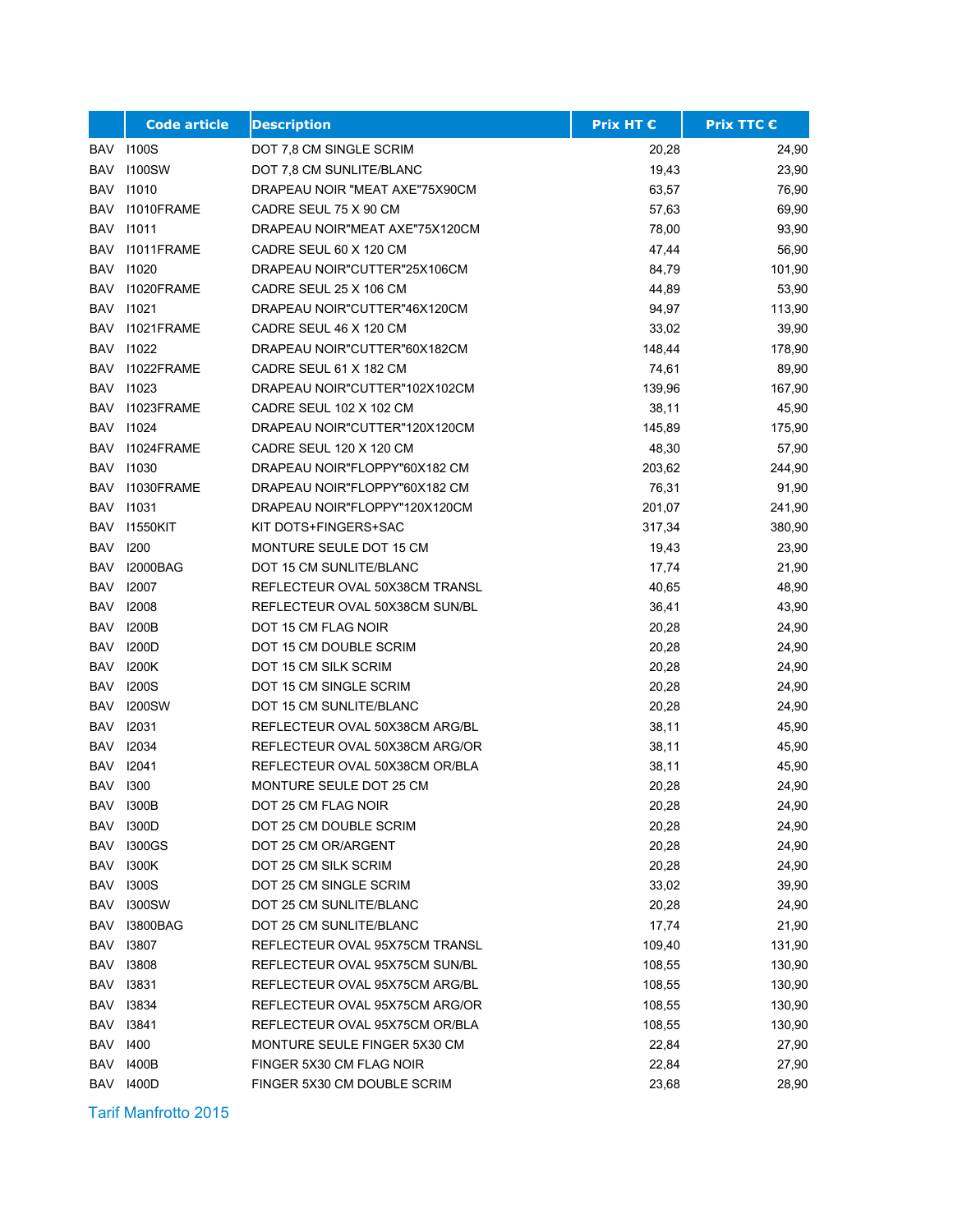| | Code article | Description | Prix HT € | Prix TTC € |
|---|---|---|---|---|
| BAV | I100S | DOT 7,8 CM SINGLE SCRIM | 20,28 | 24,90 |
| BAV | I100SW | DOT 7,8 CM SUNLITE/BLANC | 19,43 | 23,90 |
| BAV | I1010 | DRAPEAU NOIR "MEAT AXE"75X90CM | 63,57 | 76,90 |
| BAV | I1010FRAME | CADRE SEUL 75 X 90 CM | 57,63 | 69,90 |
| BAV | I1011 | DRAPEAU NOIR"MEAT AXE"75X120CM | 78,00 | 93,90 |
| BAV | I1011FRAME | CADRE SEUL 60 X 120 CM | 47,44 | 56,90 |
| BAV | I1020 | DRAPEAU NOIR"CUTTER"25X106CM | 84,79 | 101,90 |
| BAV | I1020FRAME | CADRE SEUL 25 X 106 CM | 44,89 | 53,90 |
| BAV | I1021 | DRAPEAU NOIR"CUTTER"46X120CM | 94,97 | 113,90 |
| BAV | I1021FRAME | CADRE SEUL 46 X 120 CM | 33,02 | 39,90 |
| BAV | I1022 | DRAPEAU NOIR"CUTTER"60X182CM | 148,44 | 178,90 |
| BAV | I1022FRAME | CADRE SEUL 61 X 182 CM | 74,61 | 89,90 |
| BAV | I1023 | DRAPEAU NOIR"CUTTER"102X102CM | 139,96 | 167,90 |
| BAV | I1023FRAME | CADRE SEUL 102 X 102 CM | 38,11 | 45,90 |
| BAV | I1024 | DRAPEAU NOIR"CUTTER"120X120CM | 145,89 | 175,90 |
| BAV | I1024FRAME | CADRE SEUL 120 X 120 CM | 48,30 | 57,90 |
| BAV | I1030 | DRAPEAU NOIR"FLOPPY"60X182 CM | 203,62 | 244,90 |
| BAV | I1030FRAME | DRAPEAU NOIR"FLOPPY"60X182 CM | 76,31 | 91,90 |
| BAV | I1031 | DRAPEAU NOIR"FLOPPY"120X120CM | 201,07 | 241,90 |
| BAV | I1550KIT | KIT DOTS+FINGERS+SAC | 317,34 | 380,90 |
| BAV | I200 | MONTURE SEULE DOT 15 CM | 19,43 | 23,90 |
| BAV | I2000BAG | DOT 15 CM SUNLITE/BLANC | 17,74 | 21,90 |
| BAV | I2007 | REFLECTEUR OVAL 50X38CM TRANSL | 40,65 | 48,90 |
| BAV | I2008 | REFLECTEUR OVAL 50X38CM SUN/BL | 36,41 | 43,90 |
| BAV | I200B | DOT 15 CM FLAG NOIR | 20,28 | 24,90 |
| BAV | I200D | DOT 15 CM DOUBLE SCRIM | 20,28 | 24,90 |
| BAV | I200K | DOT 15 CM SILK SCRIM | 20,28 | 24,90 |
| BAV | I200S | DOT 15 CM SINGLE SCRIM | 20,28 | 24,90 |
| BAV | I200SW | DOT 15 CM SUNLITE/BLANC | 20,28 | 24,90 |
| BAV | I2031 | REFLECTEUR OVAL 50X38CM ARG/BL | 38,11 | 45,90 |
| BAV | I2034 | REFLECTEUR OVAL 50X38CM ARG/OR | 38,11 | 45,90 |
| BAV | I2041 | REFLECTEUR OVAL 50X38CM OR/BLA | 38,11 | 45,90 |
| BAV | I300 | MONTURE SEULE DOT 25 CM | 20,28 | 24,90 |
| BAV | I300B | DOT 25 CM FLAG NOIR | 20,28 | 24,90 |
| BAV | I300D | DOT 25 CM DOUBLE SCRIM | 20,28 | 24,90 |
| BAV | I300GS | DOT 25 CM OR/ARGENT | 20,28 | 24,90 |
| BAV | I300K | DOT 25 CM SILK SCRIM | 20,28 | 24,90 |
| BAV | I300S | DOT 25 CM SINGLE SCRIM | 33,02 | 39,90 |
| BAV | I300SW | DOT 25 CM SUNLITE/BLANC | 20,28 | 24,90 |
| BAV | I3800BAG | DOT 25 CM SUNLITE/BLANC | 17,74 | 21,90 |
| BAV | I3807 | REFLECTEUR OVAL 95X75CM TRANSL | 109,40 | 131,90 |
| BAV | I3808 | REFLECTEUR OVAL 95X75CM SUN/BL | 108,55 | 130,90 |
| BAV | I3831 | REFLECTEUR OVAL 95X75CM ARG/BL | 108,55 | 130,90 |
| BAV | I3834 | REFLECTEUR OVAL 95X75CM ARG/OR | 108,55 | 130,90 |
| BAV | I3841 | REFLECTEUR OVAL 95X75CM OR/BLA | 108,55 | 130,90 |
| BAV | I400 | MONTURE SEULE FINGER 5X30 CM | 22,84 | 27,90 |
| BAV | I400B | FINGER 5X30 CM FLAG NOIR | 22,84 | 27,90 |
| BAV | I400D | FINGER 5X30 CM DOUBLE SCRIM | 23,68 | 28,90 |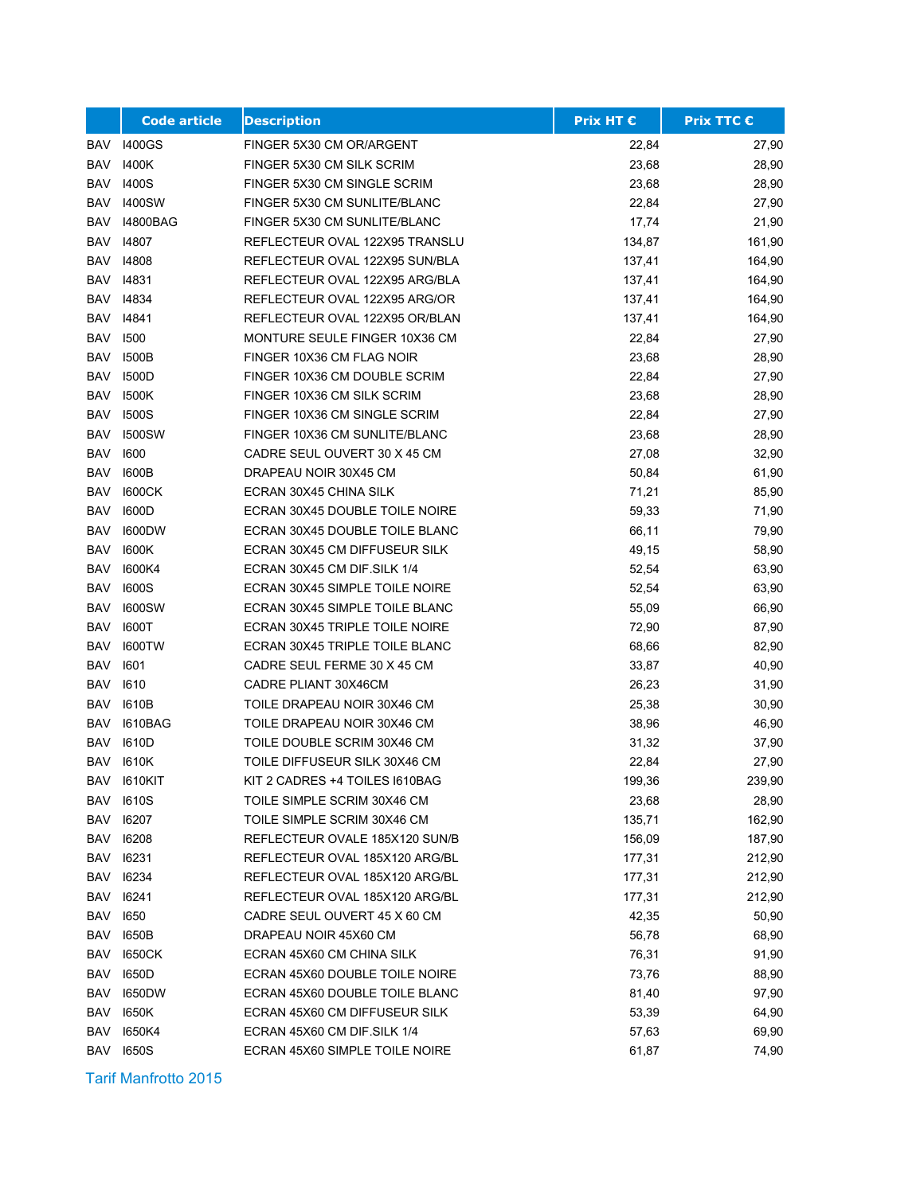| | Code article | Description | Prix HT € | Prix TTC € |
|---|---|---|---|---|
| BAV | I400GS | FINGER 5X30 CM OR/ARGENT | 22,84 | 27,90 |
| BAV | I400K | FINGER 5X30 CM SILK SCRIM | 23,68 | 28,90 |
| BAV | I400S | FINGER 5X30 CM SINGLE SCRIM | 23,68 | 28,90 |
| BAV | I400SW | FINGER 5X30 CM SUNLITE/BLANC | 22,84 | 27,90 |
| BAV | I4800BAG | FINGER 5X30 CM SUNLITE/BLANC | 17,74 | 21,90 |
| BAV | I4807 | REFLECTEUR OVAL 122X95 TRANSLU | 134,87 | 161,90 |
| BAV | I4808 | REFLECTEUR OVAL 122X95 SUN/BLA | 137,41 | 164,90 |
| BAV | I4831 | REFLECTEUR OVAL 122X95 ARG/BLA | 137,41 | 164,90 |
| BAV | I4834 | REFLECTEUR OVAL 122X95 ARG/OR | 137,41 | 164,90 |
| BAV | I4841 | REFLECTEUR OVAL 122X95 OR/BLAN | 137,41 | 164,90 |
| BAV | I500 | MONTURE SEULE FINGER 10X36 CM | 22,84 | 27,90 |
| BAV | I500B | FINGER 10X36 CM FLAG NOIR | 23,68 | 28,90 |
| BAV | I500D | FINGER 10X36 CM DOUBLE SCRIM | 22,84 | 27,90 |
| BAV | I500K | FINGER 10X36 CM SILK SCRIM | 23,68 | 28,90 |
| BAV | I500S | FINGER 10X36 CM SINGLE SCRIM | 22,84 | 27,90 |
| BAV | I500SW | FINGER 10X36 CM SUNLITE/BLANC | 23,68 | 28,90 |
| BAV | I600 | CADRE SEUL OUVERT 30 X 45 CM | 27,08 | 32,90 |
| BAV | I600B | DRAPEAU NOIR 30X45 CM | 50,84 | 61,90 |
| BAV | I600CK | ECRAN 30X45 CHINA SILK | 71,21 | 85,90 |
| BAV | I600D | ECRAN 30X45 DOUBLE TOILE NOIRE | 59,33 | 71,90 |
| BAV | I600DW | ECRAN 30X45 DOUBLE TOILE BLANC | 66,11 | 79,90 |
| BAV | I600K | ECRAN 30X45 CM DIFFUSEUR SILK | 49,15 | 58,90 |
| BAV | I600K4 | ECRAN 30X45 CM DIF.SILK 1/4 | 52,54 | 63,90 |
| BAV | I600S | ECRAN 30X45 SIMPLE TOILE NOIRE | 52,54 | 63,90 |
| BAV | I600SW | ECRAN 30X45 SIMPLE TOILE BLANC | 55,09 | 66,90 |
| BAV | I600T | ECRAN 30X45 TRIPLE TOILE NOIRE | 72,90 | 87,90 |
| BAV | I600TW | ECRAN 30X45 TRIPLE TOILE BLANC | 68,66 | 82,90 |
| BAV | I601 | CADRE SEUL FERME 30 X 45 CM | 33,87 | 40,90 |
| BAV | I610 | CADRE PLIANT 30X46CM | 26,23 | 31,90 |
| BAV | I610B | TOILE DRAPEAU NOIR 30X46 CM | 25,38 | 30,90 |
| BAV | I610BAG | TOILE DRAPEAU NOIR 30X46 CM | 38,96 | 46,90 |
| BAV | I610D | TOILE DOUBLE SCRIM 30X46 CM | 31,32 | 37,90 |
| BAV | I610K | TOILE DIFFUSEUR SILK 30X46 CM | 22,84 | 27,90 |
| BAV | I610KIT | KIT 2 CADRES +4 TOILES I610BAG | 199,36 | 239,90 |
| BAV | I610S | TOILE SIMPLE SCRIM 30X46 CM | 23,68 | 28,90 |
| BAV | I6207 | TOILE SIMPLE SCRIM 30X46 CM | 135,71 | 162,90 |
| BAV | I6208 | REFLECTEUR OVALE 185X120 SUN/B | 156,09 | 187,90 |
| BAV | I6231 | REFLECTEUR OVAL 185X120 ARG/BL | 177,31 | 212,90 |
| BAV | I6234 | REFLECTEUR OVAL 185X120 ARG/BL | 177,31 | 212,90 |
| BAV | I6241 | REFLECTEUR OVAL 185X120 ARG/BL | 177,31 | 212,90 |
| BAV | I650 | CADRE SEUL OUVERT 45 X 60 CM | 42,35 | 50,90 |
| BAV | I650B | DRAPEAU NOIR 45X60 CM | 56,78 | 68,90 |
| BAV | I650CK | ECRAN 45X60 CM CHINA SILK | 76,31 | 91,90 |
| BAV | I650D | ECRAN 45X60 DOUBLE TOILE NOIRE | 73,76 | 88,90 |
| BAV | I650DW | ECRAN 45X60 DOUBLE TOILE BLANC | 81,40 | 97,90 |
| BAV | I650K | ECRAN 45X60 CM DIFFUSEUR SILK | 53,39 | 64,90 |
| BAV | I650K4 | ECRAN 45X60 CM DIF.SILK 1/4 | 57,63 | 69,90 |
| BAV | I650S | ECRAN 45X60 SIMPLE TOILE NOIRE | 61,87 | 74,90 |

Tarif Manfrotto 2015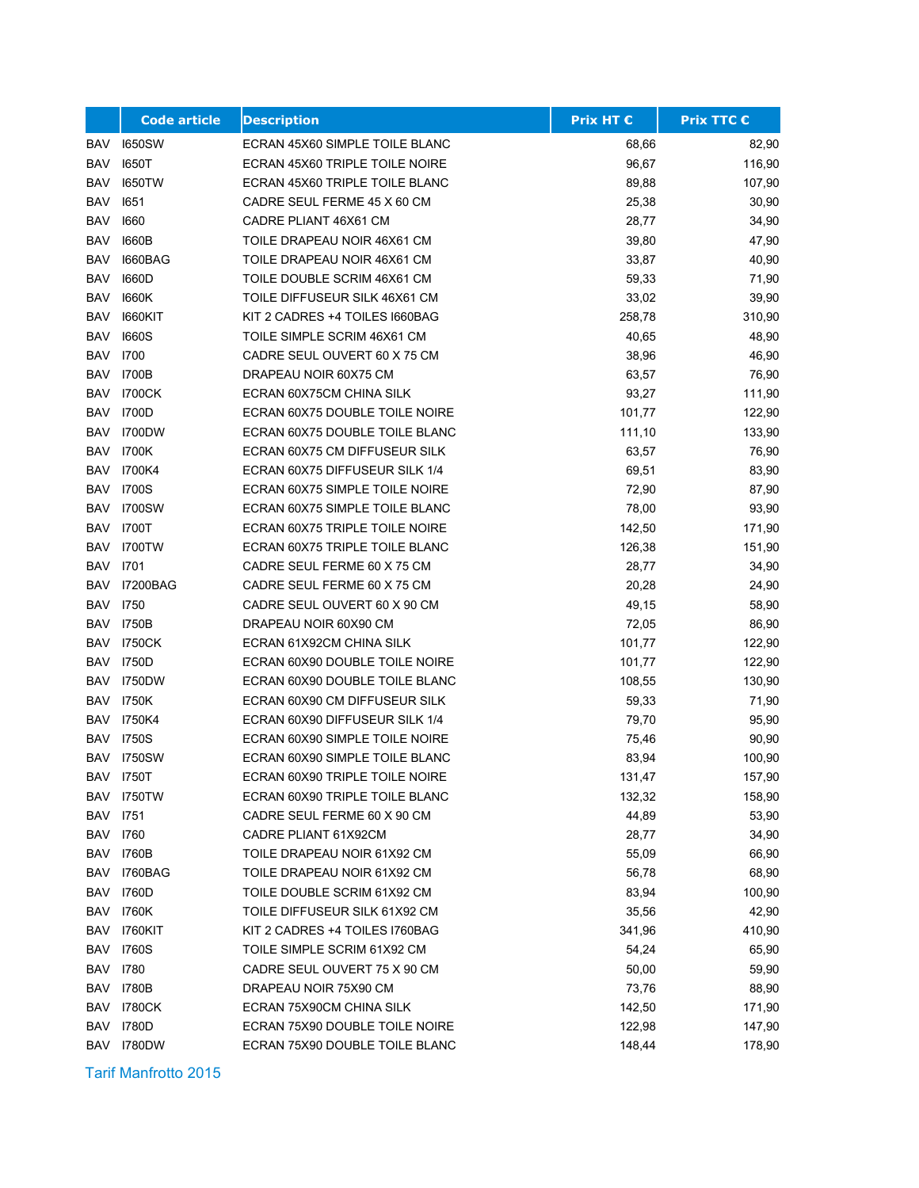|  | Code article | Description | Prix HT € | Prix TTC € |
|---|---|---|---|---|
| BAV | I650SW | ECRAN 45X60 SIMPLE TOILE BLANC | 68,66 | 82,90 |
| BAV | I650T | ECRAN 45X60 TRIPLE TOILE NOIRE | 96,67 | 116,90 |
| BAV | I650TW | ECRAN 45X60 TRIPLE TOILE BLANC | 89,88 | 107,90 |
| BAV | I651 | CADRE SEUL FERME 45 X 60 CM | 25,38 | 30,90 |
| BAV | I660 | CADRE PLIANT 46X61 CM | 28,77 | 34,90 |
| BAV | I660B | TOILE DRAPEAU NOIR 46X61 CM | 39,80 | 47,90 |
| BAV | I660BAG | TOILE DRAPEAU NOIR 46X61 CM | 33,87 | 40,90 |
| BAV | I660D | TOILE DOUBLE SCRIM 46X61 CM | 59,33 | 71,90 |
| BAV | I660K | TOILE DIFFUSEUR SILK 46X61 CM | 33,02 | 39,90 |
| BAV | I660KIT | KIT 2 CADRES +4 TOILES I660BAG | 258,78 | 310,90 |
| BAV | I660S | TOILE SIMPLE SCRIM 46X61 CM | 40,65 | 48,90 |
| BAV | I700 | CADRE SEUL OUVERT 60 X 75 CM | 38,96 | 46,90 |
| BAV | I700B | DRAPEAU NOIR 60X75 CM | 63,57 | 76,90 |
| BAV | I700CK | ECRAN 60X75CM CHINA SILK | 93,27 | 111,90 |
| BAV | I700D | ECRAN 60X75 DOUBLE TOILE NOIRE | 101,77 | 122,90 |
| BAV | I700DW | ECRAN 60X75 DOUBLE TOILE BLANC | 111,10 | 133,90 |
| BAV | I700K | ECRAN 60X75 CM DIFFUSEUR SILK | 63,57 | 76,90 |
| BAV | I700K4 | ECRAN 60X75 DIFFUSEUR SILK 1/4 | 69,51 | 83,90 |
| BAV | I700S | ECRAN 60X75 SIMPLE TOILE NOIRE | 72,90 | 87,90 |
| BAV | I700SW | ECRAN 60X75 SIMPLE TOILE BLANC | 78,00 | 93,90 |
| BAV | I700T | ECRAN 60X75 TRIPLE TOILE NOIRE | 142,50 | 171,90 |
| BAV | I700TW | ECRAN 60X75 TRIPLE TOILE BLANC | 126,38 | 151,90 |
| BAV | I701 | CADRE SEUL FERME 60 X 75 CM | 28,77 | 34,90 |
| BAV | I7200BAG | CADRE SEUL FERME 60 X 75 CM | 20,28 | 24,90 |
| BAV | I750 | CADRE SEUL OUVERT 60 X 90 CM | 49,15 | 58,90 |
| BAV | I750B | DRAPEAU NOIR 60X90 CM | 72,05 | 86,90 |
| BAV | I750CK | ECRAN 61X92CM CHINA SILK | 101,77 | 122,90 |
| BAV | I750D | ECRAN 60X90 DOUBLE TOILE NOIRE | 101,77 | 122,90 |
| BAV | I750DW | ECRAN 60X90 DOUBLE TOILE BLANC | 108,55 | 130,90 |
| BAV | I750K | ECRAN 60X90 CM DIFFUSEUR SILK | 59,33 | 71,90 |
| BAV | I750K4 | ECRAN 60X90 DIFFUSEUR SILK 1/4 | 79,70 | 95,90 |
| BAV | I750S | ECRAN 60X90 SIMPLE TOILE NOIRE | 75,46 | 90,90 |
| BAV | I750SW | ECRAN 60X90 SIMPLE TOILE BLANC | 83,94 | 100,90 |
| BAV | I750T | ECRAN 60X90 TRIPLE TOILE NOIRE | 131,47 | 157,90 |
| BAV | I750TW | ECRAN 60X90 TRIPLE TOILE BLANC | 132,32 | 158,90 |
| BAV | I751 | CADRE SEUL FERME 60 X 90 CM | 44,89 | 53,90 |
| BAV | I760 | CADRE PLIANT 61X92CM | 28,77 | 34,90 |
| BAV | I760B | TOILE DRAPEAU NOIR 61X92 CM | 55,09 | 66,90 |
| BAV | I760BAG | TOILE DRAPEAU NOIR 61X92 CM | 56,78 | 68,90 |
| BAV | I760D | TOILE DOUBLE SCRIM 61X92 CM | 83,94 | 100,90 |
| BAV | I760K | TOILE DIFFUSEUR SILK 61X92 CM | 35,56 | 42,90 |
| BAV | I760KIT | KIT 2 CADRES +4 TOILES I760BAG | 341,96 | 410,90 |
| BAV | I760S | TOILE SIMPLE SCRIM 61X92 CM | 54,24 | 65,90 |
| BAV | I780 | CADRE SEUL OUVERT 75 X 90 CM | 50,00 | 59,90 |
| BAV | I780B | DRAPEAU NOIR 75X90 CM | 73,76 | 88,90 |
| BAV | I780CK | ECRAN 75X90CM CHINA SILK | 142,50 | 171,90 |
| BAV | I780D | ECRAN 75X90 DOUBLE TOILE NOIRE | 122,98 | 147,90 |
| BAV | I780DW | ECRAN 75X90 DOUBLE TOILE BLANC | 148,44 | 178,90 |

Tarif Manfrotto 2015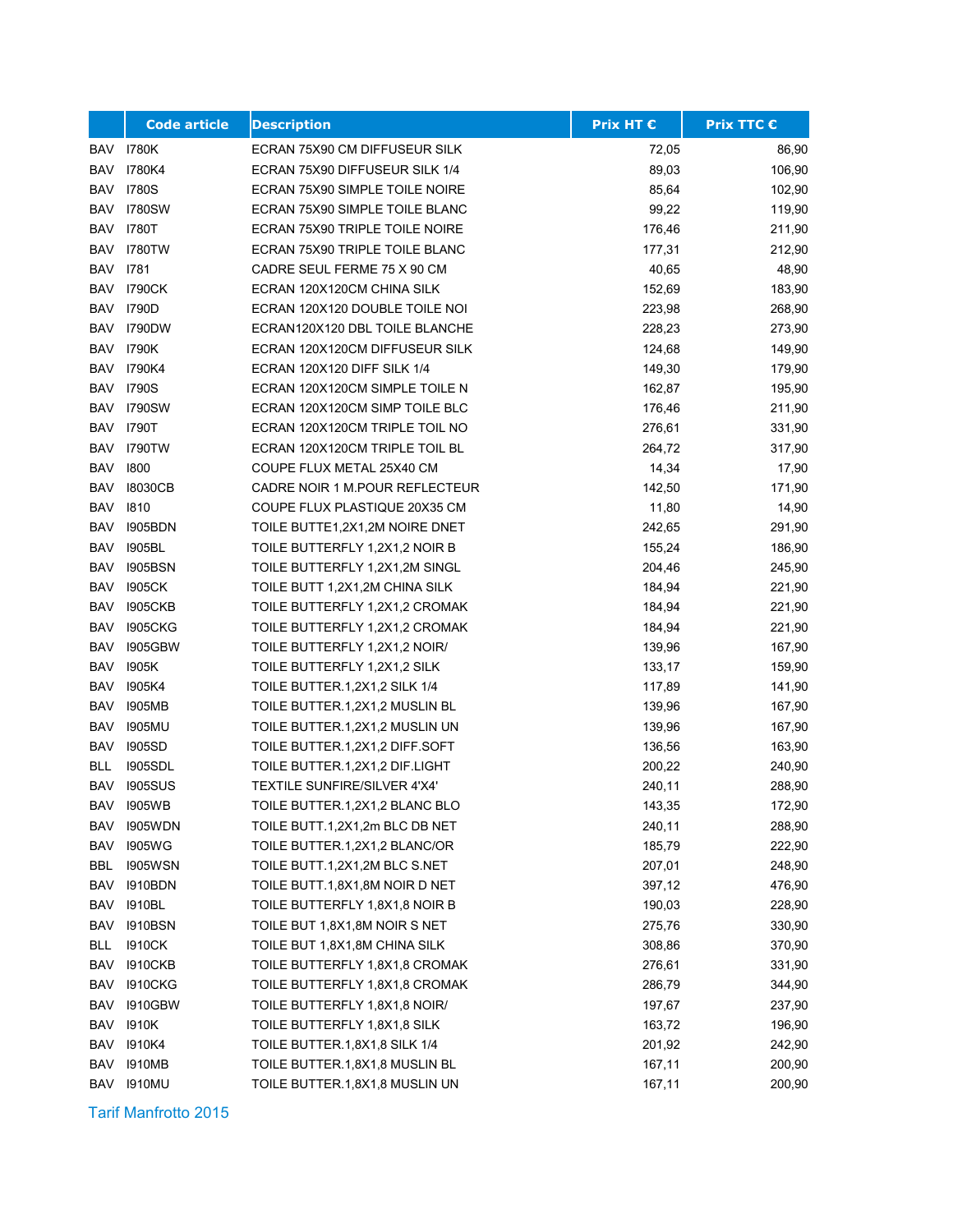| | Code article | Description | Prix HT € | Prix TTC € |
|---|---|---|---|---|
| BAV | I780K | ECRAN 75X90 CM DIFFUSEUR SILK | 72,05 | 86,90 |
| BAV | I780K4 | ECRAN 75X90 DIFFUSEUR SILK 1/4 | 89,03 | 106,90 |
| BAV | I780S | ECRAN 75X90 SIMPLE TOILE NOIRE | 85,64 | 102,90 |
| BAV | I780SW | ECRAN 75X90 SIMPLE TOILE BLANC | 99,22 | 119,90 |
| BAV | I780T | ECRAN 75X90 TRIPLE TOILE NOIRE | 176,46 | 211,90 |
| BAV | I780TW | ECRAN 75X90 TRIPLE TOILE BLANC | 177,31 | 212,90 |
| BAV | I781 | CADRE SEUL FERME 75 X 90 CM | 40,65 | 48,90 |
| BAV | I790CK | ECRAN 120X120CM CHINA SILK | 152,69 | 183,90 |
| BAV | I790D | ECRAN 120X120 DOUBLE TOILE NOI | 223,98 | 268,90 |
| BAV | I790DW | ECRAN120X120 DBL TOILE BLANCHE | 228,23 | 273,90 |
| BAV | I790K | ECRAN 120X120CM DIFFUSEUR SILK | 124,68 | 149,90 |
| BAV | I790K4 | ECRAN 120X120 DIFF SILK 1/4 | 149,30 | 179,90 |
| BAV | I790S | ECRAN 120X120CM SIMPLE TOILE N | 162,87 | 195,90 |
| BAV | I790SW | ECRAN 120X120CM SIMP TOILE BLC | 176,46 | 211,90 |
| BAV | I790T | ECRAN 120X120CM TRIPLE TOIL NO | 276,61 | 331,90 |
| BAV | I790TW | ECRAN 120X120CM TRIPLE TOIL BL | 264,72 | 317,90 |
| BAV | I800 | COUPE FLUX METAL 25X40 CM | 14,34 | 17,90 |
| BAV | I8030CB | CADRE NOIR 1 M.POUR REFLECTEUR | 142,50 | 171,90 |
| BAV | I810 | COUPE FLUX PLASTIQUE 20X35 CM | 11,80 | 14,90 |
| BAV | I905BDN | TOILE BUTTE1,2X1,2M NOIRE DNET | 242,65 | 291,90 |
| BAV | I905BL | TOILE BUTTERFLY 1,2X1,2 NOIR B | 155,24 | 186,90 |
| BAV | I905BSN | TOILE BUTTERFLY 1,2X1,2M SINGL | 204,46 | 245,90 |
| BAV | I905CK | TOILE BUTT 1,2X1,2M CHINA SILK | 184,94 | 221,90 |
| BAV | I905CKB | TOILE BUTTERFLY 1,2X1,2 CROMAK | 184,94 | 221,90 |
| BAV | I905CKG | TOILE BUTTERFLY 1,2X1,2 CROMAK | 184,94 | 221,90 |
| BAV | I905GBW | TOILE BUTTERFLY 1,2X1,2 NOIR/ | 139,96 | 167,90 |
| BAV | I905K | TOILE BUTTERFLY 1,2X1,2 SILK | 133,17 | 159,90 |
| BAV | I905K4 | TOILE BUTTER.1,2X1,2 SILK 1/4 | 117,89 | 141,90 |
| BAV | I905MB | TOILE BUTTER.1,2X1,2 MUSLIN BL | 139,96 | 167,90 |
| BAV | I905MU | TOILE BUTTER.1,2X1,2 MUSLIN UN | 139,96 | 167,90 |
| BAV | I905SD | TOILE BUTTER.1,2X1,2 DIFF.SOFT | 136,56 | 163,90 |
| BLL | I905SDL | TOILE BUTTER.1,2X1,2 DIF.LIGHT | 200,22 | 240,90 |
| BAV | I905SUS | TEXTILE SUNFIRE/SILVER 4'X4' | 240,11 | 288,90 |
| BAV | I905WB | TOILE BUTTER.1,2X1,2 BLANC BLO | 143,35 | 172,90 |
| BAV | I905WDN | TOILE BUTT.1,2X1,2m BLC DB NET | 240,11 | 288,90 |
| BAV | I905WG | TOILE BUTTER.1,2X1,2 BLANC/OR | 185,79 | 222,90 |
| BBL | I905WSN | TOILE BUTT.1,2X1,2M BLC S.NET | 207,01 | 248,90 |
| BAV | I910BDN | TOILE BUTT.1,8X1,8M NOIR D NET | 397,12 | 476,90 |
| BAV | I910BL | TOILE BUTTERFLY 1,8X1,8 NOIR B | 190,03 | 228,90 |
| BAV | I910BSN | TOILE BUT 1,8X1,8M NOIR S NET | 275,76 | 330,90 |
| BLL | I910CK | TOILE BUT 1,8X1,8M CHINA SILK | 308,86 | 370,90 |
| BAV | I910CKB | TOILE BUTTERFLY 1,8X1,8 CROMAK | 276,61 | 331,90 |
| BAV | I910CKG | TOILE BUTTERFLY 1,8X1,8 CROMAK | 286,79 | 344,90 |
| BAV | I910GBW | TOILE BUTTERFLY 1,8X1,8 NOIR/ | 197,67 | 237,90 |
| BAV | I910K | TOILE BUTTERFLY 1,8X1,8 SILK | 163,72 | 196,90 |
| BAV | I910K4 | TOILE BUTTER.1,8X1,8 SILK 1/4 | 201,92 | 242,90 |
| BAV | I910MB | TOILE BUTTER.1,8X1,8 MUSLIN BL | 167,11 | 200,90 |
| BAV | I910MU | TOILE BUTTER.1,8X1,8 MUSLIN UN | 167,11 | 200,90 |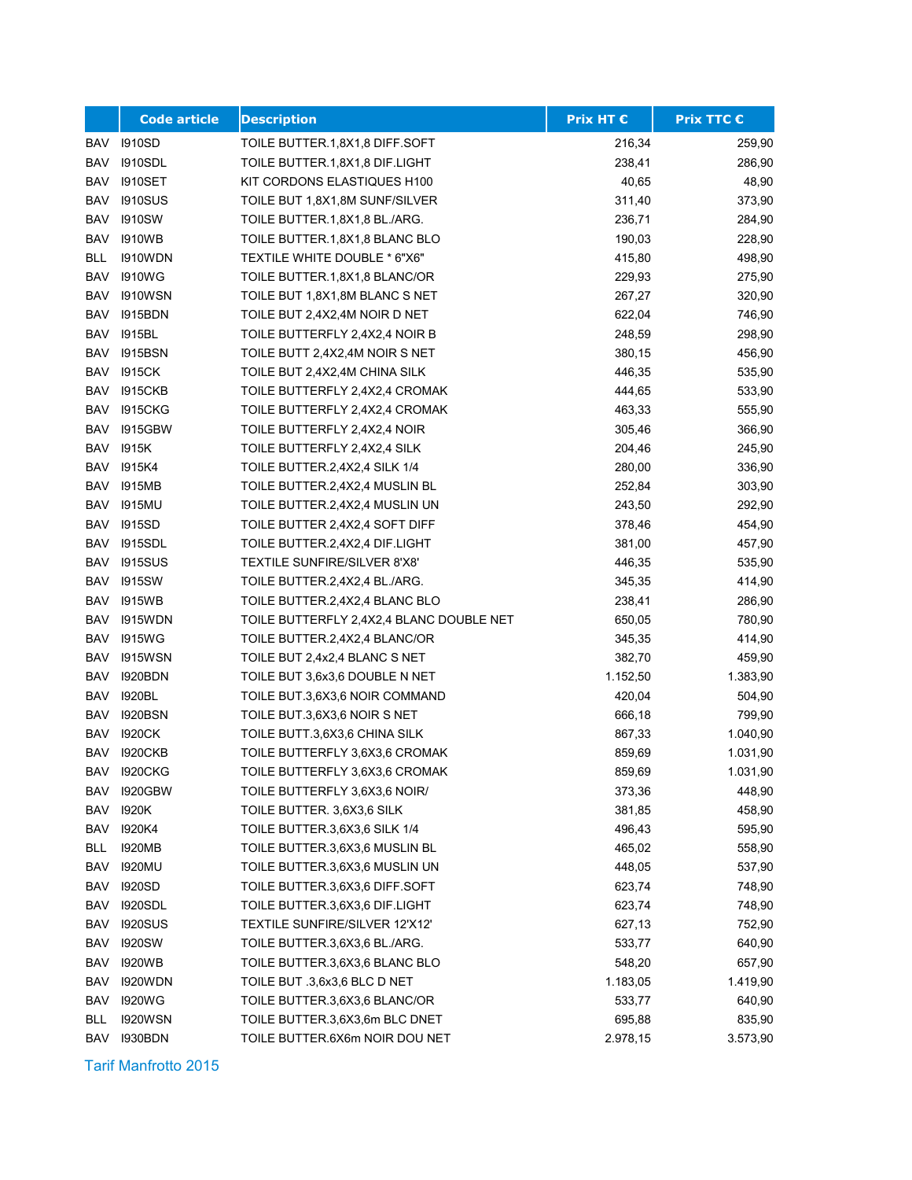| | Code article | Description | Prix HT € | Prix TTC € |
|---|---|---|---|---|
| BAV | I910SD | TOILE BUTTER.1,8X1,8 DIFF.SOFT | 216,34 | 259,90 |
| BAV | I910SDL | TOILE BUTTER.1,8X1,8 DIF.LIGHT | 238,41 | 286,90 |
| BAV | I910SET | KIT CORDONS ELASTIQUES H100 | 40,65 | 48,90 |
| BAV | I910SUS | TOILE BUT 1,8X1,8M SUNF/SILVER | 311,40 | 373,90 |
| BAV | I910SW | TOILE BUTTER.1,8X1,8 BL./ARG. | 236,71 | 284,90 |
| BAV | I910WB | TOILE BUTTER.1,8X1,8 BLANC BLO | 190,03 | 228,90 |
| BLL | I910WDN | TEXTILE WHITE DOUBLE * 6"X6" | 415,80 | 498,90 |
| BAV | I910WG | TOILE BUTTER.1,8X1,8 BLANC/OR | 229,93 | 275,90 |
| BAV | I910WSN | TOILE BUT 1,8X1,8M BLANC S NET | 267,27 | 320,90 |
| BAV | I915BDN | TOILE BUT 2,4X2,4M NOIR D NET | 622,04 | 746,90 |
| BAV | I915BL | TOILE BUTTERFLY 2,4X2,4 NOIR B | 248,59 | 298,90 |
| BAV | I915BSN | TOILE BUTT 2,4X2,4M NOIR S NET | 380,15 | 456,90 |
| BAV | I915CK | TOILE BUT 2,4X2,4M CHINA SILK | 446,35 | 535,90 |
| BAV | I915CKB | TOILE BUTTERFLY 2,4X2,4 CROMAK | 444,65 | 533,90 |
| BAV | I915CKG | TOILE BUTTERFLY 2,4X2,4 CROMAK | 463,33 | 555,90 |
| BAV | I915GBW | TOILE BUTTERFLY 2,4X2,4 NOIR | 305,46 | 366,90 |
| BAV | I915K | TOILE BUTTERFLY 2,4X2,4 SILK | 204,46 | 245,90 |
| BAV | I915K4 | TOILE BUTTER.2,4X2,4 SILK 1/4 | 280,00 | 336,90 |
| BAV | I915MB | TOILE BUTTER.2,4X2,4 MUSLIN BL | 252,84 | 303,90 |
| BAV | I915MU | TOILE BUTTER.2,4X2,4 MUSLIN UN | 243,50 | 292,90 |
| BAV | I915SD | TOILE BUTTER 2,4X2,4 SOFT DIFF | 378,46 | 454,90 |
| BAV | I915SDL | TOILE BUTTER.2,4X2,4 DIF.LIGHT | 381,00 | 457,90 |
| BAV | I915SUS | TEXTILE SUNFIRE/SILVER 8'X8' | 446,35 | 535,90 |
| BAV | I915SW | TOILE BUTTER.2,4X2,4 BL./ARG. | 345,35 | 414,90 |
| BAV | I915WB | TOILE BUTTER.2,4X2,4 BLANC BLO | 238,41 | 286,90 |
| BAV | I915WDN | TOILE BUTTERFLY 2,4X2,4 BLANC DOUBLE NET | 650,05 | 780,90 |
| BAV | I915WG | TOILE BUTTER.2,4X2,4 BLANC/OR | 345,35 | 414,90 |
| BAV | I915WSN | TOILE BUT 2,4x2,4 BLANC S NET | 382,70 | 459,90 |
| BAV | I920BDN | TOILE BUT 3,6x3,6 DOUBLE N NET | 1.152,50 | 1.383,90 |
| BAV | I920BL | TOILE BUT.3,6X3,6 NOIR COMMAND | 420,04 | 504,90 |
| BAV | I920BSN | TOILE BUT.3,6X3,6 NOIR S NET | 666,18 | 799,90 |
| BAV | I920CK | TOILE BUTT.3,6X3,6 CHINA SILK | 867,33 | 1.040,90 |
| BAV | I920CKB | TOILE BUTTERFLY 3,6X3,6 CROMAK | 859,69 | 1.031,90 |
| BAV | I920CKG | TOILE BUTTERFLY 3,6X3,6 CROMAK | 859,69 | 1.031,90 |
| BAV | I920GBW | TOILE BUTTERFLY 3,6X3,6 NOIR/ | 373,36 | 448,90 |
| BAV | I920K | TOILE BUTTER. 3,6X3,6 SILK | 381,85 | 458,90 |
| BAV | I920K4 | TOILE BUTTER.3,6X3,6 SILK 1/4 | 496,43 | 595,90 |
| BLL | I920MB | TOILE BUTTER.3,6X3,6 MUSLIN BL | 465,02 | 558,90 |
| BAV | I920MU | TOILE BUTTER.3,6X3,6 MUSLIN UN | 448,05 | 537,90 |
| BAV | I920SD | TOILE BUTTER.3,6X3,6 DIFF.SOFT | 623,74 | 748,90 |
| BAV | I920SDL | TOILE BUTTER.3,6X3,6 DIF.LIGHT | 623,74 | 748,90 |
| BAV | I920SUS | TEXTILE SUNFIRE/SILVER 12'X12' | 627,13 | 752,90 |
| BAV | I920SW | TOILE BUTTER.3,6X3,6 BL./ARG. | 533,77 | 640,90 |
| BAV | I920WB | TOILE BUTTER.3,6X3,6 BLANC BLO | 548,20 | 657,90 |
| BAV | I920WDN | TOILE BUT .3,6x3,6 BLC D NET | 1.183,05 | 1.419,90 |
| BAV | I920WG | TOILE BUTTER.3,6X3,6 BLANC/OR | 533,77 | 640,90 |
| BLL | I920WSN | TOILE BUTTER.3,6X3,6m BLC DNET | 695,88 | 835,90 |
| BAV | I930BDN | TOILE BUTTER.6X6m NOIR DOU NET | 2.978,15 | 3.573,90 |

Tarif Manfrotto 2015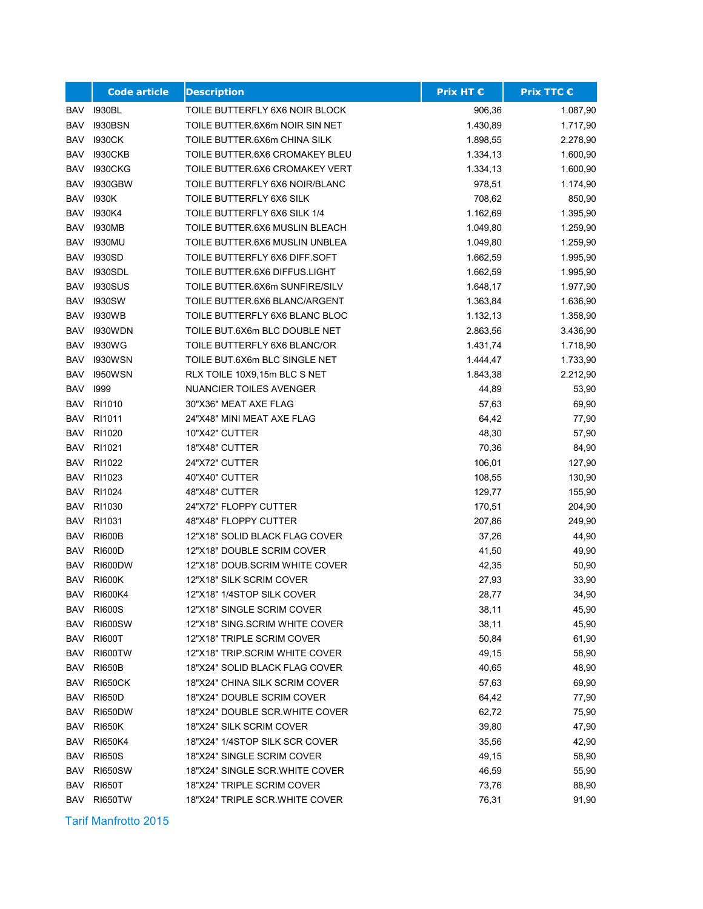| | Code article | Description | Prix HT € | Prix TTC € |
|---|---|---|---|---|
| BAV | I930BL | TOILE BUTTERFLY 6X6 NOIR BLOCK | 906,36 | 1.087,90 |
| BAV | I930BSN | TOILE BUTTER.6X6m NOIR SIN NET | 1.430,89 | 1.717,90 |
| BAV | I930CK | TOILE BUTTER.6X6m CHINA SILK | 1.898,55 | 2.278,90 |
| BAV | I930CKB | TOILE BUTTER.6X6 CROMAKEY BLEU | 1.334,13 | 1.600,90 |
| BAV | I930CKG | TOILE BUTTER.6X6 CROMAKEY VERT | 1.334,13 | 1.600,90 |
| BAV | I930GBW | TOILE BUTTERFLY 6X6 NOIR/BLANC | 978,51 | 1.174,90 |
| BAV | I930K | TOILE BUTTERFLY 6X6 SILK | 708,62 | 850,90 |
| BAV | I930K4 | TOILE BUTTERFLY 6X6 SILK 1/4 | 1.162,69 | 1.395,90 |
| BAV | I930MB | TOILE BUTTER.6X6 MUSLIN BLEACH | 1.049,80 | 1.259,90 |
| BAV | I930MU | TOILE BUTTER.6X6 MUSLIN UNBLEA | 1.049,80 | 1.259,90 |
| BAV | I930SD | TOILE BUTTERFLY 6X6 DIFF.SOFT | 1.662,59 | 1.995,90 |
| BAV | I930SDL | TOILE BUTTER.6X6 DIFFUS.LIGHT | 1.662,59 | 1.995,90 |
| BAV | I930SUS | TOILE BUTTER.6X6m SUNFIRE/SILV | 1.648,17 | 1.977,90 |
| BAV | I930SW | TOILE BUTTER.6X6 BLANC/ARGENT | 1.363,84 | 1.636,90 |
| BAV | I930WB | TOILE BUTTERFLY 6X6 BLANC BLOC | 1.132,13 | 1.358,90 |
| BAV | I930WDN | TOILE BUT.6X6m BLC DOUBLE NET | 2.863,56 | 3.436,90 |
| BAV | I930WG | TOILE BUTTERFLY 6X6 BLANC/OR | 1.431,74 | 1.718,90 |
| BAV | I930WSN | TOILE BUT.6X6m BLC SINGLE NET | 1.444,47 | 1.733,90 |
| BAV | I950WSN | RLX TOILE 10X9,15m BLC S NET | 1.843,38 | 2.212,90 |
| BAV | I999 | NUANCIER TOILES AVENGER | 44,89 | 53,90 |
| BAV | RI1010 | 30"X36" MEAT AXE FLAG | 57,63 | 69,90 |
| BAV | RI1011 | 24"X48" MINI MEAT AXE FLAG | 64,42 | 77,90 |
| BAV | RI1020 | 10"X42" CUTTER | 48,30 | 57,90 |
| BAV | RI1021 | 18"X48" CUTTER | 70,36 | 84,90 |
| BAV | RI1022 | 24"X72" CUTTER | 106,01 | 127,90 |
| BAV | RI1023 | 40"X40" CUTTER | 108,55 | 130,90 |
| BAV | RI1024 | 48"X48" CUTTER | 129,77 | 155,90 |
| BAV | RI1030 | 24"X72" FLOPPY CUTTER | 170,51 | 204,90 |
| BAV | RI1031 | 48"X48" FLOPPY CUTTER | 207,86 | 249,90 |
| BAV | RI600B | 12"X18" SOLID BLACK FLAG COVER | 37,26 | 44,90 |
| BAV | RI600D | 12"X18" DOUBLE SCRIM COVER | 41,50 | 49,90 |
| BAV | RI600DW | 12"X18" DOUB.SCRIM WHITE COVER | 42,35 | 50,90 |
| BAV | RI600K | 12"X18" SILK SCRIM COVER | 27,93 | 33,90 |
| BAV | RI600K4 | 12"X18" 1/4STOP SILK COVER | 28,77 | 34,90 |
| BAV | RI600S | 12"X18" SINGLE SCRIM COVER | 38,11 | 45,90 |
| BAV | RI600SW | 12"X18" SING.SCRIM WHITE COVER | 38,11 | 45,90 |
| BAV | RI600T | 12"X18" TRIPLE SCRIM COVER | 50,84 | 61,90 |
| BAV | RI600TW | 12"X18" TRIP.SCRIM WHITE COVER | 49,15 | 58,90 |
| BAV | RI650B | 18"X24" SOLID BLACK FLAG COVER | 40,65 | 48,90 |
| BAV | RI650CK | 18"X24" CHINA SILK SCRIM COVER | 57,63 | 69,90 |
| BAV | RI650D | 18"X24" DOUBLE SCRIM COVER | 64,42 | 77,90 |
| BAV | RI650DW | 18"X24" DOUBLE SCR.WHITE COVER | 62,72 | 75,90 |
| BAV | RI650K | 18"X24" SILK SCRIM COVER | 39,80 | 47,90 |
| BAV | RI650K4 | 18"X24" 1/4STOP SILK SCR COVER | 35,56 | 42,90 |
| BAV | RI650S | 18"X24" SINGLE SCRIM COVER | 49,15 | 58,90 |
| BAV | RI650SW | 18"X24" SINGLE SCR.WHITE COVER | 46,59 | 55,90 |
| BAV | RI650T | 18"X24" TRIPLE SCRIM COVER | 73,76 | 88,90 |
| BAV | RI650TW | 18"X24" TRIPLE SCR.WHITE COVER | 76,31 | 91,90 |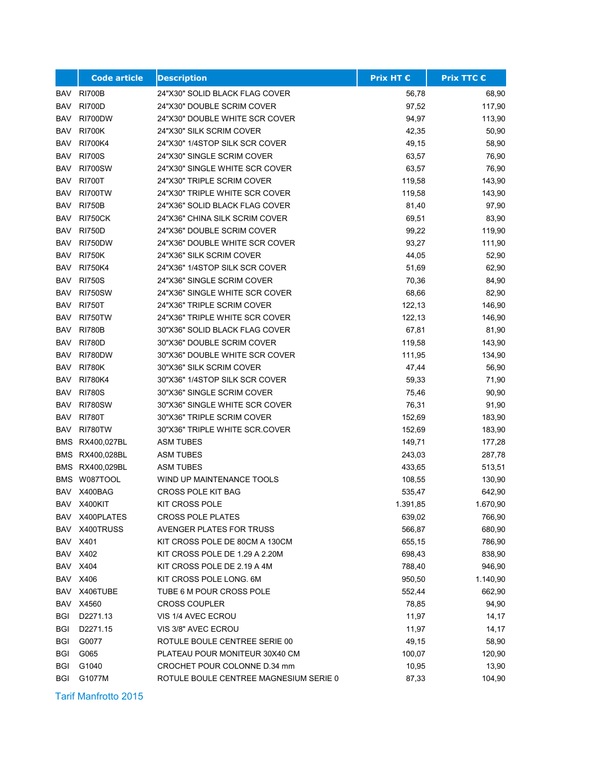| | Code article | Description | Prix HT € | Prix TTC € |
|---|---|---|---|---|
| BAV | RI700B | 24"X30" SOLID BLACK FLAG COVER | 56,78 | 68,90 |
| BAV | RI700D | 24"X30" DOUBLE SCRIM COVER | 97,52 | 117,90 |
| BAV | RI700DW | 24"X30" DOUBLE WHITE SCR COVER | 94,97 | 113,90 |
| BAV | RI700K | 24"X30" SILK SCRIM COVER | 42,35 | 50,90 |
| BAV | RI700K4 | 24"X30" 1/4STOP SILK SCR COVER | 49,15 | 58,90 |
| BAV | RI700S | 24"X30" SINGLE SCRIM COVER | 63,57 | 76,90 |
| BAV | RI700SW | 24"X30" SINGLE WHITE SCR COVER | 63,57 | 76,90 |
| BAV | RI700T | 24"X30" TRIPLE SCRIM COVER | 119,58 | 143,90 |
| BAV | RI700TW | 24"X30" TRIPLE WHITE SCR COVER | 119,58 | 143,90 |
| BAV | RI750B | 24"X36" SOLID BLACK FLAG COVER | 81,40 | 97,90 |
| BAV | RI750CK | 24"X36" CHINA SILK SCRIM COVER | 69,51 | 83,90 |
| BAV | RI750D | 24"X36" DOUBLE SCRIM COVER | 99,22 | 119,90 |
| BAV | RI750DW | 24"X36" DOUBLE WHITE SCR COVER | 93,27 | 111,90 |
| BAV | RI750K | 24"X36" SILK SCRIM COVER | 44,05 | 52,90 |
| BAV | RI750K4 | 24"X36" 1/4STOP SILK SCR COVER | 51,69 | 62,90 |
| BAV | RI750S | 24"X36" SINGLE SCRIM COVER | 70,36 | 84,90 |
| BAV | RI750SW | 24"X36" SINGLE WHITE SCR COVER | 68,66 | 82,90 |
| BAV | RI750T | 24"X36" TRIPLE SCRIM COVER | 122,13 | 146,90 |
| BAV | RI750TW | 24"X36" TRIPLE WHITE SCR COVER | 122,13 | 146,90 |
| BAV | RI780B | 30"X36" SOLID BLACK FLAG COVER | 67,81 | 81,90 |
| BAV | RI780D | 30"X36" DOUBLE SCRIM COVER | 119,58 | 143,90 |
| BAV | RI780DW | 30"X36" DOUBLE WHITE SCR COVER | 111,95 | 134,90 |
| BAV | RI780K | 30"X36" SILK SCRIM COVER | 47,44 | 56,90 |
| BAV | RI780K4 | 30"X36" 1/4STOP SILK SCR COVER | 59,33 | 71,90 |
| BAV | RI780S | 30"X36" SINGLE SCRIM COVER | 75,46 | 90,90 |
| BAV | RI780SW | 30"X36" SINGLE WHITE SCR COVER | 76,31 | 91,90 |
| BAV | RI780T | 30"X36" TRIPLE SCRIM COVER | 152,69 | 183,90 |
| BAV | RI780TW | 30"X36" TRIPLE WHITE SCR.COVER | 152,69 | 183,90 |
| BMS | RX400,027BL | ASM TUBES | 149,71 | 177,28 |
| BMS | RX400,028BL | ASM TUBES | 243,03 | 287,78 |
| BMS | RX400,029BL | ASM TUBES | 433,65 | 513,51 |
| BMS | W087TOOL | WIND UP MAINTENANCE TOOLS | 108,55 | 130,90 |
| BAV | X400BAG | CROSS POLE KIT BAG | 535,47 | 642,90 |
| BAV | X400KIT | KIT CROSS POLE | 1.391,85 | 1.670,90 |
| BAV | X400PLATES | CROSS POLE PLATES | 639,02 | 766,90 |
| BAV | X400TRUSS | AVENGER PLATES FOR TRUSS | 566,87 | 680,90 |
| BAV | X401 | KIT CROSS POLE DE 80CM A 130CM | 655,15 | 786,90 |
| BAV | X402 | KIT CROSS POLE DE 1.29 A 2.20M | 698,43 | 838,90 |
| BAV | X404 | KIT CROSS POLE DE 2.19 A 4M | 788,40 | 946,90 |
| BAV | X406 | KIT CROSS POLE LONG. 6M | 950,50 | 1.140,90 |
| BAV | X406TUBE | TUBE 6 M POUR CROSS POLE | 552,44 | 662,90 |
| BAV | X4560 | CROSS COUPLER | 78,85 | 94,90 |
| BGI | D2271.13 | VIS 1/4 AVEC ECROU | 11,97 | 14,17 |
| BGI | D2271.15 | VIS 3/8" AVEC ECROU | 11,97 | 14,17 |
| BGI | G0077 | ROTULE BOULE CENTREE SERIE 00 | 49,15 | 58,90 |
| BGI | G065 | PLATEAU POUR MONITEUR 30X40 CM | 100,07 | 120,90 |
| BGI | G1040 | CROCHET POUR COLONNE D.34 mm | 10,95 | 13,90 |
| BGI | G1077M | ROTULE BOULE CENTREE MAGNESIUM SERIE 0 | 87,33 | 104,90 |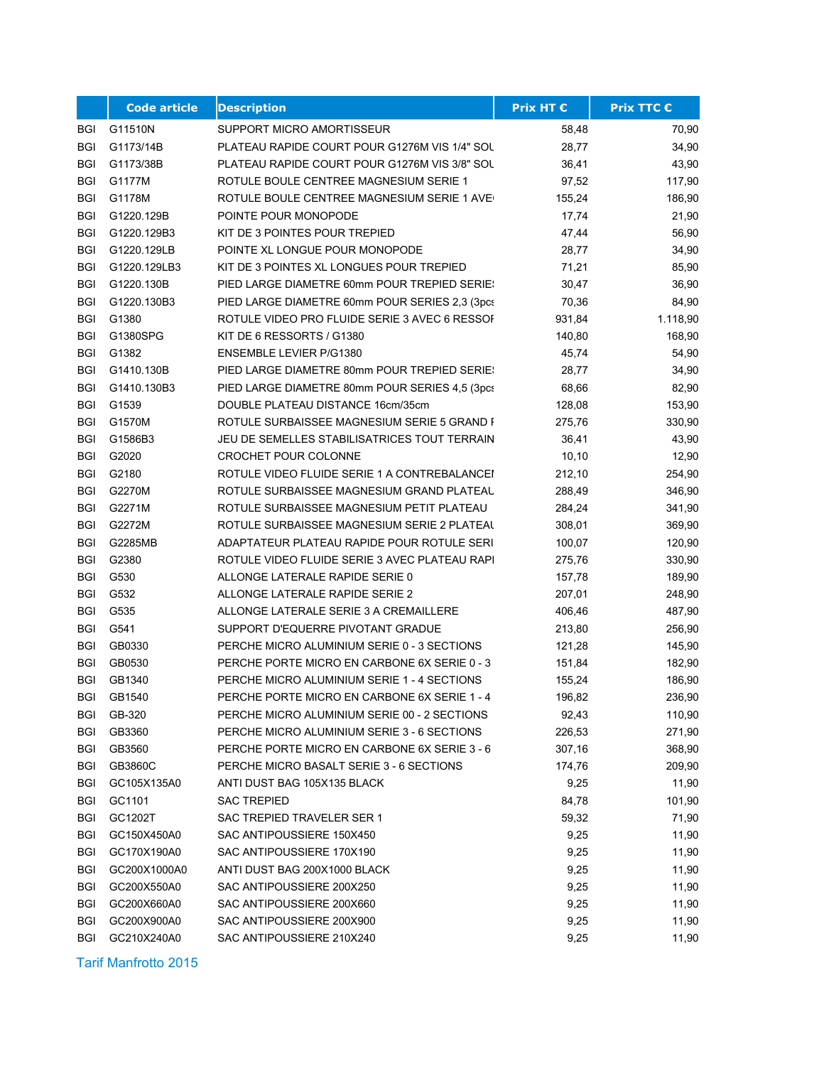|  | Code article | Description | Prix HT € | Prix TTC € |
|---|---|---|---|---|
| BGI | G11510N | SUPPORT MICRO AMORTISSEUR | 58,48 | 70,90 |
| BGI | G1173/14B | PLATEAU RAPIDE COURT POUR G1276M VIS 1/4" SOL | 28,77 | 34,90 |
| BGI | G1173/38B | PLATEAU RAPIDE COURT POUR G1276M VIS 3/8" SOL | 36,41 | 43,90 |
| BGI | G1177M | ROTULE BOULE CENTREE MAGNESIUM SERIE 1 | 97,52 | 117,90 |
| BGI | G1178M | ROTULE BOULE CENTREE MAGNESIUM SERIE 1 AVE | 155,24 | 186,90 |
| BGI | G1220.129B | POINTE POUR MONOPODE | 17,74 | 21,90 |
| BGI | G1220.129B3 | KIT DE 3 POINTES POUR TREPIED | 47,44 | 56,90 |
| BGI | G1220.129LB | POINTE XL LONGUE POUR MONOPODE | 28,77 | 34,90 |
| BGI | G1220.129LB3 | KIT DE 3 POINTES XL LONGUES POUR TREPIED | 71,21 | 85,90 |
| BGI | G1220.130B | PIED LARGE DIAMETRE 60mm POUR TREPIED SERIE | 30,47 | 36,90 |
| BGI | G1220.130B3 | PIED LARGE DIAMETRE 60mm POUR SERIES 2,3 (3pcs | 70,36 | 84,90 |
| BGI | G1380 | ROTULE VIDEO PRO FLUIDE SERIE 3 AVEC 6 RESSOI | 931,84 | 1.118,90 |
| BGI | G1380SPG | KIT DE 6 RESSORTS / G1380 | 140,80 | 168,90 |
| BGI | G1382 | ENSEMBLE LEVIER P/G1380 | 45,74 | 54,90 |
| BGI | G1410.130B | PIED LARGE DIAMETRE 80mm POUR TREPIED SERIE | 28,77 | 34,90 |
| BGI | G1410.130B3 | PIED LARGE DIAMETRE 80mm POUR SERIES 4,5 (3pcs | 68,66 | 82,90 |
| BGI | G1539 | DOUBLE PLATEAU DISTANCE 16cm/35cm | 128,08 | 153,90 |
| BGI | G1570M | ROTULE SURBAISSEE MAGNESIUM SERIE 5 GRAND I | 275,76 | 330,90 |
| BGI | G1586B3 | JEU DE SEMELLES STABILISATRICES TOUT TERRAIN | 36,41 | 43,90 |
| BGI | G2020 | CROCHET POUR COLONNE | 10,10 | 12,90 |
| BGI | G2180 | ROTULE VIDEO FLUIDE SERIE 1 A CONTREBALANCEI | 212,10 | 254,90 |
| BGI | G2270M | ROTULE SURBAISSEE MAGNESIUM GRAND PLATEAU | 288,49 | 346,90 |
| BGI | G2271M | ROTULE SURBAISSEE MAGNESIUM PETIT PLATEAU | 284,24 | 341,90 |
| BGI | G2272M | ROTULE SURBAISSEE MAGNESIUM SERIE 2 PLATEAU | 308,01 | 369,90 |
| BGI | G2285MB | ADAPTATEUR PLATEAU RAPIDE POUR ROTULE SERI | 100,07 | 120,90 |
| BGI | G2380 | ROTULE VIDEO FLUIDE SERIE 3 AVEC PLATEAU RAPI | 275,76 | 330,90 |
| BGI | G530 | ALLONGE LATERALE RAPIDE SERIE 0 | 157,78 | 189,90 |
| BGI | G532 | ALLONGE LATERALE RAPIDE SERIE 2 | 207,01 | 248,90 |
| BGI | G535 | ALLONGE LATERALE SERIE 3 A CREMAILLERE | 406,46 | 487,90 |
| BGI | G541 | SUPPORT D'EQUERRE PIVOTANT GRADUE | 213,80 | 256,90 |
| BGI | GB0330 | PERCHE MICRO ALUMINIUM SERIE 0 - 3 SECTIONS | 121,28 | 145,90 |
| BGI | GB0530 | PERCHE PORTE MICRO EN CARBONE 6X SERIE 0 - 3 | 151,84 | 182,90 |
| BGI | GB1340 | PERCHE MICRO ALUMINIUM SERIE 1 - 4 SECTIONS | 155,24 | 186,90 |
| BGI | GB1540 | PERCHE PORTE MICRO EN CARBONE 6X SERIE 1 - 4 | 196,82 | 236,90 |
| BGI | GB-320 | PERCHE MICRO ALUMINIUM SERIE 00 - 2 SECTIONS | 92,43 | 110,90 |
| BGI | GB3360 | PERCHE MICRO ALUMINIUM SERIE 3 - 6 SECTIONS | 226,53 | 271,90 |
| BGI | GB3560 | PERCHE PORTE MICRO EN CARBONE 6X SERIE 3 - 6 | 307,16 | 368,90 |
| BGI | GB3860C | PERCHE MICRO BASALT SERIE 3 - 6 SECTIONS | 174,76 | 209,90 |
| BGI | GC105X135A0 | ANTI DUST BAG 105X135 BLACK | 9,25 | 11,90 |
| BGI | GC1101 | SAC TREPIED | 84,78 | 101,90 |
| BGI | GC1202T | SAC TREPIED TRAVELER SER 1 | 59,32 | 71,90 |
| BGI | GC150X450A0 | SAC ANTIPOUSSIERE 150X450 | 9,25 | 11,90 |
| BGI | GC170X190A0 | SAC ANTIPOUSSIERE 170X190 | 9,25 | 11,90 |
| BGI | GC200X1000A0 | ANTI DUST BAG 200X1000 BLACK | 9,25 | 11,90 |
| BGI | GC200X550A0 | SAC ANTIPOUSSIERE 200X250 | 9,25 | 11,90 |
| BGI | GC200X660A0 | SAC ANTIPOUSSIERE 200X660 | 9,25 | 11,90 |
| BGI | GC200X900A0 | SAC ANTIPOUSSIERE 200X900 | 9,25 | 11,90 |
| BGI | GC210X240A0 | SAC ANTIPOUSSIERE 210X240 | 9,25 | 11,90 |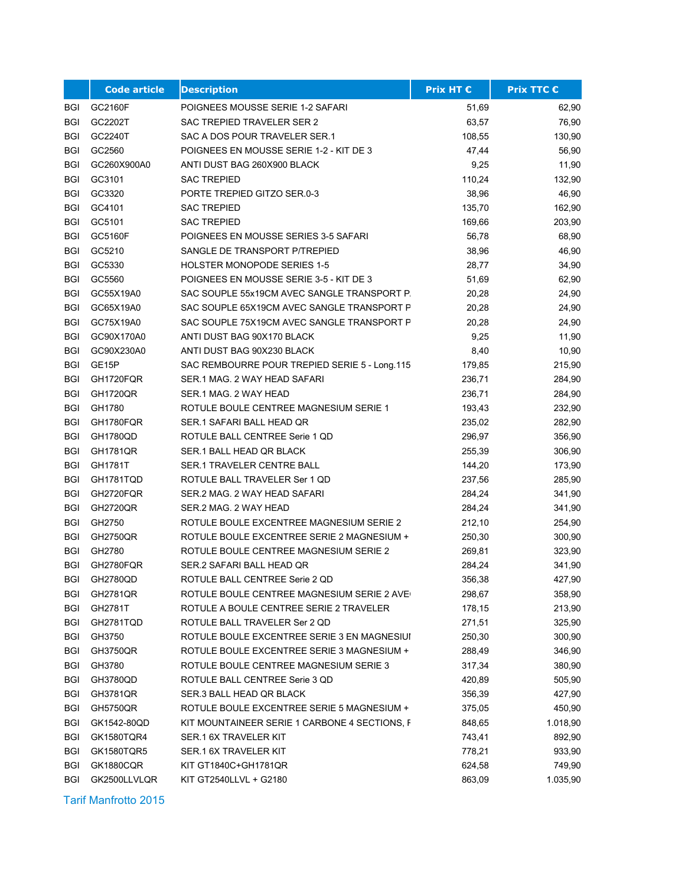| | Code article | Description | Prix HT € | Prix TTC € |
|---|---|---|---|---|
| BGI | GC2160F | POIGNEES MOUSSE SERIE 1-2 SAFARI | 51,69 | 62,90 |
| BGI | GC2202T | SAC TREPIED TRAVELER SER 2 | 63,57 | 76,90 |
| BGI | GC2240T | SAC A DOS POUR TRAVELER SER.1 | 108,55 | 130,90 |
| BGI | GC2560 | POIGNEES EN MOUSSE SERIE 1-2 - KIT DE 3 | 47,44 | 56,90 |
| BGI | GC260X900A0 | ANTI DUST BAG 260X900 BLACK | 9,25 | 11,90 |
| BGI | GC3101 | SAC TREPIED | 110,24 | 132,90 |
| BGI | GC3320 | PORTE TREPIED GITZO SER.0-3 | 38,96 | 46,90 |
| BGI | GC4101 | SAC TREPIED | 135,70 | 162,90 |
| BGI | GC5101 | SAC TREPIED | 169,66 | 203,90 |
| BGI | GC5160F | POIGNEES EN MOUSSE SERIES 3-5 SAFARI | 56,78 | 68,90 |
| BGI | GC5210 | SANGLE DE TRANSPORT P/TREPIED | 38,96 | 46,90 |
| BGI | GC5330 | HOLSTER MONOPODE SERIES 1-5 | 28,77 | 34,90 |
| BGI | GC5560 | POIGNEES EN MOUSSE SERIE 3-5 - KIT DE 3 | 51,69 | 62,90 |
| BGI | GC55X19A0 | SAC SOUPLE 55x19CM AVEC SANGLE TRANSPORT P. | 20,28 | 24,90 |
| BGI | GC65X19A0 | SAC SOUPLE 65X19CM AVEC SANGLE TRANSPORT P | 20,28 | 24,90 |
| BGI | GC75X19A0 | SAC SOUPLE 75X19CM AVEC SANGLE TRANSPORT P | 20,28 | 24,90 |
| BGI | GC90X170A0 | ANTI DUST BAG 90X170 BLACK | 9,25 | 11,90 |
| BGI | GC90X230A0 | ANTI DUST BAG 90X230 BLACK | 8,40 | 10,90 |
| BGI | GE15P | SAC REMBOURRE POUR TREPIED SERIE 5 - Long.115 | 179,85 | 215,90 |
| BGI | GH1720FQR | SER.1 MAG. 2 WAY HEAD SAFARI | 236,71 | 284,90 |
| BGI | GH1720QR | SER.1 MAG. 2 WAY HEAD | 236,71 | 284,90 |
| BGI | GH1780 | ROTULE BOULE CENTREE MAGNESIUM SERIE 1 | 193,43 | 232,90 |
| BGI | GH1780FQR | SER.1 SAFARI BALL HEAD QR | 235,02 | 282,90 |
| BGI | GH1780QD | ROTULE BALL CENTREE Serie 1 QD | 296,97 | 356,90 |
| BGI | GH1781QR | SER.1 BALL HEAD QR BLACK | 255,39 | 306,90 |
| BGI | GH1781T | SER.1 TRAVELER CENTRE BALL | 144,20 | 173,90 |
| BGI | GH1781TQD | ROTULE BALL TRAVELER Ser 1 QD | 237,56 | 285,90 |
| BGI | GH2720FQR | SER.2 MAG. 2 WAY HEAD SAFARI | 284,24 | 341,90 |
| BGI | GH2720QR | SER.2 MAG. 2 WAY HEAD | 284,24 | 341,90 |
| BGI | GH2750 | ROTULE BOULE EXCENTREE MAGNESIUM SERIE 2 | 212,10 | 254,90 |
| BGI | GH2750QR | ROTULE BOULE EXCENTREE SERIE 2 MAGNESIUM + | 250,30 | 300,90 |
| BGI | GH2780 | ROTULE BOULE CENTREE MAGNESIUM SERIE 2 | 269,81 | 323,90 |
| BGI | GH2780FQR | SER.2 SAFARI BALL HEAD QR | 284,24 | 341,90 |
| BGI | GH2780QD | ROTULE BALL CENTREE Serie 2 QD | 356,38 | 427,90 |
| BGI | GH2781QR | ROTULE BOULE CENTREE MAGNESIUM SERIE 2 AVE | 298,67 | 358,90 |
| BGI | GH2781T | ROTULE A BOULE CENTREE SERIE 2 TRAVELER | 178,15 | 213,90 |
| BGI | GH2781TQD | ROTULE BALL TRAVELER Ser 2 QD | 271,51 | 325,90 |
| BGI | GH3750 | ROTULE BOULE EXCENTREE SERIE 3 EN MAGNESIUI | 250,30 | 300,90 |
| BGI | GH3750QR | ROTULE BOULE EXCENTREE SERIE 3 MAGNESIUM + | 288,49 | 346,90 |
| BGI | GH3780 | ROTULE BOULE CENTREE MAGNESIUM SERIE 3 | 317,34 | 380,90 |
| BGI | GH3780QD | ROTULE BALL CENTREE Serie 3 QD | 420,89 | 505,90 |
| BGI | GH3781QR | SER.3 BALL HEAD QR BLACK | 356,39 | 427,90 |
| BGI | GH5750QR | ROTULE BOULE EXCENTREE SERIE 5 MAGNESIUM + | 375,05 | 450,90 |
| BGI | GK1542-80QD | KIT MOUNTAINEER SERIE 1 CARBONE 4 SECTIONS, F | 848,65 | 1.018,90 |
| BGI | GK1580TQR4 | SER.1 6X TRAVELER KIT | 743,41 | 892,90 |
| BGI | GK1580TQR5 | SER.1 6X TRAVELER KIT | 778,21 | 933,90 |
| BGI | GK1880CQR | KIT GT1840C+GH1781QR | 624,58 | 749,90 |
| BGI | GK2500LLVLQR | KIT GT2540LLVL + G2180 | 863,09 | 1.035,90 |

Tarif Manfrotto 2015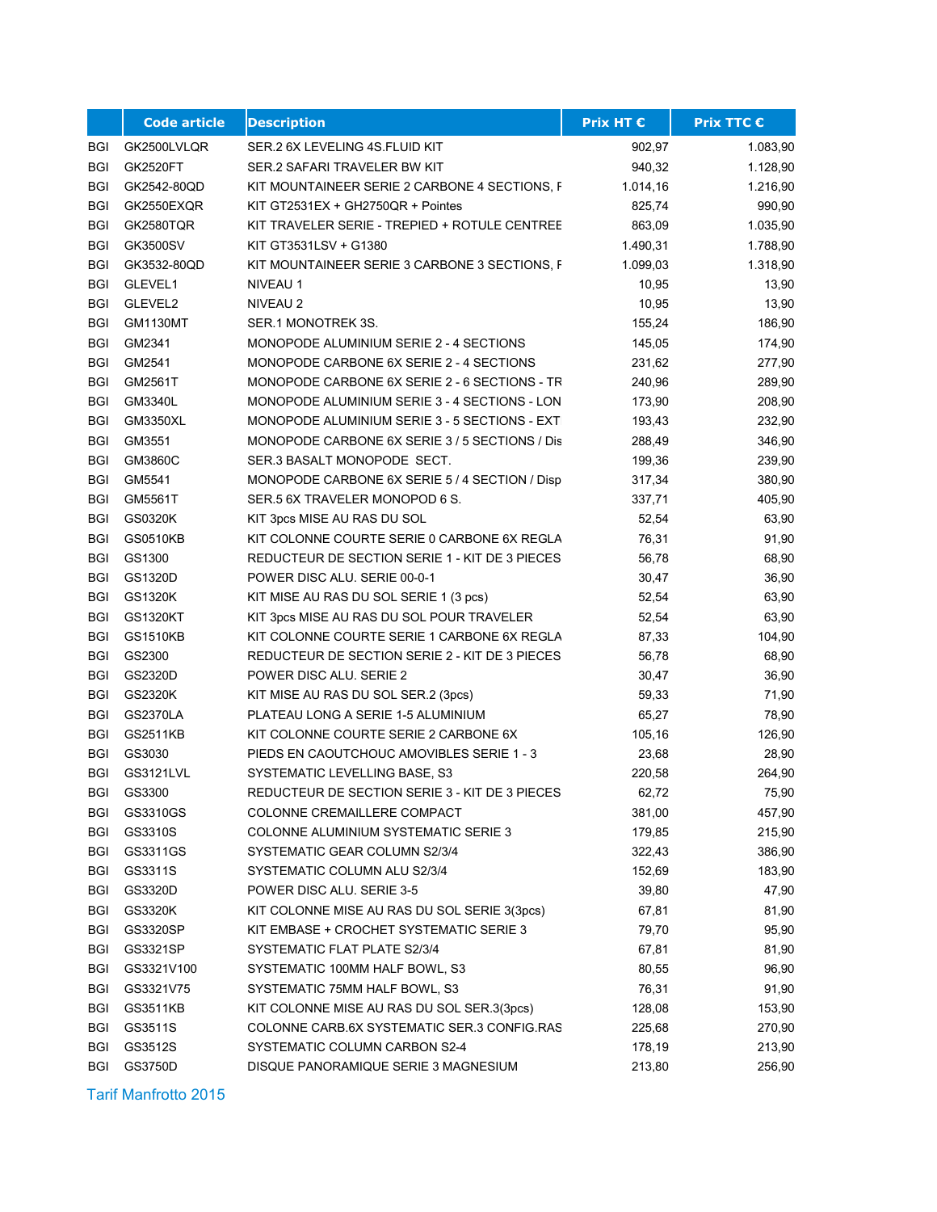| | Code article | Description | Prix HT € | Prix TTC € |
|---|---|---|---|---|
| BGI | GK2500LVLQR | SER.2 6X LEVELING 4S.FLUID KIT | 902,97 | 1.083,90 |
| BGI | GK2520FT | SER.2 SAFARI TRAVELER BW KIT | 940,32 | 1.128,90 |
| BGI | GK2542-80QD | KIT MOUNTAINEER SERIE 2 CARBONE 4 SECTIONS, F | 1.014,16 | 1.216,90 |
| BGI | GK2550EXQR | KIT GT2531EX + GH2750QR + Pointes | 825,74 | 990,90 |
| BGI | GK2580TQR | KIT TRAVELER SERIE - TREPIED + ROTULE CENTREE | 863,09 | 1.035,90 |
| BGI | GK3500SV | KIT GT3531LSV + G1380 | 1.490,31 | 1.788,90 |
| BGI | GK3532-80QD | KIT MOUNTAINEER SERIE 3 CARBONE 3 SECTIONS, F | 1.099,03 | 1.318,90 |
| BGI | GLEVEL1 | NIVEAU 1 | 10,95 | 13,90 |
| BGI | GLEVEL2 | NIVEAU 2 | 10,95 | 13,90 |
| BGI | GM1130MT | SER.1 MONOTREK 3S. | 155,24 | 186,90 |
| BGI | GM2341 | MONOPODE ALUMINIUM SERIE 2 - 4 SECTIONS | 145,05 | 174,90 |
| BGI | GM2541 | MONOPODE CARBONE 6X SERIE 2 - 4 SECTIONS | 231,62 | 277,90 |
| BGI | GM2561T | MONOPODE CARBONE 6X SERIE 2 - 6 SECTIONS - TR | 240,96 | 289,90 |
| BGI | GM3340L | MONOPODE ALUMINIUM SERIE 3 - 4 SECTIONS - LON | 173,90 | 208,90 |
| BGI | GM3350XL | MONOPODE ALUMINIUM SERIE 3 - 5 SECTIONS - EXT | 193,43 | 232,90 |
| BGI | GM3551 | MONOPODE CARBONE 6X SERIE 3 / 5 SECTIONS / Dis | 288,49 | 346,90 |
| BGI | GM3860C | SER.3 BASALT MONOPODE SECT. | 199,36 | 239,90 |
| BGI | GM5541 | MONOPODE CARBONE 6X SERIE 5 / 4 SECTION / Disp | 317,34 | 380,90 |
| BGI | GM5561T | SER.5 6X TRAVELER MONOPOD 6 S. | 337,71 | 405,90 |
| BGI | GS0320K | KIT 3pcs MISE AU RAS DU SOL | 52,54 | 63,90 |
| BGI | GS0510KB | KIT COLONNE COURTE SERIE 0 CARBONE 6X REGLA | 76,31 | 91,90 |
| BGI | GS1300 | REDUCTEUR DE SECTION SERIE 1 - KIT DE 3 PIECES | 56,78 | 68,90 |
| BGI | GS1320D | POWER DISC ALU. SERIE 00-0-1 | 30,47 | 36,90 |
| BGI | GS1320K | KIT MISE AU RAS DU SOL SERIE 1 (3 pcs) | 52,54 | 63,90 |
| BGI | GS1320KT | KIT 3pcs MISE AU RAS DU SOL POUR TRAVELER | 52,54 | 63,90 |
| BGI | GS1510KB | KIT COLONNE COURTE SERIE 1 CARBONE 6X REGLA | 87,33 | 104,90 |
| BGI | GS2300 | REDUCTEUR DE SECTION SERIE 2 - KIT DE 3 PIECES | 56,78 | 68,90 |
| BGI | GS2320D | POWER DISC ALU. SERIE 2 | 30,47 | 36,90 |
| BGI | GS2320K | KIT MISE AU RAS DU SOL SER.2 (3pcs) | 59,33 | 71,90 |
| BGI | GS2370LA | PLATEAU LONG A SERIE 1-5 ALUMINIUM | 65,27 | 78,90 |
| BGI | GS2511KB | KIT COLONNE COURTE SERIE 2 CARBONE 6X | 105,16 | 126,90 |
| BGI | GS3030 | PIEDS EN CAOUTCHOUC AMOVIBLES SERIE 1 - 3 | 23,68 | 28,90 |
| BGI | GS3121LVL | SYSTEMATIC LEVELLING BASE, S3 | 220,58 | 264,90 |
| BGI | GS3300 | REDUCTEUR DE SECTION SERIE 3 - KIT DE 3 PIECES | 62,72 | 75,90 |
| BGI | GS3310GS | COLONNE CREMAILLERE COMPACT | 381,00 | 457,90 |
| BGI | GS3310S | COLONNE ALUMINIUM SYSTEMATIC SERIE 3 | 179,85 | 215,90 |
| BGI | GS3311GS | SYSTEMATIC GEAR COLUMN S2/3/4 | 322,43 | 386,90 |
| BGI | GS3311S | SYSTEMATIC COLUMN ALU S2/3/4 | 152,69 | 183,90 |
| BGI | GS3320D | POWER DISC ALU. SERIE 3-5 | 39,80 | 47,90 |
| BGI | GS3320K | KIT COLONNE MISE AU RAS DU SOL SERIE 3(3pcs) | 67,81 | 81,90 |
| BGI | GS3320SP | KIT EMBASE + CROCHET SYSTEMATIC SERIE 3 | 79,70 | 95,90 |
| BGI | GS3321SP | SYSTEMATIC FLAT PLATE S2/3/4 | 67,81 | 81,90 |
| BGI | GS3321V100 | SYSTEMATIC 100MM HALF BOWL, S3 | 80,55 | 96,90 |
| BGI | GS3321V75 | SYSTEMATIC 75MM HALF BOWL, S3 | 76,31 | 91,90 |
| BGI | GS3511KB | KIT COLONNE MISE AU RAS DU SOL SER.3(3pcs) | 128,08 | 153,90 |
| BGI | GS3511S | COLONNE CARB.6X SYSTEMATIC SER.3 CONFIG.RAS | 225,68 | 270,90 |
| BGI | GS3512S | SYSTEMATIC COLUMN CARBON S2-4 | 178,19 | 213,90 |
| BGI | GS3750D | DISQUE PANORAMIQUE SERIE 3 MAGNESIUM | 213,80 | 256,90 |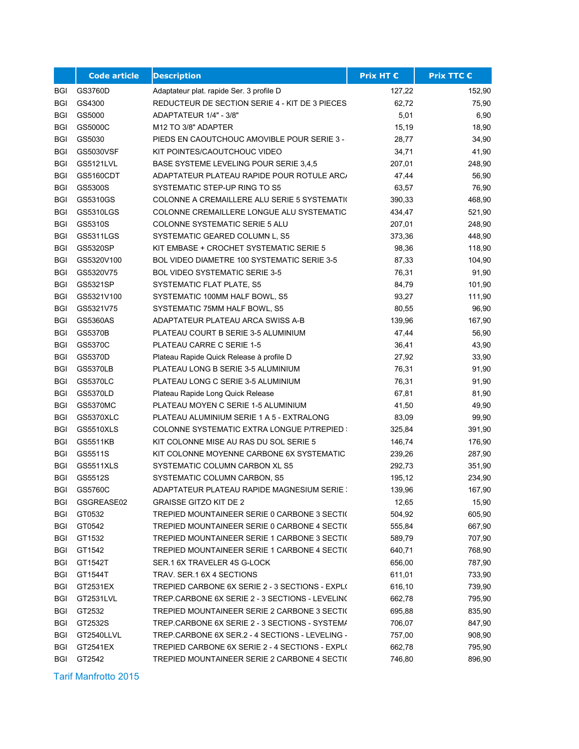| | Code article | Description | Prix HT € | Prix TTC € |
|---|---|---|---|---|
| BGI | GS3760D | Adaptateur plat. rapide Ser. 3 profile D | 127,22 | 152,90 |
| BGI | GS4300 | REDUCTEUR DE SECTION SERIE 4 - KIT DE 3 PIECES | 62,72 | 75,90 |
| BGI | GS5000 | ADAPTATEUR 1/4" - 3/8" | 5,01 | 6,90 |
| BGI | GS5000C | M12 TO 3/8" ADAPTER | 15,19 | 18,90 |
| BGI | GS5030 | PIEDS EN CAOUTCHOUC AMOVIBLE POUR SERIE 3 - | 28,77 | 34,90 |
| BGI | GS5030VSF | KIT POINTES/CAOUTCHOUC VIDEO | 34,71 | 41,90 |
| BGI | GS5121LVL | BASE SYSTEME LEVELING POUR SERIE 3,4,5 | 207,01 | 248,90 |
| BGI | GS5160CDT | ADAPTATEUR PLATEAU RAPIDE POUR ROTULE ARC/ | 47,44 | 56,90 |
| BGI | GS5300S | SYSTEMATIC STEP-UP RING TO S5 | 63,57 | 76,90 |
| BGI | GS5310GS | COLONNE A CREMAILLERE ALU SERIE 5 SYSTEMATI( | 390,33 | 468,90 |
| BGI | GS5310LGS | COLONNE CREMAILLERE LONGUE ALU SYSTEMATIC | 434,47 | 521,90 |
| BGI | GS5310S | COLONNE SYSTEMATIC SERIE 5 ALU | 207,01 | 248,90 |
| BGI | GS5311LGS | SYSTEMATIC GEARED COLUMN L, S5 | 373,36 | 448,90 |
| BGI | GS5320SP | KIT EMBASE + CROCHET SYSTEMATIC SERIE 5 | 98,36 | 118,90 |
| BGI | GS5320V100 | BOL VIDEO DIAMETRE 100 SYSTEMATIC SERIE 3-5 | 87,33 | 104,90 |
| BGI | GS5320V75 | BOL VIDEO SYSTEMATIC SERIE 3-5 | 76,31 | 91,90 |
| BGI | GS5321SP | SYSTEMATIC FLAT PLATE, S5 | 84,79 | 101,90 |
| BGI | GS5321V100 | SYSTEMATIC 100MM HALF BOWL, S5 | 93,27 | 111,90 |
| BGI | GS5321V75 | SYSTEMATIC 75MM HALF BOWL, S5 | 80,55 | 96,90 |
| BGI | GS5360AS | ADAPTATEUR PLATEAU ARCA SWISS A-B | 139,96 | 167,90 |
| BGI | GS5370B | PLATEAU COURT B SERIE 3-5 ALUMINIUM | 47,44 | 56,90 |
| BGI | GS5370C | PLATEAU CARRE C SERIE 1-5 | 36,41 | 43,90 |
| BGI | GS5370D | Plateau Rapide Quick Release à profile D | 27,92 | 33,90 |
| BGI | GS5370LB | PLATEAU LONG B SERIE 3-5 ALUMINIUM | 76,31 | 91,90 |
| BGI | GS5370LC | PLATEAU LONG C SERIE 3-5 ALUMINIUM | 76,31 | 91,90 |
| BGI | GS5370LD | Plateau Rapide Long Quick Release | 67,81 | 81,90 |
| BGI | GS5370MC | PLATEAU MOYEN C SERIE 1-5 ALUMINIUM | 41,50 | 49,90 |
| BGI | GS5370XLC | PLATEAU ALUMINIUM SERIE 1 A 5 - EXTRALONG | 83,09 | 99,90 |
| BGI | GS5510XLS | COLONNE SYSTEMATIC EXTRA LONGUE P/TREPIED : | 325,84 | 391,90 |
| BGI | GS5511KB | KIT COLONNE MISE AU RAS DU SOL SERIE 5 | 146,74 | 176,90 |
| BGI | GS5511S | KIT COLONNE MOYENNE CARBONE 6X SYSTEMATIC | 239,26 | 287,90 |
| BGI | GS5511XLS | SYSTEMATIC COLUMN CARBON XL S5 | 292,73 | 351,90 |
| BGI | GS5512S | SYSTEMATIC COLUMN CARBON, S5 | 195,12 | 234,90 |
| BGI | GS5760C | ADAPTATEUR PLATEAU RAPIDE MAGNESIUM SERIE : | 139,96 | 167,90 |
| BGI | GSGREASE02 | GRAISSE GITZO KIT DE 2 | 12,65 | 15,90 |
| BGI | GT0532 | TREPIED MOUNTAINEER SERIE 0 CARBONE 3 SECTI( | 504,92 | 605,90 |
| BGI | GT0542 | TREPIED MOUNTAINEER SERIE 0 CARBONE 4 SECTI( | 555,84 | 667,90 |
| BGI | GT1532 | TREPIED MOUNTAINEER SERIE 1 CARBONE 3 SECTI( | 589,79 | 707,90 |
| BGI | GT1542 | TREPIED MOUNTAINEER SERIE 1 CARBONE 4 SECTI( | 640,71 | 768,90 |
| BGI | GT1542T | SER.1 6X TRAVELER 4S G-LOCK | 656,00 | 787,90 |
| BGI | GT1544T | TRAV. SER.1 6X 4 SECTIONS | 611,01 | 733,90 |
| BGI | GT2531EX | TREPIED CARBONE 6X SERIE 2 - 3 SECTIONS - EXPL( | 616,10 | 739,90 |
| BGI | GT2531LVL | TREP.CARBONE 6X SERIE 2 - 3 SECTIONS - LEVELIN( | 662,78 | 795,90 |
| BGI | GT2532 | TREPIED MOUNTAINEER SERIE 2 CARBONE 3 SECTI( | 695,88 | 835,90 |
| BGI | GT2532S | TREP.CARBONE 6X SERIE 2 - 3 SECTIONS - SYSTEM/ | 706,07 | 847,90 |
| BGI | GT2540LLVL | TREP.CARBONE 6X SER.2 - 4 SECTIONS - LEVELING - | 757,00 | 908,90 |
| BGI | GT2541EX | TREPIED CARBONE 6X SERIE 2 - 4 SECTIONS - EXPL( | 662,78 | 795,90 |
| BGI | GT2542 | TREPIED MOUNTAINEER SERIE 2 CARBONE 4 SECTI( | 746,80 | 896,90 |

Tarif Manfrotto 2015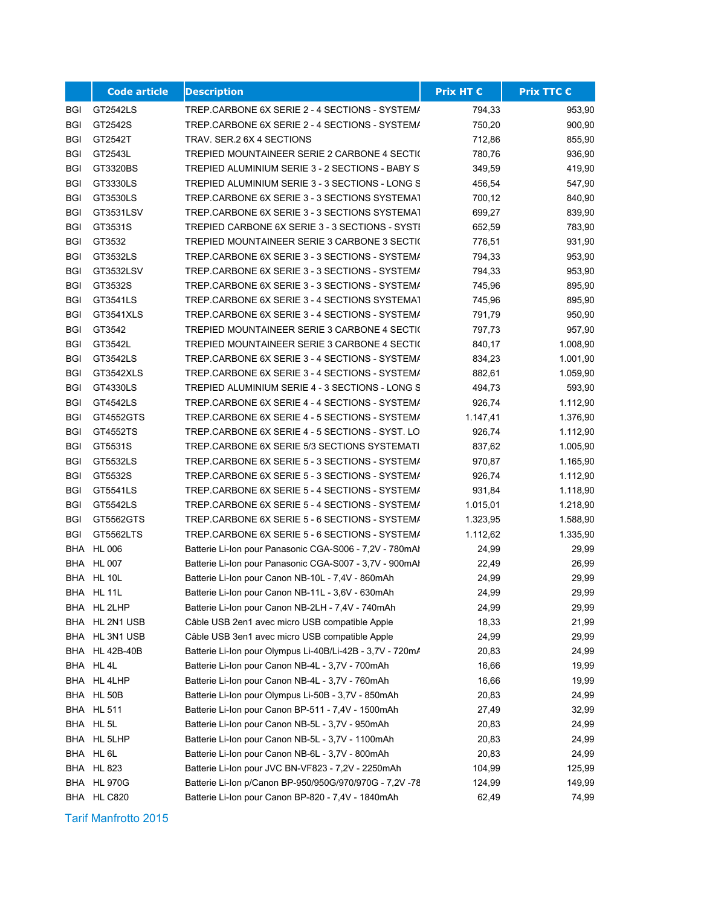|  | Code article | Description | Prix HT € | Prix TTC € |
|---|---|---|---|---|
| BGI | GT2542LS | TREP.CARBONE 6X SERIE 2 - 4 SECTIONS - SYSTEMA | 794,33 | 953,90 |
| BGI | GT2542S | TREP.CARBONE 6X SERIE 2 - 4 SECTIONS - SYSTEMA | 750,20 | 900,90 |
| BGI | GT2542T | TRAV. SER.2 6X 4 SECTIONS | 712,86 | 855,90 |
| BGI | GT2543L | TREPIED MOUNTAINEER SERIE 2 CARBONE 4 SECTIO | 780,76 | 936,90 |
| BGI | GT3320BS | TREPIED ALUMINIUM SERIE 3 - 2 SECTIONS - BABY S | 349,59 | 419,90 |
| BGI | GT3330LS | TREPIED ALUMINIUM SERIE 3 - 3 SECTIONS - LONG S | 456,54 | 547,90 |
| BGI | GT3530LS | TREP.CARBONE 6X SERIE 3 - 3 SECTIONS SYSTEMAT | 700,12 | 840,90 |
| BGI | GT3531LSV | TREP.CARBONE 6X SERIE 3 - 3 SECTIONS SYSTEMAT | 699,27 | 839,90 |
| BGI | GT3531S | TREPIED CARBONE 6X SERIE 3 - 3 SECTIONS - SYSTE | 652,59 | 783,90 |
| BGI | GT3532 | TREPIED MOUNTAINEER SERIE 3 CARBONE 3 SECTIO | 776,51 | 931,90 |
| BGI | GT3532LS | TREP.CARBONE 6X SERIE 3 - 3 SECTIONS - SYSTEMA | 794,33 | 953,90 |
| BGI | GT3532LSV | TREP.CARBONE 6X SERIE 3 - 3 SECTIONS - SYSTEMA | 794,33 | 953,90 |
| BGI | GT3532S | TREP.CARBONE 6X SERIE 3 - 3 SECTIONS - SYSTEMA | 745,96 | 895,90 |
| BGI | GT3541LS | TREP.CARBONE 6X SERIE 3 - 4 SECTIONS SYSTEMAT | 745,96 | 895,90 |
| BGI | GT3541XLS | TREP.CARBONE 6X SERIE 3 - 4 SECTIONS - SYSTEMA | 791,79 | 950,90 |
| BGI | GT3542 | TREPIED MOUNTAINEER SERIE 3 CARBONE 4 SECTIO | 797,73 | 957,90 |
| BGI | GT3542L | TREPIED MOUNTAINEER SERIE 3 CARBONE 4 SECTIO | 840,17 | 1.008,90 |
| BGI | GT3542LS | TREP.CARBONE 6X SERIE 3 - 4 SECTIONS - SYSTEMA | 834,23 | 1.001,90 |
| BGI | GT3542XLS | TREP.CARBONE 6X SERIE 3 - 4 SECTIONS - SYSTEMA | 882,61 | 1.059,90 |
| BGI | GT4330LS | TREPIED ALUMINIUM SERIE 4 - 3 SECTIONS - LONG S | 494,73 | 593,90 |
| BGI | GT4542LS | TREP.CARBONE 6X SERIE 4 - 4 SECTIONS - SYSTEMA | 926,74 | 1.112,90 |
| BGI | GT4552GTS | TREP.CARBONE 6X SERIE 4 - 5 SECTIONS - SYSTEMA | 1.147,41 | 1.376,90 |
| BGI | GT4552TS | TREP.CARBONE 6X SERIE 4 - 5 SECTIONS - SYST. LO | 926,74 | 1.112,90 |
| BGI | GT5531S | TREP.CARBONE 6X SERIE 5/3 SECTIONS SYSTEMATI | 837,62 | 1.005,90 |
| BGI | GT5532LS | TREP.CARBONE 6X SERIE 5 - 3 SECTIONS - SYSTEMA | 970,87 | 1.165,90 |
| BGI | GT5532S | TREP.CARBONE 6X SERIE 5 - 3 SECTIONS - SYSTEMA | 926,74 | 1.112,90 |
| BGI | GT5541LS | TREP.CARBONE 6X SERIE 5 - 4 SECTIONS - SYSTEMA | 931,84 | 1.118,90 |
| BGI | GT5542LS | TREP.CARBONE 6X SERIE 5 - 4 SECTIONS - SYSTEMA | 1.015,01 | 1.218,90 |
| BGI | GT5562GTS | TREP.CARBONE 6X SERIE 5 - 6 SECTIONS - SYSTEMA | 1.323,95 | 1.588,90 |
| BGI | GT5562LTS | TREP.CARBONE 6X SERIE 5 - 6 SECTIONS - SYSTEMA | 1.112,62 | 1.335,90 |
| BHA | HL 006 | Batterie Li-Ion pour Panasonic CGA-S006 - 7,2V - 780mAh | 24,99 | 29,99 |
| BHA | HL 007 | Batterie Li-Ion pour Panasonic CGA-S007 - 3,7V - 900mAh | 22,49 | 26,99 |
| BHA | HL 10L | Batterie Li-Ion pour Canon NB-10L - 7,4V - 860mAh | 24,99 | 29,99 |
| BHA | HL 11L | Batterie Li-Ion pour Canon NB-11L - 3,6V - 630mAh | 24,99 | 29,99 |
| BHA | HL 2LHP | Batterie Li-Ion pour Canon NB-2LH - 7,4V - 740mAh | 24,99 | 29,99 |
| BHA | HL 2N1 USB | Câble USB 2en1 avec micro USB compatible Apple | 18,33 | 21,99 |
| BHA | HL 3N1 USB | Câble USB 3en1 avec micro USB compatible Apple | 24,99 | 29,99 |
| BHA | HL 42B-40B | Batterie Li-Ion pour Olympus Li-40B/Li-42B - 3,7V - 720mA | 20,83 | 24,99 |
| BHA | HL 4L | Batterie Li-Ion pour Canon NB-4L - 3,7V - 700mAh | 16,66 | 19,99 |
| BHA | HL 4LHP | Batterie Li-Ion pour Canon NB-4L - 3,7V - 760mAh | 16,66 | 19,99 |
| BHA | HL 50B | Batterie Li-Ion pour Olympus Li-50B - 3,7V - 850mAh | 20,83 | 24,99 |
| BHA | HL 511 | Batterie Li-Ion pour Canon BP-511 - 7,4V - 1500mAh | 27,49 | 32,99 |
| BHA | HL 5L | Batterie Li-Ion pour Canon NB-5L - 3,7V - 950mAh | 20,83 | 24,99 |
| BHA | HL 5LHP | Batterie Li-Ion pour Canon NB-5L - 3,7V - 1100mAh | 20,83 | 24,99 |
| BHA | HL 6L | Batterie Li-Ion pour Canon NB-6L - 3,7V - 800mAh | 20,83 | 24,99 |
| BHA | HL 823 | Batterie Li-Ion pour JVC BN-VF823 - 7,2V - 2250mAh | 104,99 | 125,99 |
| BHA | HL 970G | Batterie Li-Ion p/Canon BP-950/950G/970/970G - 7,2V -78 | 124,99 | 149,99 |
| BHA | HL C820 | Batterie Li-Ion pour Canon BP-820 - 7,4V - 1840mAh | 62,49 | 74,99 |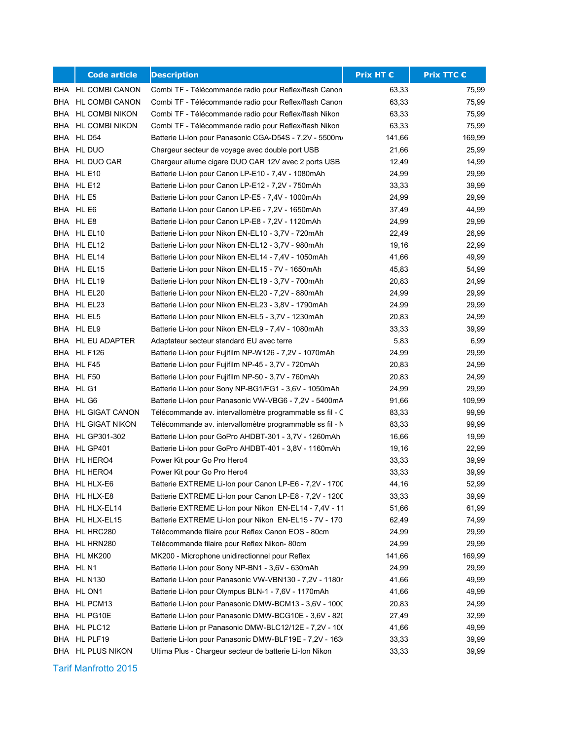| | Code article | Description | Prix HT € | Prix TTC € |
|---|---|---|---|---|
| BHA | HL COMBI CANON | Combi TF - Télécommande radio pour Reflex/flash Canon | 63,33 | 75,99 |
| BHA | HL COMBI CANON | Combi TF - Télécommande radio pour Reflex/flash Canon | 63,33 | 75,99 |
| BHA | HL COMBI NIKON | Combi TF - Télécommande radio pour Reflex/flash Nikon | 63,33 | 75,99 |
| BHA | HL COMBI NIKON | Combi TF - Télécommande radio pour Reflex/flash Nikon | 63,33 | 75,99 |
| BHA | HL D54 | Batterie Li-Ion pour Panasonic CGA-D54S - 7,2V - 5500m/ | 141,66 | 169,99 |
| BHA | HL DUO | Chargeur secteur de voyage avec double port USB | 21,66 | 25,99 |
| BHA | HL DUO CAR | Chargeur allume cigare DUO CAR 12V avec 2 ports USB | 12,49 | 14,99 |
| BHA | HL E10 | Batterie Li-Ion pour Canon LP-E10 - 7,4V - 1080mAh | 24,99 | 29,99 |
| BHA | HL E12 | Batterie Li-Ion pour Canon LP-E12 - 7,2V - 750mAh | 33,33 | 39,99 |
| BHA | HL E5 | Batterie Li-Ion pour Canon LP-E5 - 7,4V - 1000mAh | 24,99 | 29,99 |
| BHA | HL E6 | Batterie Li-Ion pour Canon LP-E6 - 7,2V - 1650mAh | 37,49 | 44,99 |
| BHA | HL E8 | Batterie Li-Ion pour Canon LP-E8 - 7,2V - 1120mAh | 24,99 | 29,99 |
| BHA | HL EL10 | Batterie Li-Ion pour Nikon EN-EL10 - 3,7V - 720mAh | 22,49 | 26,99 |
| BHA | HL EL12 | Batterie Li-Ion pour Nikon EN-EL12 - 3,7V - 980mAh | 19,16 | 22,99 |
| BHA | HL EL14 | Batterie Li-Ion pour Nikon EN-EL14 - 7,4V - 1050mAh | 41,66 | 49,99 |
| BHA | HL EL15 | Batterie Li-Ion pour Nikon EN-EL15 - 7V - 1650mAh | 45,83 | 54,99 |
| BHA | HL EL19 | Batterie Li-Ion pour Nikon EN-EL19 - 3,7V - 700mAh | 20,83 | 24,99 |
| BHA | HL EL20 | Batterie Li-Ion pour Nikon EN-EL20 - 7,2V - 880mAh | 24,99 | 29,99 |
| BHA | HL EL23 | Batterie Li-Ion pour Nikon EN-EL23 - 3,8V - 1790mAh | 24,99 | 29,99 |
| BHA | HL EL5 | Batterie Li-Ion pour Nikon EN-EL5 - 3,7V - 1230mAh | 20,83 | 24,99 |
| BHA | HL EL9 | Batterie Li-Ion pour Nikon EN-EL9 - 7,4V - 1080mAh | 33,33 | 39,99 |
| BHA | HL EU ADAPTER | Adaptateur secteur standard EU avec terre | 5,83 | 6,99 |
| BHA | HL F126 | Batterie Li-Ion pour Fujifilm NP-W126 - 7,2V - 1070mAh | 24,99 | 29,99 |
| BHA | HL F45 | Batterie Li-Ion pour Fujifilm NP-45 - 3,7V - 720mAh | 20,83 | 24,99 |
| BHA | HL F50 | Batterie Li-Ion pour Fujifilm NP-50 - 3,7V - 760mAh | 20,83 | 24,99 |
| BHA | HL G1 | Batterie Li-Ion pour Sony NP-BG1/FG1 - 3,6V - 1050mAh | 24,99 | 29,99 |
| BHA | HL G6 | Batterie Li-Ion pour Panasonic VW-VBG6 - 7,2V - 5400mA | 91,66 | 109,99 |
| BHA | HL GIGAT CANON | Télécommande av. intervallomètre programmable ss fil - C | 83,33 | 99,99 |
| BHA | HL GIGAT NIKON | Télécommande av. intervallomètre programmable ss fil - N | 83,33 | 99,99 |
| BHA | HL GP301-302 | Batterie Li-Ion pour GoPro AHDBT-301 - 3,7V - 1260mAh | 16,66 | 19,99 |
| BHA | HL GP401 | Batterie Li-Ion pour GoPro AHDBT-401 - 3,8V - 1160mAh | 19,16 | 22,99 |
| BHA | HL HERO4 | Power Kit pour Go Pro Hero4 | 33,33 | 39,99 |
| BHA | HL HERO4 | Power Kit pour Go Pro Hero4 | 33,33 | 39,99 |
| BHA | HL HLX-E6 | Batterie EXTREME Li-Ion pour Canon LP-E6 - 7,2V - 1700 | 44,16 | 52,99 |
| BHA | HL HLX-E8 | Batterie EXTREME Li-Ion pour Canon LP-E8 - 7,2V - 1200 | 33,33 | 39,99 |
| BHA | HL HLX-EL14 | Batterie EXTREME Li-Ion pour Nikon EN-EL14 - 7,4V - 11 | 51,66 | 61,99 |
| BHA | HL HLX-EL15 | Batterie EXTREME Li-Ion pour Nikon EN-EL15 - 7V - 170 | 62,49 | 74,99 |
| BHA | HL HRC280 | Télécommande filaire pour Reflex Canon EOS - 80cm | 24,99 | 29,99 |
| BHA | HL HRN280 | Télécommande filaire pour Reflex Nikon- 80cm | 24,99 | 29,99 |
| BHA | HL MK200 | MK200 - Microphone unidirectionnel pour Reflex | 141,66 | 169,99 |
| BHA | HL N1 | Batterie Li-Ion pour Sony NP-BN1 - 3,6V - 630mAh | 24,99 | 29,99 |
| BHA | HL N130 | Batterie Li-Ion pour Panasonic VW-VBN130 - 7,2V - 1180r | 41,66 | 49,99 |
| BHA | HL ON1 | Batterie Li-Ion pour Olympus BLN-1 - 7,6V - 1170mAh | 41,66 | 49,99 |
| BHA | HL PCM13 | Batterie Li-Ion pour Panasonic DMW-BCM13 - 3,6V - 1000 | 20,83 | 24,99 |
| BHA | HL PG10E | Batterie Li-Ion pour Panasonic DMW-BCG10E - 3,6V - 820 | 27,49 | 32,99 |
| BHA | HL PLC12 | Batterie Li-Ion pr Panasonic DMW-BLC12/12E - 7,2V - 10( | 41,66 | 49,99 |
| BHA | HL PLF19 | Batterie Li-Ion pour Panasonic DMW-BLF19E - 7,2V - 163 | 33,33 | 39,99 |
| BHA | HL PLUS NIKON | Ultima Plus - Chargeur secteur de batterie Li-Ion Nikon | 33,33 | 39,99 |

Tarif Manfrotto 2015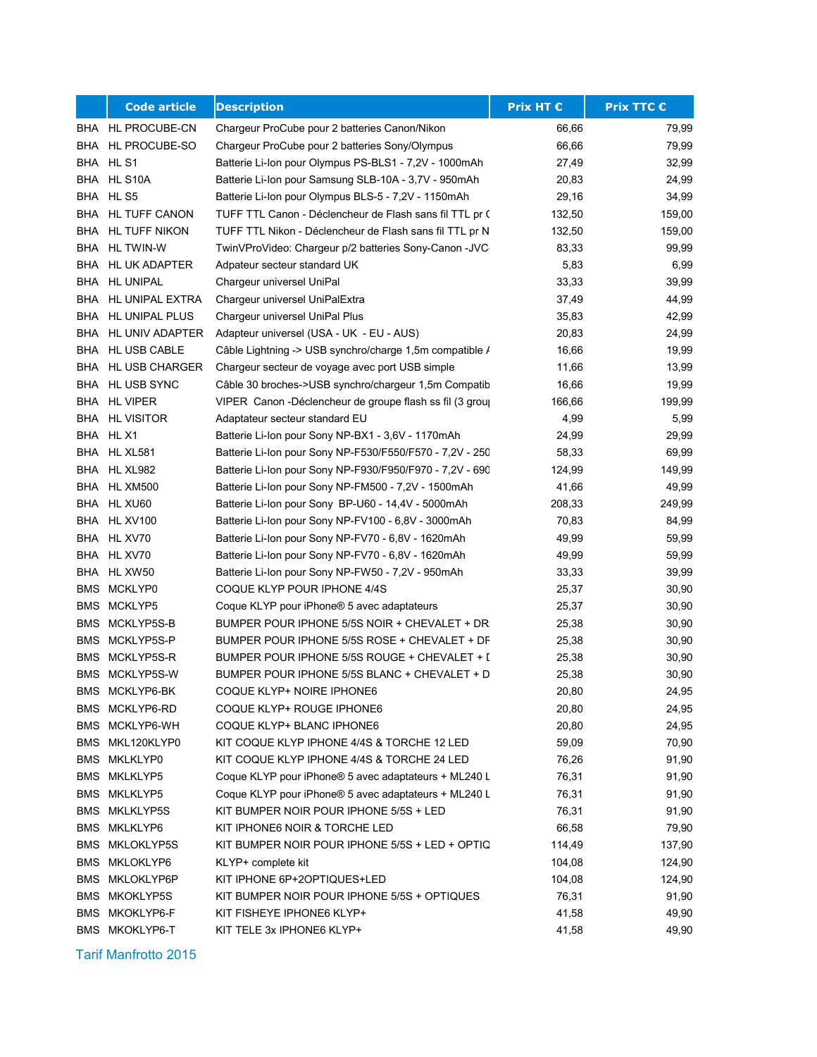| | Code article | Description | Prix HT € | Prix TTC € |
|---|---|---|---|---|
| BHA | HL PROCUBE-CN | Chargeur ProCube pour 2 batteries Canon/Nikon | 66,66 | 79,99 |
| BHA | HL PROCUBE-SO | Chargeur ProCube pour 2 batteries Sony/Olympus | 66,66 | 79,99 |
| BHA | HL S1 | Batterie Li-Ion pour Olympus PS-BLS1 - 7,2V - 1000mAh | 27,49 | 32,99 |
| BHA | HL S10A | Batterie Li-Ion pour Samsung SLB-10A - 3,7V - 950mAh | 20,83 | 24,99 |
| BHA | HL S5 | Batterie Li-Ion pour Olympus BLS-5 - 7,2V - 1150mAh | 29,16 | 34,99 |
| BHA | HL TUFF CANON | TUFF TTL Canon - Déclencheur de Flash sans fil TTL pr ( | 132,50 | 159,00 |
| BHA | HL TUFF NIKON | TUFF TTL Nikon - Déclencheur de Flash sans fil TTL pr N | 132,50 | 159,00 |
| BHA | HL TWIN-W | TwinVProVideo: Chargeur p/2 batteries Sony-Canon -JVC | 83,33 | 99,99 |
| BHA | HL UK ADAPTER | Adpateur secteur standard UK | 5,83 | 6,99 |
| BHA | HL UNIPAL | Chargeur universel UniPal | 33,33 | 39,99 |
| BHA | HL UNIPAL EXTRA | Chargeur universel UniPalExtra | 37,49 | 44,99 |
| BHA | HL UNIPAL PLUS | Chargeur universel UniPal Plus | 35,83 | 42,99 |
| BHA | HL UNIV ADAPTER | Adapteur universel (USA - UK - EU - AUS) | 20,83 | 24,99 |
| BHA | HL USB CABLE | Câble Lightning -> USB synchro/charge 1,5m compatible / | 16,66 | 19,99 |
| BHA | HL USB CHARGER | Chargeur secteur de voyage avec port USB simple | 11,66 | 13,99 |
| BHA | HL USB SYNC | Câble 30 broches->USB synchro/chargeur 1,5m Compatib | 16,66 | 19,99 |
| BHA | HL VIPER | VIPER Canon -Déclencheur de groupe flash ss fil (3 grou | 166,66 | 199,99 |
| BHA | HL VISITOR | Adaptateur secteur standard EU | 4,99 | 5,99 |
| BHA | HL X1 | Batterie Li-Ion pour Sony NP-BX1 - 3,6V - 1170mAh | 24,99 | 29,99 |
| BHA | HL XL581 | Batterie Li-Ion pour Sony NP-F530/F550/F570 - 7,2V - 250 | 58,33 | 69,99 |
| BHA | HL XL982 | Batterie Li-Ion pour Sony NP-F930/F950/F970 - 7,2V - 690 | 124,99 | 149,99 |
| BHA | HL XM500 | Batterie Li-Ion pour Sony NP-FM500 - 7,2V - 1500mAh | 41,66 | 49,99 |
| BHA | HL XU60 | Batterie Li-Ion pour Sony BP-U60 - 14,4V - 5000mAh | 208,33 | 249,99 |
| BHA | HL XV100 | Batterie Li-Ion pour Sony NP-FV100 - 6,8V - 3000mAh | 70,83 | 84,99 |
| BHA | HL XV70 | Batterie Li-Ion pour Sony NP-FV70 - 6,8V - 1620mAh | 49,99 | 59,99 |
| BHA | HL XV70 | Batterie Li-Ion pour Sony NP-FV70 - 6,8V - 1620mAh | 49,99 | 59,99 |
| BHA | HL XW50 | Batterie Li-Ion pour Sony NP-FW50 - 7,2V - 950mAh | 33,33 | 39,99 |
| BMS | MCKLYP0 | COQUE KLYP POUR IPHONE 4/4S | 25,37 | 30,90 |
| BMS | MCKLYP5 | Coque KLYP pour iPhone® 5 avec adaptateurs | 25,37 | 30,90 |
| BMS | MCKLYP5S-B | BUMPER POUR IPHONE 5/5S NOIR + CHEVALET + DR | 25,38 | 30,90 |
| BMS | MCKLYP5S-P | BUMPER POUR IPHONE 5/5S ROSE + CHEVALET + DF | 25,38 | 30,90 |
| BMS | MCKLYP5S-R | BUMPER POUR IPHONE 5/5S ROUGE + CHEVALET + I | 25,38 | 30,90 |
| BMS | MCKLYP5S-W | BUMPER POUR IPHONE 5/5S BLANC + CHEVALET + D | 25,38 | 30,90 |
| BMS | MCKLYP6-BK | COQUE KLYP+ NOIRE IPHONE6 | 20,80 | 24,95 |
| BMS | MCKLYP6-RD | COQUE KLYP+ ROUGE IPHONE6 | 20,80 | 24,95 |
| BMS | MCKLYP6-WH | COQUE KLYP+ BLANC IPHONE6 | 20,80 | 24,95 |
| BMS | MKL120KLYP0 | KIT COQUE KLYP IPHONE 4/4S & TORCHE 12 LED | 59,09 | 70,90 |
| BMS | MKLKLYP0 | KIT COQUE KLYP IPHONE 4/4S & TORCHE 24 LED | 76,26 | 91,90 |
| BMS | MKLKLYP5 | Coque KLYP pour iPhone® 5 avec adaptateurs + ML240 L | 76,31 | 91,90 |
| BMS | MKLKLYP5 | Coque KLYP pour iPhone® 5 avec adaptateurs + ML240 L | 76,31 | 91,90 |
| BMS | MKLKLYP5S | KIT BUMPER NOIR POUR IPHONE 5/5S + LED | 76,31 | 91,90 |
| BMS | MKLKLYP6 | KIT IPHONE6 NOIR & TORCHE LED | 66,58 | 79,90 |
| BMS | MKLOKLYP5S | KIT BUMPER NOIR POUR IPHONE 5/5S + LED + OPTIQ | 114,49 | 137,90 |
| BMS | MKLOKLYP6 | KLYP+ complete kit | 104,08 | 124,90 |
| BMS | MKLOKLYP6P | KIT IPHONE 6P+2OPTIQUES+LED | 104,08 | 124,90 |
| BMS | MKOKLYP5S | KIT BUMPER NOIR POUR IPHONE 5/5S + OPTIQUES | 76,31 | 91,90 |
| BMS | MKOKLYP6-F | KIT FISHEYE IPHONE6 KLYP+ | 41,58 | 49,90 |
| BMS | MKOKLYP6-T | KIT TELE 3x IPHONE6 KLYP+ | 41,58 | 49,90 |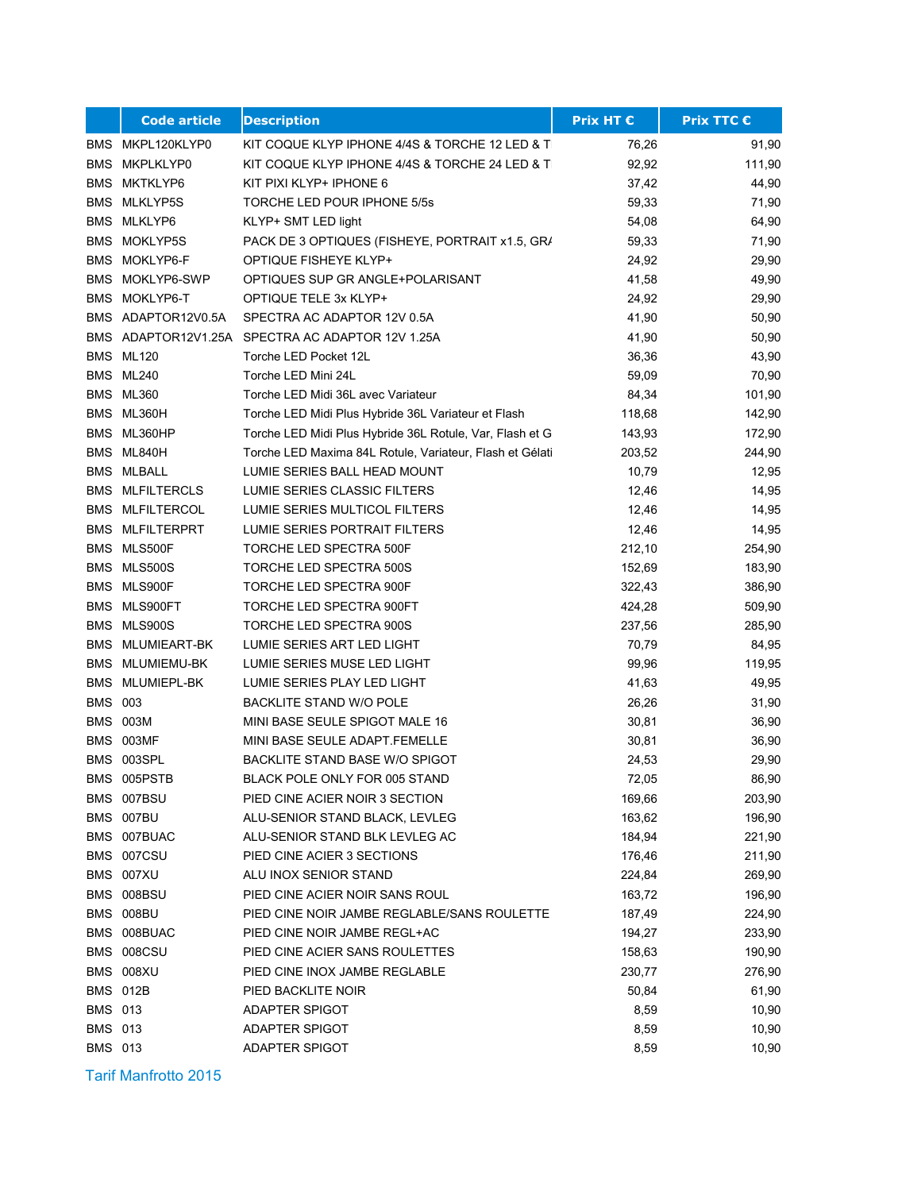| | Code article | Description | Prix HT € | Prix TTC € |
|---|---|---|---|---|
| BMS | MKPL120KLYP0 | KIT COQUE KLYP IPHONE 4/4S & TORCHE 12 LED & T | 76,26 | 91,90 |
| BMS | MKPLKLYP0 | KIT COQUE KLYP IPHONE 4/4S & TORCHE 24 LED & T | 92,92 | 111,90 |
| BMS | MKTKLYP6 | KIT PIXI KLYP+ IPHONE 6 | 37,42 | 44,90 |
| BMS | MLKLYP5S | TORCHE LED POUR IPHONE 5/5s | 59,33 | 71,90 |
| BMS | MLKLYP6 | KLYP+ SMT LED light | 54,08 | 64,90 |
| BMS | MOKLYP5S | PACK DE 3 OPTIQUES (FISHEYE, PORTRAIT x1.5, GR/ | 59,33 | 71,90 |
| BMS | MOKLYP6-F | OPTIQUE FISHEYE KLYP+ | 24,92 | 29,90 |
| BMS | MOKLYP6-SWP | OPTIQUES SUP GR ANGLE+POLARISANT | 41,58 | 49,90 |
| BMS | MOKLYP6-T | OPTIQUE TELE 3x KLYP+ | 24,92 | 29,90 |
| BMS | ADAPTOR12V0.5A | SPECTRA AC ADAPTOR 12V 0.5A | 41,90 | 50,90 |
| BMS | ADAPTOR12V1.25A | SPECTRA AC ADAPTOR 12V 1.25A | 41,90 | 50,90 |
| BMS | ML120 | Torche LED Pocket 12L | 36,36 | 43,90 |
| BMS | ML240 | Torche LED Mini 24L | 59,09 | 70,90 |
| BMS | ML360 | Torche LED Midi 36L avec Variateur | 84,34 | 101,90 |
| BMS | ML360H | Torche LED Midi Plus Hybride 36L Variateur et Flash | 118,68 | 142,90 |
| BMS | ML360HP | Torche LED Midi Plus Hybride 36L Rotule, Var, Flash et G | 143,93 | 172,90 |
| BMS | ML840H | Torche LED Maxima 84L Rotule, Variateur, Flash et Gélati | 203,52 | 244,90 |
| BMS | MLBALL | LUMIE SERIES BALL HEAD MOUNT | 10,79 | 12,95 |
| BMS | MLFILTERCLS | LUMIE SERIES CLASSIC FILTERS | 12,46 | 14,95 |
| BMS | MLFILTERCOL | LUMIE SERIES MULTICOL FILTERS | 12,46 | 14,95 |
| BMS | MLFILTERPRT | LUMIE SERIES PORTRAIT FILTERS | 12,46 | 14,95 |
| BMS | MLS500F | TORCHE LED SPECTRA 500F | 212,10 | 254,90 |
| BMS | MLS500S | TORCHE LED SPECTRA 500S | 152,69 | 183,90 |
| BMS | MLS900F | TORCHE LED SPECTRA 900F | 322,43 | 386,90 |
| BMS | MLS900FT | TORCHE LED SPECTRA 900FT | 424,28 | 509,90 |
| BMS | MLS900S | TORCHE LED SPECTRA 900S | 237,56 | 285,90 |
| BMS | MLUMIEART-BK | LUMIE SERIES ART LED LIGHT | 70,79 | 84,95 |
| BMS | MLUMIEMU-BK | LUMIE SERIES MUSE LED LIGHT | 99,96 | 119,95 |
| BMS | MLUMIEPL-BK | LUMIE SERIES PLAY LED LIGHT | 41,63 | 49,95 |
| BMS | 003 | BACKLITE STAND W/O POLE | 26,26 | 31,90 |
| BMS | 003M | MINI BASE SEULE SPIGOT MALE 16 | 30,81 | 36,90 |
| BMS | 003MF | MINI BASE SEULE ADAPT.FEMELLE | 30,81 | 36,90 |
| BMS | 003SPL | BACKLITE STAND BASE W/O SPIGOT | 24,53 | 29,90 |
| BMS | 005PSTB | BLACK POLE ONLY FOR 005 STAND | 72,05 | 86,90 |
| BMS | 007BSU | PIED CINE ACIER NOIR 3 SECTION | 169,66 | 203,90 |
| BMS | 007BU | ALU-SENIOR STAND BLACK, LEVLEG | 163,62 | 196,90 |
| BMS | 007BUAC | ALU-SENIOR STAND BLK LEVLEG AC | 184,94 | 221,90 |
| BMS | 007CSU | PIED CINE ACIER 3 SECTIONS | 176,46 | 211,90 |
| BMS | 007XU | ALU INOX SENIOR STAND | 224,84 | 269,90 |
| BMS | 008BSU | PIED CINE ACIER NOIR SANS ROUL | 163,72 | 196,90 |
| BMS | 008BU | PIED CINE NOIR JAMBE REGLABLE/SANS ROULETTE | 187,49 | 224,90 |
| BMS | 008BUAC | PIED CINE NOIR JAMBE REGL+AC | 194,27 | 233,90 |
| BMS | 008CSU | PIED CINE ACIER SANS ROULETTES | 158,63 | 190,90 |
| BMS | 008XU | PIED CINE INOX JAMBE REGLABLE | 230,77 | 276,90 |
| BMS | 012B | PIED BACKLITE NOIR | 50,84 | 61,90 |
| BMS | 013 | ADAPTER SPIGOT | 8,59 | 10,90 |
| BMS | 013 | ADAPTER SPIGOT | 8,59 | 10,90 |
| BMS | 013 | ADAPTER SPIGOT | 8,59 | 10,90 |

Tarif Manfrotto 2015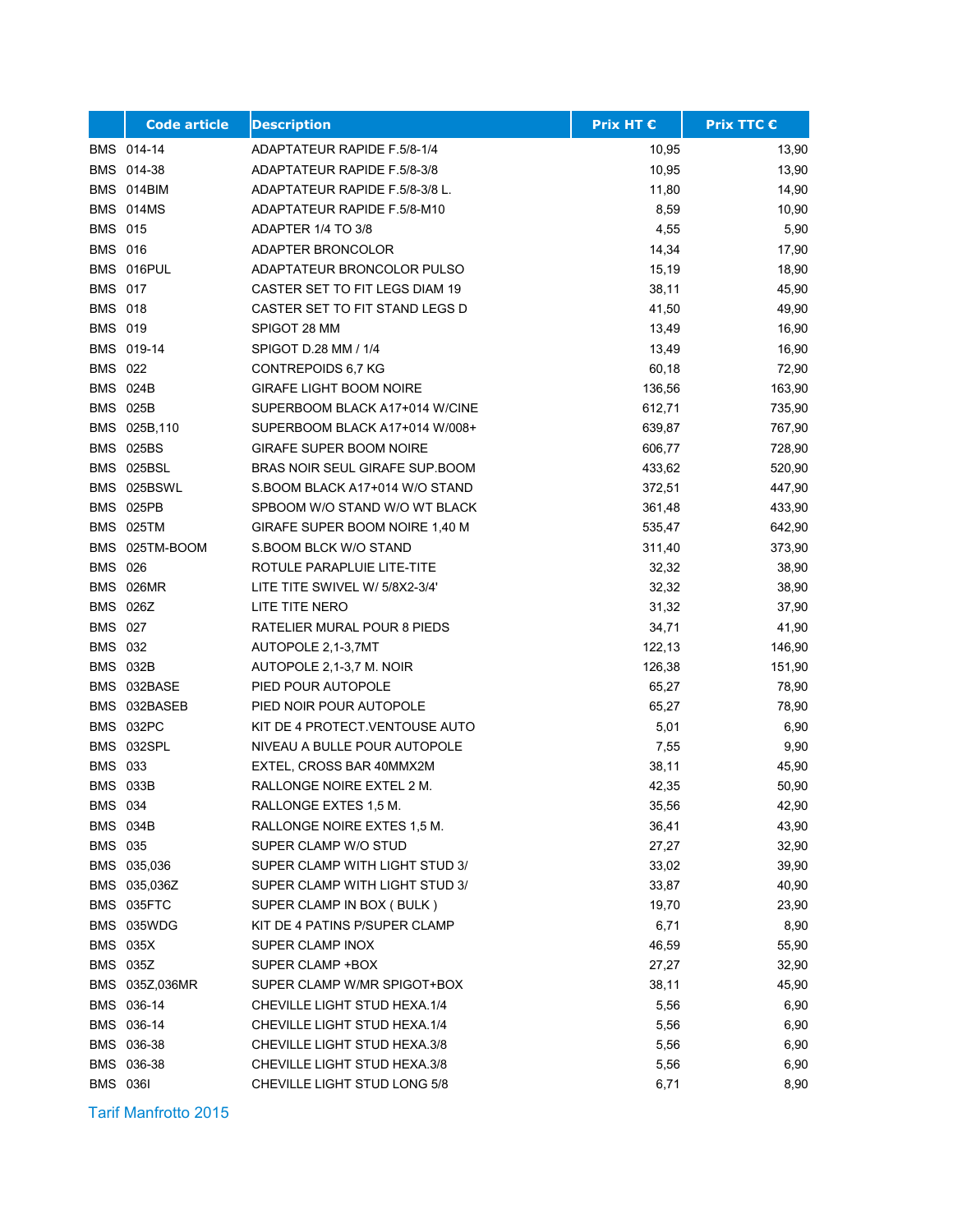| | Code article | Description | Prix HT € | Prix TTC € |
|---|---|---|---|---|
| BMS | 014-14 | ADAPTATEUR RAPIDE F.5/8-1/4 | 10,95 | 13,90 |
| BMS | 014-38 | ADAPTATEUR RAPIDE F.5/8-3/8 | 10,95 | 13,90 |
| BMS | 014BIM | ADAPTATEUR RAPIDE F.5/8-3/8 L. | 11,80 | 14,90 |
| BMS | 014MS | ADAPTATEUR RAPIDE F.5/8-M10 | 8,59 | 10,90 |
| BMS | 015 | ADAPTER 1/4 TO 3/8 | 4,55 | 5,90 |
| BMS | 016 | ADAPTER BRONCOLOR | 14,34 | 17,90 |
| BMS | 016PUL | ADAPTATEUR BRONCOLOR PULSO | 15,19 | 18,90 |
| BMS | 017 | CASTER SET TO FIT LEGS DIAM 19 | 38,11 | 45,90 |
| BMS | 018 | CASTER SET TO FIT STAND LEGS D | 41,50 | 49,90 |
| BMS | 019 | SPIGOT 28 MM | 13,49 | 16,90 |
| BMS | 019-14 | SPIGOT D.28 MM / 1/4 | 13,49 | 16,90 |
| BMS | 022 | CONTREPOIDS 6,7 KG | 60,18 | 72,90 |
| BMS | 024B | GIRAFE LIGHT BOOM NOIRE | 136,56 | 163,90 |
| BMS | 025B | SUPERBOOM BLACK A17+014 W/CINE | 612,71 | 735,90 |
| BMS | 025B,110 | SUPERBOOM BLACK A17+014 W/008+ | 639,87 | 767,90 |
| BMS | 025BS | GIRAFE SUPER BOOM NOIRE | 606,77 | 728,90 |
| BMS | 025BSL | BRAS NOIR SEUL GIRAFE SUP.BOOM | 433,62 | 520,90 |
| BMS | 025BSWL | S.BOOM BLACK A17+014 W/O STAND | 372,51 | 447,90 |
| BMS | 025PB | SPBOOM W/O STAND W/O WT BLACK | 361,48 | 433,90 |
| BMS | 025TM | GIRAFE SUPER BOOM NOIRE 1,40 M | 535,47 | 642,90 |
| BMS | 025TM-BOOM | S.BOOM BLCK W/O STAND | 311,40 | 373,90 |
| BMS | 026 | ROTULE PARAPLUIE LITE-TITE | 32,32 | 38,90 |
| BMS | 026MR | LITE TITE SWIVEL W/ 5/8X2-3/4' | 32,32 | 38,90 |
| BMS | 026Z | LITE TITE NERO | 31,32 | 37,90 |
| BMS | 027 | RATELIER MURAL POUR 8 PIEDS | 34,71 | 41,90 |
| BMS | 032 | AUTOPOLE 2,1-3,7MT | 122,13 | 146,90 |
| BMS | 032B | AUTOPOLE 2,1-3,7 M. NOIR | 126,38 | 151,90 |
| BMS | 032BASE | PIED POUR AUTOPOLE | 65,27 | 78,90 |
| BMS | 032BASEB | PIED NOIR POUR AUTOPOLE | 65,27 | 78,90 |
| BMS | 032PC | KIT DE 4 PROTECT.VENTOUSE AUTO | 5,01 | 6,90 |
| BMS | 032SPL | NIVEAU A BULLE POUR AUTOPOLE | 7,55 | 9,90 |
| BMS | 033 | EXTEL, CROSS BAR 40MMX2M | 38,11 | 45,90 |
| BMS | 033B | RALLONGE NOIRE EXTEL 2 M. | 42,35 | 50,90 |
| BMS | 034 | RALLONGE EXTES 1,5 M. | 35,56 | 42,90 |
| BMS | 034B | RALLONGE NOIRE EXTES 1,5 M. | 36,41 | 43,90 |
| BMS | 035 | SUPER CLAMP W/O STUD | 27,27 | 32,90 |
| BMS | 035,036 | SUPER CLAMP WITH LIGHT STUD 3/ | 33,02 | 39,90 |
| BMS | 035,036Z | SUPER CLAMP WITH LIGHT STUD 3/ | 33,87 | 40,90 |
| BMS | 035FTC | SUPER CLAMP IN BOX ( BULK ) | 19,70 | 23,90 |
| BMS | 035WDG | KIT DE 4 PATINS P/SUPER CLAMP | 6,71 | 8,90 |
| BMS | 035X | SUPER CLAMP INOX | 46,59 | 55,90 |
| BMS | 035Z | SUPER CLAMP +BOX | 27,27 | 32,90 |
| BMS | 035Z,036MR | SUPER CLAMP W/MR SPIGOT+BOX | 38,11 | 45,90 |
| BMS | 036-14 | CHEVILLE LIGHT STUD HEXA.1/4 | 5,56 | 6,90 |
| BMS | 036-14 | CHEVILLE LIGHT STUD HEXA.1/4 | 5,56 | 6,90 |
| BMS | 036-38 | CHEVILLE LIGHT STUD HEXA.3/8 | 5,56 | 6,90 |
| BMS | 036-38 | CHEVILLE LIGHT STUD HEXA.3/8 | 5,56 | 6,90 |
| BMS | 036I | CHEVILLE LIGHT STUD LONG 5/8 | 6,71 | 8,90 |

Tarif Manfrotto 2015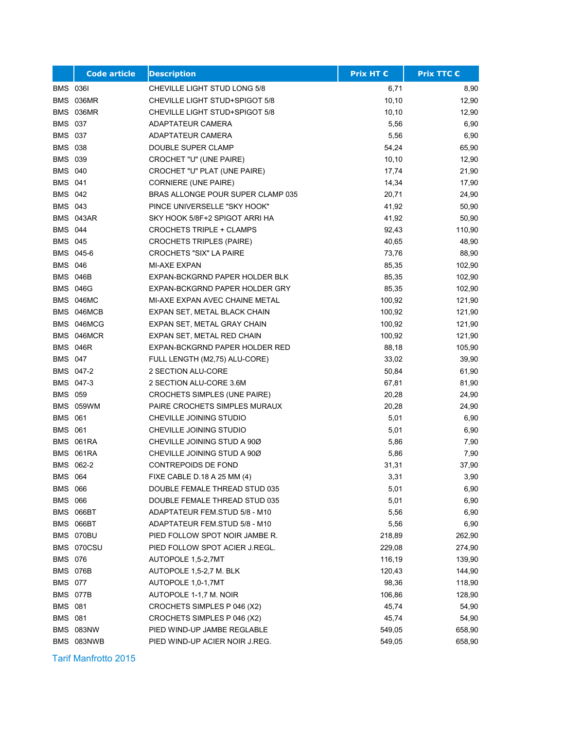| | Code article | Description | Prix HT € | Prix TTC € |
|---|---|---|---|---|
| BMS | 036I | CHEVILLE LIGHT STUD LONG 5/8 | 6,71 | 8,90 |
| BMS | 036MR | CHEVILLE LIGHT STUD+SPIGOT 5/8 | 10,10 | 12,90 |
| BMS | 036MR | CHEVILLE LIGHT STUD+SPIGOT 5/8 | 10,10 | 12,90 |
| BMS | 037 | ADAPTATEUR CAMERA | 5,56 | 6,90 |
| BMS | 037 | ADAPTATEUR CAMERA | 5,56 | 6,90 |
| BMS | 038 | DOUBLE SUPER CLAMP | 54,24 | 65,90 |
| BMS | 039 | CROCHET "U" (UNE PAIRE) | 10,10 | 12,90 |
| BMS | 040 | CROCHET "U" PLAT (UNE PAIRE) | 17,74 | 21,90 |
| BMS | 041 | CORNIERE (UNE PAIRE) | 14,34 | 17,90 |
| BMS | 042 | BRAS ALLONGE POUR SUPER CLAMP 035 | 20,71 | 24,90 |
| BMS | 043 | PINCE UNIVERSELLE "SKY HOOK" | 41,92 | 50,90 |
| BMS | 043AR | SKY HOOK 5/8F+2 SPIGOT ARRI HA | 41,92 | 50,90 |
| BMS | 044 | CROCHETS TRIPLE + CLAMPS | 92,43 | 110,90 |
| BMS | 045 | CROCHETS TRIPLES (PAIRE) | 40,65 | 48,90 |
| BMS | 045-6 | CROCHETS "SIX" LA PAIRE | 73,76 | 88,90 |
| BMS | 046 | MI-AXE EXPAN | 85,35 | 102,90 |
| BMS | 046B | EXPAN-BCKGRND PAPER HOLDER BLK | 85,35 | 102,90 |
| BMS | 046G | EXPAN-BCKGRND PAPER HOLDER GRY | 85,35 | 102,90 |
| BMS | 046MC | MI-AXE EXPAN AVEC CHAINE METAL | 100,92 | 121,90 |
| BMS | 046MCB | EXPAN SET, METAL BLACK CHAIN | 100,92 | 121,90 |
| BMS | 046MCG | EXPAN SET, METAL GRAY CHAIN | 100,92 | 121,90 |
| BMS | 046MCR | EXPAN SET, METAL RED CHAIN | 100,92 | 121,90 |
| BMS | 046R | EXPAN-BCKGRND PAPER HOLDER RED | 88,18 | 105,90 |
| BMS | 047 | FULL LENGTH (M2,75) ALU-CORE) | 33,02 | 39,90 |
| BMS | 047-2 | 2 SECTION ALU-CORE | 50,84 | 61,90 |
| BMS | 047-3 | 2 SECTION ALU-CORE 3.6M | 67,81 | 81,90 |
| BMS | 059 | CROCHETS SIMPLES (UNE PAIRE) | 20,28 | 24,90 |
| BMS | 059WM | PAIRE CROCHETS SIMPLES MURAUX | 20,28 | 24,90 |
| BMS | 061 | CHEVILLE JOINING STUDIO | 5,01 | 6,90 |
| BMS | 061 | CHEVILLE JOINING STUDIO | 5,01 | 6,90 |
| BMS | 061RA | CHEVILLE JOINING STUD A 90Ø | 5,86 | 7,90 |
| BMS | 061RA | CHEVILLE JOINING STUD A 90Ø | 5,86 | 7,90 |
| BMS | 062-2 | CONTREPOIDS DE FOND | 31,31 | 37,90 |
| BMS | 064 | FIXE CABLE D.18 A 25 MM (4) | 3,31 | 3,90 |
| BMS | 066 | DOUBLE FEMALE THREAD STUD 035 | 5,01 | 6,90 |
| BMS | 066 | DOUBLE FEMALE THREAD STUD 035 | 5,01 | 6,90 |
| BMS | 066BT | ADAPTATEUR FEM.STUD 5/8 - M10 | 5,56 | 6,90 |
| BMS | 066BT | ADAPTATEUR FEM.STUD 5/8 - M10 | 5,56 | 6,90 |
| BMS | 070BU | PIED FOLLOW SPOT NOIR JAMBE R. | 218,89 | 262,90 |
| BMS | 070CSU | PIED FOLLOW SPOT ACIER J.REGL. | 229,08 | 274,90 |
| BMS | 076 | AUTOPOLE 1,5-2,7MT | 116,19 | 139,90 |
| BMS | 076B | AUTOPOLE 1,5-2,7 M. BLK | 120,43 | 144,90 |
| BMS | 077 | AUTOPOLE 1,0-1,7MT | 98,36 | 118,90 |
| BMS | 077B | AUTOPOLE 1-1,7 M. NOIR | 106,86 | 128,90 |
| BMS | 081 | CROCHETS SIMPLES P 046 (X2) | 45,74 | 54,90 |
| BMS | 081 | CROCHETS SIMPLES P 046 (X2) | 45,74 | 54,90 |
| BMS | 083NW | PIED WIND-UP JAMBE REGLABLE | 549,05 | 658,90 |
| BMS | 083NWB | PIED WIND-UP ACIER NOIR J.REG. | 549,05 | 658,90 |

Tarif Manfrotto 2015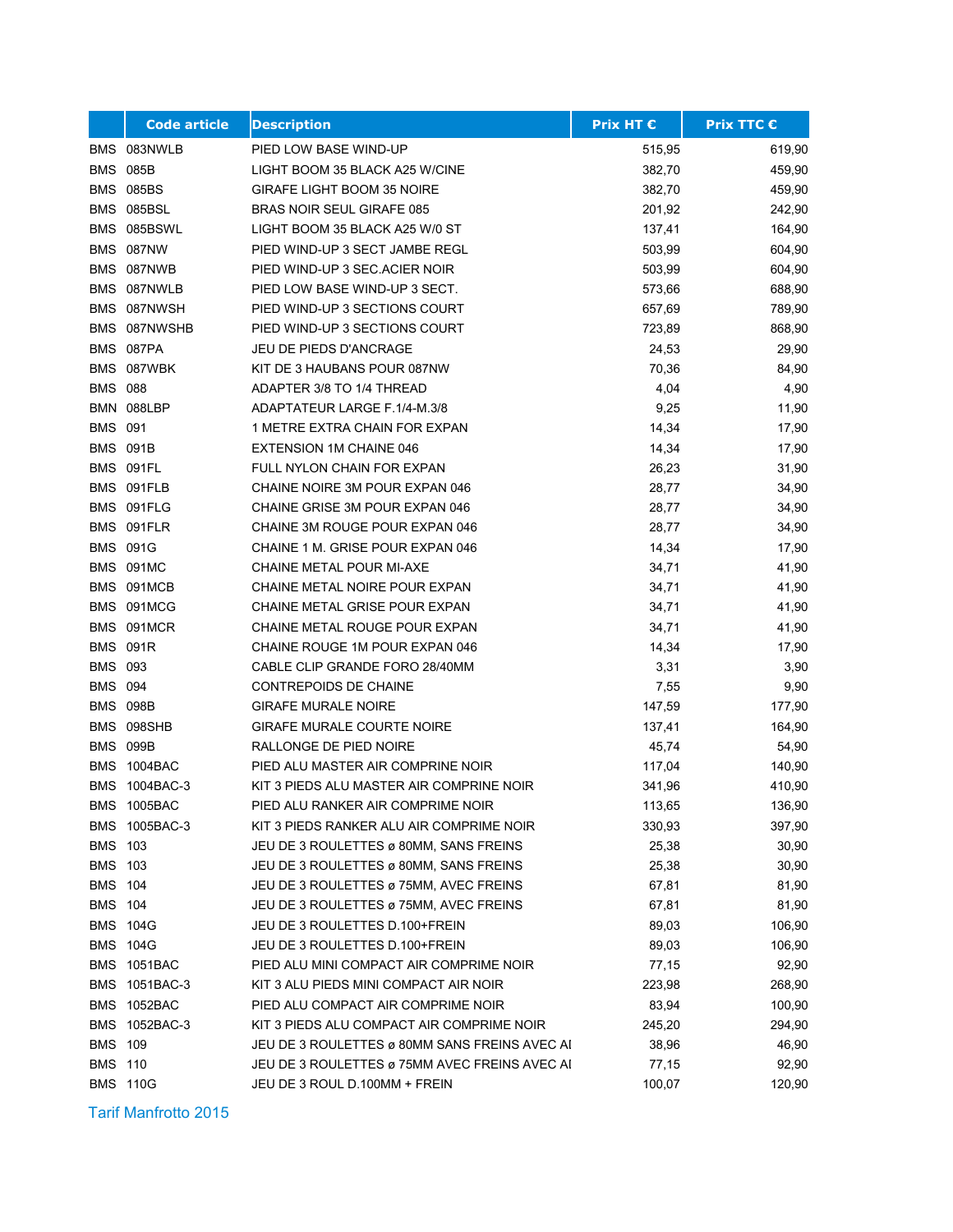| | Code article | Description | Prix HT € | Prix TTC € |
|---|---|---|---|---|
| BMS | 083NWLB | PIED LOW BASE WIND-UP | 515,95 | 619,90 |
| BMS | 085B | LIGHT BOOM 35 BLACK A25 W/CINE | 382,70 | 459,90 |
| BMS | 085BS | GIRAFE LIGHT BOOM 35 NOIRE | 382,70 | 459,90 |
| BMS | 085BSL | BRAS NOIR SEUL GIRAFE 085 | 201,92 | 242,90 |
| BMS | 085BSWL | LIGHT BOOM 35 BLACK A25 W/0 ST | 137,41 | 164,90 |
| BMS | 087NW | PIED WIND-UP 3 SECT JAMBE REGL | 503,99 | 604,90 |
| BMS | 087NWB | PIED WIND-UP 3 SEC.ACIER NOIR | 503,99 | 604,90 |
| BMS | 087NWLB | PIED LOW BASE WIND-UP 3 SECT. | 573,66 | 688,90 |
| BMS | 087NWSH | PIED WIND-UP 3 SECTIONS COURT | 657,69 | 789,90 |
| BMS | 087NWSHB | PIED WIND-UP 3 SECTIONS COURT | 723,89 | 868,90 |
| BMS | 087PA | JEU DE PIEDS D'ANCRAGE | 24,53 | 29,90 |
| BMS | 087WBK | KIT DE 3 HAUBANS POUR 087NW | 70,36 | 84,90 |
| BMS | 088 | ADAPTER 3/8 TO 1/4 THREAD | 4,04 | 4,90 |
| BMN | 088LBP | ADAPTATEUR LARGE F.1/4-M.3/8 | 9,25 | 11,90 |
| BMS | 091 | 1 METRE EXTRA CHAIN FOR EXPAN | 14,34 | 17,90 |
| BMS | 091B | EXTENSION 1M CHAINE 046 | 14,34 | 17,90 |
| BMS | 091FL | FULL NYLON CHAIN FOR EXPAN | 26,23 | 31,90 |
| BMS | 091FLB | CHAINE NOIRE 3M POUR EXPAN 046 | 28,77 | 34,90 |
| BMS | 091FLG | CHAINE GRISE 3M POUR EXPAN 046 | 28,77 | 34,90 |
| BMS | 091FLR | CHAINE 3M ROUGE POUR EXPAN 046 | 28,77 | 34,90 |
| BMS | 091G | CHAINE 1 M. GRISE POUR EXPAN 046 | 14,34 | 17,90 |
| BMS | 091MC | CHAINE METAL POUR MI-AXE | 34,71 | 41,90 |
| BMS | 091MCB | CHAINE METAL NOIRE POUR EXPAN | 34,71 | 41,90 |
| BMS | 091MCG | CHAINE METAL GRISE POUR EXPAN | 34,71 | 41,90 |
| BMS | 091MCR | CHAINE METAL ROUGE POUR EXPAN | 34,71 | 41,90 |
| BMS | 091R | CHAINE ROUGE 1M POUR EXPAN 046 | 14,34 | 17,90 |
| BMS | 093 | CABLE CLIP GRANDE FORO 28/40MM | 3,31 | 3,90 |
| BMS | 094 | CONTREPOIDS DE CHAINE | 7,55 | 9,90 |
| BMS | 098B | GIRAFE MURALE NOIRE | 147,59 | 177,90 |
| BMS | 098SHB | GIRAFE MURALE COURTE NOIRE | 137,41 | 164,90 |
| BMS | 099B | RALLONGE DE PIED NOIRE | 45,74 | 54,90 |
| BMS | 1004BAC | PIED ALU MASTER AIR COMPRINE NOIR | 117,04 | 140,90 |
| BMS | 1004BAC-3 | KIT 3 PIEDS ALU MASTER AIR COMPRINE NOIR | 341,96 | 410,90 |
| BMS | 1005BAC | PIED ALU RANKER AIR COMPRIME NOIR | 113,65 | 136,90 |
| BMS | 1005BAC-3 | KIT 3 PIEDS RANKER ALU AIR COMPRIME NOIR | 330,93 | 397,90 |
| BMS | 103 | JEU DE 3 ROULETTES ø 80MM, SANS FREINS | 25,38 | 30,90 |
| BMS | 103 | JEU DE 3 ROULETTES ø 80MM, SANS FREINS | 25,38 | 30,90 |
| BMS | 104 | JEU DE 3 ROULETTES ø 75MM, AVEC FREINS | 67,81 | 81,90 |
| BMS | 104 | JEU DE 3 ROULETTES ø 75MM, AVEC FREINS | 67,81 | 81,90 |
| BMS | 104G | JEU DE 3 ROULETTES D.100+FREIN | 89,03 | 106,90 |
| BMS | 104G | JEU DE 3 ROULETTES D.100+FREIN | 89,03 | 106,90 |
| BMS | 1051BAC | PIED ALU MINI COMPACT AIR COMPRIME NOIR | 77,15 | 92,90 |
| BMS | 1051BAC-3 | KIT 3 ALU PIEDS MINI COMPACT AIR NOIR | 223,98 | 268,90 |
| BMS | 1052BAC | PIED ALU COMPACT AIR COMPRIME NOIR | 83,94 | 100,90 |
| BMS | 1052BAC-3 | KIT 3 PIEDS ALU COMPACT AIR COMPRIME NOIR | 245,20 | 294,90 |
| BMS | 109 | JEU DE 3 ROULETTES ø 80MM SANS FREINS AVEC AI | 38,96 | 46,90 |
| BMS | 110 | JEU DE 3 ROULETTES ø 75MM AVEC FREINS AVEC AI | 77,15 | 92,90 |
| BMS | 110G | JEU DE 3 ROUL D.100MM + FREIN | 100,07 | 120,90 |

Tarif Manfrotto 2015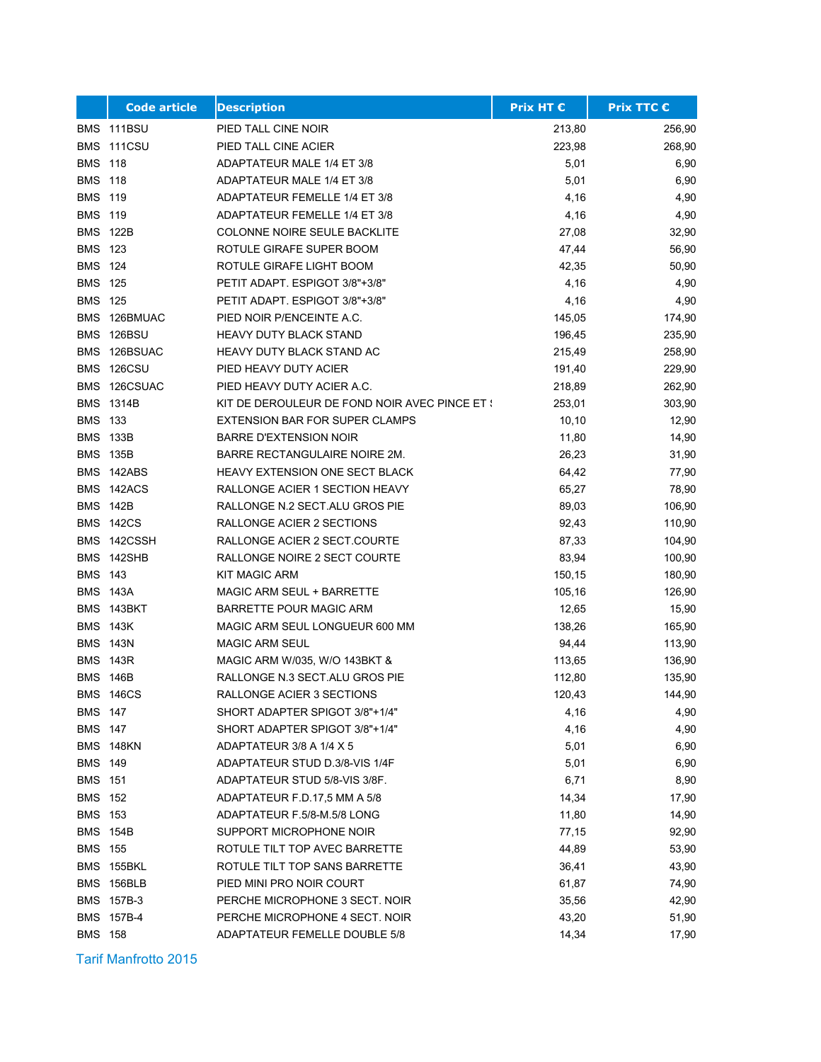| | Code article | Description | Prix HT € | Prix TTC € |
|---|---|---|---|---|
| BMS | 111BSU | PIED TALL CINE NOIR | 213,80 | 256,90 |
| BMS | 111CSU | PIED TALL CINE ACIER | 223,98 | 268,90 |
| BMS | 118 | ADAPTATEUR MALE 1/4 ET 3/8 | 5,01 | 6,90 |
| BMS | 118 | ADAPTATEUR MALE 1/4 ET 3/8 | 5,01 | 6,90 |
| BMS | 119 | ADAPTATEUR FEMELLE 1/4 ET 3/8 | 4,16 | 4,90 |
| BMS | 119 | ADAPTATEUR FEMELLE 1/4 ET 3/8 | 4,16 | 4,90 |
| BMS | 122B | COLONNE NOIRE SEULE BACKLITE | 27,08 | 32,90 |
| BMS | 123 | ROTULE GIRAFE SUPER BOOM | 47,44 | 56,90 |
| BMS | 124 | ROTULE GIRAFE LIGHT BOOM | 42,35 | 50,90 |
| BMS | 125 | PETIT ADAPT. ESPIGOT 3/8"+3/8" | 4,16 | 4,90 |
| BMS | 125 | PETIT ADAPT. ESPIGOT 3/8"+3/8" | 4,16 | 4,90 |
| BMS | 126BMUAC | PIED NOIR P/ENCEINTE A.C. | 145,05 | 174,90 |
| BMS | 126BSU | HEAVY DUTY BLACK STAND | 196,45 | 235,90 |
| BMS | 126BSUAC | HEAVY DUTY BLACK STAND AC | 215,49 | 258,90 |
| BMS | 126CSU | PIED HEAVY DUTY ACIER | 191,40 | 229,90 |
| BMS | 126CSUAC | PIED HEAVY DUTY ACIER A.C. | 218,89 | 262,90 |
| BMS | 1314B | KIT DE DEROULEUR DE FOND NOIR AVEC PINCE ET S | 253,01 | 303,90 |
| BMS | 133 | EXTENSION BAR FOR SUPER CLAMPS | 10,10 | 12,90 |
| BMS | 133B | BARRE D'EXTENSION NOIR | 11,80 | 14,90 |
| BMS | 135B | BARRE RECTANGULAIRE NOIRE 2M. | 26,23 | 31,90 |
| BMS | 142ABS | HEAVY EXTENSION ONE SECT BLACK | 64,42 | 77,90 |
| BMS | 142ACS | RALLONGE ACIER 1 SECTION HEAVY | 65,27 | 78,90 |
| BMS | 142B | RALLONGE N.2 SECT.ALU GROS PIE | 89,03 | 106,90 |
| BMS | 142CS | RALLONGE ACIER 2 SECTIONS | 92,43 | 110,90 |
| BMS | 142CSSH | RALLONGE ACIER 2 SECT.COURTE | 87,33 | 104,90 |
| BMS | 142SHB | RALLONGE NOIRE 2 SECT COURTE | 83,94 | 100,90 |
| BMS | 143 | KIT MAGIC ARM | 150,15 | 180,90 |
| BMS | 143A | MAGIC ARM SEUL + BARRETTE | 105,16 | 126,90 |
| BMS | 143BKT | BARRETTE POUR MAGIC ARM | 12,65 | 15,90 |
| BMS | 143K | MAGIC ARM SEUL LONGUEUR 600 MM | 138,26 | 165,90 |
| BMS | 143N | MAGIC ARM SEUL | 94,44 | 113,90 |
| BMS | 143R | MAGIC ARM W/035, W/O 143BKT & | 113,65 | 136,90 |
| BMS | 146B | RALLONGE N.3 SECT.ALU GROS PIE | 112,80 | 135,90 |
| BMS | 146CS | RALLONGE ACIER 3 SECTIONS | 120,43 | 144,90 |
| BMS | 147 | SHORT ADAPTER SPIGOT 3/8"+1/4" | 4,16 | 4,90 |
| BMS | 147 | SHORT ADAPTER SPIGOT 3/8"+1/4" | 4,16 | 4,90 |
| BMS | 148KN | ADAPTATEUR 3/8 A 1/4 X 5 | 5,01 | 6,90 |
| BMS | 149 | ADAPTATEUR STUD D.3/8-VIS 1/4F | 5,01 | 6,90 |
| BMS | 151 | ADAPTATEUR STUD 5/8-VIS 3/8F. | 6,71 | 8,90 |
| BMS | 152 | ADAPTATEUR F.D.17,5 MM A 5/8 | 14,34 | 17,90 |
| BMS | 153 | ADAPTATEUR F.5/8-M.5/8 LONG | 11,80 | 14,90 |
| BMS | 154B | SUPPORT MICROPHONE NOIR | 77,15 | 92,90 |
| BMS | 155 | ROTULE TILT TOP AVEC BARRETTE | 44,89 | 53,90 |
| BMS | 155BKL | ROTULE TILT TOP SANS BARRETTE | 36,41 | 43,90 |
| BMS | 156BLB | PIED MINI PRO NOIR COURT | 61,87 | 74,90 |
| BMS | 157B-3 | PERCHE MICROPHONE 3 SECT. NOIR | 35,56 | 42,90 |
| BMS | 157B-4 | PERCHE MICROPHONE 4 SECT. NOIR | 43,20 | 51,90 |
| BMS | 158 | ADAPTATEUR FEMELLE DOUBLE 5/8 | 14,34 | 17,90 |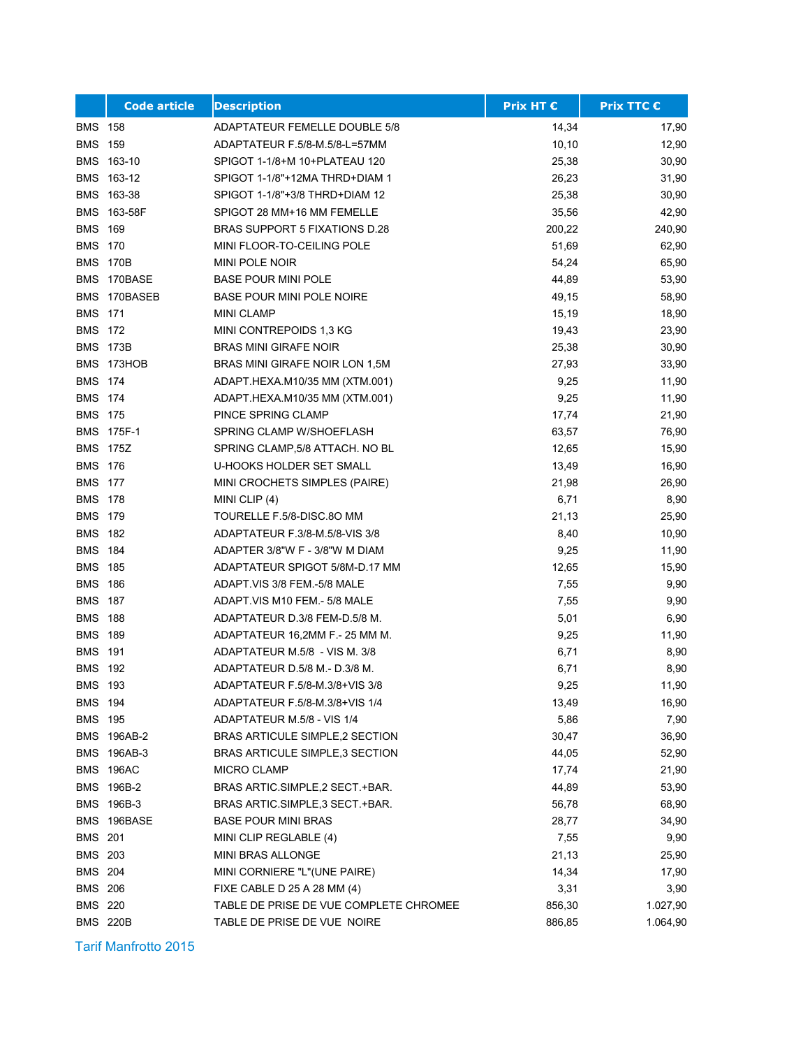| | Code article | Description | Prix HT € | Prix TTC € |
|---|---|---|---|---|
| BMS | 158 | ADAPTATEUR FEMELLE DOUBLE 5/8 | 14,34 | 17,90 |
| BMS | 159 | ADAPTATEUR F.5/8-M.5/8-L=57MM | 10,10 | 12,90 |
| BMS | 163-10 | SPIGOT 1-1/8+M 10+PLATEAU 120 | 25,38 | 30,90 |
| BMS | 163-12 | SPIGOT 1-1/8"+12MA THRD+DIAM 1 | 26,23 | 31,90 |
| BMS | 163-38 | SPIGOT 1-1/8"+3/8 THRD+DIAM 12 | 25,38 | 30,90 |
| BMS | 163-58F | SPIGOT 28 MM+16 MM FEMELLE | 35,56 | 42,90 |
| BMS | 169 | BRAS SUPPORT 5 FIXATIONS D.28 | 200,22 | 240,90 |
| BMS | 170 | MINI FLOOR-TO-CEILING POLE | 51,69 | 62,90 |
| BMS | 170B | MINI POLE NOIR | 54,24 | 65,90 |
| BMS | 170BASE | BASE POUR MINI POLE | 44,89 | 53,90 |
| BMS | 170BASEB | BASE POUR MINI POLE NOIRE | 49,15 | 58,90 |
| BMS | 171 | MINI CLAMP | 15,19 | 18,90 |
| BMS | 172 | MINI CONTREPOIDS 1,3 KG | 19,43 | 23,90 |
| BMS | 173B | BRAS MINI GIRAFE NOIR | 25,38 | 30,90 |
| BMS | 173HOB | BRAS MINI GIRAFE NOIR LON 1,5M | 27,93 | 33,90 |
| BMS | 174 | ADAPT.HEXA.M10/35 MM (XTM.001) | 9,25 | 11,90 |
| BMS | 174 | ADAPT.HEXA.M10/35 MM (XTM.001) | 9,25 | 11,90 |
| BMS | 175 | PINCE SPRING CLAMP | 17,74 | 21,90 |
| BMS | 175F-1 | SPRING CLAMP W/SHOEFLASH | 63,57 | 76,90 |
| BMS | 175Z | SPRING CLAMP,5/8 ATTACH. NO BL | 12,65 | 15,90 |
| BMS | 176 | U-HOOKS HOLDER SET SMALL | 13,49 | 16,90 |
| BMS | 177 | MINI CROCHETS SIMPLES (PAIRE) | 21,98 | 26,90 |
| BMS | 178 | MINI CLIP (4) | 6,71 | 8,90 |
| BMS | 179 | TOURELLE F.5/8-DISC.8O MM | 21,13 | 25,90 |
| BMS | 182 | ADAPTATEUR F.3/8-M.5/8-VIS 3/8 | 8,40 | 10,90 |
| BMS | 184 | ADAPTER 3/8"W F - 3/8"W M DIAM | 9,25 | 11,90 |
| BMS | 185 | ADAPTATEUR SPIGOT 5/8M-D.17 MM | 12,65 | 15,90 |
| BMS | 186 | ADAPT.VIS 3/8 FEM.-5/8 MALE | 7,55 | 9,90 |
| BMS | 187 | ADAPT.VIS M10 FEM.- 5/8 MALE | 7,55 | 9,90 |
| BMS | 188 | ADAPTATEUR D.3/8 FEM-D.5/8 M. | 5,01 | 6,90 |
| BMS | 189 | ADAPTATEUR 16,2MM F.- 25 MM M. | 9,25 | 11,90 |
| BMS | 191 | ADAPTATEUR M.5/8 - VIS M. 3/8 | 6,71 | 8,90 |
| BMS | 192 | ADAPTATEUR D.5/8 M.- D.3/8 M. | 6,71 | 8,90 |
| BMS | 193 | ADAPTATEUR F.5/8-M.3/8+VIS 3/8 | 9,25 | 11,90 |
| BMS | 194 | ADAPTATEUR F.5/8-M.3/8+VIS 1/4 | 13,49 | 16,90 |
| BMS | 195 | ADAPTATEUR M.5/8 - VIS 1/4 | 5,86 | 7,90 |
| BMS | 196AB-2 | BRAS ARTICULE SIMPLE,2 SECTION | 30,47 | 36,90 |
| BMS | 196AB-3 | BRAS ARTICULE SIMPLE,3 SECTION | 44,05 | 52,90 |
| BMS | 196AC | MICRO CLAMP | 17,74 | 21,90 |
| BMS | 196B-2 | BRAS ARTIC.SIMPLE,2 SECT.+BAR. | 44,89 | 53,90 |
| BMS | 196B-3 | BRAS ARTIC.SIMPLE,3 SECT.+BAR. | 56,78 | 68,90 |
| BMS | 196BASE | BASE POUR MINI BRAS | 28,77 | 34,90 |
| BMS | 201 | MINI CLIP REGLABLE (4) | 7,55 | 9,90 |
| BMS | 203 | MINI BRAS ALLONGE | 21,13 | 25,90 |
| BMS | 204 | MINI CORNIERE "L"(UNE PAIRE) | 14,34 | 17,90 |
| BMS | 206 | FIXE CABLE D 25 A 28 MM (4) | 3,31 | 3,90 |
| BMS | 220 | TABLE DE PRISE DE VUE COMPLETE CHROMEE | 856,30 | 1.027,90 |
| BMS | 220B | TABLE DE PRISE DE VUE NOIRE | 886,85 | 1.064,90 |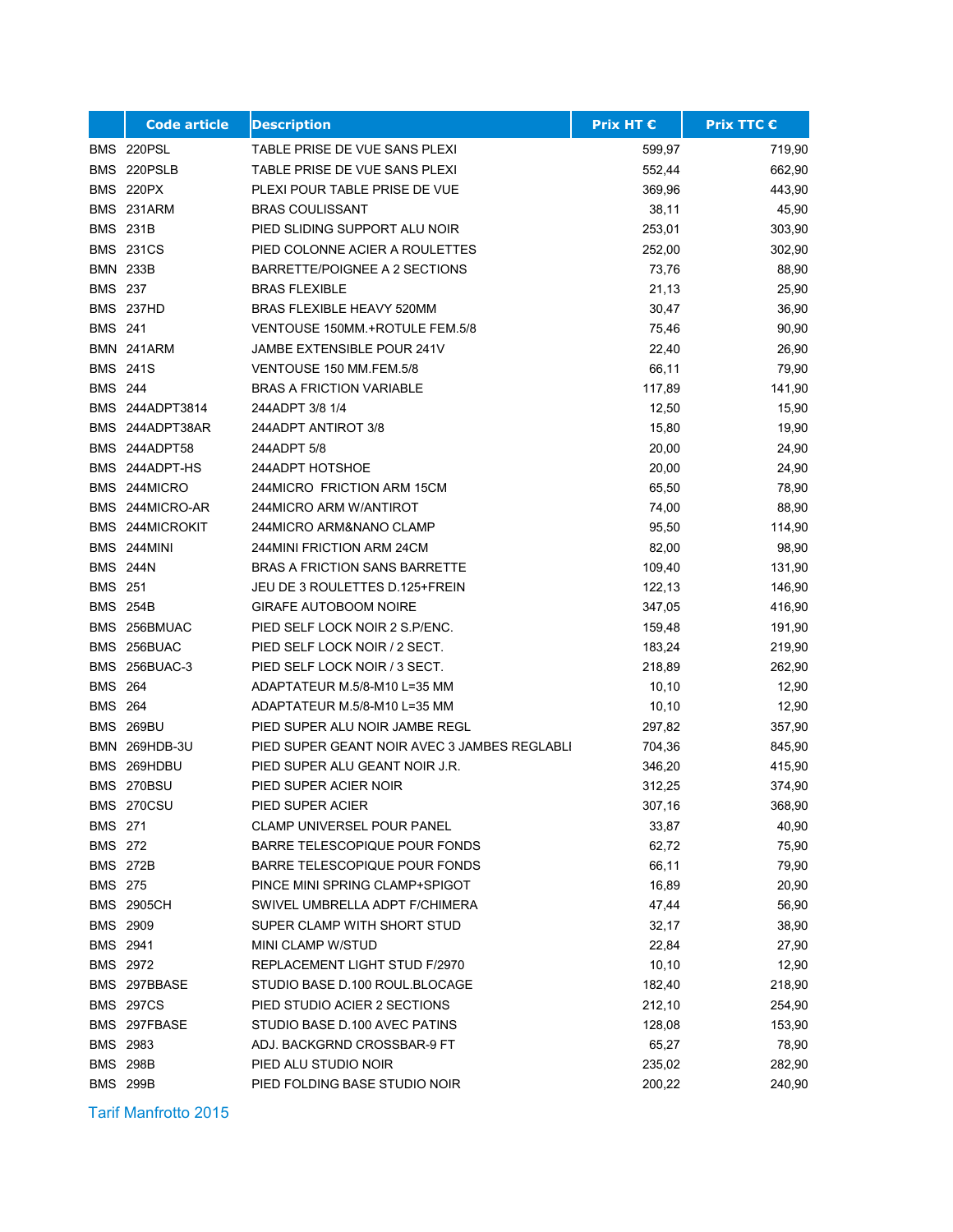| | Code article | Description | Prix HT € | Prix TTC € |
|---|---|---|---|---|
| BMS | 220PSL | TABLE PRISE DE VUE SANS PLEXI | 599,97 | 719,90 |
| BMS | 220PSLB | TABLE PRISE DE VUE SANS PLEXI | 552,44 | 662,90 |
| BMS | 220PX | PLEXI POUR TABLE PRISE DE VUE | 369,96 | 443,90 |
| BMS | 231ARM | BRAS COULISSANT | 38,11 | 45,90 |
| BMS | 231B | PIED SLIDING SUPPORT ALU NOIR | 253,01 | 303,90 |
| BMS | 231CS | PIED COLONNE ACIER A ROULETTES | 252,00 | 302,90 |
| BMN | 233B | BARRETTE/POIGNEE A 2 SECTIONS | 73,76 | 88,90 |
| BMS | 237 | BRAS FLEXIBLE | 21,13 | 25,90 |
| BMS | 237HD | BRAS FLEXIBLE HEAVY 520MM | 30,47 | 36,90 |
| BMS | 241 | VENTOUSE 150MM.+ROTULE FEM.5/8 | 75,46 | 90,90 |
| BMN | 241ARM | JAMBE EXTENSIBLE POUR 241V | 22,40 | 26,90 |
| BMS | 241S | VENTOUSE 150 MM.FEM.5/8 | 66,11 | 79,90 |
| BMS | 244 | BRAS A FRICTION VARIABLE | 117,89 | 141,90 |
| BMS | 244ADPT3814 | 244ADPT 3/8 1/4 | 12,50 | 15,90 |
| BMS | 244ADPT38AR | 244ADPT ANTIROT 3/8 | 15,80 | 19,90 |
| BMS | 244ADPT58 | 244ADPT 5/8 | 20,00 | 24,90 |
| BMS | 244ADPT-HS | 244ADPT HOTSHOE | 20,00 | 24,90 |
| BMS | 244MICRO | 244MICRO FRICTION ARM 15CM | 65,50 | 78,90 |
| BMS | 244MICRO-AR | 244MICRO ARM W/ANTIROT | 74,00 | 88,90 |
| BMS | 244MICROKIT | 244MICRO ARM&NANO CLAMP | 95,50 | 114,90 |
| BMS | 244MINI | 244MINI FRICTION ARM 24CM | 82,00 | 98,90 |
| BMS | 244N | BRAS A FRICTION SANS BARRETTE | 109,40 | 131,90 |
| BMS | 251 | JEU DE 3 ROULETTES D.125+FREIN | 122,13 | 146,90 |
| BMS | 254B | GIRAFE AUTOBOOM NOIRE | 347,05 | 416,90 |
| BMS | 256BMUAC | PIED SELF LOCK NOIR 2 S.P/ENC. | 159,48 | 191,90 |
| BMS | 256BUAC | PIED SELF LOCK NOIR / 2 SECT. | 183,24 | 219,90 |
| BMS | 256BUAC-3 | PIED SELF LOCK NOIR / 3 SECT. | 218,89 | 262,90 |
| BMS | 264 | ADAPTATEUR M.5/8-M10 L=35 MM | 10,10 | 12,90 |
| BMS | 264 | ADAPTATEUR M.5/8-M10 L=35 MM | 10,10 | 12,90 |
| BMS | 269BU | PIED SUPER ALU NOIR JAMBE REGL | 297,82 | 357,90 |
| BMN | 269HDB-3U | PIED SUPER GEANT NOIR AVEC 3 JAMBES REGLABLI | 704,36 | 845,90 |
| BMS | 269HDBU | PIED SUPER ALU GEANT NOIR J.R. | 346,20 | 415,90 |
| BMS | 270BSU | PIED SUPER ACIER NOIR | 312,25 | 374,90 |
| BMS | 270CSU | PIED SUPER ACIER | 307,16 | 368,90 |
| BMS | 271 | CLAMP UNIVERSEL POUR PANEL | 33,87 | 40,90 |
| BMS | 272 | BARRE TELESCOPIQUE POUR FONDS | 62,72 | 75,90 |
| BMS | 272B | BARRE TELESCOPIQUE POUR FONDS | 66,11 | 79,90 |
| BMS | 275 | PINCE MINI SPRING CLAMP+SPIGOT | 16,89 | 20,90 |
| BMS | 2905CH | SWIVEL UMBRELLA ADPT F/CHIMERA | 47,44 | 56,90 |
| BMS | 2909 | SUPER CLAMP WITH SHORT STUD | 32,17 | 38,90 |
| BMS | 2941 | MINI CLAMP W/STUD | 22,84 | 27,90 |
| BMS | 2972 | REPLACEMENT LIGHT STUD F/2970 | 10,10 | 12,90 |
| BMS | 297BBASE | STUDIO BASE D.100 ROUL.BLOCAGE | 182,40 | 218,90 |
| BMS | 297CS | PIED STUDIO ACIER 2 SECTIONS | 212,10 | 254,90 |
| BMS | 297FBASE | STUDIO BASE D.100 AVEC PATINS | 128,08 | 153,90 |
| BMS | 2983 | ADJ. BACKGRND CROSSBAR-9 FT | 65,27 | 78,90 |
| BMS | 298B | PIED ALU STUDIO NOIR | 235,02 | 282,90 |
| BMS | 299B | PIED FOLDING BASE STUDIO NOIR | 200,22 | 240,90 |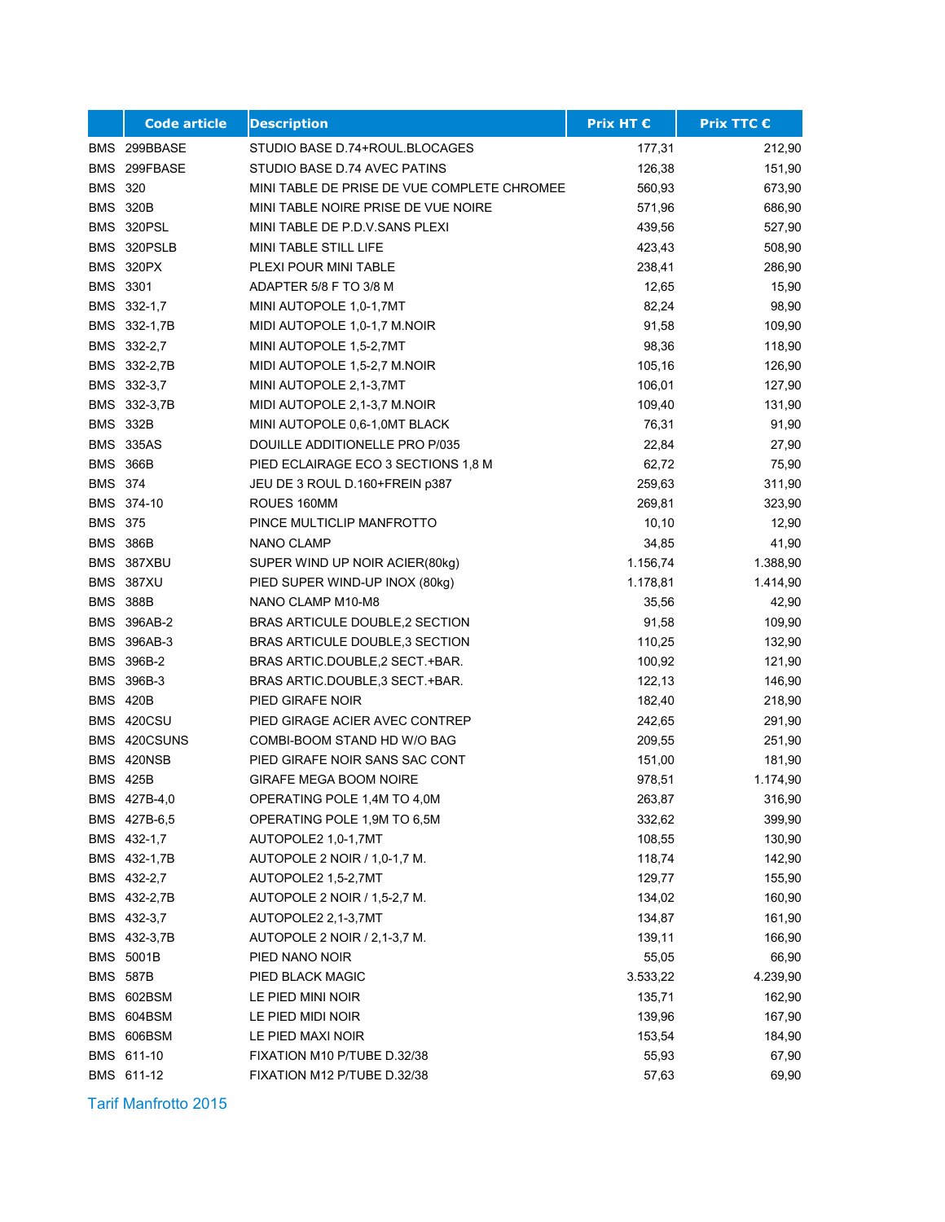| | Code article | Description | Prix HT € | Prix TTC € |
|---|---|---|---|---|
| BMS | 299BBASE | STUDIO BASE D.74+ROUL.BLOCAGES | 177,31 | 212,90 |
| BMS | 299FBASE | STUDIO BASE D.74 AVEC PATINS | 126,38 | 151,90 |
| BMS | 320 | MINI TABLE DE PRISE DE VUE COMPLETE CHROMEE | 560,93 | 673,90 |
| BMS | 320B | MINI TABLE NOIRE PRISE DE VUE NOIRE | 571,96 | 686,90 |
| BMS | 320PSL | MINI TABLE DE P.D.V.SANS PLEXI | 439,56 | 527,90 |
| BMS | 320PSLB | MINI TABLE STILL LIFE | 423,43 | 508,90 |
| BMS | 320PX | PLEXI POUR MINI TABLE | 238,41 | 286,90 |
| BMS | 3301 | ADAPTER 5/8 F TO 3/8 M | 12,65 | 15,90 |
| BMS | 332-1,7 | MINI AUTOPOLE 1,0-1,7MT | 82,24 | 98,90 |
| BMS | 332-1,7B | MIDI AUTOPOLE 1,0-1,7 M.NOIR | 91,58 | 109,90 |
| BMS | 332-2,7 | MINI AUTOPOLE 1,5-2,7MT | 98,36 | 118,90 |
| BMS | 332-2,7B | MIDI AUTOPOLE 1,5-2,7 M.NOIR | 105,16 | 126,90 |
| BMS | 332-3,7 | MINI AUTOPOLE 2,1-3,7MT | 106,01 | 127,90 |
| BMS | 332-3,7B | MIDI AUTOPOLE 2,1-3,7 M.NOIR | 109,40 | 131,90 |
| BMS | 332B | MINI AUTOPOLE 0,6-1,0MT BLACK | 76,31 | 91,90 |
| BMS | 335AS | DOUILLE ADDITIONELLE PRO P/035 | 22,84 | 27,90 |
| BMS | 366B | PIED ECLAIRAGE ECO 3 SECTIONS 1,8 M | 62,72 | 75,90 |
| BMS | 374 | JEU DE 3 ROUL D.160+FREIN p387 | 259,63 | 311,90 |
| BMS | 374-10 | ROUES 160MM | 269,81 | 323,90 |
| BMS | 375 | PINCE MULTICLIP MANFROTTO | 10,10 | 12,90 |
| BMS | 386B | NANO CLAMP | 34,85 | 41,90 |
| BMS | 387XBU | SUPER WIND UP NOIR ACIER(80kg) | 1.156,74 | 1.388,90 |
| BMS | 387XU | PIED SUPER WIND-UP INOX (80kg) | 1.178,81 | 1.414,90 |
| BMS | 388B | NANO CLAMP M10-M8 | 35,56 | 42,90 |
| BMS | 396AB-2 | BRAS ARTICULE DOUBLE,2 SECTION | 91,58 | 109,90 |
| BMS | 396AB-3 | BRAS ARTICULE DOUBLE,3 SECTION | 110,25 | 132,90 |
| BMS | 396B-2 | BRAS ARTIC.DOUBLE,2 SECT.+BAR. | 100,92 | 121,90 |
| BMS | 396B-3 | BRAS ARTIC.DOUBLE,3 SECT.+BAR. | 122,13 | 146,90 |
| BMS | 420B | PIED GIRAFE NOIR | 182,40 | 218,90 |
| BMS | 420CSU | PIED GIRAGE ACIER AVEC CONTREP | 242,65 | 291,90 |
| BMS | 420CSUNS | COMBI-BOOM STAND HD W/O BAG | 209,55 | 251,90 |
| BMS | 420NSB | PIED GIRAFE NOIR SANS SAC CONT | 151,00 | 181,90 |
| BMS | 425B | GIRAFE MEGA BOOM NOIRE | 978,51 | 1.174,90 |
| BMS | 427B-4,0 | OPERATING POLE 1,4M TO 4,0M | 263,87 | 316,90 |
| BMS | 427B-6,5 | OPERATING POLE 1,9M TO 6,5M | 332,62 | 399,90 |
| BMS | 432-1,7 | AUTOPOLE2 1,0-1,7MT | 108,55 | 130,90 |
| BMS | 432-1,7B | AUTOPOLE 2 NOIR / 1,0-1,7 M. | 118,74 | 142,90 |
| BMS | 432-2,7 | AUTOPOLE2 1,5-2,7MT | 129,77 | 155,90 |
| BMS | 432-2,7B | AUTOPOLE 2 NOIR / 1,5-2,7 M. | 134,02 | 160,90 |
| BMS | 432-3,7 | AUTOPOLE2 2,1-3,7MT | 134,87 | 161,90 |
| BMS | 432-3,7B | AUTOPOLE 2 NOIR / 2,1-3,7 M. | 139,11 | 166,90 |
| BMS | 5001B | PIED NANO NOIR | 55,05 | 66,90 |
| BMS | 587B | PIED BLACK MAGIC | 3.533,22 | 4.239,90 |
| BMS | 602BSM | LE PIED MINI NOIR | 135,71 | 162,90 |
| BMS | 604BSM | LE PIED MIDI NOIR | 139,96 | 167,90 |
| BMS | 606BSM | LE PIED MAXI NOIR | 153,54 | 184,90 |
| BMS | 611-10 | FIXATION M10 P/TUBE D.32/38 | 55,93 | 67,90 |
| BMS | 611-12 | FIXATION M12 P/TUBE D.32/38 | 57,63 | 69,90 |

Tarif Manfrotto 2015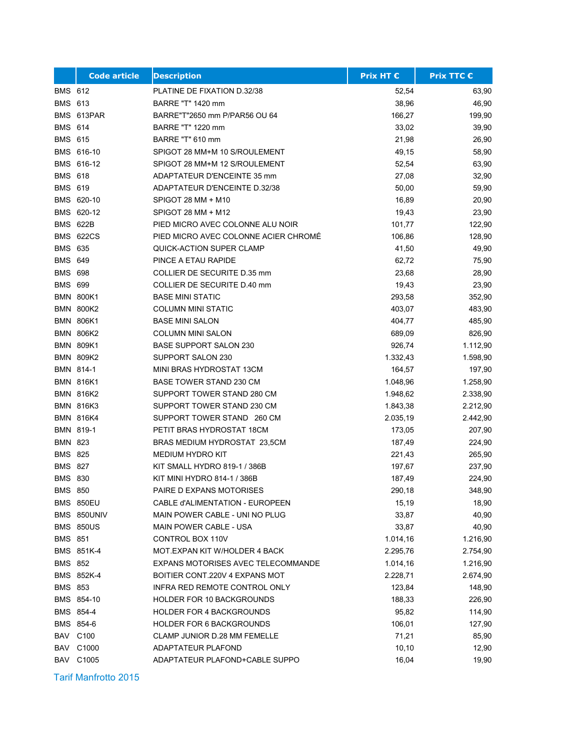| | Code article | Description | Prix HT € | Prix TTC € |
|---|---|---|---|---|
| BMS | 612 | PLATINE DE FIXATION D.32/38 | 52,54 | 63,90 |
| BMS | 613 | BARRE "T" 1420 mm | 38,96 | 46,90 |
| BMS | 613PAR | BARRE"T"2650 mm P/PAR56 OU 64 | 166,27 | 199,90 |
| BMS | 614 | BARRE "T" 1220 mm | 33,02 | 39,90 |
| BMS | 615 | BARRE "T" 610 mm | 21,98 | 26,90 |
| BMS | 616-10 | SPIGOT 28 MM+M 10 S/ROULEMENT | 49,15 | 58,90 |
| BMS | 616-12 | SPIGOT 28 MM+M 12 S/ROULEMENT | 52,54 | 63,90 |
| BMS | 618 | ADAPTATEUR D'ENCEINTE 35 mm | 27,08 | 32,90 |
| BMS | 619 | ADAPTATEUR D'ENCEINTE D.32/38 | 50,00 | 59,90 |
| BMS | 620-10 | SPIGOT 28 MM + M10 | 16,89 | 20,90 |
| BMS | 620-12 | SPIGOT 28 MM + M12 | 19,43 | 23,90 |
| BMS | 622B | PIED MICRO AVEC COLONNE ALU NOIR | 101,77 | 122,90 |
| BMS | 622CS | PIED MICRO AVEC COLONNE ACIER CHROMÉ | 106,86 | 128,90 |
| BMS | 635 | QUICK-ACTION SUPER CLAMP | 41,50 | 49,90 |
| BMS | 649 | PINCE A ETAU RAPIDE | 62,72 | 75,90 |
| BMS | 698 | COLLIER DE SECURITE D.35 mm | 23,68 | 28,90 |
| BMS | 699 | COLLIER DE SECURITE D.40 mm | 19,43 | 23,90 |
| BMN | 800K1 | BASE MINI STATIC | 293,58 | 352,90 |
| BMN | 800K2 | COLUMN MINI STATIC | 403,07 | 483,90 |
| BMN | 806K1 | BASE MINI SALON | 404,77 | 485,90 |
| BMN | 806K2 | COLUMN MINI SALON | 689,09 | 826,90 |
| BMN | 809K1 | BASE SUPPORT SALON 230 | 926,74 | 1.112,90 |
| BMN | 809K2 | SUPPORT SALON 230 | 1.332,43 | 1.598,90 |
| BMN | 814-1 | MINI BRAS HYDROSTAT 13CM | 164,57 | 197,90 |
| BMN | 816K1 | BASE TOWER STAND 230 CM | 1.048,96 | 1.258,90 |
| BMN | 816K2 | SUPPORT TOWER STAND 280 CM | 1.948,62 | 2.338,90 |
| BMN | 816K3 | SUPPORT TOWER STAND 230 CM | 1.843,38 | 2.212,90 |
| BMN | 816K4 | SUPPORT TOWER STAND 260 CM | 2.035,19 | 2.442,90 |
| BMN | 819-1 | PETIT BRAS HYDROSTAT 18CM | 173,05 | 207,90 |
| BMN | 823 | BRAS MEDIUM HYDROSTAT 23,5CM | 187,49 | 224,90 |
| BMS | 825 | MEDIUM HYDRO KIT | 221,43 | 265,90 |
| BMS | 827 | KIT SMALL HYDRO 819-1 / 386B | 197,67 | 237,90 |
| BMS | 830 | KIT MINI HYDRO 814-1 / 386B | 187,49 | 224,90 |
| BMS | 850 | PAIRE D EXPANS MOTORISES | 290,18 | 348,90 |
| BMS | 850EU | CABLE d'ALIMENTATION - EUROPEEN | 15,19 | 18,90 |
| BMS | 850UNIV | MAIN POWER CABLE - UNI NO PLUG | 33,87 | 40,90 |
| BMS | 850US | MAIN POWER CABLE - USA | 33,87 | 40,90 |
| BMS | 851 | CONTROL BOX 110V | 1.014,16 | 1.216,90 |
| BMS | 851K-4 | MOT.EXPAN KIT W/HOLDER 4 BACK | 2.295,76 | 2.754,90 |
| BMS | 852 | EXPANS MOTORISES AVEC TELECOMMANDE | 1.014,16 | 1.216,90 |
| BMS | 852K-4 | BOITIER CONT.220V 4 EXPANS MOT | 2.228,71 | 2.674,90 |
| BMS | 853 | INFRA RED REMOTE CONTROL ONLY | 123,84 | 148,90 |
| BMS | 854-10 | HOLDER FOR 10 BACKGROUNDS | 188,33 | 226,90 |
| BMS | 854-4 | HOLDER FOR 4 BACKGROUNDS | 95,82 | 114,90 |
| BMS | 854-6 | HOLDER FOR 6 BACKGROUNDS | 106,01 | 127,90 |
| BAV | C100 | CLAMP JUNIOR D.28 MM FEMELLE | 71,21 | 85,90 |
| BAV | C1000 | ADAPTATEUR PLAFOND | 10,10 | 12,90 |
| BAV | C1005 | ADAPTATEUR PLAFOND+CABLE SUPPO | 16,04 | 19,90 |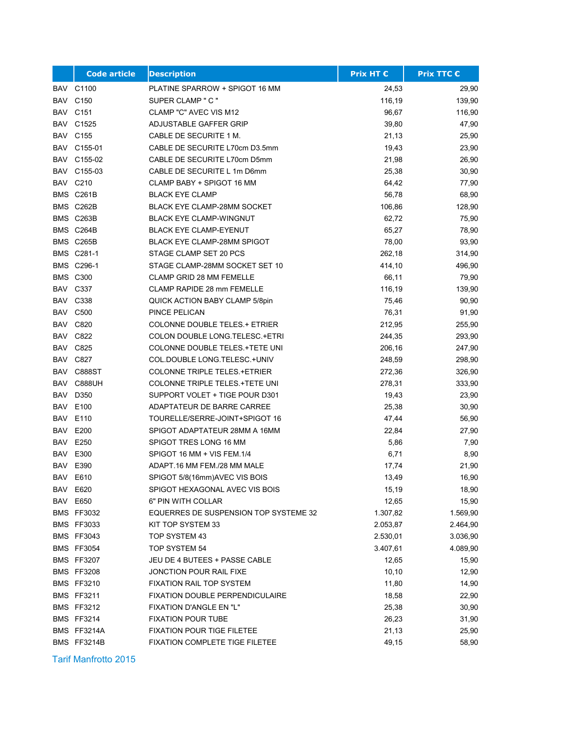| | Code article | Description | Prix HT € | Prix TTC € |
|---|---|---|---|---|
| BAV | C1100 | PLATINE SPARROW + SPIGOT 16 MM | 24,53 | 29,90 |
| BAV | C150 | SUPER CLAMP " C " | 116,19 | 139,90 |
| BAV | C151 | CLAMP "C" AVEC VIS M12 | 96,67 | 116,90 |
| BAV | C1525 | ADJUSTABLE GAFFER GRIP | 39,80 | 47,90 |
| BAV | C155 | CABLE DE SECURITE 1 M. | 21,13 | 25,90 |
| BAV | C155-01 | CABLE DE SECURITE L70cm D3.5mm | 19,43 | 23,90 |
| BAV | C155-02 | CABLE DE SECURITE L70cm D5mm | 21,98 | 26,90 |
| BAV | C155-03 | CABLE DE SECURITE L 1m D6mm | 25,38 | 30,90 |
| BAV | C210 | CLAMP BABY + SPIGOT 16 MM | 64,42 | 77,90 |
| BMS | C261B | BLACK EYE CLAMP | 56,78 | 68,90 |
| BMS | C262B | BLACK EYE CLAMP-28MM SOCKET | 106,86 | 128,90 |
| BMS | C263B | BLACK EYE CLAMP-WINGNUT | 62,72 | 75,90 |
| BMS | C264B | BLACK EYE CLAMP-EYENUT | 65,27 | 78,90 |
| BMS | C265B | BLACK EYE CLAMP-28MM SPIGOT | 78,00 | 93,90 |
| BMS | C281-1 | STAGE CLAMP SET 20 PCS | 262,18 | 314,90 |
| BMS | C296-1 | STAGE CLAMP-28MM SOCKET SET 10 | 414,10 | 496,90 |
| BMS | C300 | CLAMP GRID 28 MM FEMELLE | 66,11 | 79,90 |
| BAV | C337 | CLAMP RAPIDE 28 mm FEMELLE | 116,19 | 139,90 |
| BAV | C338 | QUICK ACTION BABY CLAMP 5/8pin | 75,46 | 90,90 |
| BAV | C500 | PINCE PELICAN | 76,31 | 91,90 |
| BAV | C820 | COLONNE DOUBLE TELES.+ ETRIER | 212,95 | 255,90 |
| BAV | C822 | COLON DOUBLE LONG.TELESC.+ETRI | 244,35 | 293,90 |
| BAV | C825 | COLONNE DOUBLE TELES.+TETE UNI | 206,16 | 247,90 |
| BAV | C827 | COL.DOUBLE LONG.TELESC.+UNIV | 248,59 | 298,90 |
| BAV | C888ST | COLONNE TRIPLE TELES.+ETRIER | 272,36 | 326,90 |
| BAV | C888UH | COLONNE TRIPLE TELES.+TETE UNI | 278,31 | 333,90 |
| BAV | D350 | SUPPORT VOLET + TIGE POUR D301 | 19,43 | 23,90 |
| BAV | E100 | ADAPTATEUR DE BARRE CARREE | 25,38 | 30,90 |
| BAV | E110 | TOURELLE/SERRE-JOINT+SPIGOT 16 | 47,44 | 56,90 |
| BAV | E200 | SPIGOT ADAPTATEUR 28MM A 16MM | 22,84 | 27,90 |
| BAV | E250 | SPIGOT TRES LONG 16 MM | 5,86 | 7,90 |
| BAV | E300 | SPIGOT 16 MM + VIS FEM.1/4 | 6,71 | 8,90 |
| BAV | E390 | ADAPT.16 MM FEM./28 MM MALE | 17,74 | 21,90 |
| BAV | E610 | SPIGOT 5/8(16mm)AVEC VIS BOIS | 13,49 | 16,90 |
| BAV | E620 | SPIGOT HEXAGONAL AVEC VIS BOIS | 15,19 | 18,90 |
| BAV | E650 | 6" PIN WITH COLLAR | 12,65 | 15,90 |
| BMS | FF3032 | EQUERRES DE SUSPENSION TOP SYSTEME 32 | 1.307,82 | 1.569,90 |
| BMS | FF3033 | KIT TOP SYSTEM 33 | 2.053,87 | 2.464,90 |
| BMS | FF3043 | TOP SYSTEM 43 | 2.530,01 | 3.036,90 |
| BMS | FF3054 | TOP SYSTEM 54 | 3.407,61 | 4.089,90 |
| BMS | FF3207 | JEU DE 4 BUTEES + PASSE CABLE | 12,65 | 15,90 |
| BMS | FF3208 | JONCTION POUR RAIL FIXE | 10,10 | 12,90 |
| BMS | FF3210 | FIXATION RAIL TOP SYSTEM | 11,80 | 14,90 |
| BMS | FF3211 | FIXATION DOUBLE PERPENDICULAIRE | 18,58 | 22,90 |
| BMS | FF3212 | FIXATION D'ANGLE EN "L" | 25,38 | 30,90 |
| BMS | FF3214 | FIXATION POUR TUBE | 26,23 | 31,90 |
| BMS | FF3214A | FIXATION POUR TIGE FILETEE | 21,13 | 25,90 |
| BMS | FF3214B | FIXATION COMPLETE TIGE FILETEE | 49,15 | 58,90 |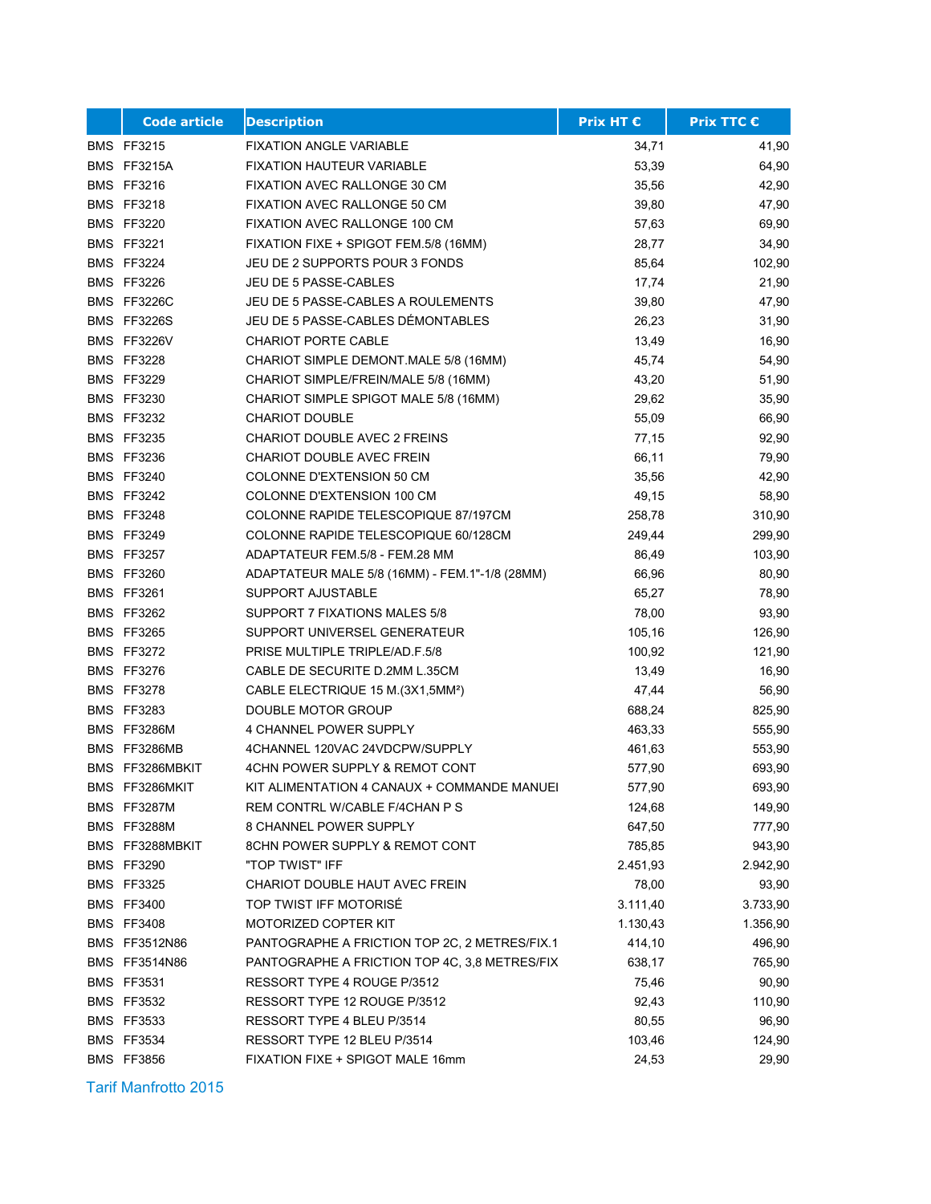| | Code article | Description | Prix HT € | Prix TTC € |
|---|---|---|---|---|
| BMS | FF3215 | FIXATION ANGLE VARIABLE | 34,71 | 41,90 |
| BMS | FF3215A | FIXATION HAUTEUR VARIABLE | 53,39 | 64,90 |
| BMS | FF3216 | FIXATION AVEC RALLONGE 30 CM | 35,56 | 42,90 |
| BMS | FF3218 | FIXATION AVEC RALLONGE 50 CM | 39,80 | 47,90 |
| BMS | FF3220 | FIXATION AVEC RALLONGE 100 CM | 57,63 | 69,90 |
| BMS | FF3221 | FIXATION FIXE + SPIGOT FEM.5/8 (16MM) | 28,77 | 34,90 |
| BMS | FF3224 | JEU DE 2 SUPPORTS POUR 3 FONDS | 85,64 | 102,90 |
| BMS | FF3226 | JEU DE 5 PASSE-CABLES | 17,74 | 21,90 |
| BMS | FF3226C | JEU DE 5 PASSE-CABLES A ROULEMENTS | 39,80 | 47,90 |
| BMS | FF3226S | JEU DE 5 PASSE-CABLES DÉMONTABLES | 26,23 | 31,90 |
| BMS | FF3226V | CHARIOT PORTE CABLE | 13,49 | 16,90 |
| BMS | FF3228 | CHARIOT SIMPLE DEMONT.MALE 5/8 (16MM) | 45,74 | 54,90 |
| BMS | FF3229 | CHARIOT SIMPLE/FREIN/MALE 5/8 (16MM) | 43,20 | 51,90 |
| BMS | FF3230 | CHARIOT SIMPLE SPIGOT MALE 5/8 (16MM) | 29,62 | 35,90 |
| BMS | FF3232 | CHARIOT DOUBLE | 55,09 | 66,90 |
| BMS | FF3235 | CHARIOT DOUBLE AVEC 2 FREINS | 77,15 | 92,90 |
| BMS | FF3236 | CHARIOT DOUBLE AVEC FREIN | 66,11 | 79,90 |
| BMS | FF3240 | COLONNE D'EXTENSION 50 CM | 35,56 | 42,90 |
| BMS | FF3242 | COLONNE D'EXTENSION 100 CM | 49,15 | 58,90 |
| BMS | FF3248 | COLONNE RAPIDE TELESCOPIQUE 87/197CM | 258,78 | 310,90 |
| BMS | FF3249 | COLONNE RAPIDE TELESCOPIQUE 60/128CM | 249,44 | 299,90 |
| BMS | FF3257 | ADAPTATEUR FEM.5/8 - FEM.28 MM | 86,49 | 103,90 |
| BMS | FF3260 | ADAPTATEUR MALE 5/8 (16MM) - FEM.1"-1/8 (28MM) | 66,96 | 80,90 |
| BMS | FF3261 | SUPPORT AJUSTABLE | 65,27 | 78,90 |
| BMS | FF3262 | SUPPORT 7 FIXATIONS MALES 5/8 | 78,00 | 93,90 |
| BMS | FF3265 | SUPPORT UNIVERSEL GENERATEUR | 105,16 | 126,90 |
| BMS | FF3272 | PRISE MULTIPLE TRIPLE/AD.F.5/8 | 100,92 | 121,90 |
| BMS | FF3276 | CABLE DE SECURITE D.2MM L.35CM | 13,49 | 16,90 |
| BMS | FF3278 | CABLE ELECTRIQUE 15 M.(3X1,5MM²) | 47,44 | 56,90 |
| BMS | FF3283 | DOUBLE MOTOR GROUP | 688,24 | 825,90 |
| BMS | FF3286M | 4 CHANNEL POWER SUPPLY | 463,33 | 555,90 |
| BMS | FF3286MB | 4CHANNEL 120VAC 24VDCPW/SUPPLY | 461,63 | 553,90 |
| BMS | FF3286MBKIT | 4CHN POWER SUPPLY & REMOT CONT | 577,90 | 693,90 |
| BMS | FF3286MKIT | KIT ALIMENTATION 4 CANAUX + COMMANDE MANUEI | 577,90 | 693,90 |
| BMS | FF3287M | REM CONTRL W/CABLE F/4CHAN P S | 124,68 | 149,90 |
| BMS | FF3288M | 8 CHANNEL POWER SUPPLY | 647,50 | 777,90 |
| BMS | FF3288MBKIT | 8CHN POWER SUPPLY & REMOT CONT | 785,85 | 943,90 |
| BMS | FF3290 | "TOP TWIST" IFF | 2.451,93 | 2.942,90 |
| BMS | FF3325 | CHARIOT DOUBLE HAUT AVEC FREIN | 78,00 | 93,90 |
| BMS | FF3400 | TOP TWIST IFF MOTORISÉ | 3.111,40 | 3.733,90 |
| BMS | FF3408 | MOTORIZED COPTER KIT | 1.130,43 | 1.356,90 |
| BMS | FF3512N86 | PANTOGRAPHE A FRICTION TOP 2C, 2 METRES/FIX.1 | 414,10 | 496,90 |
| BMS | FF3514N86 | PANTOGRAPHE A FRICTION TOP 4C, 3,8 METRES/FIX | 638,17 | 765,90 |
| BMS | FF3531 | RESSORT TYPE 4 ROUGE P/3512 | 75,46 | 90,90 |
| BMS | FF3532 | RESSORT TYPE 12 ROUGE P/3512 | 92,43 | 110,90 |
| BMS | FF3533 | RESSORT TYPE 4 BLEU P/3514 | 80,55 | 96,90 |
| BMS | FF3534 | RESSORT TYPE 12 BLEU P/3514 | 103,46 | 124,90 |
| BMS | FF3856 | FIXATION FIXE + SPIGOT MALE 16mm | 24,53 | 29,90 |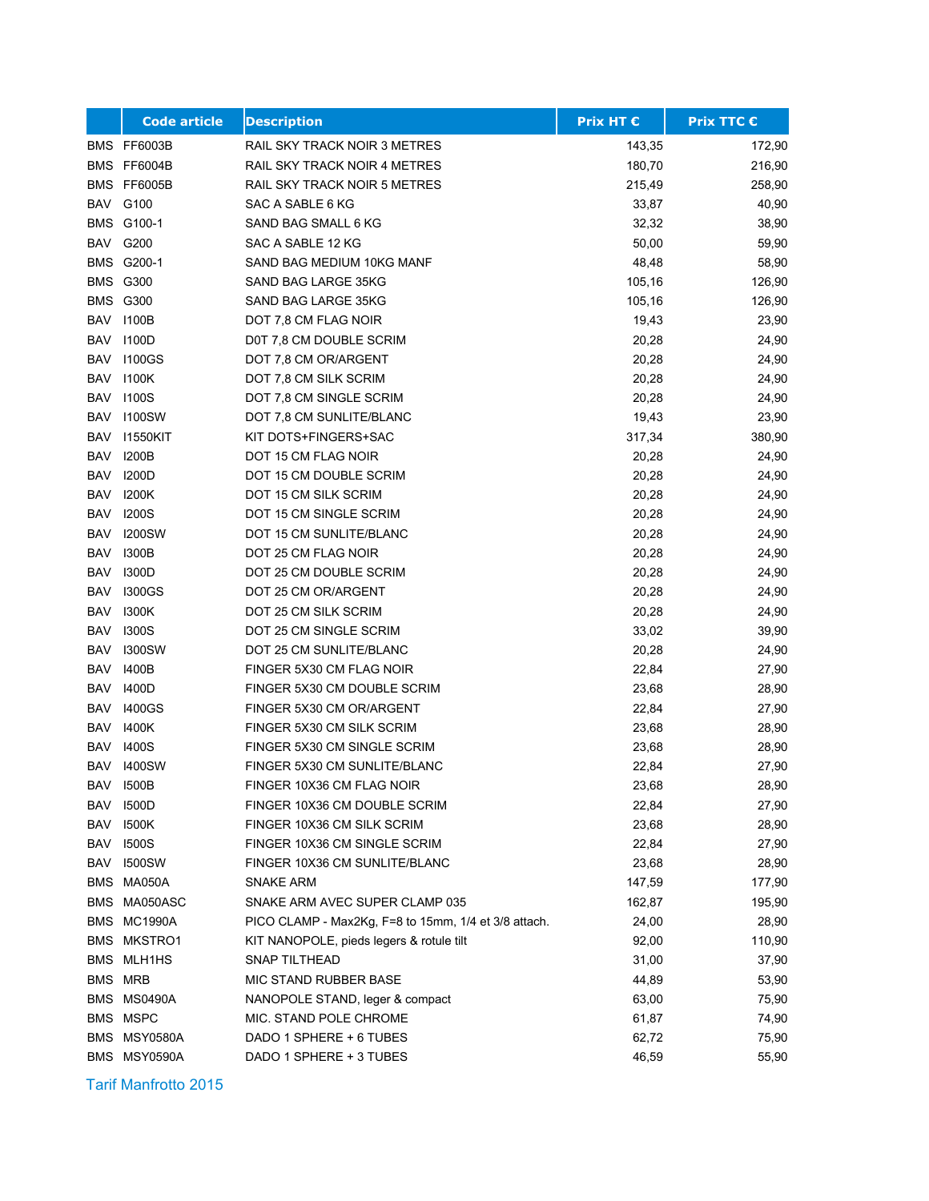| | Code article | Description | Prix HT € | Prix TTC € |
|---|---|---|---|---|
| BMS | FF6003B | RAIL SKY TRACK NOIR 3 METRES | 143,35 | 172,90 |
| BMS | FF6004B | RAIL SKY TRACK NOIR 4 METRES | 180,70 | 216,90 |
| BMS | FF6005B | RAIL SKY TRACK NOIR 5 METRES | 215,49 | 258,90 |
| BAV | G100 | SAC A SABLE 6 KG | 33,87 | 40,90 |
| BMS | G100-1 | SAND BAG SMALL 6 KG | 32,32 | 38,90 |
| BAV | G200 | SAC A SABLE 12 KG | 50,00 | 59,90 |
| BMS | G200-1 | SAND BAG MEDIUM 10KG MANF | 48,48 | 58,90 |
| BMS | G300 | SAND BAG LARGE 35KG | 105,16 | 126,90 |
| BMS | G300 | SAND BAG LARGE 35KG | 105,16 | 126,90 |
| BAV | I100B | DOT 7,8 CM FLAG NOIR | 19,43 | 23,90 |
| BAV | I100D | D0T 7,8 CM DOUBLE SCRIM | 20,28 | 24,90 |
| BAV | I100GS | DOT 7,8 CM OR/ARGENT | 20,28 | 24,90 |
| BAV | I100K | DOT 7,8 CM SILK SCRIM | 20,28 | 24,90 |
| BAV | I100S | DOT 7,8 CM SINGLE SCRIM | 20,28 | 24,90 |
| BAV | I100SW | DOT 7,8 CM SUNLITE/BLANC | 19,43 | 23,90 |
| BAV | I1550KIT | KIT DOTS+FINGERS+SAC | 317,34 | 380,90 |
| BAV | I200B | DOT 15 CM FLAG NOIR | 20,28 | 24,90 |
| BAV | I200D | DOT 15 CM DOUBLE SCRIM | 20,28 | 24,90 |
| BAV | I200K | DOT 15 CM SILK SCRIM | 20,28 | 24,90 |
| BAV | I200S | DOT 15 CM SINGLE SCRIM | 20,28 | 24,90 |
| BAV | I200SW | DOT 15 CM SUNLITE/BLANC | 20,28 | 24,90 |
| BAV | I300B | DOT 25 CM FLAG NOIR | 20,28 | 24,90 |
| BAV | I300D | DOT 25 CM DOUBLE SCRIM | 20,28 | 24,90 |
| BAV | I300GS | DOT 25 CM OR/ARGENT | 20,28 | 24,90 |
| BAV | I300K | DOT 25 CM SILK SCRIM | 20,28 | 24,90 |
| BAV | I300S | DOT 25 CM SINGLE SCRIM | 33,02 | 39,90 |
| BAV | I300SW | DOT 25 CM SUNLITE/BLANC | 20,28 | 24,90 |
| BAV | I400B | FINGER 5X30 CM FLAG NOIR | 22,84 | 27,90 |
| BAV | I400D | FINGER 5X30 CM DOUBLE SCRIM | 23,68 | 28,90 |
| BAV | I400GS | FINGER 5X30 CM OR/ARGENT | 22,84 | 27,90 |
| BAV | I400K | FINGER 5X30 CM SILK SCRIM | 23,68 | 28,90 |
| BAV | I400S | FINGER 5X30 CM SINGLE SCRIM | 23,68 | 28,90 |
| BAV | I400SW | FINGER 5X30 CM SUNLITE/BLANC | 22,84 | 27,90 |
| BAV | I500B | FINGER 10X36 CM FLAG NOIR | 23,68 | 28,90 |
| BAV | I500D | FINGER 10X36 CM DOUBLE SCRIM | 22,84 | 27,90 |
| BAV | I500K | FINGER 10X36 CM SILK SCRIM | 23,68 | 28,90 |
| BAV | I500S | FINGER 10X36 CM SINGLE SCRIM | 22,84 | 27,90 |
| BAV | I500SW | FINGER 10X36 CM SUNLITE/BLANC | 23,68 | 28,90 |
| BMS | MA050A | SNAKE ARM | 147,59 | 177,90 |
| BMS | MA050ASC | SNAKE ARM AVEC SUPER CLAMP 035 | 162,87 | 195,90 |
| BMS | MC1990A | PICO CLAMP - Max2Kg, F=8 to 15mm, 1/4 et 3/8 attach. | 24,00 | 28,90 |
| BMS | MKSTRO1 | KIT NANOPOLE, pieds legers & rotule tilt | 92,00 | 110,90 |
| BMS | MLH1HS | SNAP TILTHEAD | 31,00 | 37,90 |
| BMS | MRB | MIC STAND RUBBER BASE | 44,89 | 53,90 |
| BMS | MS0490A | NANOPOLE STAND, leger & compact | 63,00 | 75,90 |
| BMS | MSPC | MIC. STAND POLE CHROME | 61,87 | 74,90 |
| BMS | MSY0580A | DADO 1 SPHERE + 6 TUBES | 62,72 | 75,90 |
| BMS | MSY0590A | DADO 1 SPHERE + 3 TUBES | 46,59 | 55,90 |

Tarif Manfrotto 2015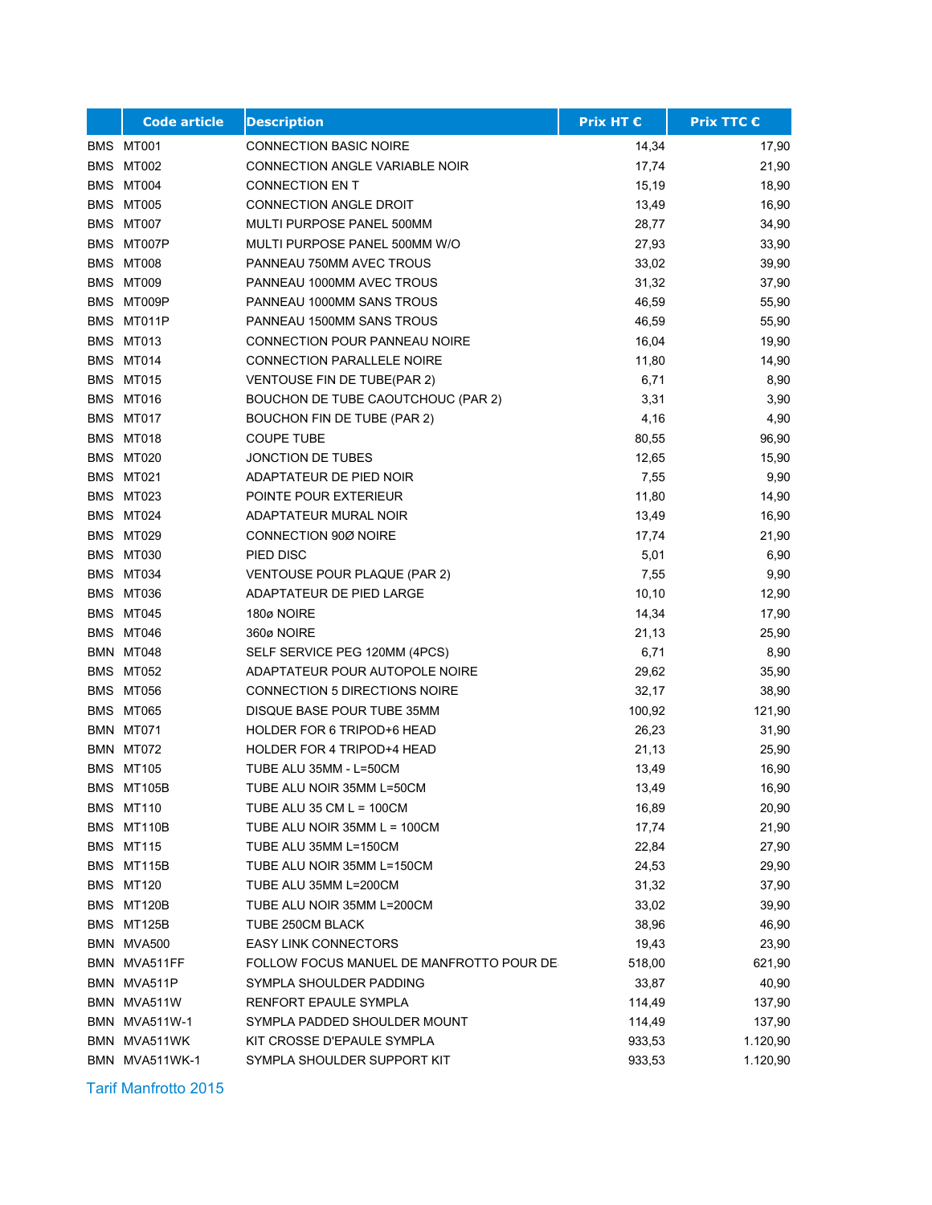|  | Code article | Description | Prix HT € | Prix TTC € |
|---|---|---|---|---|
| BMS | MT001 | CONNECTION BASIC NOIRE | 14,34 | 17,90 |
| BMS | MT002 | CONNECTION ANGLE VARIABLE NOIR | 17,74 | 21,90 |
| BMS | MT004 | CONNECTION EN T | 15,19 | 18,90 |
| BMS | MT005 | CONNECTION ANGLE DROIT | 13,49 | 16,90 |
| BMS | MT007 | MULTI PURPOSE PANEL 500MM | 28,77 | 34,90 |
| BMS | MT007P | MULTI PURPOSE PANEL 500MM W/O | 27,93 | 33,90 |
| BMS | MT008 | PANNEAU 750MM AVEC TROUS | 33,02 | 39,90 |
| BMS | MT009 | PANNEAU 1000MM AVEC TROUS | 31,32 | 37,90 |
| BMS | MT009P | PANNEAU 1000MM SANS TROUS | 46,59 | 55,90 |
| BMS | MT011P | PANNEAU 1500MM SANS TROUS | 46,59 | 55,90 |
| BMS | MT013 | CONNECTION POUR PANNEAU NOIRE | 16,04 | 19,90 |
| BMS | MT014 | CONNECTION PARALLELE NOIRE | 11,80 | 14,90 |
| BMS | MT015 | VENTOUSE FIN DE TUBE(PAR 2) | 6,71 | 8,90 |
| BMS | MT016 | BOUCHON DE TUBE CAOUTCHOUC (PAR 2) | 3,31 | 3,90 |
| BMS | MT017 | BOUCHON FIN DE TUBE (PAR 2) | 4,16 | 4,90 |
| BMS | MT018 | COUPE TUBE | 80,55 | 96,90 |
| BMS | MT020 | JONCTION DE TUBES | 12,65 | 15,90 |
| BMS | MT021 | ADAPTATEUR DE PIED NOIR | 7,55 | 9,90 |
| BMS | MT023 | POINTE POUR EXTERIEUR | 11,80 | 14,90 |
| BMS | MT024 | ADAPTATEUR MURAL NOIR | 13,49 | 16,90 |
| BMS | MT029 | CONNECTION 90Ø NOIRE | 17,74 | 21,90 |
| BMS | MT030 | PIED DISC | 5,01 | 6,90 |
| BMS | MT034 | VENTOUSE POUR PLAQUE (PAR 2) | 7,55 | 9,90 |
| BMS | MT036 | ADAPTATEUR DE PIED LARGE | 10,10 | 12,90 |
| BMS | MT045 | 180ø NOIRE | 14,34 | 17,90 |
| BMS | MT046 | 360ø NOIRE | 21,13 | 25,90 |
| BMN | MT048 | SELF SERVICE PEG 120MM (4PCS) | 6,71 | 8,90 |
| BMS | MT052 | ADAPTATEUR POUR AUTOPOLE NOIRE | 29,62 | 35,90 |
| BMS | MT056 | CONNECTION 5 DIRECTIONS NOIRE | 32,17 | 38,90 |
| BMS | MT065 | DISQUE BASE POUR TUBE 35MM | 100,92 | 121,90 |
| BMN | MT071 | HOLDER FOR 6 TRIPOD+6 HEAD | 26,23 | 31,90 |
| BMN | MT072 | HOLDER FOR 4 TRIPOD+4 HEAD | 21,13 | 25,90 |
| BMS | MT105 | TUBE ALU 35MM - L=50CM | 13,49 | 16,90 |
| BMS | MT105B | TUBE ALU NOIR 35MM L=50CM | 13,49 | 16,90 |
| BMS | MT110 | TUBE ALU 35 CM L = 100CM | 16,89 | 20,90 |
| BMS | MT110B | TUBE ALU NOIR 35MM L = 100CM | 17,74 | 21,90 |
| BMS | MT115 | TUBE ALU 35MM L=150CM | 22,84 | 27,90 |
| BMS | MT115B | TUBE ALU NOIR 35MM L=150CM | 24,53 | 29,90 |
| BMS | MT120 | TUBE ALU 35MM L=200CM | 31,32 | 37,90 |
| BMS | MT120B | TUBE ALU NOIR 35MM L=200CM | 33,02 | 39,90 |
| BMS | MT125B | TUBE 250CM BLACK | 38,96 | 46,90 |
| BMN | MVA500 | EASY LINK CONNECTORS | 19,43 | 23,90 |
| BMN | MVA511FF | FOLLOW FOCUS MANUEL DE MANFROTTO POUR DE | 518,00 | 621,90 |
| BMN | MVA511P | SYMPLA SHOULDER PADDING | 33,87 | 40,90 |
| BMN | MVA511W | RENFORT EPAULE SYMPLA | 114,49 | 137,90 |
| BMN | MVA511W-1 | SYMPLA PADDED SHOULDER MOUNT | 114,49 | 137,90 |
| BMN | MVA511WK | KIT CROSSE D'EPAULE SYMPLA | 933,53 | 1.120,90 |
| BMN | MVA511WK-1 | SYMPLA SHOULDER SUPPORT KIT | 933,53 | 1.120,90 |

Tarif Manfrotto 2015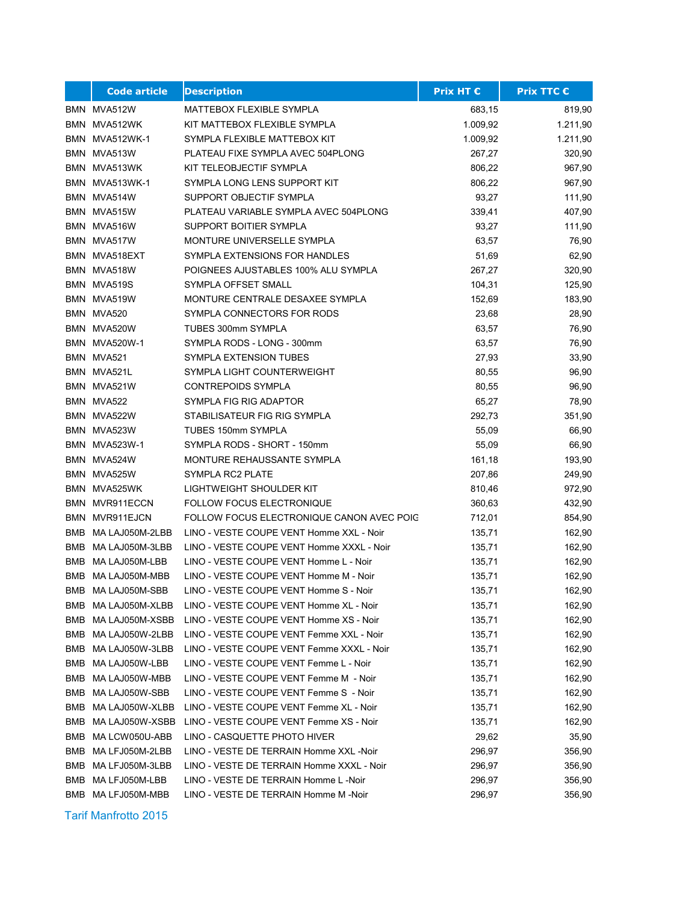|  | Code article | Description | Prix HT € | Prix TTC € |
|---|---|---|---|---|
| BMN | MVA512W | MATTEBOX FLEXIBLE SYMPLA | 683,15 | 819,90 |
| BMN | MVA512WK | KIT MATTEBOX FLEXIBLE SYMPLA | 1.009,92 | 1.211,90 |
| BMN | MVA512WK-1 | SYMPLA FLEXIBLE MATTEBOX KIT | 1.009,92 | 1.211,90 |
| BMN | MVA513W | PLATEAU FIXE SYMPLA AVEC 504PLONG | 267,27 | 320,90 |
| BMN | MVA513WK | KIT TELEOBJECTIF SYMPLA | 806,22 | 967,90 |
| BMN | MVA513WK-1 | SYMPLA LONG LENS SUPPORT KIT | 806,22 | 967,90 |
| BMN | MVA514W | SUPPORT OBJECTIF SYMPLA | 93,27 | 111,90 |
| BMN | MVA515W | PLATEAU VARIABLE SYMPLA AVEC 504PLONG | 339,41 | 407,90 |
| BMN | MVA516W | SUPPORT BOITIER SYMPLA | 93,27 | 111,90 |
| BMN | MVA517W | MONTURE UNIVERSELLE SYMPLA | 63,57 | 76,90 |
| BMN | MVA518EXT | SYMPLA EXTENSIONS FOR HANDLES | 51,69 | 62,90 |
| BMN | MVA518W | POIGNEES AJUSTABLES 100% ALU SYMPLA | 267,27 | 320,90 |
| BMN | MVA519S | SYMPLA OFFSET SMALL | 104,31 | 125,90 |
| BMN | MVA519W | MONTURE CENTRALE DESAXEE SYMPLA | 152,69 | 183,90 |
| BMN | MVA520 | SYMPLA CONNECTORS FOR RODS | 23,68 | 28,90 |
| BMN | MVA520W | TUBES 300mm SYMPLA | 63,57 | 76,90 |
| BMN | MVA520W-1 | SYMPLA RODS - LONG - 300mm | 63,57 | 76,90 |
| BMN | MVA521 | SYMPLA EXTENSION TUBES | 27,93 | 33,90 |
| BMN | MVA521L | SYMPLA LIGHT COUNTERWEIGHT | 80,55 | 96,90 |
| BMN | MVA521W | CONTREPOIDS SYMPLA | 80,55 | 96,90 |
| BMN | MVA522 | SYMPLA FIG RIG ADAPTOR | 65,27 | 78,90 |
| BMN | MVA522W | STABILISATEUR FIG RIG SYMPLA | 292,73 | 351,90 |
| BMN | MVA523W | TUBES 150mm SYMPLA | 55,09 | 66,90 |
| BMN | MVA523W-1 | SYMPLA RODS - SHORT - 150mm | 55,09 | 66,90 |
| BMN | MVA524W | MONTURE REHAUSSANTE SYMPLA | 161,18 | 193,90 |
| BMN | MVA525W | SYMPLA RC2 PLATE | 207,86 | 249,90 |
| BMN | MVA525WK | LIGHTWEIGHT SHOULDER KIT | 810,46 | 972,90 |
| BMN | MVR911ECCN | FOLLOW FOCUS ELECTRONIQUE | 360,63 | 432,90 |
| BMN | MVR911EJCN | FOLLOW FOCUS ELECTRONIQUE CANON AVEC POIG | 712,01 | 854,90 |
| BMB | MA LAJ050M-2LBB | LINO - VESTE COUPE VENT Homme XXL - Noir | 135,71 | 162,90 |
| BMB | MA LAJ050M-3LBB | LINO - VESTE COUPE VENT Homme XXXL - Noir | 135,71 | 162,90 |
| BMB | MA LAJ050M-LBB | LINO - VESTE COUPE VENT Homme L - Noir | 135,71 | 162,90 |
| BMB | MA LAJ050M-MBB | LINO - VESTE COUPE VENT Homme M - Noir | 135,71 | 162,90 |
| BMB | MA LAJ050M-SBB | LINO - VESTE COUPE VENT Homme S - Noir | 135,71 | 162,90 |
| BMB | MA LAJ050M-XLBB | LINO - VESTE COUPE VENT Homme XL - Noir | 135,71 | 162,90 |
| BMB | MA LAJ050M-XSBB | LINO - VESTE COUPE VENT Homme XS - Noir | 135,71 | 162,90 |
| BMB | MA LAJ050W-2LBB | LINO - VESTE COUPE VENT Femme XXL - Noir | 135,71 | 162,90 |
| BMB | MA LAJ050W-3LBB | LINO - VESTE COUPE VENT Femme XXXL - Noir | 135,71 | 162,90 |
| BMB | MA LAJ050W-LBB | LINO - VESTE COUPE VENT Femme L - Noir | 135,71 | 162,90 |
| BMB | MA LAJ050W-MBB | LINO - VESTE COUPE VENT Femme M - Noir | 135,71 | 162,90 |
| BMB | MA LAJ050W-SBB | LINO - VESTE COUPE VENT Femme S - Noir | 135,71 | 162,90 |
| BMB | MA LAJ050W-XLBB | LINO - VESTE COUPE VENT Femme XL - Noir | 135,71 | 162,90 |
| BMB | MA LAJ050W-XSBB | LINO - VESTE COUPE VENT Femme XS - Noir | 135,71 | 162,90 |
| BMB | MA LCW050U-ABB | LINO - CASQUETTE PHOTO HIVER | 29,62 | 35,90 |
| BMB | MA LFJ050M-2LBB | LINO - VESTE DE TERRAIN Homme XXL -Noir | 296,97 | 356,90 |
| BMB | MA LFJ050M-3LBB | LINO - VESTE DE TERRAIN Homme XXXL - Noir | 296,97 | 356,90 |
| BMB | MA LFJ050M-LBB | LINO - VESTE DE TERRAIN Homme L -Noir | 296,97 | 356,90 |
| BMB | MA LFJ050M-MBB | LINO - VESTE DE TERRAIN Homme M -Noir | 296,97 | 356,90 |

Tarif Manfrotto 2015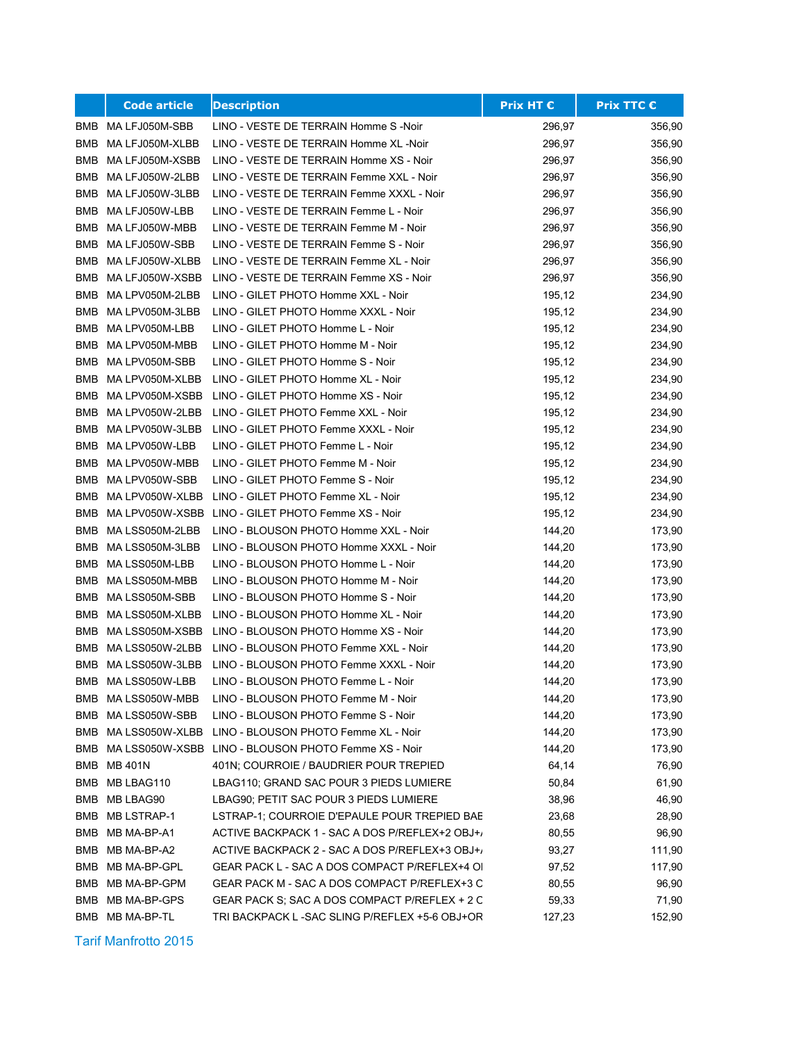| | Code article | Description | Prix HT € | Prix TTC € |
|---|---|---|---|---|
| BMB | MA LFJ050M-SBB | LINO - VESTE DE TERRAIN Homme S -Noir | 296,97 | 356,90 |
| BMB | MA LFJ050M-XLBB | LINO - VESTE DE TERRAIN Homme XL -Noir | 296,97 | 356,90 |
| BMB | MA LFJ050M-XSBB | LINO - VESTE DE TERRAIN Homme XS - Noir | 296,97 | 356,90 |
| BMB | MA LFJ050W-2LBB | LINO - VESTE DE TERRAIN Femme XXL - Noir | 296,97 | 356,90 |
| BMB | MA LFJ050W-3LBB | LINO - VESTE DE TERRAIN Femme XXXL - Noir | 296,97 | 356,90 |
| BMB | MA LFJ050W-LBB | LINO - VESTE DE TERRAIN Femme L - Noir | 296,97 | 356,90 |
| BMB | MA LFJ050W-MBB | LINO - VESTE DE TERRAIN Femme M - Noir | 296,97 | 356,90 |
| BMB | MA LFJ050W-SBB | LINO - VESTE DE TERRAIN Femme S - Noir | 296,97 | 356,90 |
| BMB | MA LFJ050W-XLBB | LINO - VESTE DE TERRAIN Femme XL - Noir | 296,97 | 356,90 |
| BMB | MA LFJ050W-XSBB | LINO - VESTE DE TERRAIN Femme XS - Noir | 296,97 | 356,90 |
| BMB | MA LPV050M-2LBB | LINO - GILET PHOTO Homme XXL - Noir | 195,12 | 234,90 |
| BMB | MA LPV050M-3LBB | LINO - GILET PHOTO Homme XXXL - Noir | 195,12 | 234,90 |
| BMB | MA LPV050M-LBB | LINO - GILET PHOTO Homme L - Noir | 195,12 | 234,90 |
| BMB | MA LPV050M-MBB | LINO - GILET PHOTO Homme M - Noir | 195,12 | 234,90 |
| BMB | MA LPV050M-SBB | LINO - GILET PHOTO Homme S - Noir | 195,12 | 234,90 |
| BMB | MA LPV050M-XLBB | LINO - GILET PHOTO Homme XL - Noir | 195,12 | 234,90 |
| BMB | MA LPV050M-XSBB | LINO - GILET PHOTO Homme XS - Noir | 195,12 | 234,90 |
| BMB | MA LPV050W-2LBB | LINO - GILET PHOTO Femme XXL - Noir | 195,12 | 234,90 |
| BMB | MA LPV050W-3LBB | LINO - GILET PHOTO Femme XXXL - Noir | 195,12 | 234,90 |
| BMB | MA LPV050W-LBB | LINO - GILET PHOTO Femme L - Noir | 195,12 | 234,90 |
| BMB | MA LPV050W-MBB | LINO - GILET PHOTO Femme M - Noir | 195,12 | 234,90 |
| BMB | MA LPV050W-SBB | LINO - GILET PHOTO Femme S - Noir | 195,12 | 234,90 |
| BMB | MA LPV050W-XLBB | LINO - GILET PHOTO Femme XL - Noir | 195,12 | 234,90 |
| BMB | MA LPV050W-XSBB | LINO - GILET PHOTO Femme XS - Noir | 195,12 | 234,90 |
| BMB | MA LSS050M-2LBB | LINO - BLOUSON PHOTO Homme XXL - Noir | 144,20 | 173,90 |
| BMB | MA LSS050M-3LBB | LINO - BLOUSON PHOTO Homme XXXL - Noir | 144,20 | 173,90 |
| BMB | MA LSS050M-LBB | LINO - BLOUSON PHOTO Homme L - Noir | 144,20 | 173,90 |
| BMB | MA LSS050M-MBB | LINO - BLOUSON PHOTO Homme M - Noir | 144,20 | 173,90 |
| BMB | MA LSS050M-SBB | LINO - BLOUSON PHOTO Homme S - Noir | 144,20 | 173,90 |
| BMB | MA LSS050M-XLBB | LINO - BLOUSON PHOTO Homme XL - Noir | 144,20 | 173,90 |
| BMB | MA LSS050M-XSBB | LINO - BLOUSON PHOTO Homme XS - Noir | 144,20 | 173,90 |
| BMB | MA LSS050W-2LBB | LINO - BLOUSON PHOTO Femme XXL - Noir | 144,20 | 173,90 |
| BMB | MA LSS050W-3LBB | LINO - BLOUSON PHOTO Femme XXXL - Noir | 144,20 | 173,90 |
| BMB | MA LSS050W-LBB | LINO - BLOUSON PHOTO Femme L - Noir | 144,20 | 173,90 |
| BMB | MA LSS050W-MBB | LINO - BLOUSON PHOTO Femme M - Noir | 144,20 | 173,90 |
| BMB | MA LSS050W-SBB | LINO - BLOUSON PHOTO Femme S - Noir | 144,20 | 173,90 |
| BMB | MA LSS050W-XLBB | LINO - BLOUSON PHOTO Femme XL - Noir | 144,20 | 173,90 |
| BMB | MA LSS050W-XSBB | LINO - BLOUSON PHOTO Femme XS - Noir | 144,20 | 173,90 |
| BMB | MB 401N | 401N; COURROIE / BAUDRIER POUR TREPIED | 64,14 | 76,90 |
| BMB | MB LBAG110 | LBAG110; GRAND SAC POUR 3 PIEDS LUMIERE | 50,84 | 61,90 |
| BMB | MB LBAG90 | LBAG90; PETIT SAC POUR 3 PIEDS LUMIERE | 38,96 | 46,90 |
| BMB | MB LSTRAP-1 | LSTRAP-1; COURROIE D'EPAULE POUR TREPIED BAE | 23,68 | 28,90 |
| BMB | MB MA-BP-A1 | ACTIVE BACKPACK 1 - SAC A DOS P/REFLEX+2 OBJ+/ | 80,55 | 96,90 |
| BMB | MB MA-BP-A2 | ACTIVE BACKPACK 2 - SAC A DOS P/REFLEX+3 OBJ+/ | 93,27 | 111,90 |
| BMB | MB MA-BP-GPL | GEAR PACK L - SAC A DOS COMPACT P/REFLEX+4 OI | 97,52 | 117,90 |
| BMB | MB MA-BP-GPM | GEAR PACK M - SAC A DOS COMPACT P/REFLEX+3 C | 80,55 | 96,90 |
| BMB | MB MA-BP-GPS | GEAR PACK S; SAC A DOS COMPACT P/REFLEX + 2 C | 59,33 | 71,90 |
| BMB | MB MA-BP-TL | TRI BACKPACK L -SAC SLING P/REFLEX +5-6 OBJ+OR | 127,23 | 152,90 |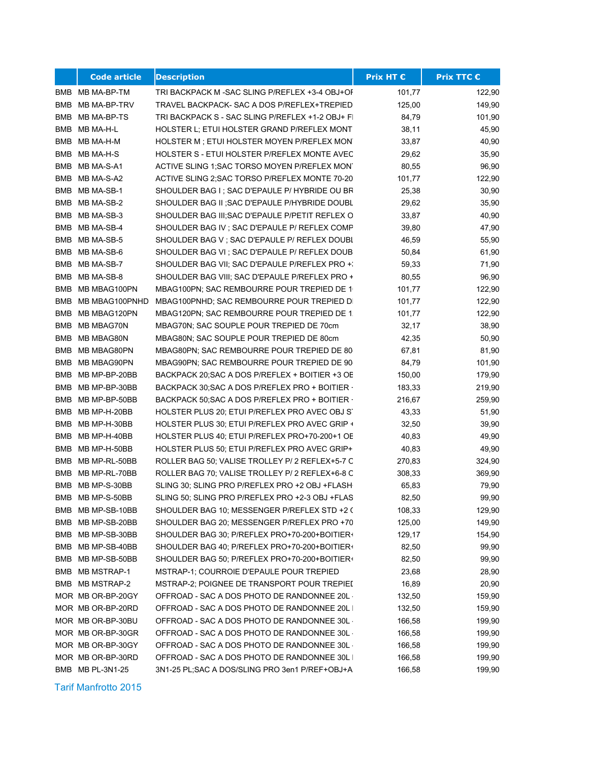|  | Code article | Description | Prix HT € | Prix TTC € |
|---|---|---|---|---|
| BMB | MB MA-BP-TM | TRI BACKPACK M -SAC SLING P/REFLEX +3-4 OBJ+OI | 101,77 | 122,90 |
| BMB | MB MA-BP-TRV | TRAVEL BACKPACK- SAC A DOS P/REFLEX+TREPIED | 125,00 | 149,90 |
| BMB | MB MA-BP-TS | TRI BACKPACK S - SAC SLING P/REFLEX +1-2 OBJ+ FI | 84,79 | 101,90 |
| BMB | MB MA-H-L | HOLSTER L; ETUI HOLSTER GRAND P/REFLEX MONT | 38,11 | 45,90 |
| BMB | MB MA-H-M | HOLSTER M ; ETUI HOLSTER MOYEN P/REFLEX MON | 33,87 | 40,90 |
| BMB | MB MA-H-S | HOLSTER S - ETUI HOLSTER P/REFLEX MONTE AVEC | 29,62 | 35,90 |
| BMB | MB MA-S-A1 | ACTIVE SLING 1;SAC TORSO MOYEN P/REFLEX MON | 80,55 | 96,90 |
| BMB | MB MA-S-A2 | ACTIVE SLING 2;SAC TORSO P/REFLEX MONTE 70-20 | 101,77 | 122,90 |
| BMB | MB MA-SB-1 | SHOULDER BAG I ; SAC D'EPAULE P/ HYBRIDE OU BR | 25,38 | 30,90 |
| BMB | MB MA-SB-2 | SHOULDER BAG II ;SAC D'EPAULE P/HYBRIDE DOUBL | 29,62 | 35,90 |
| BMB | MB MA-SB-3 | SHOULDER BAG III;SAC D'EPAULE P/PETIT REFLEX O | 33,87 | 40,90 |
| BMB | MB MA-SB-4 | SHOULDER BAG IV ; SAC D'EPAULE P/ REFLEX COMP | 39,80 | 47,90 |
| BMB | MB MA-SB-5 | SHOULDER BAG V ; SAC D'EPAULE P/ REFLEX DOUBL | 46,59 | 55,90 |
| BMB | MB MA-SB-6 | SHOULDER BAG VI ; SAC D'EPAULE P/ REFLEX DOUB | 50,84 | 61,90 |
| BMB | MB MA-SB-7 | SHOULDER BAG VII; SAC D'EPAULE P/REFLEX PRO +: | 59,33 | 71,90 |
| BMB | MB MA-SB-8 | SHOULDER BAG VIII; SAC D'EPAULE P/REFLEX PRO + | 80,55 | 96,90 |
| BMB | MB MBAG100PN | MBAG100PN; SAC REMBOURRE POUR TREPIED DE 1 | 101,77 | 122,90 |
| BMB | MB MBAG100PNHD | MBAG100PNHD; SAC REMBOURRE POUR TREPIED D | 101,77 | 122,90 |
| BMB | MB MBAG120PN | MBAG120PN; SAC REMBOURRE POUR TREPIED DE 1 | 101,77 | 122,90 |
| BMB | MB MBAG70N | MBAG70N; SAC SOUPLE POUR TREPIED DE 70cm | 32,17 | 38,90 |
| BMB | MB MBAG80N | MBAG80N; SAC SOUPLE POUR TREPIED DE 80cm | 42,35 | 50,90 |
| BMB | MB MBAG80PN | MBAG80PN; SAC REMBOURRE POUR TREPIED DE 80 | 67,81 | 81,90 |
| BMB | MB MBAG90PN | MBAG90PN; SAC REMBOURRE POUR TREPIED DE 90 | 84,79 | 101,90 |
| BMB | MB MP-BP-20BB | BACKPACK 20;SAC A DOS P/REFLEX + BOITIER +3 OE | 150,00 | 179,90 |
| BMB | MB MP-BP-30BB | BACKPACK 30;SAC A DOS P/REFLEX PRO + BOITIER · | 183,33 | 219,90 |
| BMB | MB MP-BP-50BB | BACKPACK 50;SAC A DOS P/REFLEX PRO + BOITIER · | 216,67 | 259,90 |
| BMB | MB MP-H-20BB | HOLSTER PLUS 20; ETUI P/REFLEX PRO AVEC OBJ S | 43,33 | 51,90 |
| BMB | MB MP-H-30BB | HOLSTER PLUS 30; ETUI P/REFLEX PRO AVEC GRIP + | 32,50 | 39,90 |
| BMB | MB MP-H-40BB | HOLSTER PLUS 40; ETUI P/REFLEX PRO+70-200+1 OE | 40,83 | 49,90 |
| BMB | MB MP-H-50BB | HOLSTER PLUS 50; ETUI P/REFLEX PRO AVEC GRIP+ | 40,83 | 49,90 |
| BMB | MB MP-RL-50BB | ROLLER BAG 50; VALISE TROLLEY P/ 2 REFLEX+5-7 C | 270,83 | 324,90 |
| BMB | MB MP-RL-70BB | ROLLER BAG 70; VALISE TROLLEY P/ 2 REFLEX+6-8 C | 308,33 | 369,90 |
| BMB | MB MP-S-30BB | SLING 30; SLING PRO P/REFLEX PRO +2 OBJ +FLASH | 65,83 | 79,90 |
| BMB | MB MP-S-50BB | SLING 50; SLING PRO P/REFLEX PRO +2-3 OBJ +FLAS | 82,50 | 99,90 |
| BMB | MB MP-SB-10BB | SHOULDER BAG 10; MESSENGER P/REFLEX STD +2 ( | 108,33 | 129,90 |
| BMB | MB MP-SB-20BB | SHOULDER BAG 20; MESSENGER P/REFLEX PRO +70 | 125,00 | 149,90 |
| BMB | MB MP-SB-30BB | SHOULDER BAG 30; P/REFLEX PRO+70-200+BOITIER+ | 129,17 | 154,90 |
| BMB | MB MP-SB-40BB | SHOULDER BAG 40; P/REFLEX PRO+70-200+BOITIER+ | 82,50 | 99,90 |
| BMB | MB MP-SB-50BB | SHOULDER BAG 50; P/REFLEX PRO+70-200+BOITIER+ | 82,50 | 99,90 |
| BMB | MB MSTRAP-1 | MSTRAP-1; COURROIE D'EPAULE POUR TREPIED | 23,68 | 28,90 |
| BMB | MB MSTRAP-2 | MSTRAP-2; POIGNEE DE TRANSPORT POUR TREPIEI | 16,89 | 20,90 |
| MOR | MB OR-BP-20GY | OFFROAD - SAC A DOS PHOTO DE RANDONNEE 20L · | 132,50 | 159,90 |
| MOR | MB OR-BP-20RD | OFFROAD - SAC A DOS PHOTO DE RANDONNEE 20L I | 132,50 | 159,90 |
| MOR | MB OR-BP-30BU | OFFROAD - SAC A DOS PHOTO DE RANDONNEE 30L · | 166,58 | 199,90 |
| MOR | MB OR-BP-30GR | OFFROAD - SAC A DOS PHOTO DE RANDONNEE 30L · | 166,58 | 199,90 |
| MOR | MB OR-BP-30GY | OFFROAD - SAC A DOS PHOTO DE RANDONNEE 30L · | 166,58 | 199,90 |
| MOR | MB OR-BP-30RD | OFFROAD - SAC A DOS PHOTO DE RANDONNEE 30L I | 166,58 | 199,90 |
| BMB | MB PL-3N1-25 | 3N1-25 PL;SAC A DOS/SLING PRO 3en1 P/REF+OBJ+A | 166,58 | 199,90 |

Tarif Manfrotto 2015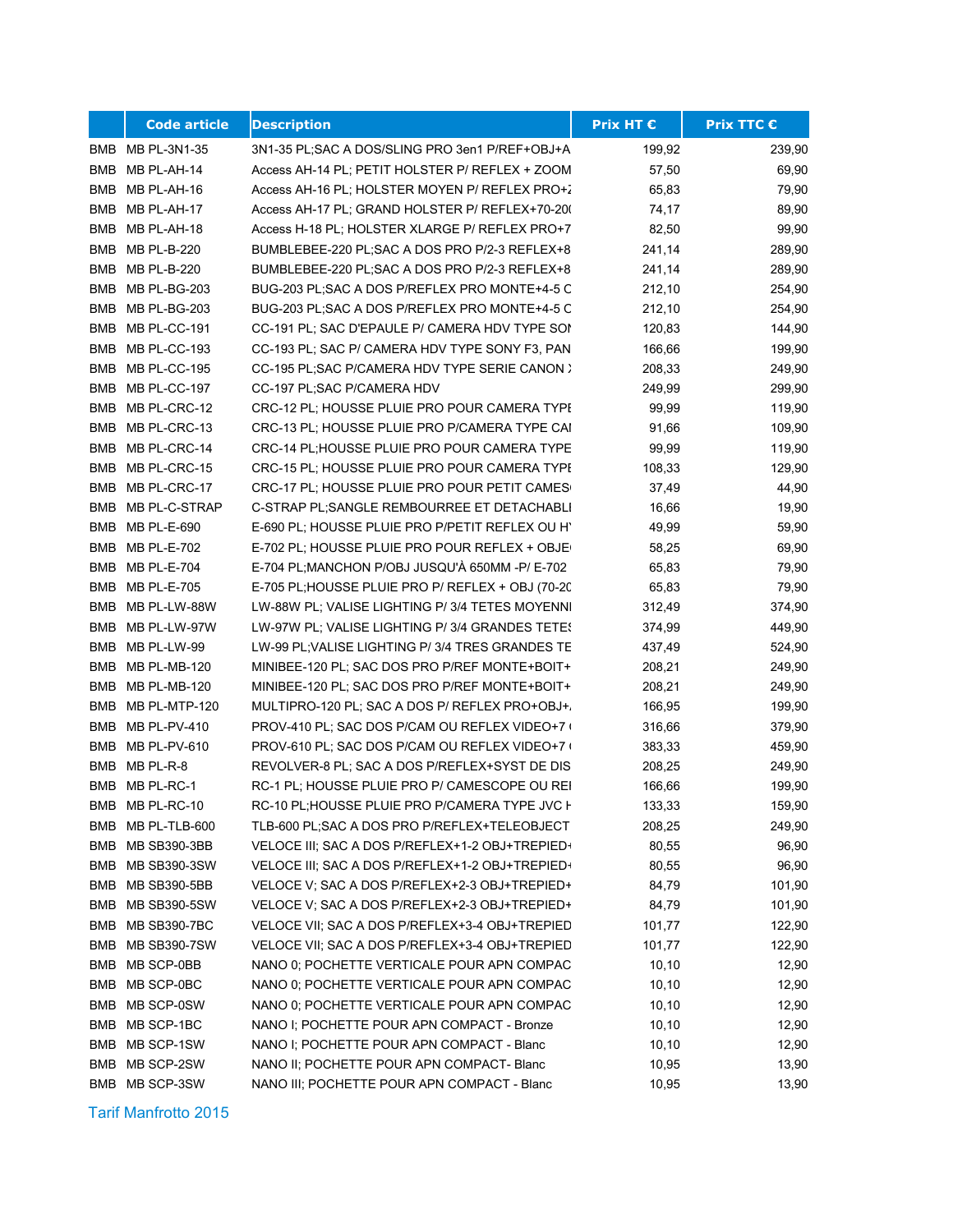|  | Code article | Description | Prix HT € | Prix TTC € |
|---|---|---|---|---|
| BMB | MB PL-3N1-35 | 3N1-35 PL;SAC A DOS/SLING PRO 3en1 P/REF+OBJ+A | 199,92 | 239,90 |
| BMB | MB PL-AH-14 | Access AH-14 PL; PETIT HOLSTER P/ REFLEX + ZOOM | 57,50 | 69,90 |
| BMB | MB PL-AH-16 | Access AH-16 PL; HOLSTER MOYEN P/ REFLEX PRO+Z | 65,83 | 79,90 |
| BMB | MB PL-AH-17 | Access AH-17 PL; GRAND HOLSTER P/ REFLEX+70-20( | 74,17 | 89,90 |
| BMB | MB PL-AH-18 | Access H-18 PL; HOLSTER XLARGE P/ REFLEX PRO+7 | 82,50 | 99,90 |
| BMB | MB PL-B-220 | BUMBLEBEE-220 PL;SAC A DOS PRO P/2-3 REFLEX+8 | 241,14 | 289,90 |
| BMB | MB PL-B-220 | BUMBLEBEE-220 PL;SAC A DOS PRO P/2-3 REFLEX+8 | 241,14 | 289,90 |
| BMB | MB PL-BG-203 | BUG-203 PL;SAC A DOS P/REFLEX PRO MONTE+4-5 C | 212,10 | 254,90 |
| BMB | MB PL-BG-203 | BUG-203 PL;SAC A DOS P/REFLEX PRO MONTE+4-5 C | 212,10 | 254,90 |
| BMB | MB PL-CC-191 | CC-191 PL; SAC D'EPAULE P/ CAMERA HDV TYPE SON | 120,83 | 144,90 |
| BMB | MB PL-CC-193 | CC-193 PL; SAC P/ CAMERA HDV TYPE SONY F3, PAN | 166,66 | 199,90 |
| BMB | MB PL-CC-195 | CC-195 PL;SAC P/CAMERA HDV TYPE SERIE CANON X | 208,33 | 249,90 |
| BMB | MB PL-CC-197 | CC-197 PL;SAC P/CAMERA HDV | 249,99 | 299,90 |
| BMB | MB PL-CRC-12 | CRC-12 PL; HOUSSE PLUIE PRO POUR CAMERA TYPE | 99,99 | 119,90 |
| BMB | MB PL-CRC-13 | CRC-13 PL; HOUSSE PLUIE PRO P/CAMERA TYPE CAI | 91,66 | 109,90 |
| BMB | MB PL-CRC-14 | CRC-14 PL;HOUSSE PLUIE PRO POUR CAMERA TYPE | 99,99 | 119,90 |
| BMB | MB PL-CRC-15 | CRC-15 PL; HOUSSE PLUIE PRO POUR CAMERA TYPE | 108,33 | 129,90 |
| BMB | MB PL-CRC-17 | CRC-17 PL; HOUSSE PLUIE PRO POUR PETIT CAMES | 37,49 | 44,90 |
| BMB | MB PL-C-STRAP | C-STRAP PL;SANGLE REMBOUREE ET DETACHABLI | 16,66 | 19,90 |
| BMB | MB PL-E-690 | E-690 PL; HOUSSE PLUIE PRO P/PETIT REFLEX OU HY | 49,99 | 59,90 |
| BMB | MB PL-E-702 | E-702 PL; HOUSSE PLUIE PRO POUR REFLEX + OBJE | 58,25 | 69,90 |
| BMB | MB PL-E-704 | E-704 PL;MANCHON P/OBJ JUSQU'À 650MM -P/ E-702 | 65,83 | 79,90 |
| BMB | MB PL-E-705 | E-705 PL;HOUSSE PLUIE PRO P/ REFLEX + OBJ (70-20 | 65,83 | 79,90 |
| BMB | MB PL-LW-88W | LW-88W PL; VALISE LIGHTING P/ 3/4 TETES MOYENNI | 312,49 | 374,90 |
| BMB | MB PL-LW-97W | LW-97W PL; VALISE LIGHTING P/ 3/4 GRANDES TETES | 374,99 | 449,90 |
| BMB | MB PL-LW-99 | LW-99 PL;VALISE LIGHTING P/ 3/4 TRES GRANDES TE | 437,49 | 524,90 |
| BMB | MB PL-MB-120 | MINIBEE-120 PL; SAC DOS PRO P/REF MONTE+BOIT+ | 208,21 | 249,90 |
| BMB | MB PL-MB-120 | MINIBEE-120 PL; SAC DOS PRO P/REF MONTE+BOIT+ | 208,21 | 249,90 |
| BMB | MB PL-MTP-120 | MULTIPRO-120 PL; SAC A DOS P/ REFLEX PRO+OBJ+ | 166,95 | 199,90 |
| BMB | MB PL-PV-410 | PROV-410 PL; SAC DOS P/CAM OU REFLEX VIDEO+7 ( | 316,66 | 379,90 |
| BMB | MB PL-PV-610 | PROV-610 PL; SAC DOS P/CAM OU REFLEX VIDEO+7 ( | 383,33 | 459,90 |
| BMB | MB PL-R-8 | REVOLVER-8 PL; SAC A DOS P/REFLEX+SYST DE DIS | 208,25 | 249,90 |
| BMB | MB PL-RC-1 | RC-1 PL; HOUSSE PLUIE PRO P/ CAMESCOPE OU REI | 166,66 | 199,90 |
| BMB | MB PL-RC-10 | RC-10 PL;HOUSSE PLUIE PRO P/CAMERA TYPE JVC H | 133,33 | 159,90 |
| BMB | MB PL-TLB-600 | TLB-600 PL;SAC A DOS PRO P/REFLEX+TELEOBJECT | 208,25 | 249,90 |
| BMB | MB SB390-3BB | VELOCE III; SAC A DOS P/REFLEX+1-2 OBJ+TREPIED+ | 80,55 | 96,90 |
| BMB | MB SB390-3SW | VELOCE III; SAC A DOS P/REFLEX+1-2 OBJ+TREPIED+ | 80,55 | 96,90 |
| BMB | MB SB390-5BB | VELOCE V; SAC A DOS P/REFLEX+2-3 OBJ+TREPIED+ | 84,79 | 101,90 |
| BMB | MB SB390-5SW | VELOCE V; SAC A DOS P/REFLEX+2-3 OBJ+TREPIED+ | 84,79 | 101,90 |
| BMB | MB SB390-7BC | VELOCE VII; SAC A DOS P/REFLEX+3-4 OBJ+TREPIED | 101,77 | 122,90 |
| BMB | MB SB390-7SW | VELOCE VII; SAC A DOS P/REFLEX+3-4 OBJ+TREPIED | 101,77 | 122,90 |
| BMB | MB SCP-0BB | NANO 0; POCHETTE VERTICALE POUR APN COMPAC | 10,10 | 12,90 |
| BMB | MB SCP-0BC | NANO 0; POCHETTE VERTICALE POUR APN COMPAC | 10,10 | 12,90 |
| BMB | MB SCP-0SW | NANO 0; POCHETTE VERTICALE POUR APN COMPAC | 10,10 | 12,90 |
| BMB | MB SCP-1BC | NANO I; POCHETTE POUR APN COMPACT - Bronze | 10,10 | 12,90 |
| BMB | MB SCP-1SW | NANO I; POCHETTE POUR APN COMPACT - Blanc | 10,10 | 12,90 |
| BMB | MB SCP-2SW | NANO II; POCHETTE POUR APN COMPACT- Blanc | 10,95 | 13,90 |
| BMB | MB SCP-3SW | NANO III; POCHETTE POUR APN COMPACT - Blanc | 10,95 | 13,90 |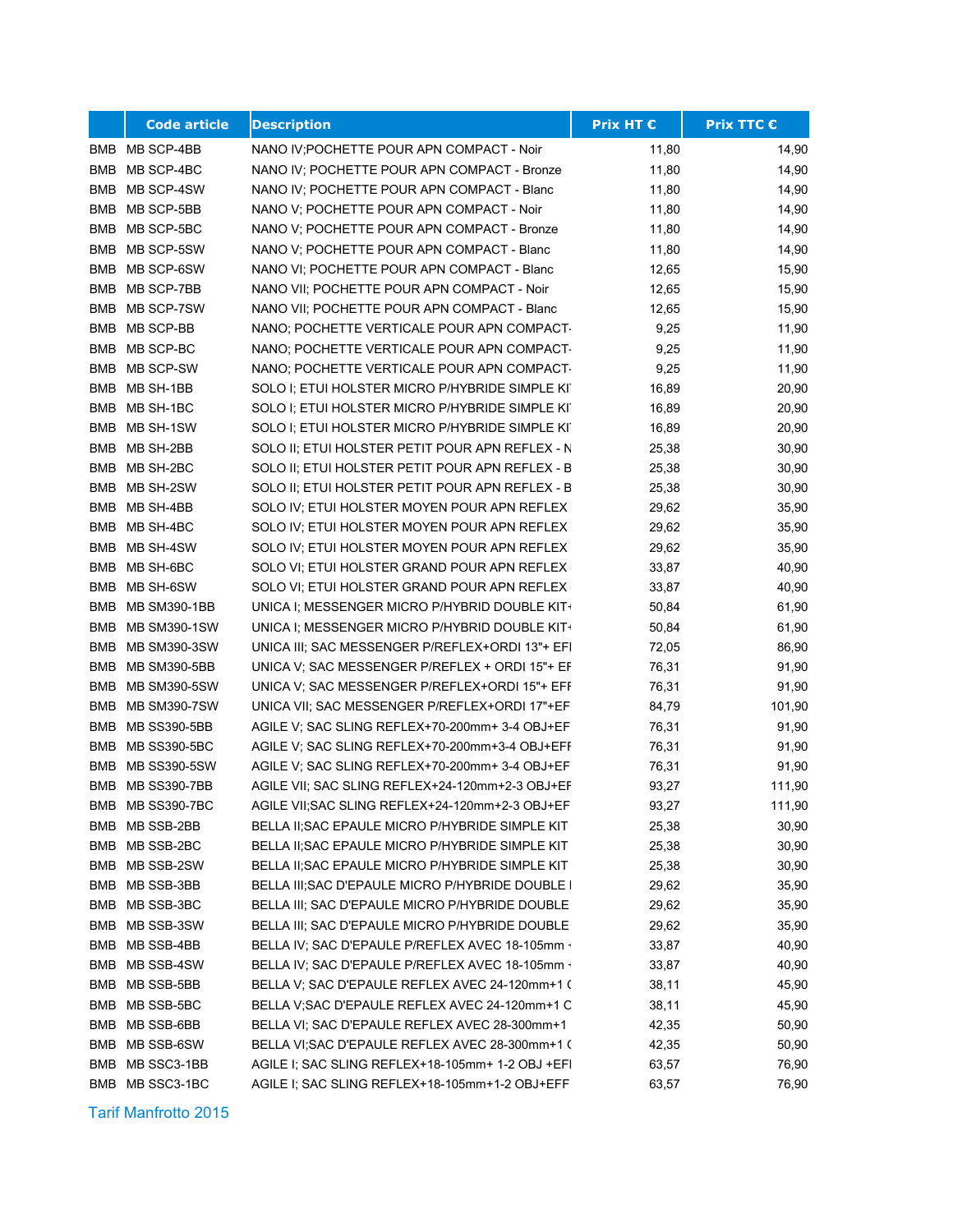| | Code article | Description | Prix HT € | Prix TTC € |
|---|---|---|---|---|
| BMB | MB SCP-4BB | NANO IV;POCHETTE POUR APN COMPACT - Noir | 11,80 | 14,90 |
| BMB | MB SCP-4BC | NANO IV; POCHETTE POUR APN COMPACT - Bronze | 11,80 | 14,90 |
| BMB | MB SCP-4SW | NANO IV; POCHETTE POUR APN COMPACT - Blanc | 11,80 | 14,90 |
| BMB | MB SCP-5BB | NANO V; POCHETTE POUR APN COMPACT - Noir | 11,80 | 14,90 |
| BMB | MB SCP-5BC | NANO V; POCHETTE POUR APN COMPACT - Bronze | 11,80 | 14,90 |
| BMB | MB SCP-5SW | NANO V; POCHETTE POUR APN COMPACT - Blanc | 11,80 | 14,90 |
| BMB | MB SCP-6SW | NANO VI; POCHETTE POUR APN COMPACT - Blanc | 12,65 | 15,90 |
| BMB | MB SCP-7BB | NANO VII; POCHETTE POUR APN COMPACT - Noir | 12,65 | 15,90 |
| BMB | MB SCP-7SW | NANO VII; POCHETTE POUR APN COMPACT - Blanc | 12,65 | 15,90 |
| BMB | MB SCP-BB | NANO; POCHETTE VERTICALE POUR APN COMPACT- | 9,25 | 11,90 |
| BMB | MB SCP-BC | NANO; POCHETTE VERTICALE POUR APN COMPACT- | 9,25 | 11,90 |
| BMB | MB SCP-SW | NANO; POCHETTE VERTICALE POUR APN COMPACT- | 9,25 | 11,90 |
| BMB | MB SH-1BB | SOLO I; ETUI HOLSTER MICRO P/HYBRIDE SIMPLE KI | 16,89 | 20,90 |
| BMB | MB SH-1BC | SOLO I; ETUI HOLSTER MICRO P/HYBRIDE SIMPLE KI | 16,89 | 20,90 |
| BMB | MB SH-1SW | SOLO I; ETUI HOLSTER MICRO P/HYBRIDE SIMPLE KI | 16,89 | 20,90 |
| BMB | MB SH-2BB | SOLO II; ETUI HOLSTER PETIT POUR APN REFLEX - N | 25,38 | 30,90 |
| BMB | MB SH-2BC | SOLO II; ETUI HOLSTER PETIT POUR APN REFLEX - B | 25,38 | 30,90 |
| BMB | MB SH-2SW | SOLO II; ETUI HOLSTER PETIT POUR APN REFLEX - B | 25,38 | 30,90 |
| BMB | MB SH-4BB | SOLO IV; ETUI HOLSTER MOYEN POUR APN REFLEX | 29,62 | 35,90 |
| BMB | MB SH-4BC | SOLO IV; ETUI HOLSTER MOYEN POUR APN REFLEX | 29,62 | 35,90 |
| BMB | MB SH-4SW | SOLO IV; ETUI HOLSTER MOYEN POUR APN REFLEX | 29,62 | 35,90 |
| BMB | MB SH-6BC | SOLO VI; ETUI HOLSTER GRAND POUR APN REFLEX | 33,87 | 40,90 |
| BMB | MB SH-6SW | SOLO VI; ETUI HOLSTER GRAND POUR APN REFLEX | 33,87 | 40,90 |
| BMB | MB SM390-1BB | UNICA I; MESSENGER MICRO P/HYBRID DOUBLE KIT+ | 50,84 | 61,90 |
| BMB | MB SM390-1SW | UNICA I; MESSENGER MICRO P/HYBRID DOUBLE KIT+ | 50,84 | 61,90 |
| BMB | MB SM390-3SW | UNICA III; SAC MESSENGER P/REFLEX+ORDI 13"+ EFI | 72,05 | 86,90 |
| BMB | MB SM390-5BB | UNICA V; SAC MESSENGER P/REFLEX + ORDI 15"+ EF | 76,31 | 91,90 |
| BMB | MB SM390-5SW | UNICA V; SAC MESSENGER P/REFLEX+ORDI 15"+ EFF | 76,31 | 91,90 |
| BMB | MB SM390-7SW | UNICA VII; SAC MESSENGER P/REFLEX+ORDI 17"+EF | 84,79 | 101,90 |
| BMB | MB SS390-5BB | AGILE V; SAC SLING REFLEX+70-200mm+ 3-4 OBJ+EF | 76,31 | 91,90 |
| BMB | MB SS390-5BC | AGILE V; SAC SLING REFLEX+70-200mm+3-4 OBJ+EFF | 76,31 | 91,90 |
| BMB | MB SS390-5SW | AGILE V; SAC SLING REFLEX+70-200mm+ 3-4 OBJ+EF | 76,31 | 91,90 |
| BMB | MB SS390-7BB | AGILE VII; SAC SLING REFLEX+24-120mm+2-3 OBJ+EF | 93,27 | 111,90 |
| BMB | MB SS390-7BC | AGILE VII;SAC SLING REFLEX+24-120mm+2-3 OBJ+EF | 93,27 | 111,90 |
| BMB | MB SSB-2BB | BELLA II;SAC EPAULE MICRO P/HYBRIDE SIMPLE KIT | 25,38 | 30,90 |
| BMB | MB SSB-2BC | BELLA II;SAC EPAULE MICRO P/HYBRIDE SIMPLE KIT | 25,38 | 30,90 |
| BMB | MB SSB-2SW | BELLA II;SAC EPAULE MICRO P/HYBRIDE SIMPLE KIT | 25,38 | 30,90 |
| BMB | MB SSB-3BB | BELLA III;SAC D'EPAULE MICRO P/HYBRIDE DOUBLE I | 29,62 | 35,90 |
| BMB | MB SSB-3BC | BELLA III; SAC D'EPAULE MICRO P/HYBRIDE DOUBLE | 29,62 | 35,90 |
| BMB | MB SSB-3SW | BELLA III; SAC D'EPAULE MICRO P/HYBRIDE DOUBLE | 29,62 | 35,90 |
| BMB | MB SSB-4BB | BELLA IV; SAC D'EPAULE P/REFLEX AVEC 18-105mm + | 33,87 | 40,90 |
| BMB | MB SSB-4SW | BELLA IV; SAC D'EPAULE P/REFLEX AVEC 18-105mm + | 33,87 | 40,90 |
| BMB | MB SSB-5BB | BELLA V; SAC D'EPAULE REFLEX AVEC 24-120mm+1 ( | 38,11 | 45,90 |
| BMB | MB SSB-5BC | BELLA V;SAC D'EPAULE REFLEX AVEC 24-120mm+1 C | 38,11 | 45,90 |
| BMB | MB SSB-6BB | BELLA VI; SAC D'EPAULE REFLEX AVEC 28-300mm+1 | 42,35 | 50,90 |
| BMB | MB SSB-6SW | BELLA VI;SAC D'EPAULE REFLEX AVEC 28-300mm+1 ( | 42,35 | 50,90 |
| BMB | MB SSC3-1BB | AGILE I; SAC SLING REFLEX+18-105mm+ 1-2 OBJ +EFI | 63,57 | 76,90 |
| BMB | MB SSC3-1BC | AGILE I; SAC SLING REFLEX+18-105mm+1-2 OBJ+EFF | 63,57 | 76,90 |

Tarif Manfrotto 2015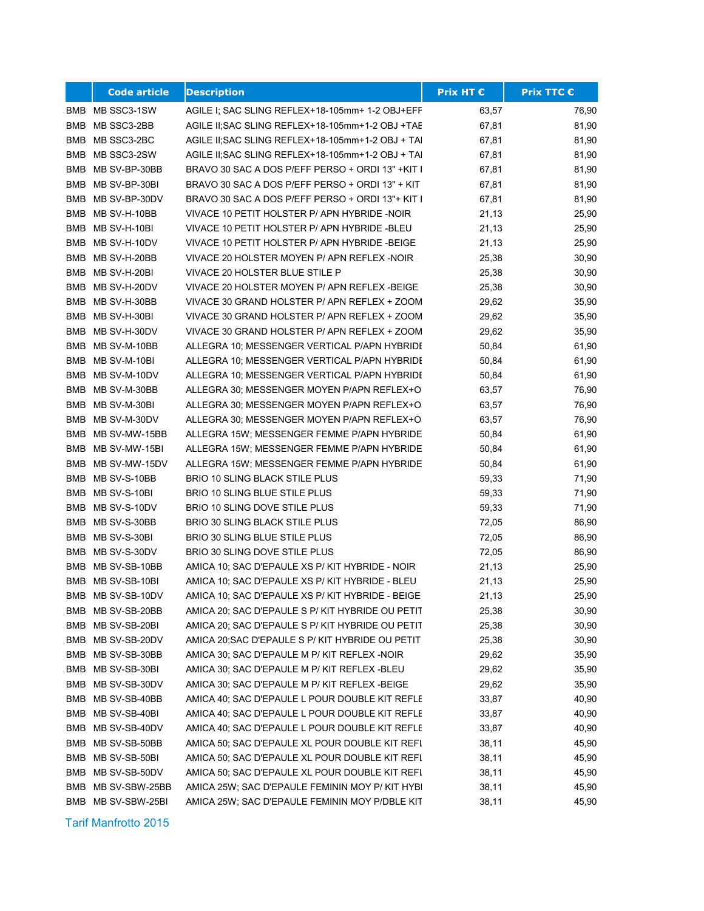| | Code article | Description | Prix HT € | Prix TTC € |
|---|---|---|---|---|
| BMB | MB SSC3-1SW | AGILE I; SAC SLING REFLEX+18-105mm+ 1-2 OBJ+EFF | 63,57 | 76,90 |
| BMB | MB SSC3-2BB | AGILE II;SAC SLING REFLEX+18-105mm+1-2 OBJ +TAE | 67,81 | 81,90 |
| BMB | MB SSC3-2BC | AGILE II;SAC SLING REFLEX+18-105mm+1-2 OBJ + TAI | 67,81 | 81,90 |
| BMB | MB SSC3-2SW | AGILE II;SAC SLING REFLEX+18-105mm+1-2 OBJ + TAI | 67,81 | 81,90 |
| BMB | MB SV-BP-30BB | BRAVO 30 SAC A DOS P/EFF PERSO + ORDI 13" +KIT I | 67,81 | 81,90 |
| BMB | MB SV-BP-30BI | BRAVO 30 SAC A DOS P/EFF PERSO + ORDI 13" + KIT | 67,81 | 81,90 |
| BMB | MB SV-BP-30DV | BRAVO 30 SAC A DOS P/EFF PERSO + ORDI 13"+ KIT I | 67,81 | 81,90 |
| BMB | MB SV-H-10BB | VIVACE 10 PETIT HOLSTER P/ APN HYBRIDE -NOIR | 21,13 | 25,90 |
| BMB | MB SV-H-10BI | VIVACE 10 PETIT HOLSTER P/ APN HYBRIDE -BLEU | 21,13 | 25,90 |
| BMB | MB SV-H-10DV | VIVACE 10 PETIT HOLSTER P/ APN HYBRIDE -BEIGE | 21,13 | 25,90 |
| BMB | MB SV-H-20BB | VIVACE 20 HOLSTER MOYEN P/ APN REFLEX -NOIR | 25,38 | 30,90 |
| BMB | MB SV-H-20BI | VIVACE 20 HOLSTER BLUE STILE P | 25,38 | 30,90 |
| BMB | MB SV-H-20DV | VIVACE 20 HOLSTER MOYEN P/ APN REFLEX -BEIGE | 25,38 | 30,90 |
| BMB | MB SV-H-30BB | VIVACE 30 GRAND HOLSTER P/ APN REFLEX + ZOOM | 29,62 | 35,90 |
| BMB | MB SV-H-30BI | VIVACE 30 GRAND HOLSTER P/ APN REFLEX + ZOOM | 29,62 | 35,90 |
| BMB | MB SV-H-30DV | VIVACE 30 GRAND HOLSTER P/ APN REFLEX + ZOOM | 29,62 | 35,90 |
| BMB | MB SV-M-10BB | ALLEGRA 10; MESSENGER VERTICAL P/APN HYBRIDE | 50,84 | 61,90 |
| BMB | MB SV-M-10BI | ALLEGRA 10; MESSENGER VERTICAL P/APN HYBRIDE | 50,84 | 61,90 |
| BMB | MB SV-M-10DV | ALLEGRA 10; MESSENGER VERTICAL P/APN HYBRIDE | 50,84 | 61,90 |
| BMB | MB SV-M-30BB | ALLEGRA 30; MESSENGER MOYEN P/APN REFLEX+O | 63,57 | 76,90 |
| BMB | MB SV-M-30BI | ALLEGRA 30; MESSENGER MOYEN P/APN REFLEX+O | 63,57 | 76,90 |
| BMB | MB SV-M-30DV | ALLEGRA 30; MESSENGER MOYEN P/APN REFLEX+O | 63,57 | 76,90 |
| BMB | MB SV-MW-15BB | ALLEGRA 15W; MESSENGER FEMME P/APN HYBRIDE | 50,84 | 61,90 |
| BMB | MB SV-MW-15BI | ALLEGRA 15W; MESSENGER FEMME P/APN HYBRIDE | 50,84 | 61,90 |
| BMB | MB SV-MW-15DV | ALLEGRA 15W; MESSENGER FEMME P/APN HYBRIDE | 50,84 | 61,90 |
| BMB | MB SV-S-10BB | BRIO 10 SLING BLACK STILE PLUS | 59,33 | 71,90 |
| BMB | MB SV-S-10BI | BRIO 10 SLING BLUE STILE PLUS | 59,33 | 71,90 |
| BMB | MB SV-S-10DV | BRIO 10 SLING DOVE STILE PLUS | 59,33 | 71,90 |
| BMB | MB SV-S-30BB | BRIO 30 SLING BLACK STILE PLUS | 72,05 | 86,90 |
| BMB | MB SV-S-30BI | BRIO 30 SLING BLUE STILE PLUS | 72,05 | 86,90 |
| BMB | MB SV-S-30DV | BRIO 30 SLING DOVE STILE PLUS | 72,05 | 86,90 |
| BMB | MB SV-SB-10BB | AMICA 10; SAC D'EPAULE XS P/ KIT HYBRIDE - NOIR | 21,13 | 25,90 |
| BMB | MB SV-SB-10BI | AMICA 10; SAC D'EPAULE XS P/ KIT HYBRIDE - BLEU | 21,13 | 25,90 |
| BMB | MB SV-SB-10DV | AMICA 10; SAC D'EPAULE XS P/ KIT HYBRIDE - BEIGE | 21,13 | 25,90 |
| BMB | MB SV-SB-20BB | AMICA 20; SAC D'EPAULE S P/ KIT HYBRIDE OU PETIT | 25,38 | 30,90 |
| BMB | MB SV-SB-20BI | AMICA 20; SAC D'EPAULE S P/ KIT HYBRIDE OU PETIT | 25,38 | 30,90 |
| BMB | MB SV-SB-20DV | AMICA 20;SAC D'EPAULE S P/ KIT HYBRIDE OU PETIT | 25,38 | 30,90 |
| BMB | MB SV-SB-30BB | AMICA 30; SAC D'EPAULE M P/ KIT REFLEX -NOIR | 29,62 | 35,90 |
| BMB | MB SV-SB-30BI | AMICA 30; SAC D'EPAULE M P/ KIT REFLEX -BLEU | 29,62 | 35,90 |
| BMB | MB SV-SB-30DV | AMICA 30; SAC D'EPAULE M P/ KIT REFLEX -BEIGE | 29,62 | 35,90 |
| BMB | MB SV-SB-40BB | AMICA 40; SAC D'EPAULE L POUR DOUBLE KIT REFLE | 33,87 | 40,90 |
| BMB | MB SV-SB-40BI | AMICA 40; SAC D'EPAULE L POUR DOUBLE KIT REFLE | 33,87 | 40,90 |
| BMB | MB SV-SB-40DV | AMICA 40; SAC D'EPAULE L POUR DOUBLE KIT REFLE | 33,87 | 40,90 |
| BMB | MB SV-SB-50BB | AMICA 50; SAC D'EPAULE XL POUR DOUBLE KIT REFI | 38,11 | 45,90 |
| BMB | MB SV-SB-50BI | AMICA 50; SAC D'EPAULE XL POUR DOUBLE KIT REFI | 38,11 | 45,90 |
| BMB | MB SV-SB-50DV | AMICA 50; SAC D'EPAULE XL POUR DOUBLE KIT REFI | 38,11 | 45,90 |
| BMB | MB SV-SBW-25BB | AMICA 25W; SAC D'EPAULE FEMININ MOY P/ KIT HYBI | 38,11 | 45,90 |
| BMB | MB SV-SBW-25BI | AMICA 25W; SAC D'EPAULE FEMININ MOY P/DBLE KIT | 38,11 | 45,90 |

Tarif Manfrotto 2015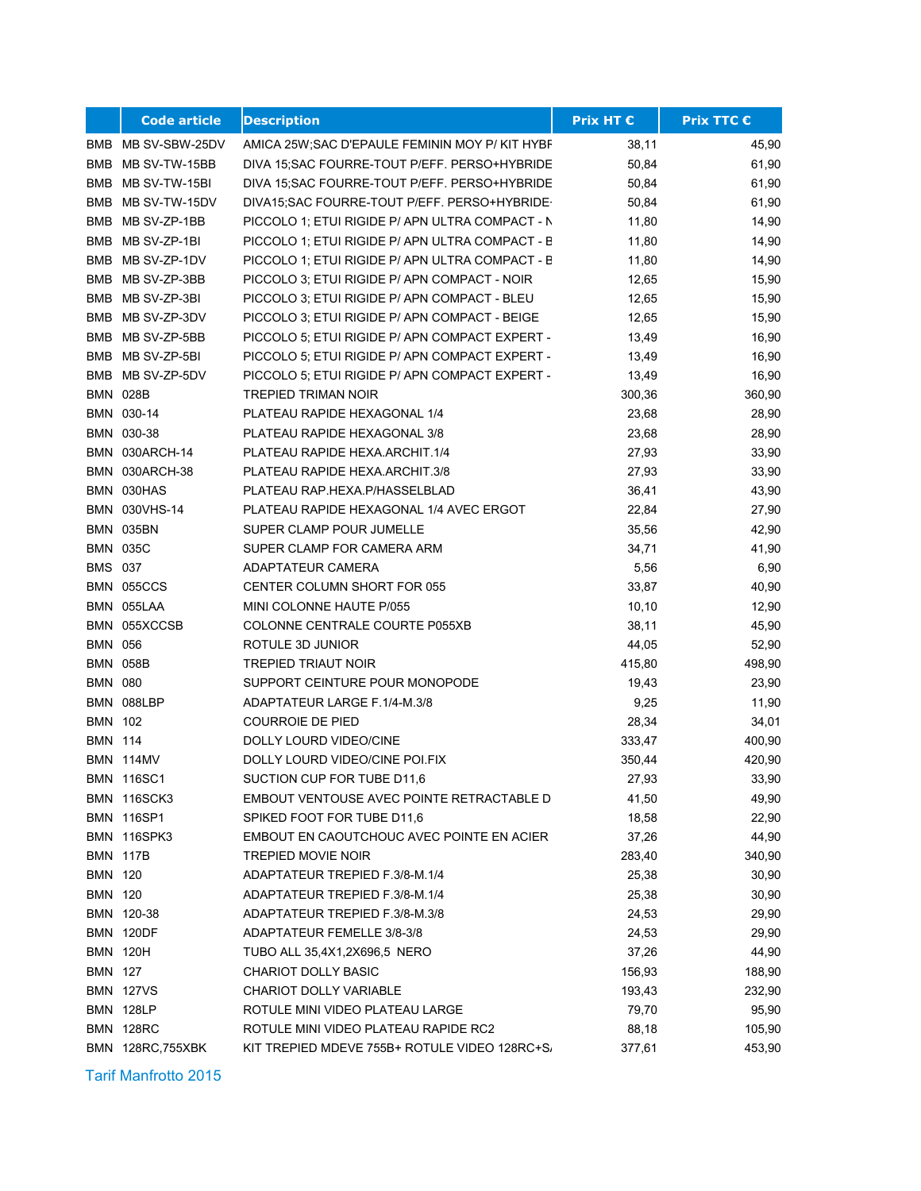| | Code article | Description | Prix HT € | Prix TTC € |
|---|---|---|---|---|
| BMB | MB SV-SBW-25DV | AMICA 25W;SAC D'EPAULE FEMININ MOY P/ KIT HYBF | 38,11 | 45,90 |
| BMB | MB SV-TW-15BB | DIVA 15;SAC FOURRE-TOUT P/EFF. PERSO+HYBRIDE | 50,84 | 61,90 |
| BMB | MB SV-TW-15BI | DIVA 15;SAC FOURRE-TOUT P/EFF. PERSO+HYBRIDE | 50,84 | 61,90 |
| BMB | MB SV-TW-15DV | DIVA15;SAC FOURRE-TOUT P/EFF. PERSO+HYBRIDE- | 50,84 | 61,90 |
| BMB | MB SV-ZP-1BB | PICCOLO 1; ETUI RIGIDE P/ APN ULTRA COMPACT - N | 11,80 | 14,90 |
| BMB | MB SV-ZP-1BI | PICCOLO 1; ETUI RIGIDE P/ APN ULTRA COMPACT - B | 11,80 | 14,90 |
| BMB | MB SV-ZP-1DV | PICCOLO 1; ETUI RIGIDE P/ APN ULTRA COMPACT - B | 11,80 | 14,90 |
| BMB | MB SV-ZP-3BB | PICCOLO 3; ETUI RIGIDE P/ APN COMPACT - NOIR | 12,65 | 15,90 |
| BMB | MB SV-ZP-3BI | PICCOLO 3; ETUI RIGIDE P/ APN COMPACT - BLEU | 12,65 | 15,90 |
| BMB | MB SV-ZP-3DV | PICCOLO 3; ETUI RIGIDE P/ APN COMPACT - BEIGE | 12,65 | 15,90 |
| BMB | MB SV-ZP-5BB | PICCOLO 5; ETUI RIGIDE P/ APN COMPACT EXPERT - | 13,49 | 16,90 |
| BMB | MB SV-ZP-5BI | PICCOLO 5; ETUI RIGIDE P/ APN COMPACT EXPERT - | 13,49 | 16,90 |
| BMB | MB SV-ZP-5DV | PICCOLO 5; ETUI RIGIDE P/ APN COMPACT EXPERT - | 13,49 | 16,90 |
| BMN | 028B | TREPIED TRIMAN NOIR | 300,36 | 360,90 |
| BMN | 030-14 | PLATEAU RAPIDE HEXAGONAL 1/4 | 23,68 | 28,90 |
| BMN | 030-38 | PLATEAU RAPIDE HEXAGONAL 3/8 | 23,68 | 28,90 |
| BMN | 030ARCH-14 | PLATEAU RAPIDE HEXA.ARCHIT.1/4 | 27,93 | 33,90 |
| BMN | 030ARCH-38 | PLATEAU RAPIDE HEXA.ARCHIT.3/8 | 27,93 | 33,90 |
| BMN | 030HAS | PLATEAU RAP.HEXA.P/HASSELBLAD | 36,41 | 43,90 |
| BMN | 030VHS-14 | PLATEAU RAPIDE HEXAGONAL 1/4 AVEC ERGOT | 22,84 | 27,90 |
| BMN | 035BN | SUPER CLAMP POUR JUMELLE | 35,56 | 42,90 |
| BMN | 035C | SUPER CLAMP FOR CAMERA ARM | 34,71 | 41,90 |
| BMS | 037 | ADAPTATEUR CAMERA | 5,56 | 6,90 |
| BMN | 055CCS | CENTER COLUMN SHORT FOR 055 | 33,87 | 40,90 |
| BMN | 055LAA | MINI COLONNE HAUTE P/055 | 10,10 | 12,90 |
| BMN | 055XCCSB | COLONNE CENTRALE COURTE P055XB | 38,11 | 45,90 |
| BMN | 056 | ROTULE 3D JUNIOR | 44,05 | 52,90 |
| BMN | 058B | TREPIED TRIAUT NOIR | 415,80 | 498,90 |
| BMN | 080 | SUPPORT CEINTURE POUR MONOPODE | 19,43 | 23,90 |
| BMN | 088LBP | ADAPTATEUR LARGE F.1/4-M.3/8 | 9,25 | 11,90 |
| BMN | 102 | COURROIE DE PIED | 28,34 | 34,01 |
| BMN | 114 | DOLLY LOURD VIDEO/CINE | 333,47 | 400,90 |
| BMN | 114MV | DOLLY LOURD VIDEO/CINE POI.FIX | 350,44 | 420,90 |
| BMN | 116SC1 | SUCTION CUP FOR TUBE D11,6 | 27,93 | 33,90 |
| BMN | 116SCK3 | EMBOUT VENTOUSE AVEC POINTE RETRACTABLE D | 41,50 | 49,90 |
| BMN | 116SP1 | SPIKED FOOT FOR TUBE D11,6 | 18,58 | 22,90 |
| BMN | 116SPK3 | EMBOUT EN CAOUTCHOUC AVEC POINTE EN ACIER | 37,26 | 44,90 |
| BMN | 117B | TREPIED MOVIE NOIR | 283,40 | 340,90 |
| BMN | 120 | ADAPTATEUR TREPIED F.3/8-M.1/4 | 25,38 | 30,90 |
| BMN | 120 | ADAPTATEUR TREPIED F.3/8-M.1/4 | 25,38 | 30,90 |
| BMN | 120-38 | ADAPTATEUR TREPIED F.3/8-M.3/8 | 24,53 | 29,90 |
| BMN | 120DF | ADAPTATEUR FEMELLE 3/8-3/8 | 24,53 | 29,90 |
| BMN | 120H | TUBO ALL 35,4X1,2X696,5 NERO | 37,26 | 44,90 |
| BMN | 127 | CHARIOT DOLLY BASIC | 156,93 | 188,90 |
| BMN | 127VS | CHARIOT DOLLY VARIABLE | 193,43 | 232,90 |
| BMN | 128LP | ROTULE MINI VIDEO PLATEAU LARGE | 79,70 | 95,90 |
| BMN | 128RC | ROTULE MINI VIDEO PLATEAU RAPIDE RC2 | 88,18 | 105,90 |
| BMN | 128RC,755XBK | KIT TREPIED MDEVE 755B+ ROTULE VIDEO 128RC+S/ | 377,61 | 453,90 |

Tarif Manfrotto 2015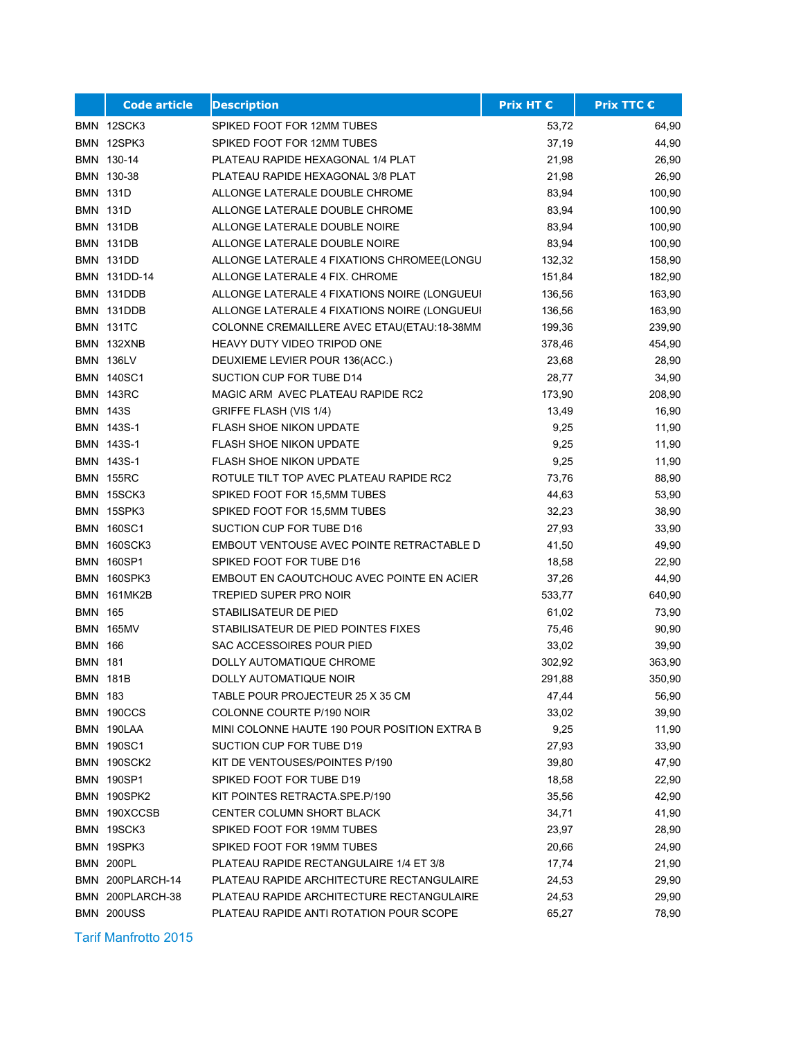| | Code article | Description | Prix HT € | Prix TTC € |
|---|---|---|---|---|
| BMN | 12SCK3 | SPIKED FOOT FOR 12MM TUBES | 53,72 | 64,90 |
| BMN | 12SPK3 | SPIKED FOOT FOR 12MM TUBES | 37,19 | 44,90 |
| BMN | 130-14 | PLATEAU RAPIDE HEXAGONAL 1/4 PLAT | 21,98 | 26,90 |
| BMN | 130-38 | PLATEAU RAPIDE HEXAGONAL 3/8 PLAT | 21,98 | 26,90 |
| BMN | 131D | ALLONGE LATERALE DOUBLE CHROME | 83,94 | 100,90 |
| BMN | 131D | ALLONGE LATERALE DOUBLE CHROME | 83,94 | 100,90 |
| BMN | 131DB | ALLONGE LATERALE DOUBLE NOIRE | 83,94 | 100,90 |
| BMN | 131DB | ALLONGE LATERALE DOUBLE NOIRE | 83,94 | 100,90 |
| BMN | 131DD | ALLONGE LATERALE 4 FIXATIONS CHROMEE(LONGU | 132,32 | 158,90 |
| BMN | 131DD-14 | ALLONGE LATERALE 4 FIX. CHROME | 151,84 | 182,90 |
| BMN | 131DDB | ALLONGE LATERALE 4 FIXATIONS NOIRE (LONGUEUI | 136,56 | 163,90 |
| BMN | 131DDB | ALLONGE LATERALE 4 FIXATIONS NOIRE (LONGUEUI | 136,56 | 163,90 |
| BMN | 131TC | COLONNE CREMAILLERE AVEC ETAU(ETAU:18-38MM | 199,36 | 239,90 |
| BMN | 132XNB | HEAVY DUTY VIDEO TRIPOD ONE | 378,46 | 454,90 |
| BMN | 136LV | DEUXIEME LEVIER POUR 136(ACC.) | 23,68 | 28,90 |
| BMN | 140SC1 | SUCTION CUP FOR TUBE D14 | 28,77 | 34,90 |
| BMN | 143RC | MAGIC ARM AVEC PLATEAU RAPIDE RC2 | 173,90 | 208,90 |
| BMN | 143S | GRIFFE FLASH (VIS 1/4) | 13,49 | 16,90 |
| BMN | 143S-1 | FLASH SHOE NIKON UPDATE | 9,25 | 11,90 |
| BMN | 143S-1 | FLASH SHOE NIKON UPDATE | 9,25 | 11,90 |
| BMN | 143S-1 | FLASH SHOE NIKON UPDATE | 9,25 | 11,90 |
| BMN | 155RC | ROTULE TILT TOP AVEC PLATEAU RAPIDE RC2 | 73,76 | 88,90 |
| BMN | 15SCK3 | SPIKED FOOT FOR 15,5MM TUBES | 44,63 | 53,90 |
| BMN | 15SPK3 | SPIKED FOOT FOR 15,5MM TUBES | 32,23 | 38,90 |
| BMN | 160SC1 | SUCTION CUP FOR TUBE D16 | 27,93 | 33,90 |
| BMN | 160SCK3 | EMBOUT VENTOUSE AVEC POINTE RETRACTABLE D | 41,50 | 49,90 |
| BMN | 160SP1 | SPIKED FOOT FOR TUBE D16 | 18,58 | 22,90 |
| BMN | 160SPK3 | EMBOUT EN CAOUTCHOUC AVEC POINTE EN ACIER | 37,26 | 44,90 |
| BMN | 161MK2B | TREPIED SUPER PRO NOIR | 533,77 | 640,90 |
| BMN | 165 | STABILISATEUR DE PIED | 61,02 | 73,90 |
| BMN | 165MV | STABILISATEUR DE PIED POINTES FIXES | 75,46 | 90,90 |
| BMN | 166 | SAC ACCESSOIRES POUR PIED | 33,02 | 39,90 |
| BMN | 181 | DOLLY AUTOMATIQUE CHROME | 302,92 | 363,90 |
| BMN | 181B | DOLLY AUTOMATIQUE NOIR | 291,88 | 350,90 |
| BMN | 183 | TABLE POUR PROJECTEUR 25 X 35 CM | 47,44 | 56,90 |
| BMN | 190CCS | COLONNE COURTE P/190 NOIR | 33,02 | 39,90 |
| BMN | 190LAA | MINI COLONNE HAUTE 190 POUR POSITION EXTRA B | 9,25 | 11,90 |
| BMN | 190SC1 | SUCTION CUP FOR TUBE D19 | 27,93 | 33,90 |
| BMN | 190SCK2 | KIT DE VENTOUSES/POINTES P/190 | 39,80 | 47,90 |
| BMN | 190SP1 | SPIKED FOOT FOR TUBE D19 | 18,58 | 22,90 |
| BMN | 190SPK2 | KIT POINTES RETRACTA.SPE.P/190 | 35,56 | 42,90 |
| BMN | 190XCCSB | CENTER COLUMN SHORT BLACK | 34,71 | 41,90 |
| BMN | 19SCK3 | SPIKED FOOT FOR 19MM TUBES | 23,97 | 28,90 |
| BMN | 19SPK3 | SPIKED FOOT FOR 19MM TUBES | 20,66 | 24,90 |
| BMN | 200PL | PLATEAU RAPIDE RECTANGULAIRE 1/4 ET 3/8 | 17,74 | 21,90 |
| BMN | 200PLARCH-14 | PLATEAU RAPIDE ARCHITECTURE RECTANGULAIRE | 24,53 | 29,90 |
| BMN | 200PLARCH-38 | PLATEAU RAPIDE ARCHITECTURE RECTANGULAIRE | 24,53 | 29,90 |
| BMN | 200USS | PLATEAU RAPIDE ANTI ROTATION POUR SCOPE | 65,27 | 78,90 |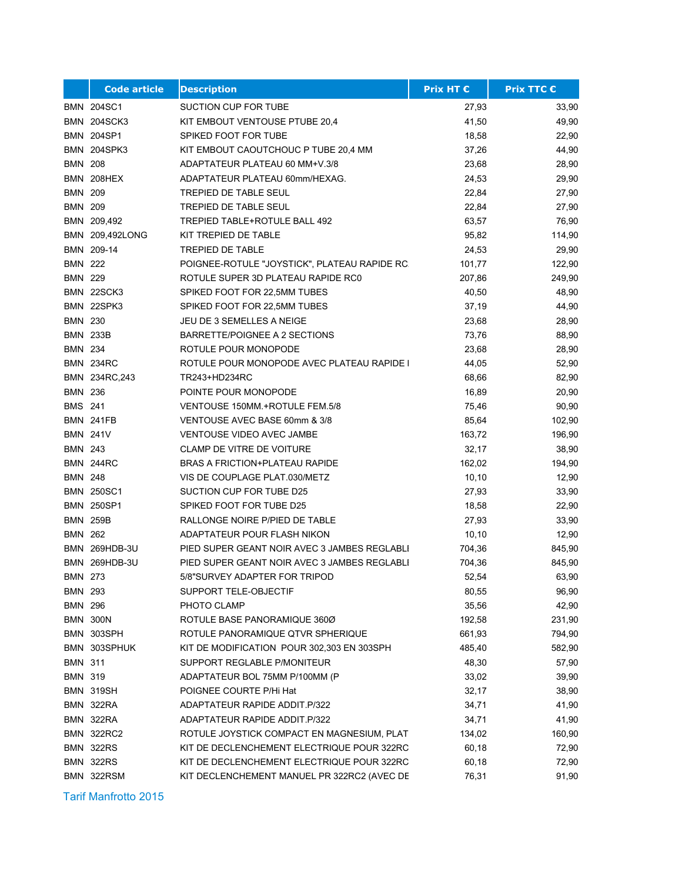| | Code article | Description | Prix HT € | Prix TTC € |
|---|---|---|---|---|
| BMN | 204SC1 | SUCTION CUP FOR TUBE | 27,93 | 33,90 |
| BMN | 204SCK3 | KIT EMBOUT VENTOUSE PTUBE 20,4 | 41,50 | 49,90 |
| BMN | 204SP1 | SPIKED FOOT FOR TUBE | 18,58 | 22,90 |
| BMN | 204SPK3 | KIT EMBOUT CAOUTCHOUC P TUBE 20,4 MM | 37,26 | 44,90 |
| BMN | 208 | ADAPTATEUR PLATEAU 60 MM+V.3/8 | 23,68 | 28,90 |
| BMN | 208HEX | ADAPTATEUR PLATEAU 60mm/HEXAG. | 24,53 | 29,90 |
| BMN | 209 | TREPIED DE TABLE SEUL | 22,84 | 27,90 |
| BMN | 209 | TREPIED DE TABLE SEUL | 22,84 | 27,90 |
| BMN | 209,492 | TREPIED TABLE+ROTULE BALL 492 | 63,57 | 76,90 |
| BMN | 209,492LONG | KIT TREPIED DE TABLE | 95,82 | 114,90 |
| BMN | 209-14 | TREPIED DE TABLE | 24,53 | 29,90 |
| BMN | 222 | POIGNEE-ROTULE "JOYSTICK", PLATEAU RAPIDE RC | 101,77 | 122,90 |
| BMN | 229 | ROTULE SUPER 3D PLATEAU RAPIDE RC0 | 207,86 | 249,90 |
| BMN | 22SCK3 | SPIKED FOOT FOR 22,5MM TUBES | 40,50 | 48,90 |
| BMN | 22SPK3 | SPIKED FOOT FOR 22,5MM TUBES | 37,19 | 44,90 |
| BMN | 230 | JEU DE 3 SEMELLES A NEIGE | 23,68 | 28,90 |
| BMN | 233B | BARRETTE/POIGNEE A 2 SECTIONS | 73,76 | 88,90 |
| BMN | 234 | ROTULE POUR MONOPODE | 23,68 | 28,90 |
| BMN | 234RC | ROTULE POUR MONOPODE AVEC PLATEAU RAPIDE I | 44,05 | 52,90 |
| BMN | 234RC,243 | TR243+HD234RC | 68,66 | 82,90 |
| BMN | 236 | POINTE POUR MONOPODE | 16,89 | 20,90 |
| BMS | 241 | VENTOUSE 150MM.+ROTULE FEM.5/8 | 75,46 | 90,90 |
| BMN | 241FB | VENTOUSE AVEC BASE 60mm & 3/8 | 85,64 | 102,90 |
| BMN | 241V | VENTOUSE VIDEO AVEC JAMBE | 163,72 | 196,90 |
| BMN | 243 | CLAMP DE VITRE DE VOITURE | 32,17 | 38,90 |
| BMN | 244RC | BRAS A FRICTION+PLATEAU RAPIDE | 162,02 | 194,90 |
| BMN | 248 | VIS DE COUPLAGE PLAT.030/METZ | 10,10 | 12,90 |
| BMN | 250SC1 | SUCTION CUP FOR TUBE D25 | 27,93 | 33,90 |
| BMN | 250SP1 | SPIKED FOOT FOR TUBE D25 | 18,58 | 22,90 |
| BMN | 259B | RALLONGE NOIRE P/PIED DE TABLE | 27,93 | 33,90 |
| BMN | 262 | ADAPTATEUR POUR FLASH NIKON | 10,10 | 12,90 |
| BMN | 269HDB-3U | PIED SUPER GEANT NOIR AVEC 3 JAMBES REGLABLI | 704,36 | 845,90 |
| BMN | 269HDB-3U | PIED SUPER GEANT NOIR AVEC 3 JAMBES REGLABLI | 704,36 | 845,90 |
| BMN | 273 | 5/8"SURVEY ADAPTER FOR TRIPOD | 52,54 | 63,90 |
| BMN | 293 | SUPPORT TELE-OBJECTIF | 80,55 | 96,90 |
| BMN | 296 | PHOTO CLAMP | 35,56 | 42,90 |
| BMN | 300N | ROTULE BASE PANORAMIQUE 360Ø | 192,58 | 231,90 |
| BMN | 303SPH | ROTULE PANORAMIQUE QTVR SPHERIQUE | 661,93 | 794,90 |
| BMN | 303SPHUK | KIT DE MODIFICATION POUR 302,303 EN 303SPH | 485,40 | 582,90 |
| BMN | 311 | SUPPORT REGLABLE P/MONITEUR | 48,30 | 57,90 |
| BMN | 319 | ADAPTATEUR BOL 75MM P/100MM (P | 33,02 | 39,90 |
| BMN | 319SH | POIGNEE COURTE P/Hi Hat | 32,17 | 38,90 |
| BMN | 322RA | ADAPTATEUR RAPIDE ADDIT.P/322 | 34,71 | 41,90 |
| BMN | 322RA | ADAPTATEUR RAPIDE ADDIT.P/322 | 34,71 | 41,90 |
| BMN | 322RC2 | ROTULE JOYSTICK COMPACT EN MAGNESIUM, PLAT | 134,02 | 160,90 |
| BMN | 322RS | KIT DE DECLENCHEMENT ELECTRIQUE POUR 322RC | 60,18 | 72,90 |
| BMN | 322RS | KIT DE DECLENCHEMENT ELECTRIQUE POUR 322RC | 60,18 | 72,90 |
| BMN | 322RSM | KIT DECLENCHEMENT MANUEL PR 322RC2 (AVEC DE | 76,31 | 91,90 |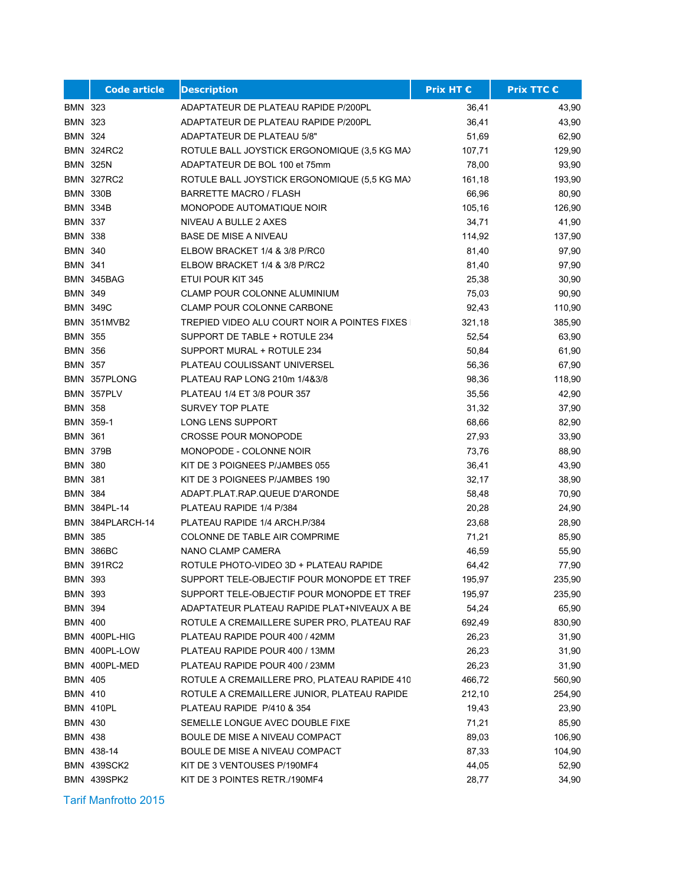| | Code article | Description | Prix HT € | Prix TTC € |
|---|---|---|---|---|
| BMN | 323 | ADAPTATEUR DE PLATEAU RAPIDE P/200PL | 36,41 | 43,90 |
| BMN | 323 | ADAPTATEUR DE PLATEAU RAPIDE P/200PL | 36,41 | 43,90 |
| BMN | 324 | ADAPTATEUR DE PLATEAU 5/8" | 51,69 | 62,90 |
| BMN | 324RC2 | ROTULE BALL JOYSTICK ERGONOMIQUE (3,5 KG MAX | 107,71 | 129,90 |
| BMN | 325N | ADAPTATEUR DE BOL 100 et 75mm | 78,00 | 93,90 |
| BMN | 327RC2 | ROTULE BALL JOYSTICK ERGONOMIQUE (5,5 KG MAX | 161,18 | 193,90 |
| BMN | 330B | BARRETTE MACRO / FLASH | 66,96 | 80,90 |
| BMN | 334B | MONOPODE AUTOMATIQUE NOIR | 105,16 | 126,90 |
| BMN | 337 | NIVEAU A BULLE 2 AXES | 34,71 | 41,90 |
| BMN | 338 | BASE DE MISE A NIVEAU | 114,92 | 137,90 |
| BMN | 340 | ELBOW BRACKET 1/4 & 3/8 P/RC0 | 81,40 | 97,90 |
| BMN | 341 | ELBOW BRACKET 1/4 & 3/8 P/RC2 | 81,40 | 97,90 |
| BMN | 345BAG | ETUI POUR KIT 345 | 25,38 | 30,90 |
| BMN | 349 | CLAMP POUR COLONNE ALUMINIUM | 75,03 | 90,90 |
| BMN | 349C | CLAMP POUR COLONNE CARBONE | 92,43 | 110,90 |
| BMN | 351MVB2 | TREPIED VIDEO ALU COURT NOIR A POINTES FIXES | 321,18 | 385,90 |
| BMN | 355 | SUPPORT DE TABLE + ROTULE 234 | 52,54 | 63,90 |
| BMN | 356 | SUPPORT MURAL + ROTULE 234 | 50,84 | 61,90 |
| BMN | 357 | PLATEAU COULISSANT UNIVERSEL | 56,36 | 67,90 |
| BMN | 357PLONG | PLATEAU RAP LONG 210m 1/4&3/8 | 98,36 | 118,90 |
| BMN | 357PLV | PLATEAU 1/4 ET 3/8 POUR 357 | 35,56 | 42,90 |
| BMN | 358 | SURVEY TOP PLATE | 31,32 | 37,90 |
| BMN | 359-1 | LONG LENS SUPPORT | 68,66 | 82,90 |
| BMN | 361 | CROSSE POUR MONOPODE | 27,93 | 33,90 |
| BMN | 379B | MONOPODE - COLONNE NOIR | 73,76 | 88,90 |
| BMN | 380 | KIT DE 3 POIGNEES P/JAMBES 055 | 36,41 | 43,90 |
| BMN | 381 | KIT DE 3 POIGNEES P/JAMBES 190 | 32,17 | 38,90 |
| BMN | 384 | ADAPT.PLAT.RAP.QUEUE D'ARONDE | 58,48 | 70,90 |
| BMN | 384PL-14 | PLATEAU RAPIDE 1/4 P/384 | 20,28 | 24,90 |
| BMN | 384PLARCH-14 | PLATEAU RAPIDE 1/4 ARCH.P/384 | 23,68 | 28,90 |
| BMN | 385 | COLONNE DE TABLE AIR COMPRIME | 71,21 | 85,90 |
| BMN | 386BC | NANO CLAMP CAMERA | 46,59 | 55,90 |
| BMN | 391RC2 | ROTULE PHOTO-VIDEO 3D + PLATEAU RAPIDE | 64,42 | 77,90 |
| BMN | 393 | SUPPORT TELE-OBJECTIF POUR MONOPDE ET TREF | 195,97 | 235,90 |
| BMN | 393 | SUPPORT TELE-OBJECTIF POUR MONOPDE ET TREF | 195,97 | 235,90 |
| BMN | 394 | ADAPTATEUR PLATEAU RAPIDE PLAT+NIVEAUX A BE | 54,24 | 65,90 |
| BMN | 400 | ROTULE A CREMAILLERE SUPER PRO, PLATEAU RAF | 692,49 | 830,90 |
| BMN | 400PL-HIG | PLATEAU RAPIDE POUR 400 / 42MM | 26,23 | 31,90 |
| BMN | 400PL-LOW | PLATEAU RAPIDE POUR 400 / 13MM | 26,23 | 31,90 |
| BMN | 400PL-MED | PLATEAU RAPIDE POUR 400 / 23MM | 26,23 | 31,90 |
| BMN | 405 | ROTULE A CREMAILLERE PRO, PLATEAU RAPIDE 410 | 466,72 | 560,90 |
| BMN | 410 | ROTULE A CREMAILLERE JUNIOR, PLATEAU RAPIDE | 212,10 | 254,90 |
| BMN | 410PL | PLATEAU RAPIDE P/410 & 354 | 19,43 | 23,90 |
| BMN | 430 | SEMELLE LONGUE AVEC DOUBLE FIXE | 71,21 | 85,90 |
| BMN | 438 | BOULE DE MISE A NIVEAU COMPACT | 89,03 | 106,90 |
| BMN | 438-14 | BOULE DE MISE A NIVEAU COMPACT | 87,33 | 104,90 |
| BMN | 439SCK2 | KIT DE 3 VENTOUSES P/190MF4 | 44,05 | 52,90 |
| BMN | 439SPK2 | KIT DE 3 POINTES RETR./190MF4 | 28,77 | 34,90 |

Tarif Manfrotto 2015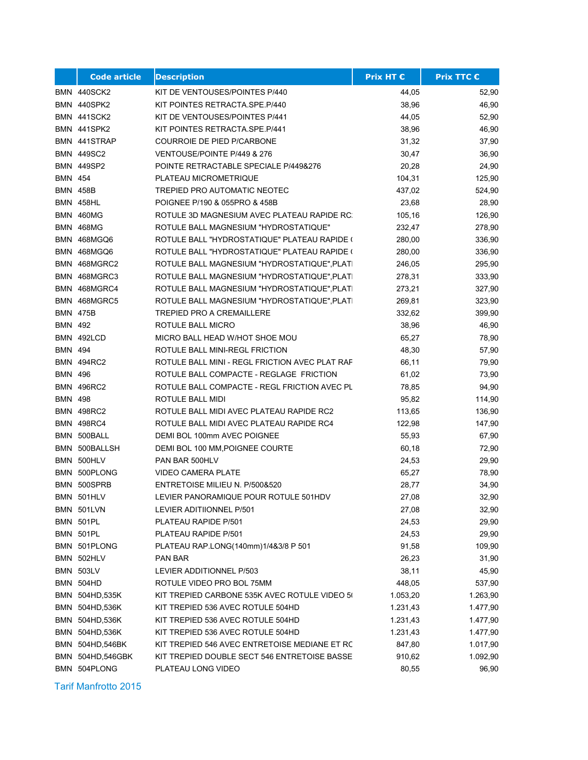| | Code article | Description | Prix HT € | Prix TTC € |
|---|---|---|---|---|
| BMN | 440SCK2 | KIT DE VENTOUSES/POINTES P/440 | 44,05 | 52,90 |
| BMN | 440SPK2 | KIT POINTES RETRACTA.SPE.P/440 | 38,96 | 46,90 |
| BMN | 441SCK2 | KIT DE VENTOUSES/POINTES P/441 | 44,05 | 52,90 |
| BMN | 441SPK2 | KIT POINTES RETRACTA.SPE.P/441 | 38,96 | 46,90 |
| BMN | 441STRAP | COURROIE DE PIED P/CARBONE | 31,32 | 37,90 |
| BMN | 449SC2 | VENTOUSE/POINTE P/449 & 276 | 30,47 | 36,90 |
| BMN | 449SP2 | POINTE RETRACTABLE SPECIALE P/449&276 | 20,28 | 24,90 |
| BMN | 454 | PLATEAU MICROMETRIQUE | 104,31 | 125,90 |
| BMN | 458B | TREPIED PRO AUTOMATIC NEOTEC | 437,02 | 524,90 |
| BMN | 458HL | POIGNEE P/190 & 055PRO & 458B | 23,68 | 28,90 |
| BMN | 460MG | ROTULE 3D MAGNESIUM AVEC PLATEAU RAPIDE RC: | 105,16 | 126,90 |
| BMN | 468MG | ROTULE BALL MAGNESIUM "HYDROSTATIQUE" | 232,47 | 278,90 |
| BMN | 468MGQ6 | ROTULE BALL "HYDROSTATIQUE" PLATEAU RAPIDE ( | 280,00 | 336,90 |
| BMN | 468MGQ6 | ROTULE BALL "HYDROSTATIQUE" PLATEAU RAPIDE ( | 280,00 | 336,90 |
| BMN | 468MGRC2 | ROTULE BALL MAGNESIUM "HYDROSTATIQUE",PLATI | 246,05 | 295,90 |
| BMN | 468MGRC3 | ROTULE BALL MAGNESIUM "HYDROSTATIQUE",PLATI | 278,31 | 333,90 |
| BMN | 468MGRC4 | ROTULE BALL MAGNESIUM "HYDROSTATIQUE",PLATI | 273,21 | 327,90 |
| BMN | 468MGRC5 | ROTULE BALL MAGNESIUM "HYDROSTATIQUE",PLATI | 269,81 | 323,90 |
| BMN | 475B | TREPIED PRO A CREMAILLERE | 332,62 | 399,90 |
| BMN | 492 | ROTULE BALL MICRO | 38,96 | 46,90 |
| BMN | 492LCD | MICRO BALL HEAD W/HOT SHOE MOU | 65,27 | 78,90 |
| BMN | 494 | ROTULE BALL MINI-REGL FRICTION | 48,30 | 57,90 |
| BMN | 494RC2 | ROTULE BALL MINI - REGL FRICTION AVEC PLAT RAF | 66,11 | 79,90 |
| BMN | 496 | ROTULE BALL COMPACTE - REGLAGE FRICTION | 61,02 | 73,90 |
| BMN | 496RC2 | ROTULE BALL COMPACTE - REGL FRICTION AVEC PL | 78,85 | 94,90 |
| BMN | 498 | ROTULE BALL MIDI | 95,82 | 114,90 |
| BMN | 498RC2 | ROTULE BALL MIDI AVEC PLATEAU RAPIDE RC2 | 113,65 | 136,90 |
| BMN | 498RC4 | ROTULE BALL MIDI AVEC PLATEAU RAPIDE RC4 | 122,98 | 147,90 |
| BMN | 500BALL | DEMI BOL 100mm AVEC POIGNEE | 55,93 | 67,90 |
| BMN | 500BALLSH | DEMI BOL 100 MM,POIGNEE COURTE | 60,18 | 72,90 |
| BMN | 500HLV | PAN BAR 500HLV | 24,53 | 29,90 |
| BMN | 500PLONG | VIDEO CAMERA PLATE | 65,27 | 78,90 |
| BMN | 500SPRB | ENTRETOISE MILIEU N. P/500&520 | 28,77 | 34,90 |
| BMN | 501HLV | LEVIER PANORAMIQUE POUR ROTULE 501HDV | 27,08 | 32,90 |
| BMN | 501LVN | LEVIER ADITIIONNEL P/501 | 27,08 | 32,90 |
| BMN | 501PL | PLATEAU RAPIDE P/501 | 24,53 | 29,90 |
| BMN | 501PL | PLATEAU RAPIDE P/501 | 24,53 | 29,90 |
| BMN | 501PLONG | PLATEAU RAP.LONG(140mm)1/4&3/8 P 501 | 91,58 | 109,90 |
| BMN | 502HLV | PAN BAR | 26,23 | 31,90 |
| BMN | 503LV | LEVIER ADDITIONNEL P/503 | 38,11 | 45,90 |
| BMN | 504HD | ROTULE VIDEO PRO BOL 75MM | 448,05 | 537,90 |
| BMN | 504HD,535K | KIT TREPIED CARBONE 535K AVEC ROTULE VIDEO 5( | 1.053,20 | 1.263,90 |
| BMN | 504HD,536K | KIT TREPIED 536 AVEC ROTULE 504HD | 1.231,43 | 1.477,90 |
| BMN | 504HD,536K | KIT TREPIED 536 AVEC ROTULE 504HD | 1.231,43 | 1.477,90 |
| BMN | 504HD,536K | KIT TREPIED 536 AVEC ROTULE 504HD | 1.231,43 | 1.477,90 |
| BMN | 504HD,546BK | KIT TREPIED 546 AVEC ENTRETOISE MEDIANE ET RC | 847,80 | 1.017,90 |
| BMN | 504HD,546GBK | KIT TREPIED DOUBLE SECT 546 ENTRETOISE BASSE | 910,62 | 1.092,90 |
| BMN | 504PLONG | PLATEAU LONG VIDEO | 80,55 | 96,90 |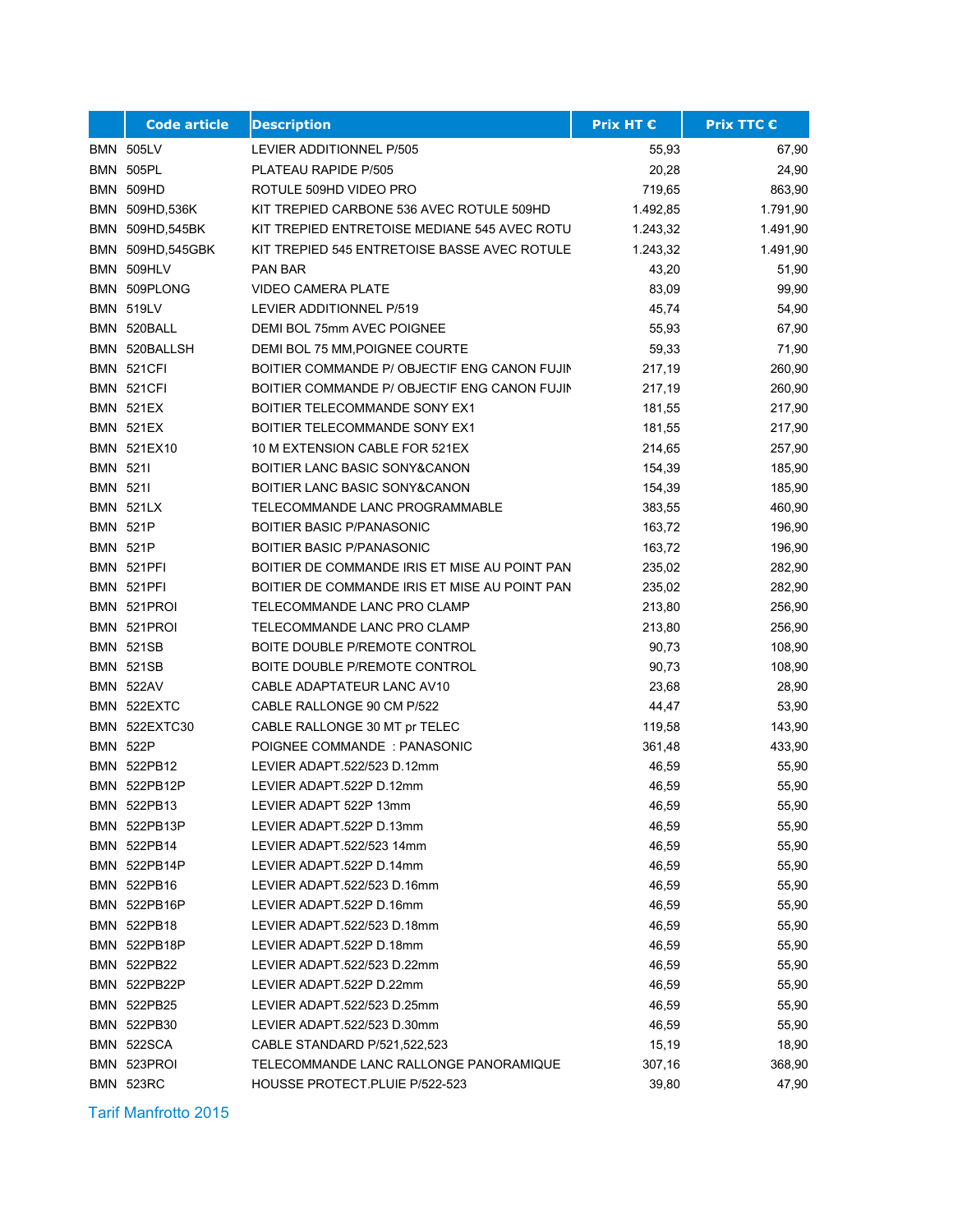| | Code article | Description | Prix HT € | Prix TTC € |
|---|---|---|---|---|
| BMN | 505LV | LEVIER ADDITIONNEL P/505 | 55,93 | 67,90 |
| BMN | 505PL | PLATEAU RAPIDE P/505 | 20,28 | 24,90 |
| BMN | 509HD | ROTULE 509HD VIDEO PRO | 719,65 | 863,90 |
| BMN | 509HD,536K | KIT TREPIED CARBONE 536 AVEC ROTULE 509HD | 1.492,85 | 1.791,90 |
| BMN | 509HD,545BK | KIT TREPIED ENTRETOISE MEDIANE 545 AVEC ROTU | 1.243,32 | 1.491,90 |
| BMN | 509HD,545GBK | KIT TREPIED 545 ENTRETOISE BASSE AVEC ROTULE | 1.243,32 | 1.491,90 |
| BMN | 509HLV | PAN BAR | 43,20 | 51,90 |
| BMN | 509PLONG | VIDEO CAMERA PLATE | 83,09 | 99,90 |
| BMN | 519LV | LEVIER ADDITIONNEL P/519 | 45,74 | 54,90 |
| BMN | 520BALL | DEMI BOL 75mm AVEC POIGNEE | 55,93 | 67,90 |
| BMN | 520BALLSH | DEMI BOL 75 MM,POIGNEE COURTE | 59,33 | 71,90 |
| BMN | 521CFI | BOITIER COMMANDE P/ OBJECTIF ENG CANON FUJIN | 217,19 | 260,90 |
| BMN | 521CFI | BOITIER COMMANDE P/ OBJECTIF ENG CANON FUJIN | 217,19 | 260,90 |
| BMN | 521EX | BOITIER TELECOMMANDE SONY EX1 | 181,55 | 217,90 |
| BMN | 521EX | BOITIER TELECOMMANDE SONY EX1 | 181,55 | 217,90 |
| BMN | 521EX10 | 10 M EXTENSION CABLE FOR 521EX | 214,65 | 257,90 |
| BMN | 521I | BOITIER LANC BASIC SONY&CANON | 154,39 | 185,90 |
| BMN | 521I | BOITIER LANC BASIC SONY&CANON | 154,39 | 185,90 |
| BMN | 521LX | TELECOMMANDE LANC PROGRAMMABLE | 383,55 | 460,90 |
| BMN | 521P | BOITIER BASIC P/PANASONIC | 163,72 | 196,90 |
| BMN | 521P | BOITIER BASIC P/PANASONIC | 163,72 | 196,90 |
| BMN | 521PFI | BOITIER DE COMMANDE IRIS ET MISE AU POINT PAN | 235,02 | 282,90 |
| BMN | 521PFI | BOITIER DE COMMANDE IRIS ET MISE AU POINT PAN | 235,02 | 282,90 |
| BMN | 521PROI | TELECOMMANDE LANC PRO CLAMP | 213,80 | 256,90 |
| BMN | 521PROI | TELECOMMANDE LANC PRO CLAMP | 213,80 | 256,90 |
| BMN | 521SB | BOITE DOUBLE P/REMOTE CONTROL | 90,73 | 108,90 |
| BMN | 521SB | BOITE DOUBLE P/REMOTE CONTROL | 90,73 | 108,90 |
| BMN | 522AV | CABLE ADAPTATEUR LANC AV10 | 23,68 | 28,90 |
| BMN | 522EXTC | CABLE RALLONGE 90 CM P/522 | 44,47 | 53,90 |
| BMN | 522EXTC30 | CABLE RALLONGE 30 MT pr TELEC | 119,58 | 143,90 |
| BMN | 522P | POIGNEE COMMANDE : PANASONIC | 361,48 | 433,90 |
| BMN | 522PB12 | LEVIER ADAPT.522/523 D.12mm | 46,59 | 55,90 |
| BMN | 522PB12P | LEVIER ADAPT.522P D.12mm | 46,59 | 55,90 |
| BMN | 522PB13 | LEVIER ADAPT 522P 13mm | 46,59 | 55,90 |
| BMN | 522PB13P | LEVIER ADAPT.522P D.13mm | 46,59 | 55,90 |
| BMN | 522PB14 | LEVIER ADAPT.522/523 14mm | 46,59 | 55,90 |
| BMN | 522PB14P | LEVIER ADAPT.522P D.14mm | 46,59 | 55,90 |
| BMN | 522PB16 | LEVIER ADAPT.522/523 D.16mm | 46,59 | 55,90 |
| BMN | 522PB16P | LEVIER ADAPT.522P D.16mm | 46,59 | 55,90 |
| BMN | 522PB18 | LEVIER ADAPT.522/523 D.18mm | 46,59 | 55,90 |
| BMN | 522PB18P | LEVIER ADAPT.522P D.18mm | 46,59 | 55,90 |
| BMN | 522PB22 | LEVIER ADAPT.522/523 D.22mm | 46,59 | 55,90 |
| BMN | 522PB22P | LEVIER ADAPT.522P D.22mm | 46,59 | 55,90 |
| BMN | 522PB25 | LEVIER ADAPT.522/523 D.25mm | 46,59 | 55,90 |
| BMN | 522PB30 | LEVIER ADAPT.522/523 D.30mm | 46,59 | 55,90 |
| BMN | 522SCA | CABLE STANDARD P/521,522,523 | 15,19 | 18,90 |
| BMN | 523PROI | TELECOMMANDE LANC RALLONGE PANORAMIQUE | 307,16 | 368,90 |
| BMN | 523RC | HOUSSE PROTECT.PLUIE P/522-523 | 39,80 | 47,90 |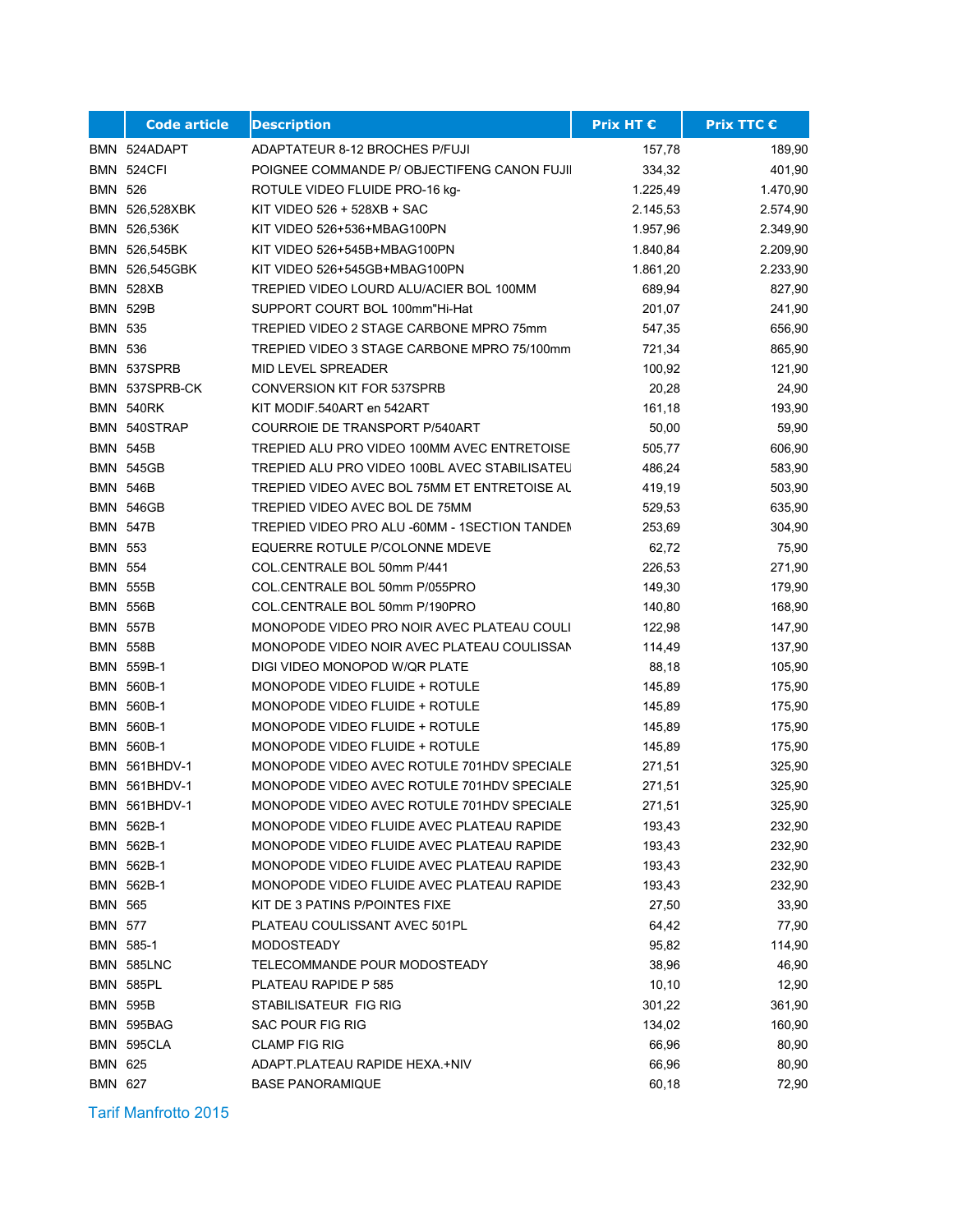| | Code article | Description | Prix HT € | Prix TTC € |
|---|---|---|---|---|
| BMN | 524ADAPT | ADAPTATEUR 8-12 BROCHES P/FUJI | 157,78 | 189,90 |
| BMN | 524CFI | POIGNEE COMMANDE P/ OBJECTIFENG CANON FUJII | 334,32 | 401,90 |
| BMN | 526 | ROTULE VIDEO FLUIDE PRO-16 kg- | 1.225,49 | 1.470,90 |
| BMN | 526,528XBK | KIT VIDEO 526 + 528XB + SAC | 2.145,53 | 2.574,90 |
| BMN | 526,536K | KIT VIDEO 526+536+MBAG100PN | 1.957,96 | 2.349,90 |
| BMN | 526,545BK | KIT VIDEO 526+545B+MBAG100PN | 1.840,84 | 2.209,90 |
| BMN | 526,545GBK | KIT VIDEO 526+545GB+MBAG100PN | 1.861,20 | 2.233,90 |
| BMN | 528XB | TREPIED VIDEO LOURD ALU/ACIER BOL 100MM | 689,94 | 827,90 |
| BMN | 529B | SUPPORT COURT BOL 100mm"Hi-Hat | 201,07 | 241,90 |
| BMN | 535 | TREPIED VIDEO 2 STAGE CARBONE MPRO 75mm | 547,35 | 656,90 |
| BMN | 536 | TREPIED VIDEO 3 STAGE CARBONE MPRO 75/100mm | 721,34 | 865,90 |
| BMN | 537SPRB | MID LEVEL SPREADER | 100,92 | 121,90 |
| BMN | 537SPRB-CK | CONVERSION KIT FOR 537SPRB | 20,28 | 24,90 |
| BMN | 540RK | KIT MODIF.540ART en 542ART | 161,18 | 193,90 |
| BMN | 540STRAP | COURROIE DE TRANSPORT P/540ART | 50,00 | 59,90 |
| BMN | 545B | TREPIED ALU PRO VIDEO 100MM AVEC ENTRETOISE | 505,77 | 606,90 |
| BMN | 545GB | TREPIED ALU PRO VIDEO 100BL AVEC STABILISATEU | 486,24 | 583,90 |
| BMN | 546B | TREPIED VIDEO AVEC BOL 75MM ET ENTRETOISE AL | 419,19 | 503,90 |
| BMN | 546GB | TREPIED VIDEO AVEC BOL DE 75MM | 529,53 | 635,90 |
| BMN | 547B | TREPIED VIDEO PRO ALU -60MM - 1SECTION TANDEM | 253,69 | 304,90 |
| BMN | 553 | EQUERRE ROTULE P/COLONNE MDEVE | 62,72 | 75,90 |
| BMN | 554 | COL.CENTRALE BOL 50mm P/441 | 226,53 | 271,90 |
| BMN | 555B | COL.CENTRALE BOL 50mm P/055PRO | 149,30 | 179,90 |
| BMN | 556B | COL.CENTRALE BOL 50mm P/190PRO | 140,80 | 168,90 |
| BMN | 557B | MONOPODE VIDEO PRO NOIR AVEC PLATEAU COULI | 122,98 | 147,90 |
| BMN | 558B | MONOPODE VIDEO NOIR AVEC PLATEAU COULISSAN | 114,49 | 137,90 |
| BMN | 559B-1 | DIGI VIDEO MONOPOD W/QR PLATE | 88,18 | 105,90 |
| BMN | 560B-1 | MONOPODE VIDEO FLUIDE + ROTULE | 145,89 | 175,90 |
| BMN | 560B-1 | MONOPODE VIDEO FLUIDE + ROTULE | 145,89 | 175,90 |
| BMN | 560B-1 | MONOPODE VIDEO FLUIDE + ROTULE | 145,89 | 175,90 |
| BMN | 560B-1 | MONOPODE VIDEO FLUIDE + ROTULE | 145,89 | 175,90 |
| BMN | 561BHDV-1 | MONOPODE VIDEO AVEC ROTULE 701HDV SPECIALE | 271,51 | 325,90 |
| BMN | 561BHDV-1 | MONOPODE VIDEO AVEC ROTULE 701HDV SPECIALE | 271,51 | 325,90 |
| BMN | 561BHDV-1 | MONOPODE VIDEO AVEC ROTULE 701HDV SPECIALE | 271,51 | 325,90 |
| BMN | 562B-1 | MONOPODE VIDEO FLUIDE AVEC PLATEAU RAPIDE | 193,43 | 232,90 |
| BMN | 562B-1 | MONOPODE VIDEO FLUIDE AVEC PLATEAU RAPIDE | 193,43 | 232,90 |
| BMN | 562B-1 | MONOPODE VIDEO FLUIDE AVEC PLATEAU RAPIDE | 193,43 | 232,90 |
| BMN | 562B-1 | MONOPODE VIDEO FLUIDE AVEC PLATEAU RAPIDE | 193,43 | 232,90 |
| BMN | 565 | KIT DE 3 PATINS P/POINTES FIXE | 27,50 | 33,90 |
| BMN | 577 | PLATEAU COULISSANT AVEC 501PL | 64,42 | 77,90 |
| BMN | 585-1 | MODOSTEADY | 95,82 | 114,90 |
| BMN | 585LNC | TELECOMMANDE POUR MODOSTEADY | 38,96 | 46,90 |
| BMN | 585PL | PLATEAU RAPIDE P 585 | 10,10 | 12,90 |
| BMN | 595B | STABILISATEUR FIG RIG | 301,22 | 361,90 |
| BMN | 595BAG | SAC POUR FIG RIG | 134,02 | 160,90 |
| BMN | 595CLA | CLAMP FIG RIG | 66,96 | 80,90 |
| BMN | 625 | ADAPT.PLATEAU RAPIDE HEXA.+NIV | 66,96 | 80,90 |
| BMN | 627 | BASE PANORAMIQUE | 60,18 | 72,90 |

Tarif Manfrotto 2015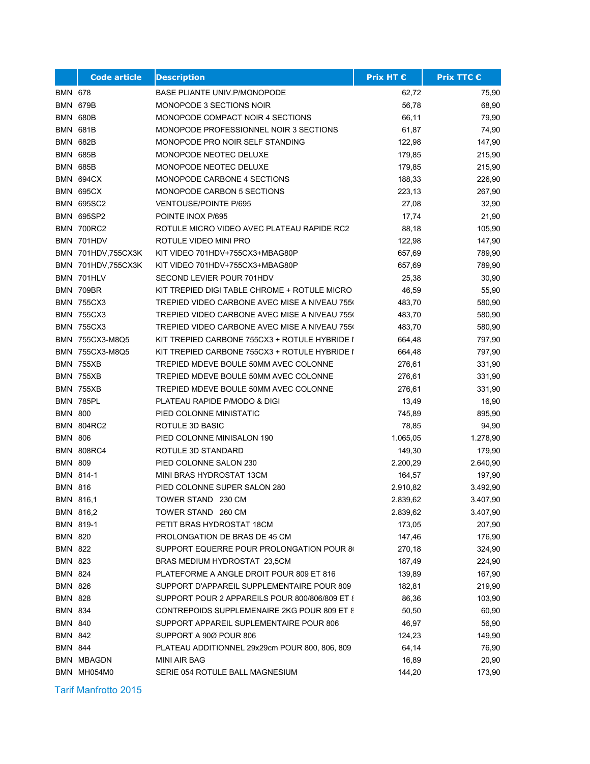| | Code article | Description | Prix HT € | Prix TTC € |
|---|---|---|---|---|
| BMN | 678 | BASE PLIANTE UNIV.P/MONOPODE | 62,72 | 75,90 |
| BMN | 679B | MONOPODE 3 SECTIONS NOIR | 56,78 | 68,90 |
| BMN | 680B | MONOPODE COMPACT NOIR 4 SECTIONS | 66,11 | 79,90 |
| BMN | 681B | MONOPODE PROFESSIONNEL NOIR 3 SECTIONS | 61,87 | 74,90 |
| BMN | 682B | MONOPODE PRO NOIR SELF STANDING | 122,98 | 147,90 |
| BMN | 685B | MONOPODE NEOTEC DELUXE | 179,85 | 215,90 |
| BMN | 685B | MONOPODE NEOTEC DELUXE | 179,85 | 215,90 |
| BMN | 694CX | MONOPODE CARBONE 4 SECTIONS | 188,33 | 226,90 |
| BMN | 695CX | MONOPODE CARBON 5 SECTIONS | 223,13 | 267,90 |
| BMN | 695SC2 | VENTOUSE/POINTE P/695 | 27,08 | 32,90 |
| BMN | 695SP2 | POINTE INOX P/695 | 17,74 | 21,90 |
| BMN | 700RC2 | ROTULE MICRO VIDEO AVEC PLATEAU RAPIDE RC2 | 88,18 | 105,90 |
| BMN | 701HDV | ROTULE VIDEO MINI PRO | 122,98 | 147,90 |
| BMN | 701HDV,755CX3K | KIT VIDEO 701HDV+755CX3+MBAG80P | 657,69 | 789,90 |
| BMN | 701HDV,755CX3K | KIT VIDEO 701HDV+755CX3+MBAG80P | 657,69 | 789,90 |
| BMN | 701HLV | SECOND LEVIER POUR 701HDV | 25,38 | 30,90 |
| BMN | 709BR | KIT TREPIED DIGI TABLE CHROME + ROTULE MICRO | 46,59 | 55,90 |
| BMN | 755CX3 | TREPIED VIDEO CARBONE AVEC MISE A NIVEAU 755 | 483,70 | 580,90 |
| BMN | 755CX3 | TREPIED VIDEO CARBONE AVEC MISE A NIVEAU 755 | 483,70 | 580,90 |
| BMN | 755CX3 | TREPIED VIDEO CARBONE AVEC MISE A NIVEAU 755 | 483,70 | 580,90 |
| BMN | 755CX3-M8Q5 | KIT TREPIED CARBONE 755CX3 + ROTULE HYBRIDE | 664,48 | 797,90 |
| BMN | 755CX3-M8Q5 | KIT TREPIED CARBONE 755CX3 + ROTULE HYBRIDE | 664,48 | 797,90 |
| BMN | 755XB | TREPIED MDEVE BOULE 50MM AVEC COLONNE | 276,61 | 331,90 |
| BMN | 755XB | TREPIED MDEVE BOULE 50MM AVEC COLONNE | 276,61 | 331,90 |
| BMN | 755XB | TREPIED MDEVE BOULE 50MM AVEC COLONNE | 276,61 | 331,90 |
| BMN | 785PL | PLATEAU RAPIDE P/MODO & DIGI | 13,49 | 16,90 |
| BMN | 800 | PIED COLONNE MINISTATIC | 745,89 | 895,90 |
| BMN | 804RC2 | ROTULE 3D BASIC | 78,85 | 94,90 |
| BMN | 806 | PIED COLONNE MINISALON 190 | 1.065,05 | 1.278,90 |
| BMN | 808RC4 | ROTULE 3D STANDARD | 149,30 | 179,90 |
| BMN | 809 | PIED COLONNE SALON 230 | 2.200,29 | 2.640,90 |
| BMN | 814-1 | MINI BRAS HYDROSTAT 13CM | 164,57 | 197,90 |
| BMN | 816 | PIED COLONNE SUPER SALON 280 | 2.910,82 | 3.492,90 |
| BMN | 816,1 | TOWER STAND 230 CM | 2.839,62 | 3.407,90 |
| BMN | 816,2 | TOWER STAND 260 CM | 2.839,62 | 3.407,90 |
| BMN | 819-1 | PETIT BRAS HYDROSTAT 18CM | 173,05 | 207,90 |
| BMN | 820 | PROLONGATION DE BRAS DE 45 CM | 147,46 | 176,90 |
| BMN | 822 | SUPPORT EQUERRE POUR PROLONGATION POUR 8 | 270,18 | 324,90 |
| BMN | 823 | BRAS MEDIUM HYDROSTAT 23,5CM | 187,49 | 224,90 |
| BMN | 824 | PLATEFORME A ANGLE DROIT POUR 809 ET 816 | 139,89 | 167,90 |
| BMN | 826 | SUPPORT D'APPAREIL SUPPLEMENTAIRE POUR 809 | 182,81 | 219,90 |
| BMN | 828 | SUPPORT POUR 2 APPAREILS POUR 800/806/809 ET | 86,36 | 103,90 |
| BMN | 834 | CONTREPOIDS SUPPLEMENAIRE 2KG POUR 809 ET | 50,50 | 60,90 |
| BMN | 840 | SUPPORT APPAREIL SUPLEMENTAIRE POUR 806 | 46,97 | 56,90 |
| BMN | 842 | SUPPORT A 90Ø POUR 806 | 124,23 | 149,90 |
| BMN | 844 | PLATEAU ADDITIONNEL 29x29cm POUR 800, 806, 809 | 64,14 | 76,90 |
| BMN | MBAGDN | MINI AIR BAG | 16,89 | 20,90 |
| BMN | MH054M0 | SERIE 054 ROTULE BALL MAGNESIUM | 144,20 | 173,90 |

Tarif Manfrotto 2015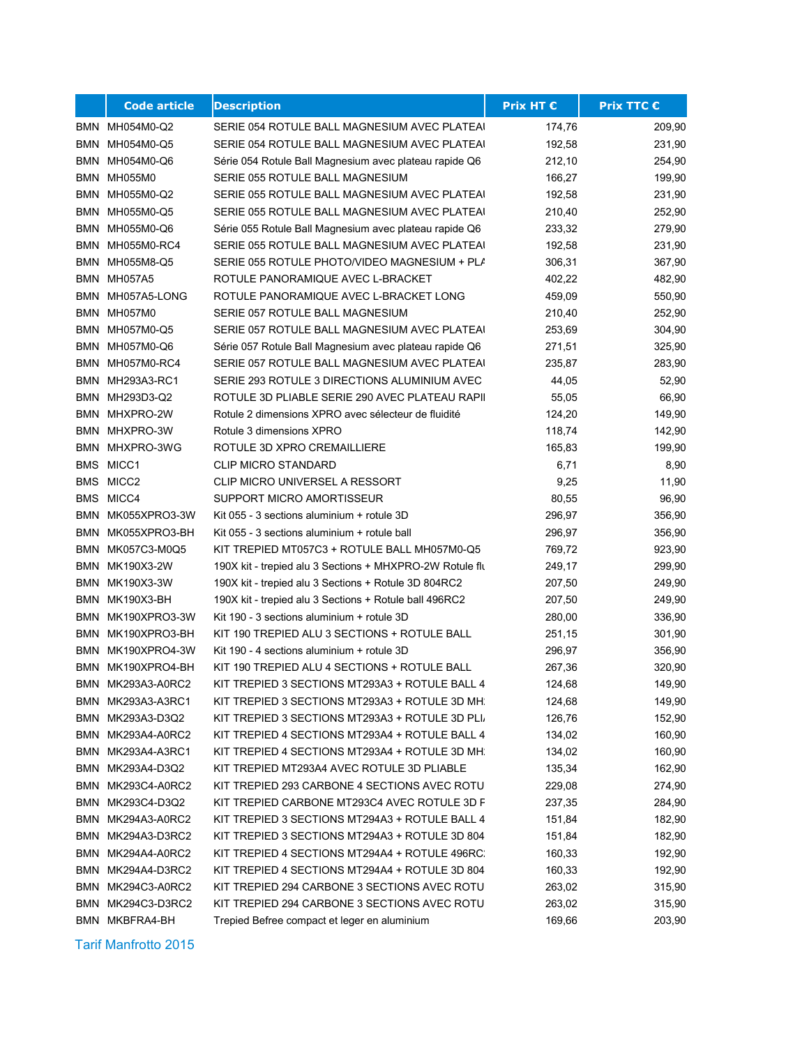| | Code article | Description | Prix HT € | Prix TTC € |
|---|---|---|---|---|
| BMN | MH054M0-Q2 | SERIE 054 ROTULE BALL MAGNESIUM AVEC PLATEAI | 174,76 | 209,90 |
| BMN | MH054M0-Q5 | SERIE 054 ROTULE BALL MAGNESIUM AVEC PLATEAI | 192,58 | 231,90 |
| BMN | MH054M0-Q6 | Série 054 Rotule Ball Magnesium avec plateau rapide Q6 | 212,10 | 254,90 |
| BMN | MH055M0 | SERIE 055 ROTULE BALL MAGNESIUM | 166,27 | 199,90 |
| BMN | MH055M0-Q2 | SERIE 055 ROTULE BALL MAGNESIUM AVEC PLATEAI | 192,58 | 231,90 |
| BMN | MH055M0-Q5 | SERIE 055 ROTULE BALL MAGNESIUM AVEC PLATEAI | 210,40 | 252,90 |
| BMN | MH055M0-Q6 | Série 055 Rotule Ball Magnesium avec plateau rapide Q6 | 233,32 | 279,90 |
| BMN | MH055M0-RC4 | SERIE 055 ROTULE BALL MAGNESIUM AVEC PLATEAI | 192,58 | 231,90 |
| BMN | MH055M8-Q5 | SERIE 055 ROTULE PHOTO/VIDEO MAGNESIUM + PLA | 306,31 | 367,90 |
| BMN | MH057A5 | ROTULE PANORAMIQUE AVEC L-BRACKET | 402,22 | 482,90 |
| BMN | MH057A5-LONG | ROTULE PANORAMIQUE AVEC L-BRACKET LONG | 459,09 | 550,90 |
| BMN | MH057M0 | SERIE 057 ROTULE BALL MAGNESIUM | 210,40 | 252,90 |
| BMN | MH057M0-Q5 | SERIE 057 ROTULE BALL MAGNESIUM AVEC PLATEAI | 253,69 | 304,90 |
| BMN | MH057M0-Q6 | Série 057 Rotule Ball Magnesium avec plateau rapide Q6 | 271,51 | 325,90 |
| BMN | MH057M0-RC4 | SERIE 057 ROTULE BALL MAGNESIUM AVEC PLATEAI | 235,87 | 283,90 |
| BMN | MH293A3-RC1 | SERIE 293 ROTULE 3 DIRECTIONS ALUMINIUM AVEC | 44,05 | 52,90 |
| BMN | MH293D3-Q2 | ROTULE 3D PLIABLE SERIE 290 AVEC PLATEAU RAPII | 55,05 | 66,90 |
| BMN | MHXPRO-2W | Rotule 2 dimensions XPRO avec sélecteur de fluidité | 124,20 | 149,90 |
| BMN | MHXPRO-3W | Rotule 3 dimensions XPRO | 118,74 | 142,90 |
| BMN | MHXPRO-3WG | ROTULE 3D XPRO CREMAILLIERE | 165,83 | 199,90 |
| BMS | MICC1 | CLIP MICRO STANDARD | 6,71 | 8,90 |
| BMS | MICC2 | CLIP MICRO UNIVERSEL A RESSORT | 9,25 | 11,90 |
| BMS | MICC4 | SUPPORT MICRO AMORTISSEUR | 80,55 | 96,90 |
| BMN | MK055XPRO3-3W | Kit 055 - 3 sections aluminium + rotule 3D | 296,97 | 356,90 |
| BMN | MK055XPRO3-BH | Kit 055 - 3 sections aluminium + rotule ball | 296,97 | 356,90 |
| BMN | MK057C3-M0Q5 | KIT TREPIED MT057C3 + ROTULE BALL MH057M0-Q5 | 769,72 | 923,90 |
| BMN | MK190X3-2W | 190X kit - trepied alu 3 Sections + MHXPRO-2W Rotule flu | 249,17 | 299,90 |
| BMN | MK190X3-3W | 190X kit - trepied alu 3 Sections + Rotule 3D 804RC2 | 207,50 | 249,90 |
| BMN | MK190X3-BH | 190X kit - trepied alu 3 Sections + Rotule ball 496RC2 | 207,50 | 249,90 |
| BMN | MK190XPRO3-3W | Kit 190 - 3 sections aluminium + rotule 3D | 280,00 | 336,90 |
| BMN | MK190XPRO3-BH | KIT 190 TREPIED ALU 3 SECTIONS + ROTULE BALL | 251,15 | 301,90 |
| BMN | MK190XPRO4-3W | Kit 190 - 4 sections aluminium + rotule 3D | 296,97 | 356,90 |
| BMN | MK190XPRO4-BH | KIT 190 TREPIED ALU 4 SECTIONS + ROTULE BALL | 267,36 | 320,90 |
| BMN | MK293A3-A0RC2 | KIT TREPIED 3 SECTIONS MT293A3 + ROTULE BALL 4 | 124,68 | 149,90 |
| BMN | MK293A3-A3RC1 | KIT TREPIED 3 SECTIONS MT293A3 + ROTULE 3D MH | 124,68 | 149,90 |
| BMN | MK293A3-D3Q2 | KIT TREPIED 3 SECTIONS MT293A3 + ROTULE 3D PLI | 126,76 | 152,90 |
| BMN | MK293A4-A0RC2 | KIT TREPIED 4 SECTIONS MT293A4 + ROTULE BALL 4 | 134,02 | 160,90 |
| BMN | MK293A4-A3RC1 | KIT TREPIED 4 SECTIONS MT293A4 + ROTULE 3D MH | 134,02 | 160,90 |
| BMN | MK293A4-D3Q2 | KIT TREPIED MT293A4 AVEC ROTULE 3D PLIABLE | 135,34 | 162,90 |
| BMN | MK293C4-A0RC2 | KIT TREPIED 293 CARBONE 4 SECTIONS AVEC ROTU | 229,08 | 274,90 |
| BMN | MK293C4-D3Q2 | KIT TREPIED CARBONE MT293C4 AVEC ROTULE 3D F | 237,35 | 284,90 |
| BMN | MK294A3-A0RC2 | KIT TREPIED 3 SECTIONS MT294A3 + ROTULE BALL 4 | 151,84 | 182,90 |
| BMN | MK294A3-D3RC2 | KIT TREPIED 3 SECTIONS MT294A3 + ROTULE 3D 804 | 151,84 | 182,90 |
| BMN | MK294A4-A0RC2 | KIT TREPIED 4 SECTIONS MT294A4 + ROTULE 496RC | 160,33 | 192,90 |
| BMN | MK294A4-D3RC2 | KIT TREPIED 4 SECTIONS MT294A4 + ROTULE 3D 804 | 160,33 | 192,90 |
| BMN | MK294C3-A0RC2 | KIT TREPIED 294 CARBONE 3 SECTIONS AVEC ROTU | 263,02 | 315,90 |
| BMN | MK294C3-D3RC2 | KIT TREPIED 294 CARBONE 3 SECTIONS AVEC ROTU | 263,02 | 315,90 |
| BMN | MKBFRA4-BH | Trepied Befree compact et leger en aluminium | 169,66 | 203,90 |

Tarif Manfrotto 2015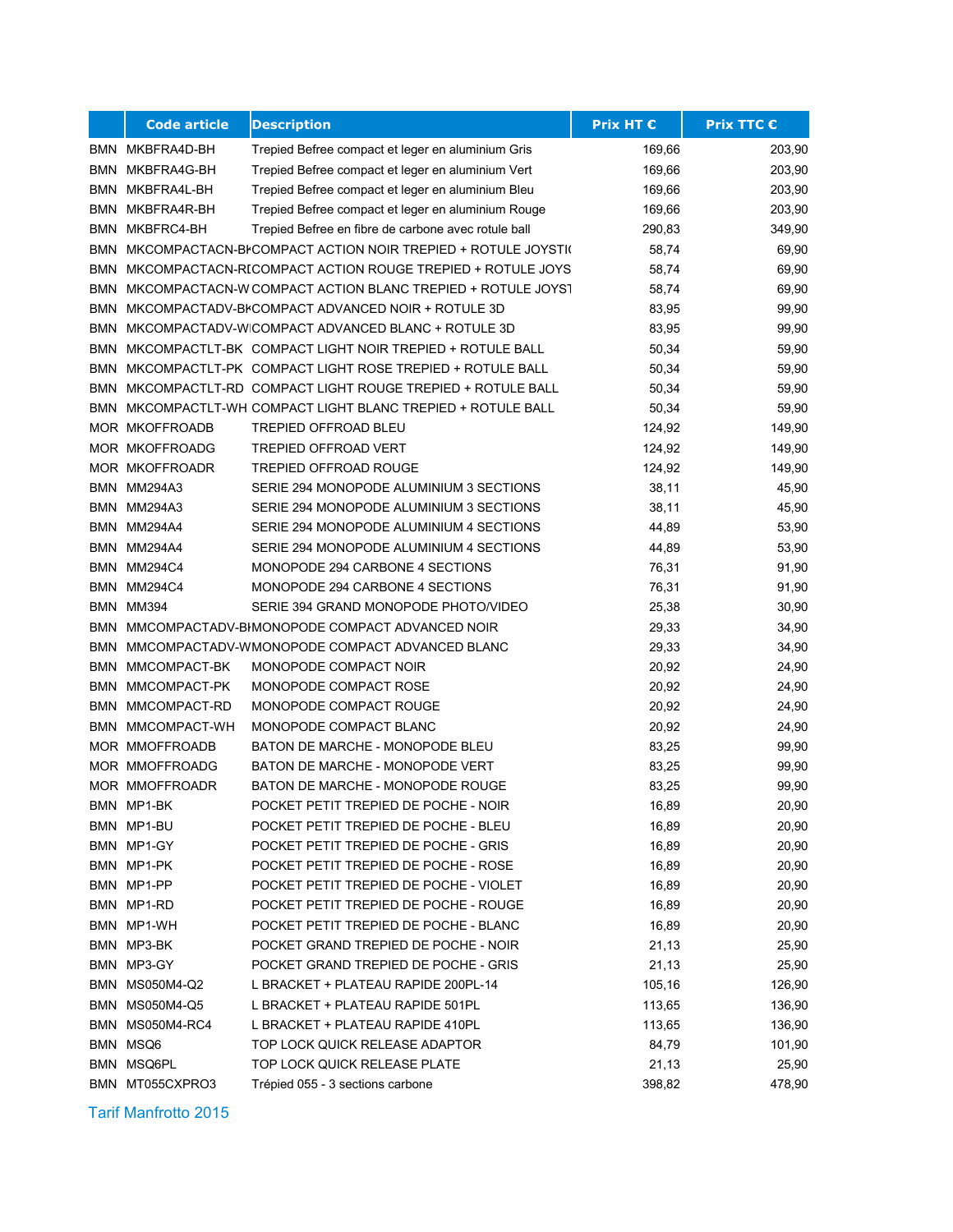| | Code article | Description | Prix HT € | Prix TTC € |
|---|---|---|---|---|
| BMN | MKBFRA4D-BH | Trepied Befree compact et leger en aluminium Gris | 169,66 | 203,90 |
| BMN | MKBFRA4G-BH | Trepied Befree compact et leger en aluminium Vert | 169,66 | 203,90 |
| BMN | MKBFRA4L-BH | Trepied Befree compact et leger en aluminium Bleu | 169,66 | 203,90 |
| BMN | MKBFRA4R-BH | Trepied Befree compact et leger en aluminium Rouge | 169,66 | 203,90 |
| BMN | MKBFRC4-BH | Trepied Befree en fibre de carbone avec rotule ball | 290,83 | 349,90 |
| BMN | MKCOMPACTACN-BK | COMPACT ACTION NOIR TREPIED + ROTULE JOYSTI( | 58,74 | 69,90 |
| BMN | MKCOMPACTACN-RI | COMPACT ACTION ROUGE TREPIED + ROTULE JOYS | 58,74 | 69,90 |
| BMN | MKCOMPACTACN-W | COMPACT ACTION BLANC TREPIED + ROTULE JOYST | 58,74 | 69,90 |
| BMN | MKCOMPACTADV-BK | COMPACT ADVANCED NOIR + ROTULE 3D | 83,95 | 99,90 |
| BMN | MKCOMPACTADV-W | COMPACT ADVANCED BLANC + ROTULE 3D | 83,95 | 99,90 |
| BMN | MKCOMPACTLT-BK | COMPACT LIGHT NOIR TREPIED + ROTULE BALL | 50,34 | 59,90 |
| BMN | MKCOMPACTLT-PK | COMPACT LIGHT ROSE TREPIED + ROTULE BALL | 50,34 | 59,90 |
| BMN | MKCOMPACTLT-RD | COMPACT LIGHT ROUGE TREPIED + ROTULE BALL | 50,34 | 59,90 |
| BMN | MKCOMPACTLT-WH | COMPACT LIGHT BLANC TREPIED + ROTULE BALL | 50,34 | 59,90 |
| MOR | MKOFFROADB | TREPIED OFFROAD BLEU | 124,92 | 149,90 |
| MOR | MKOFFROADG | TREPIED OFFROAD VERT | 124,92 | 149,90 |
| MOR | MKOFFROADR | TREPIED OFFROAD ROUGE | 124,92 | 149,90 |
| BMN | MM294A3 | SERIE 294 MONOPODE ALUMINIUM 3 SECTIONS | 38,11 | 45,90 |
| BMN | MM294A3 | SERIE 294 MONOPODE ALUMINIUM 3 SECTIONS | 38,11 | 45,90 |
| BMN | MM294A4 | SERIE 294 MONOPODE ALUMINIUM 4 SECTIONS | 44,89 | 53,90 |
| BMN | MM294A4 | SERIE 294 MONOPODE ALUMINIUM 4 SECTIONS | 44,89 | 53,90 |
| BMN | MM294C4 | MONOPODE 294 CARBONE 4 SECTIONS | 76,31 | 91,90 |
| BMN | MM294C4 | MONOPODE 294 CARBONE 4 SECTIONS | 76,31 | 91,90 |
| BMN | MM394 | SERIE 394 GRAND MONOPODE PHOTO/VIDEO | 25,38 | 30,90 |
| BMN | MMCOMPACTADV-BI | MONOPODE COMPACT ADVANCED NOIR | 29,33 | 34,90 |
| BMN | MMCOMPACTADV-W | MONOPODE COMPACT ADVANCED BLANC | 29,33 | 34,90 |
| BMN | MMCOMPACT-BK | MONOPODE COMPACT NOIR | 20,92 | 24,90 |
| BMN | MMCOMPACT-PK | MONOPODE COMPACT ROSE | 20,92 | 24,90 |
| BMN | MMCOMPACT-RD | MONOPODE COMPACT ROUGE | 20,92 | 24,90 |
| BMN | MMCOMPACT-WH | MONOPODE COMPACT BLANC | 20,92 | 24,90 |
| MOR | MMOFFROADB | BATON DE MARCHE - MONOPODE BLEU | 83,25 | 99,90 |
| MOR | MMOFFROADG | BATON DE MARCHE - MONOPODE VERT | 83,25 | 99,90 |
| MOR | MMOFFROADR | BATON DE MARCHE - MONOPODE ROUGE | 83,25 | 99,90 |
| BMN | MP1-BK | POCKET PETIT TREPIED DE POCHE - NOIR | 16,89 | 20,90 |
| BMN | MP1-BU | POCKET PETIT TREPIED DE POCHE - BLEU | 16,89 | 20,90 |
| BMN | MP1-GY | POCKET PETIT TREPIED DE POCHE - GRIS | 16,89 | 20,90 |
| BMN | MP1-PK | POCKET PETIT TREPIED DE POCHE - ROSE | 16,89 | 20,90 |
| BMN | MP1-PP | POCKET PETIT TREPIED DE POCHE - VIOLET | 16,89 | 20,90 |
| BMN | MP1-RD | POCKET PETIT TREPIED DE POCHE - ROUGE | 16,89 | 20,90 |
| BMN | MP1-WH | POCKET PETIT TREPIED DE POCHE - BLANC | 16,89 | 20,90 |
| BMN | MP3-BK | POCKET GRAND TREPIED DE POCHE - NOIR | 21,13 | 25,90 |
| BMN | MP3-GY | POCKET GRAND TREPIED DE POCHE - GRIS | 21,13 | 25,90 |
| BMN | MS050M4-Q2 | L BRACKET + PLATEAU RAPIDE 200PL-14 | 105,16 | 126,90 |
| BMN | MS050M4-Q5 | L BRACKET + PLATEAU RAPIDE 501PL | 113,65 | 136,90 |
| BMN | MS050M4-RC4 | L BRACKET + PLATEAU RAPIDE 410PL | 113,65 | 136,90 |
| BMN | MSQ6 | TOP LOCK QUICK RELEASE ADAPTOR | 84,79 | 101,90 |
| BMN | MSQ6PL | TOP LOCK QUICK RELEASE PLATE | 21,13 | 25,90 |
| BMN | MT055CXPRO3 | Trépied 055 - 3 sections carbone | 398,82 | 478,90 |

Tarif Manfrotto 2015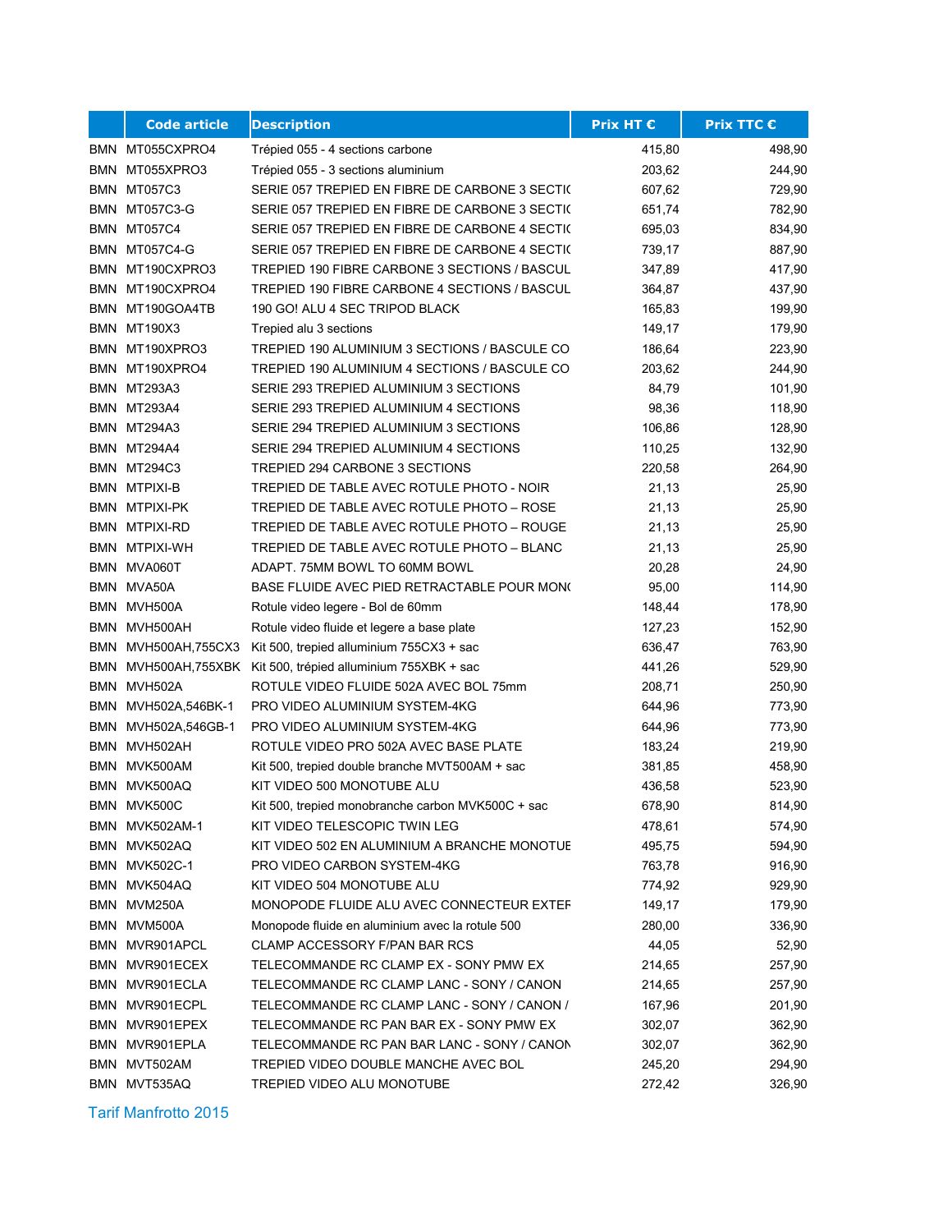| | Code article | Description | Prix HT € | Prix TTC € |
|---|---|---|---|---|
| BMN | MT055CXPRO4 | Trépied 055 - 4 sections carbone | 415,80 | 498,90 |
| BMN | MT055XPRO3 | Trépied 055 - 3 sections aluminium | 203,62 | 244,90 |
| BMN | MT057C3 | SERIE 057 TREPIED EN FIBRE DE CARBONE 3 SECTI( | 607,62 | 729,90 |
| BMN | MT057C3-G | SERIE 057 TREPIED EN FIBRE DE CARBONE 3 SECTI( | 651,74 | 782,90 |
| BMN | MT057C4 | SERIE 057 TREPIED EN FIBRE DE CARBONE 4 SECTI( | 695,03 | 834,90 |
| BMN | MT057C4-G | SERIE 057 TREPIED EN FIBRE DE CARBONE 4 SECTI( | 739,17 | 887,90 |
| BMN | MT190CXPRO3 | TREPIED 190 FIBRE CARBONE 3 SECTIONS / BASCUL | 347,89 | 417,90 |
| BMN | MT190CXPRO4 | TREPIED 190 FIBRE CARBONE 4 SECTIONS / BASCUL | 364,87 | 437,90 |
| BMN | MT190GOA4TB | 190 GO! ALU 4 SEC TRIPOD BLACK | 165,83 | 199,90 |
| BMN | MT190X3 | Trepied alu 3 sections | 149,17 | 179,90 |
| BMN | MT190XPRO3 | TREPIED 190 ALUMINIUM 3 SECTIONS / BASCULE CO | 186,64 | 223,90 |
| BMN | MT190XPRO4 | TREPIED 190 ALUMINIUM 4 SECTIONS / BASCULE CO | 203,62 | 244,90 |
| BMN | MT293A3 | SERIE 293 TREPIED ALUMINIUM 3 SECTIONS | 84,79 | 101,90 |
| BMN | MT293A4 | SERIE 293 TREPIED ALUMINIUM 4 SECTIONS | 98,36 | 118,90 |
| BMN | MT294A3 | SERIE 294 TREPIED ALUMINIUM 3 SECTIONS | 106,86 | 128,90 |
| BMN | MT294A4 | SERIE 294 TREPIED ALUMINIUM 4 SECTIONS | 110,25 | 132,90 |
| BMN | MT294C3 | TREPIED 294 CARBONE 3 SECTIONS | 220,58 | 264,90 |
| BMN | MTPIXI-B | TREPIED DE TABLE AVEC ROTULE PHOTO - NOIR | 21,13 | 25,90 |
| BMN | MTPIXI-PK | TREPIED DE TABLE AVEC ROTULE PHOTO – ROSE | 21,13 | 25,90 |
| BMN | MTPIXI-RD | TREPIED DE TABLE AVEC ROTULE PHOTO – ROUGE | 21,13 | 25,90 |
| BMN | MTPIXI-WH | TREPIED DE TABLE AVEC ROTULE PHOTO – BLANC | 21,13 | 25,90 |
| BMN | MVA060T | ADAPT. 75MM BOWL TO 60MM BOWL | 20,28 | 24,90 |
| BMN | MVA50A | BASE FLUIDE AVEC PIED RETRACTABLE POUR MON( | 95,00 | 114,90 |
| BMN | MVH500A | Rotule video legere - Bol de 60mm | 148,44 | 178,90 |
| BMN | MVH500AH | Rotule video fluide et legere a base plate | 127,23 | 152,90 |
| BMN | MVH500AH,755CX3 | Kit 500, trepied alluminium 755CX3 + sac | 636,47 | 763,90 |
| BMN | MVH500AH,755XBK | Kit 500, trépied alluminium 755XBK + sac | 441,26 | 529,90 |
| BMN | MVH502A | ROTULE VIDEO FLUIDE 502A AVEC BOL 75mm | 208,71 | 250,90 |
| BMN | MVH502A,546BK-1 | PRO VIDEO ALUMINIUM SYSTEM-4KG | 644,96 | 773,90 |
| BMN | MVH502A,546GB-1 | PRO VIDEO ALUMINIUM SYSTEM-4KG | 644,96 | 773,90 |
| BMN | MVH502AH | ROTULE VIDEO PRO 502A AVEC BASE PLATE | 183,24 | 219,90 |
| BMN | MVK500AM | Kit 500, trepied double branche MVT500AM + sac | 381,85 | 458,90 |
| BMN | MVK500AQ | KIT VIDEO 500 MONOTUBE ALU | 436,58 | 523,90 |
| BMN | MVK500C | Kit 500, trepied monobranche carbon MVK500C + sac | 678,90 | 814,90 |
| BMN | MVK502AM-1 | KIT VIDEO TELESCOPIC TWIN LEG | 478,61 | 574,90 |
| BMN | MVK502AQ | KIT VIDEO 502 EN ALUMINIUM A BRANCHE MONOTUE | 495,75 | 594,90 |
| BMN | MVK502C-1 | PRO VIDEO CARBON SYSTEM-4KG | 763,78 | 916,90 |
| BMN | MVK504AQ | KIT VIDEO 504 MONOTUBE ALU | 774,92 | 929,90 |
| BMN | MVM250A | MONOPODE FLUIDE ALU AVEC CONNECTEUR EXTEF | 149,17 | 179,90 |
| BMN | MVM500A | Monopode fluide en aluminium avec la rotule 500 | 280,00 | 336,90 |
| BMN | MVR901APCL | CLAMP ACCESSORY F/PAN BAR RCS | 44,05 | 52,90 |
| BMN | MVR901ECEX | TELECOMMANDE RC CLAMP EX - SONY PMW EX | 214,65 | 257,90 |
| BMN | MVR901ECLA | TELECOMMANDE RC CLAMP LANC - SONY / CANON | 214,65 | 257,90 |
| BMN | MVR901ECPL | TELECOMMANDE RC CLAMP LANC - SONY / CANON / | 167,96 | 201,90 |
| BMN | MVR901EPEX | TELECOMMANDE RC PAN BAR EX - SONY PMW EX | 302,07 | 362,90 |
| BMN | MVR901EPLA | TELECOMMANDE RC PAN BAR LANC - SONY / CANON | 302,07 | 362,90 |
| BMN | MVT502AM | TREPIED VIDEO DOUBLE MANCHE AVEC BOL | 245,20 | 294,90 |
| BMN | MVT535AQ | TREPIED VIDEO ALU MONOTUBE | 272,42 | 326,90 |

Tarif Manfrotto 2015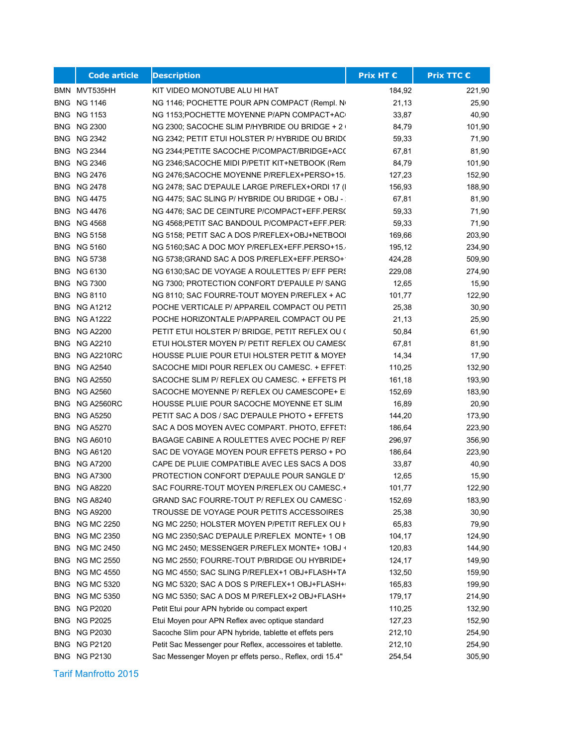| | Code article | Description | Prix HT € | Prix TTC € |
|---|---|---|---|---|
| BMN | MVT535HH | KIT VIDEO MONOTUBE ALU HI HAT | 184,92 | 221,90 |
| BNG | NG 1146 | NG 1146; POCHETTE POUR APN COMPACT (Rempl. N | 21,13 | 25,90 |
| BNG | NG 1153 | NG 1153;POCHETTE MOYENNE P/APN COMPACT+AC | 33,87 | 40,90 |
| BNG | NG 2300 | NG 2300; SACOCHE SLIM P/HYBRIDE OU BRIDGE + 2 | 84,79 | 101,90 |
| BNG | NG 2342 | NG 2342; PETIT ETUI HOLSTER P/ HYBRIDE OU BRID( | 59,33 | 71,90 |
| BNG | NG 2344 | NG 2344;PETITE SACOCHE P/COMPACT/BRIDGE+AC( | 67,81 | 81,90 |
| BNG | NG 2346 | NG 2346;SACOCHE MIDI P/PETIT KIT+NETBOOK (Rem | 84,79 | 101,90 |
| BNG | NG 2476 | NG 2476;SACOCHE MOYENNE P/REFLEX+PERSO+15. | 127,23 | 152,90 |
| BNG | NG 2478 | NG 2478; SAC D'EPAULE LARGE P/REFLEX+ORDI 17 (I | 156,93 | 188,90 |
| BNG | NG 4475 | NG 4475; SAC SLING P/ HYBRIDE OU BRIDGE + OBJ - | 67,81 | 81,90 |
| BNG | NG 4476 | NG 4476; SAC DE CEINTURE P/COMPACT+EFF.PERS( | 59,33 | 71,90 |
| BNG | NG 4568 | NG 4568;PETIT SAC BANDOUL P/COMPACT+EFF.PER: | 59,33 | 71,90 |
| BNG | NG 5158 | NG 5158; PETIT SAC A DOS P/REFLEX+OBJ+NETBOOI | 169,66 | 203,90 |
| BNG | NG 5160 | NG 5160;SAC A DOC MOY P/REFLEX+EFF.PERSO+15. | 195,12 | 234,90 |
| BNG | NG 5738 | NG 5738;GRAND SAC A DOS P/REFLEX+EFF.PERSO+ | 424,28 | 509,90 |
| BNG | NG 6130 | NG 6130;SAC DE VOYAGE A ROULETTES P/ EFF PERS | 229,08 | 274,90 |
| BNG | NG 7300 | NG 7300; PROTECTION CONFORT D'EPAULE P/ SANG | 12,65 | 15,90 |
| BNG | NG 8110 | NG 8110; SAC FOURRE-TOUT MOYEN P/REFLEX + AC | 101,77 | 122,90 |
| BNG | NG A1212 | POCHE VERTICALE P/ APPAREIL COMPACT OU PETIT | 25,38 | 30,90 |
| BNG | NG A1222 | POCHE HORIZONTALE P/APPAREIL COMPACT OU PE | 21,13 | 25,90 |
| BNG | NG A2200 | PETIT ETUI HOLSTER P/ BRIDGE, PETIT REFLEX OU ( | 50,84 | 61,90 |
| BNG | NG A2210 | ETUI HOLSTER MOYEN P/ PETIT REFLEX OU CAMES( | 67,81 | 81,90 |
| BNG | NG A2210RC | HOUSSE PLUIE POUR ETUI HOLSTER PETIT & MOYEN | 14,34 | 17,90 |
| BNG | NG A2540 | SACOCHE MIDI POUR REFLEX OU CAMESC. + EFFET: | 110,25 | 132,90 |
| BNG | NG A2550 | SACOCHE SLIM P/ REFLEX OU CAMESC. + EFFETS PI | 161,18 | 193,90 |
| BNG | NG A2560 | SACOCHE MOYENNE P/ REFLEX OU CAMESCOPE+ E | 152,69 | 183,90 |
| BNG | NG A2560RC | HOUSSE PLUIE POUR SACOCHE MOYENNE ET SLIM | 16,89 | 20,90 |
| BNG | NG A5250 | PETIT SAC A DOS / SAC D'EPAULE PHOTO + EFFETS | 144,20 | 173,90 |
| BNG | NG A5270 | SAC A DOS MOYEN AVEC COMPART. PHOTO, EFFET! | 186,64 | 223,90 |
| BNG | NG A6010 | BAGAGE CABINE A ROULETTES AVEC POCHE P/ REF | 296,97 | 356,90 |
| BNG | NG A6120 | SAC DE VOYAGE MOYEN POUR EFFETS PERSO + PO | 186,64 | 223,90 |
| BNG | NG A7200 | CAPE DE PLUIE COMPATIBLE AVEC LES SACS A DOS | 33,87 | 40,90 |
| BNG | NG A7300 | PROTECTION CONFORT D'EPAULE POUR SANGLE D' | 12,65 | 15,90 |
| BNG | NG A8220 | SAC FOURRE-TOUT MOYEN P/REFLEX OU CAMESC.+ | 101,77 | 122,90 |
| BNG | NG A8240 | GRAND SAC FOURRE-TOUT P/ REFLEX OU CAMESC | 152,69 | 183,90 |
| BNG | NG A9200 | TROUSSE DE VOYAGE POUR PETITS ACCESSOIRES | 25,38 | 30,90 |
| BNG | NG MC 2250 | NG MC 2250; HOLSTER MOYEN P/PETIT REFLEX OU H | 65,83 | 79,90 |
| BNG | NG MC 2350 | NG MC 2350;SAC D'EPAULE P/REFLEX MONTE+ 1 OB | 104,17 | 124,90 |
| BNG | NG MC 2450 | NG MC 2450; MESSENGER P/REFLEX MONTE+ 1OBJ + | 120,83 | 144,90 |
| BNG | NG MC 2550 | NG MC 2550; FOURRE-TOUT P/BRIDGE OU HYBRIDE+ | 124,17 | 149,90 |
| BNG | NG MC 4550 | NG MC 4550; SAC SLING P/REFLEX+1 OBJ+FLASH+TA | 132,50 | 159,90 |
| BNG | NG MC 5320 | NG MC 5320; SAC A DOS S P/REFLEX+1 OBJ+FLASH+ | 165,83 | 199,90 |
| BNG | NG MC 5350 | NG MC 5350; SAC A DOS M P/REFLEX+2 OBJ+FLASH+ | 179,17 | 214,90 |
| BNG | NG P2020 | Petit Etui pour APN hybride ou compact expert | 110,25 | 132,90 |
| BNG | NG P2025 | Etui Moyen pour APN Reflex avec optique standard | 127,23 | 152,90 |
| BNG | NG P2030 | Sacoche Slim pour APN hybride, tablette et effets pers | 212,10 | 254,90 |
| BNG | NG P2120 | Petit Sac Messenger pour Reflex, accessoires et tablette. | 212,10 | 254,90 |
| BNG | NG P2130 | Sac Messenger Moyen pr effets perso., Reflex, ordi 15.4" | 254,54 | 305,90 |

Tarif Manfrotto 2015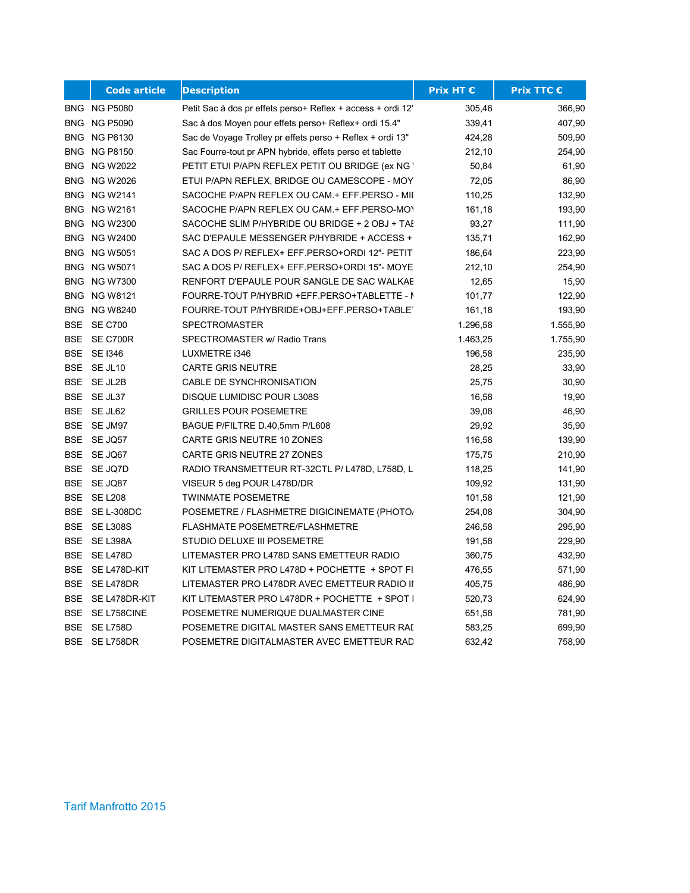| | Code article | Description | Prix HT € | Prix TTC € |
|---|---|---|---|---|
| BNG | NG P5080 | Petit Sac à dos pr effets perso+ Reflex + access + ordi 12' | 305,46 | 366,90 |
| BNG | NG P5090 | Sac à dos Moyen pour effets perso+ Reflex+ ordi 15.4" | 339,41 | 407,90 |
| BNG | NG P6130 | Sac de Voyage Trolley pr effets perso + Reflex + ordi 13" | 424,28 | 509,90 |
| BNG | NG P8150 | Sac Fourre-tout pr APN hybride, effets perso et tablette | 212,10 | 254,90 |
| BNG | NG W2022 | PETIT ETUI P/APN REFLEX PETIT OU BRIDGE (ex NG | 50,84 | 61,90 |
| BNG | NG W2026 | ETUI P/APN REFLEX, BRIDGE OU CAMESCOPE - MOY | 72,05 | 86,90 |
| BNG | NG W2141 | SACOCHE P/APN REFLEX OU CAM.+ EFF.PERSO - MII | 110,25 | 132,90 |
| BNG | NG W2161 | SACOCHE P/APN REFLEX OU CAM.+ EFF.PERSO-MOY | 161,18 | 193,90 |
| BNG | NG W2300 | SACOCHE SLIM P/HYBRIDE OU BRIDGE + 2 OBJ + TAE | 93,27 | 111,90 |
| BNG | NG W2400 | SAC D'EPAULE MESSENGER P/HYBRIDE + ACCESS + | 135,71 | 162,90 |
| BNG | NG W5051 | SAC A DOS P/ REFLEX+ EFF.PERSO+ORDI 12"- PETIT | 186,64 | 223,90 |
| BNG | NG W5071 | SAC A DOS P/ REFLEX+ EFF.PERSO+ORDI 15"- MOYE | 212,10 | 254,90 |
| BNG | NG W7300 | RENFORT D'EPAULE POUR SANGLE DE SAC WALKAE | 12,65 | 15,90 |
| BNG | NG W8121 | FOURRE-TOUT P/HYBRID +EFF.PERSO+TABLETTE - I | 101,77 | 122,90 |
| BNG | NG W8240 | FOURRE-TOUT P/HYBRIDE+OBJ+EFF.PERSO+TABLET | 161,18 | 193,90 |
| BSE | SE C700 | SPECTROMASTER | 1.296,58 | 1.555,90 |
| BSE | SE C700R | SPECTROMASTER w/ Radio Trans | 1.463,25 | 1.755,90 |
| BSE | SE I346 | LUXMETRE i346 | 196,58 | 235,90 |
| BSE | SE JL10 | CARTE GRIS NEUTRE | 28,25 | 33,90 |
| BSE | SE JL2B | CABLE DE SYNCHRONISATION | 25,75 | 30,90 |
| BSE | SE JL37 | DISQUE LUMIDISC POUR L308S | 16,58 | 19,90 |
| BSE | SE JL62 | GRILLES POUR POSEMETRE | 39,08 | 46,90 |
| BSE | SE JM97 | BAGUE P/FILTRE D.40,5mm P/L608 | 29,92 | 35,90 |
| BSE | SE JQ57 | CARTE GRIS NEUTRE 10 ZONES | 116,58 | 139,90 |
| BSE | SE JQ67 | CARTE GRIS NEUTRE 27 ZONES | 175,75 | 210,90 |
| BSE | SE JQ7D | RADIO TRANSMETTEUR RT-32CTL P/ L478D, L758D, L | 118,25 | 141,90 |
| BSE | SE JQ87 | VISEUR 5 deg POUR L478D/DR | 109,92 | 131,90 |
| BSE | SE L208 | TWINMATE POSEMETRE | 101,58 | 121,90 |
| BSE | SE L-308DC | POSEMETRE / FLASHMETRE DIGICINEMATE (PHOTO/ | 254,08 | 304,90 |
| BSE | SE L308S | FLASHMATE POSEMETRE/FLASHMETRE | 246,58 | 295,90 |
| BSE | SE L398A | STUDIO DELUXE III POSEMETRE | 191,58 | 229,90 |
| BSE | SE L478D | LITEMASTER PRO L478D SANS EMETTEUR RADIO | 360,75 | 432,90 |
| BSE | SE L478D-KIT | KIT LITEMASTER PRO L478D + POCHETTE + SPOT FI | 476,55 | 571,90 |
| BSE | SE L478DR | LITEMASTER PRO L478DR AVEC EMETTEUR RADIO II | 405,75 | 486,90 |
| BSE | SE L478DR-KIT | KIT LITEMASTER PRO L478DR + POCHETTE + SPOT I | 520,73 | 624,90 |
| BSE | SE L758CINE | POSEMETRE NUMERIQUE DUALMASTER CINE | 651,58 | 781,90 |
| BSE | SE L758D | POSEMETRE DIGITAL MASTER SANS EMETTEUR RAI | 583,25 | 699,90 |
| BSE | SE L758DR | POSEMETRE DIGITALMASTER AVEC EMETTEUR RAD | 632,42 | 758,90 |